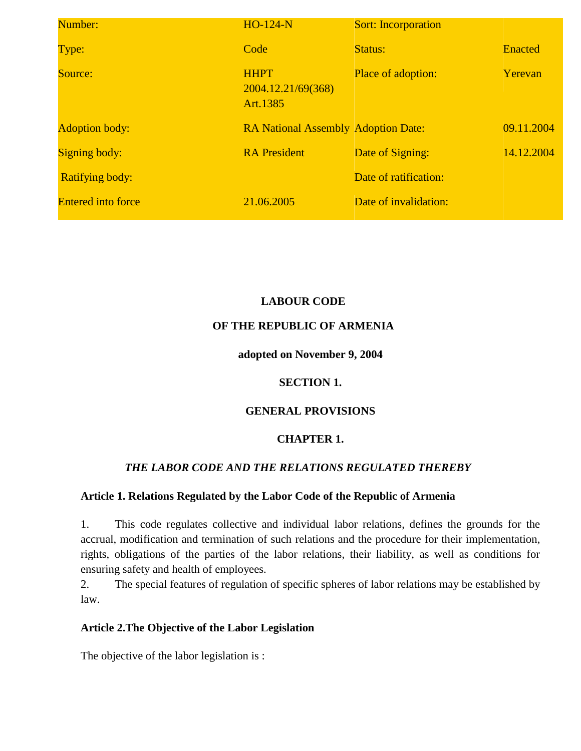| Number: | HO-124-N | Sort: Incorporation | |
|---|---|---|---|
| Type: | Code | Status: | Enacted |
| Source: | HHPT 2004.12.21/69(368) Art.1385 | Place of adoption: | Yerevan |
| Adoption body: | RA National Assembly | Adoption Date: | 09.11.2004 |
| Signing body: | RA President | Date of Signing: | 14.12.2004 |
| Ratifying body: | | Date of ratification: | |
| Entered into force | 21.06.2005 | Date of invalidation: | |

# LABOUR CODE

# OF THE REPUBLIC OF ARMENIA

**adopted on November 9, 2004**

## SECTION 1.

## GENERAL PROVISIONS

### CHAPTER 1.

### *THE LABOR CODE AND THE RELATIONS REGULATED THEREBY*

#### Article 1. Relations Regulated by the Labor Code of the Republic of Armenia

1. This code regulates collective and individual labor relations, defines the grounds for the accrual, modification and termination of such relations and the procedure for their implementation, rights, obligations of the parties of the labor relations, their liability, as well as conditions for ensuring safety and health of employees.
2. The special features of regulation of specific spheres of labor relations may be established by law.

#### Article 2.The Objective of the Labor Legislation

The objective of the labor legislation is :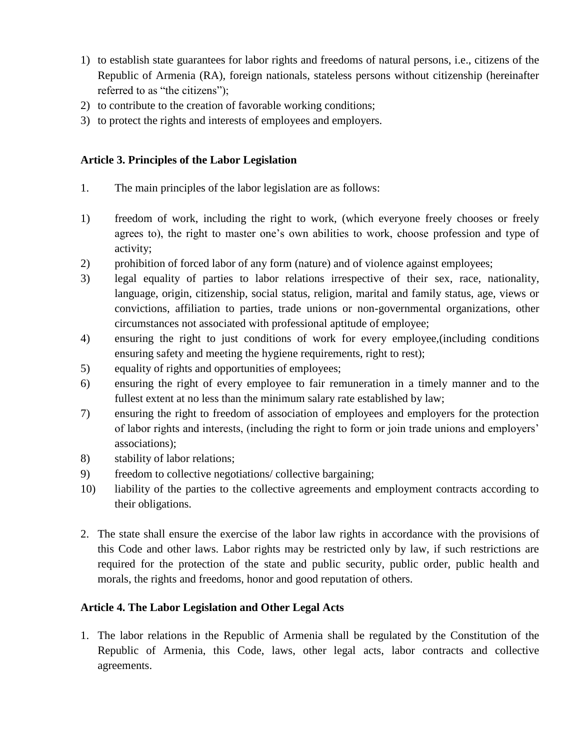1) to establish state guarantees for labor rights and freedoms of natural persons, i.e., citizens of the Republic of Armenia (RA), foreign nationals, stateless persons without citizenship (hereinafter referred to as "the citizens");
2) to contribute to the creation of favorable working conditions;
3) to protect the rights and interests of employees and employers.

### Article 3. Principles of the Labor Legislation

1. The main principles of the labor legislation are as follows:

1) freedom of work, including the right to work, (which everyone freely chooses or freely agrees to), the right to master one's own abilities to work, choose profession and type of activity;
2) prohibition of forced labor of any form (nature) and of violence against employees;
3) legal equality of parties to labor relations irrespective of their sex, race, nationality, language, origin, citizenship, social status, religion, marital and family status, age, views or convictions, affiliation to parties, trade unions or non-governmental organizations, other circumstances not associated with professional aptitude of employee;
4) ensuring the right to just conditions of work for every employee,(including conditions ensuring safety and meeting the hygiene requirements, right to rest);
5) equality of rights and opportunities of employees;
6) ensuring the right of every employee to fair remuneration in a timely manner and to the fullest extent at no less than the minimum salary rate established by law;
7) ensuring the right to freedom of association of employees and employers for the protection of labor rights and interests, (including the right to form or join trade unions and employers' associations);
8) stability of labor relations;
9) freedom to collective negotiations/ collective bargaining;
10) liability of the parties to the collective agreements and employment contracts according to their obligations.

2. The state shall ensure the exercise of the labor law rights in accordance with the provisions of this Code and other laws. Labor rights may be restricted only by law, if such restrictions are required for the protection of the state and public security, public order, public health and morals, the rights and freedoms, honor and good reputation of others.

### Article 4. The Labor Legislation and Other Legal Acts

1. The labor relations in the Republic of Armenia shall be regulated by the Constitution of the Republic of Armenia, this Code, laws, other legal acts, labor contracts and collective agreements.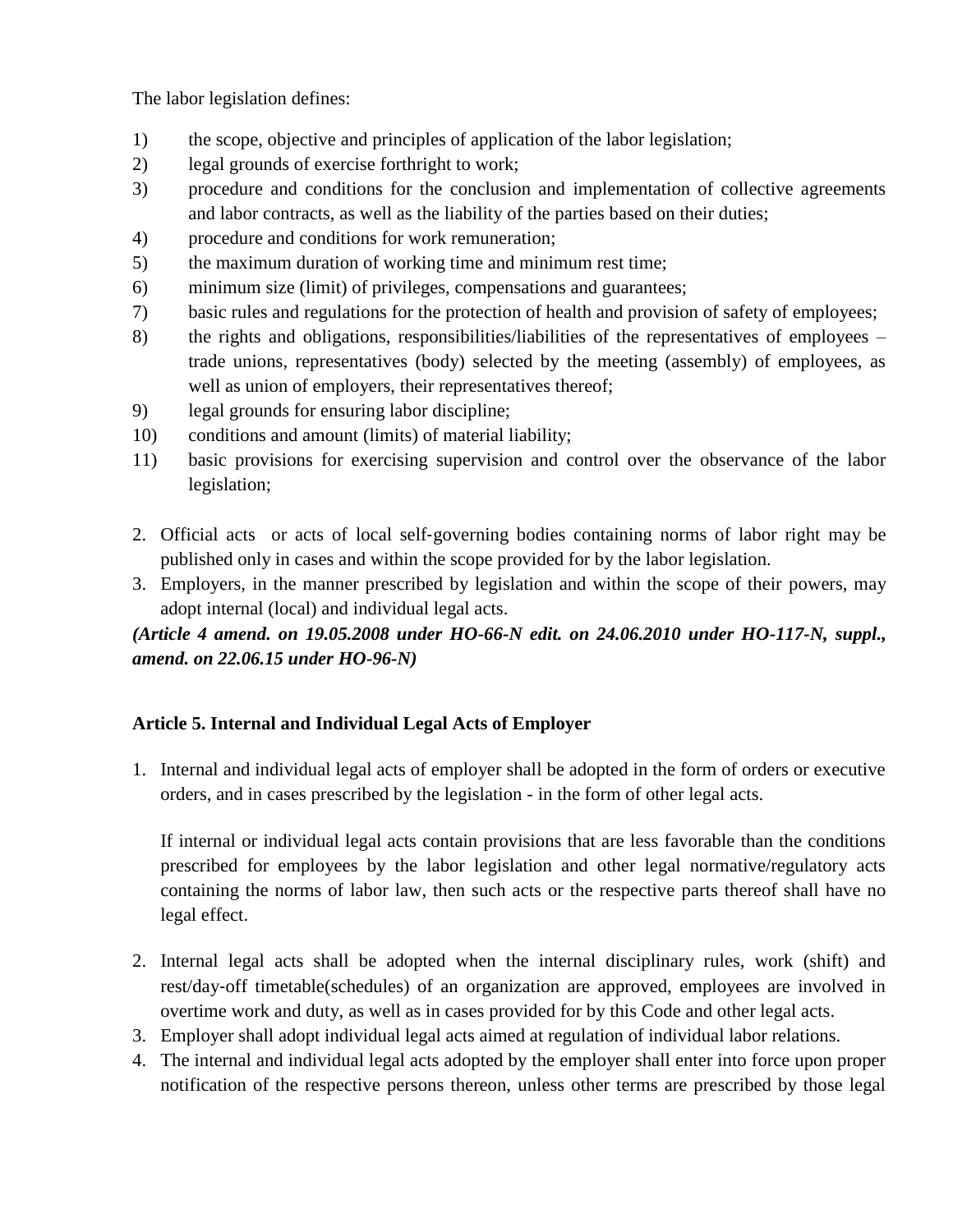The labor legislation defines:

1) the scope, objective and principles of application of the labor legislation;
2) legal grounds of exercise forthright to work;
3) procedure and conditions for the conclusion and implementation of collective agreements and labor contracts, as well as the liability of the parties based on their duties;
4) procedure and conditions for work remuneration;
5) the maximum duration of working time and minimum rest time;
6) minimum size (limit) of privileges, compensations and guarantees;
7) basic rules and regulations for the protection of health and provision of safety of employees;
8) the rights and obligations, responsibilities/liabilities of the representatives of employees – trade unions, representatives (body) selected by the meeting (assembly) of employees, as well as union of employers, their representatives thereof;
9) legal grounds for ensuring labor discipline;
10) conditions and amount (limits) of material liability;
11) basic provisions for exercising supervision and control over the observance of the labor legislation;

2. Official acts or acts of local self-governing bodies containing norms of labor right may be published only in cases and within the scope provided for by the labor legislation.
3. Employers, in the manner prescribed by legislation and within the scope of their powers, may adopt internal (local) and individual legal acts.

***(Article 4 amend. on 19.05.2008 under HO-66-N edit. on 24.06.2010 under HO-117-N, suppl., amend. on 22.06.15 under HO-96-N)***

**Article 5. Internal and Individual Legal Acts of Employer**

1. Internal and individual legal acts of employer shall be adopted in the form of orders or executive orders, and in cases prescribed by the legislation - in the form of other legal acts.

   If internal or individual legal acts contain provisions that are less favorable than the conditions prescribed for employees by the labor legislation and other legal normative/regulatory acts containing the norms of labor law, then such acts or the respective parts thereof shall have no legal effect.

2. Internal legal acts shall be adopted when the internal disciplinary rules, work (shift) and rest/day-off timetable(schedules) of an organization are approved, employees are involved in overtime work and duty, as well as in cases provided for by this Code and other legal acts.
3. Employer shall adopt individual legal acts aimed at regulation of individual labor relations.
4. The internal and individual legal acts adopted by the employer shall enter into force upon proper notification of the respective persons thereon, unless other terms are prescribed by those legal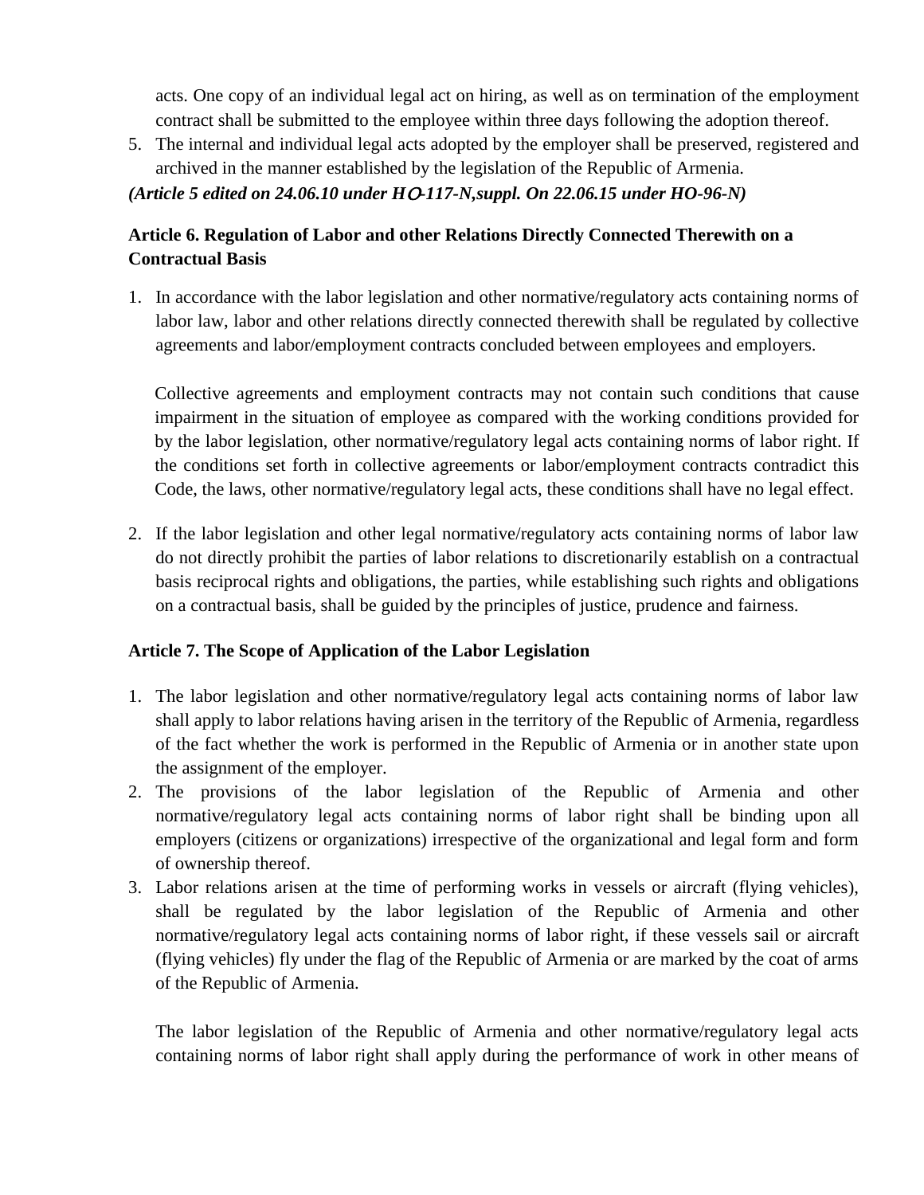acts. One copy of an individual legal act on hiring, as well as on termination of the employment contract shall be submitted to the employee within three days following the adoption thereof.

5. The internal and individual legal acts adopted by the employer shall be preserved, registered and archived in the manner established by the legislation of the Republic of Armenia.

***(Article 5 edited on 24.06.10 under HO-117-N,suppl. On 22.06.15 under HO-96-N)***

**Article 6. Regulation of Labor and other Relations Directly Connected Therewith on a Contractual Basis**

1. In accordance with the labor legislation and other normative/regulatory acts containing norms of labor law, labor and other relations directly connected therewith shall be regulated by collective agreements and labor/employment contracts concluded between employees and employers.

   Collective agreements and employment contracts may not contain such conditions that cause impairment in the situation of employee as compared with the working conditions provided for by the labor legislation, other normative/regulatory legal acts containing norms of labor right. If the conditions set forth in collective agreements or labor/employment contracts contradict this Code, the laws, other normative/regulatory legal acts, these conditions shall have no legal effect.

2. If the labor legislation and other legal normative/regulatory acts containing norms of labor law do not directly prohibit the parties of labor relations to discretionarily establish on a contractual basis reciprocal rights and obligations, the parties, while establishing such rights and obligations on a contractual basis, shall be guided by the principles of justice, prudence and fairness.

**Article 7. The Scope of Application of the Labor Legislation**

1. The labor legislation and other normative/regulatory legal acts containing norms of labor law shall apply to labor relations having arisen in the territory of the Republic of Armenia, regardless of the fact whether the work is performed in the Republic of Armenia or in another state upon the assignment of the employer.
2. The provisions of the labor legislation of the Republic of Armenia and other normative/regulatory legal acts containing norms of labor right shall be binding upon all employers (citizens or organizations) irrespective of the organizational and legal form and form of ownership thereof.
3. Labor relations arisen at the time of performing works in vessels or aircraft (flying vehicles), shall be regulated by the labor legislation of the Republic of Armenia and other normative/regulatory legal acts containing norms of labor right, if these vessels sail or aircraft (flying vehicles) fly under the flag of the Republic of Armenia or are marked by the coat of arms of the Republic of Armenia.

   The labor legislation of the Republic of Armenia and other normative/regulatory legal acts containing norms of labor right shall apply during the performance of work in other means of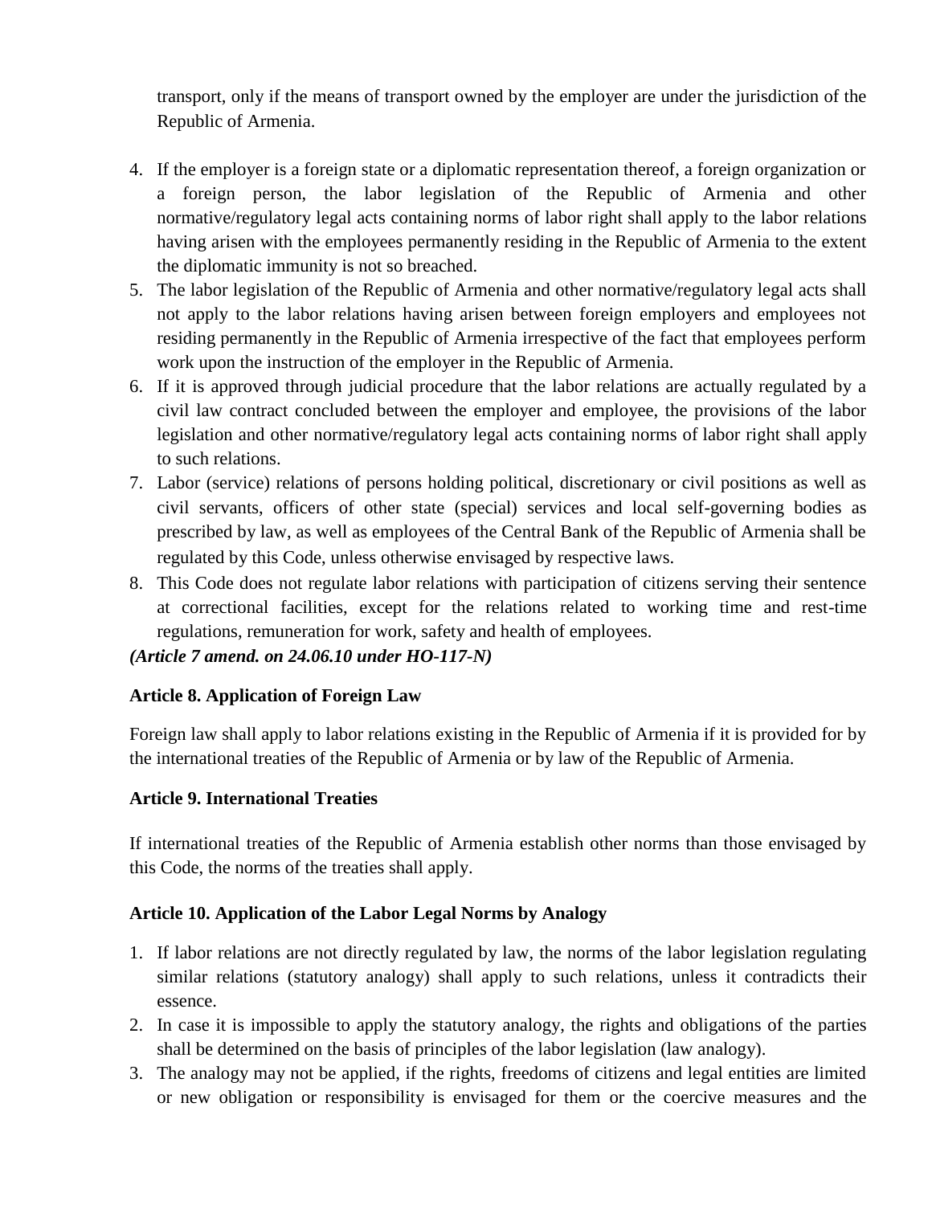transport, only if the means of transport owned by the employer are under the jurisdiction of the Republic of Armenia.

4. If the employer is a foreign state or a diplomatic representation thereof, a foreign organization or a foreign person, the labor legislation of the Republic of Armenia and other normative/regulatory legal acts containing norms of labor right shall apply to the labor relations having arisen with the employees permanently residing in the Republic of Armenia to the extent the diplomatic immunity is not so breached.
5. The labor legislation of the Republic of Armenia and other normative/regulatory legal acts shall not apply to the labor relations having arisen between foreign employers and employees not residing permanently in the Republic of Armenia irrespective of the fact that employees perform work upon the instruction of the employer in the Republic of Armenia.
6. If it is approved through judicial procedure that the labor relations are actually regulated by a civil law contract concluded between the employer and employee, the provisions of the labor legislation and other normative/regulatory legal acts containing norms of labor right shall apply to such relations.
7. Labor (service) relations of persons holding political, discretionary or civil positions as well as civil servants, officers of other state (special) services and local self-governing bodies as prescribed by law, as well as employees of the Central Bank of the Republic of Armenia shall be regulated by this Code, unless otherwise envisaged by respective laws.
8. This Code does not regulate labor relations with participation of citizens serving their sentence at correctional facilities, except for the relations related to working time and rest-time regulations, remuneration for work, safety and health of employees.

***(Article 7 amend. on 24.06.10 under HO-117-N)***

**Article 8. Application of Foreign Law**

Foreign law shall apply to labor relations existing in the Republic of Armenia if it is provided for by the international treaties of the Republic of Armenia or by law of the Republic of Armenia.

**Article 9. International Treaties**

If international treaties of the Republic of Armenia establish other norms than those envisaged by this Code, the norms of the treaties shall apply.

**Article 10. Application of the Labor Legal Norms by Analogy**

1. If labor relations are not directly regulated by law, the norms of the labor legislation regulating similar relations (statutory analogy) shall apply to such relations, unless it contradicts their essence.
2. In case it is impossible to apply the statutory analogy, the rights and obligations of the parties shall be determined on the basis of principles of the labor legislation (law analogy).
3. The analogy may not be applied, if the rights, freedoms of citizens and legal entities are limited or new obligation or responsibility is envisaged for them or the coercive measures and the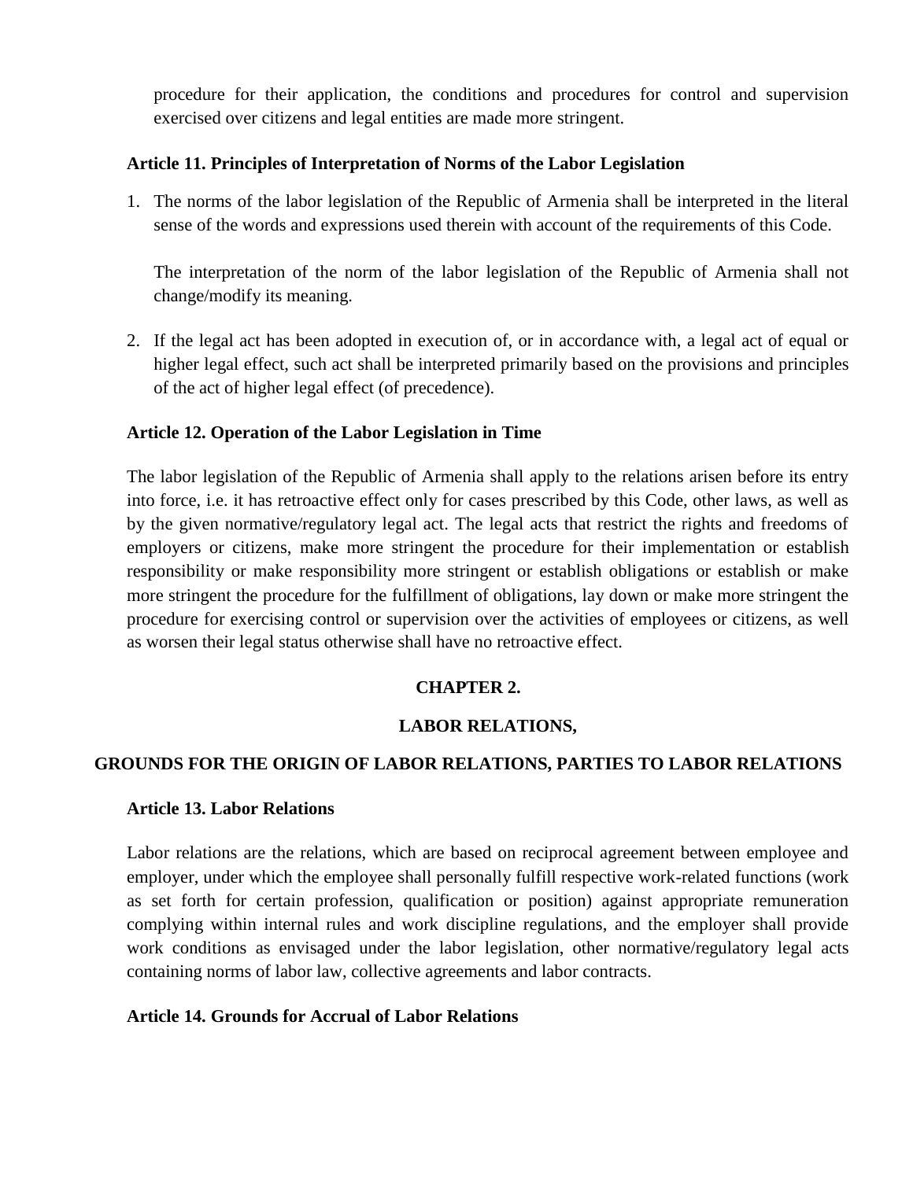procedure for their application, the conditions and procedures for control and supervision exercised over citizens and legal entities are made more stringent.

### Article 11. Principles of Interpretation of Norms of the Labor Legislation

1. The norms of the labor legislation of the Republic of Armenia shall be interpreted in the literal sense of the words and expressions used therein with account of the requirements of this Code.

   The interpretation of the norm of the labor legislation of the Republic of Armenia shall not change/modify its meaning.

2. If the legal act has been adopted in execution of, or in accordance with, a legal act of equal or higher legal effect, such act shall be interpreted primarily based on the provisions and principles of the act of higher legal effect (of precedence).

### Article 12. Operation of the Labor Legislation in Time

The labor legislation of the Republic of Armenia shall apply to the relations arisen before its entry into force, i.e. it has retroactive effect only for cases prescribed by this Code, other laws, as well as by the given normative/regulatory legal act. The legal acts that restrict the rights and freedoms of employers or citizens, make more stringent the procedure for their implementation or establish responsibility or make responsibility more stringent or establish obligations or establish or make more stringent the procedure for the fulfillment of obligations, lay down or make more stringent the procedure for exercising control or supervision over the activities of employees or citizens, as well as worsen their legal status otherwise shall have no retroactive effect.

## CHAPTER 2.

## LABOR RELATIONS,

## GROUNDS FOR THE ORIGIN OF LABOR RELATIONS, PARTIES TO LABOR RELATIONS

### Article 13. Labor Relations

Labor relations are the relations, which are based on reciprocal agreement between employee and employer, under which the employee shall personally fulfill respective work-related functions (work as set forth for certain profession, qualification or position) against appropriate remuneration complying within internal rules and work discipline regulations, and the employer shall provide work conditions as envisaged under the labor legislation, other normative/regulatory legal acts containing norms of labor law, collective agreements and labor contracts.

### Article 14. Grounds for Accrual of Labor Relations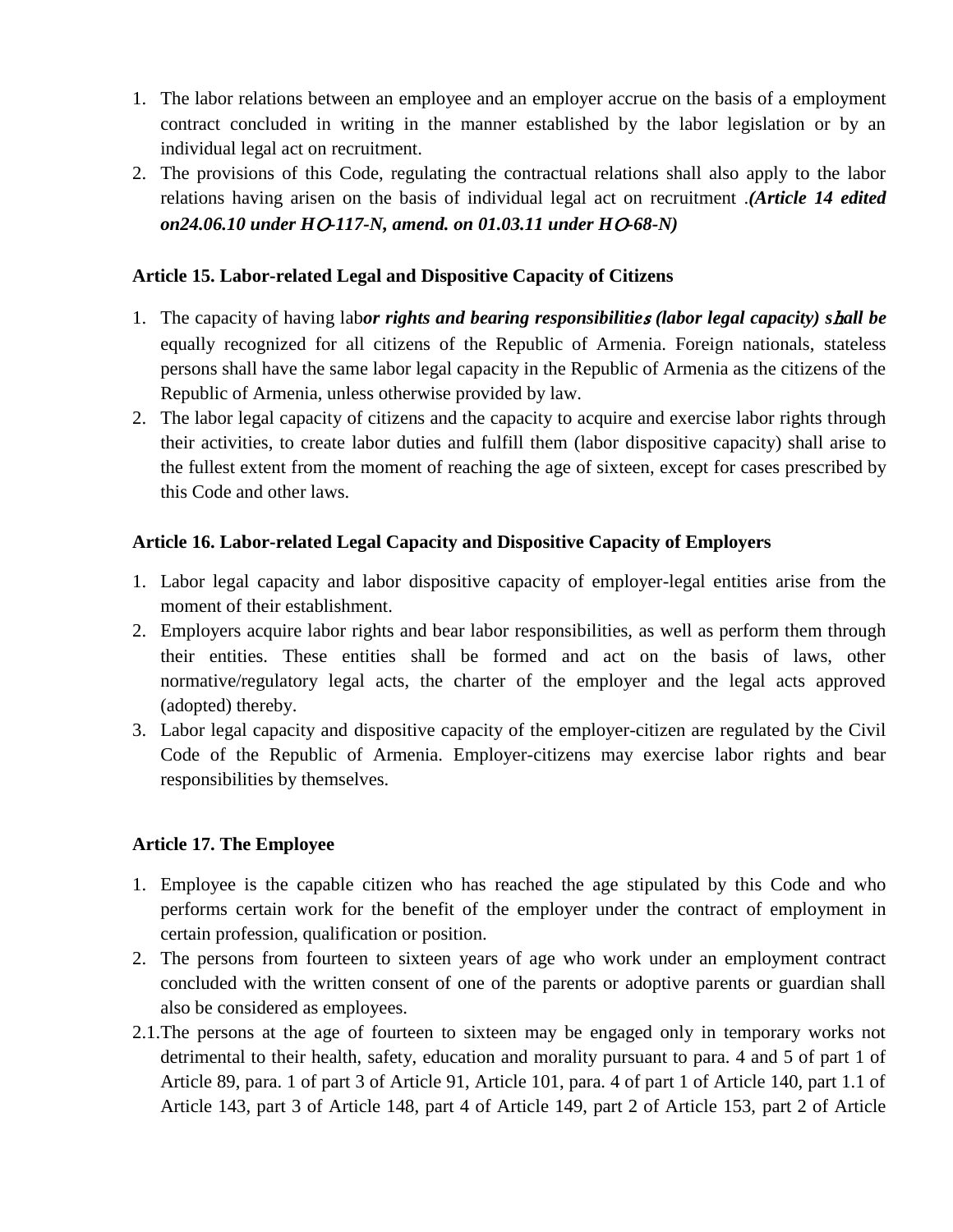1. The labor relations between an employee and an employer accrue on the basis of a employment contract concluded in writing in the manner established by the labor legislation or by an individual legal act on recruitment.
2. The provisions of this Code, regulating the contractual relations shall also apply to the labor relations having arisen on the basis of individual legal act on recruitment .***(Article 14 edited on24.06.10 under HO-117-N, amend. on 01.03.11 under HO-68-N)***

**Article 15. Labor-related Legal and Dispositive Capacity of Citizens**

1. The capacity of having lab***or rights and bearing responsibilities (labor legal capacity) shall be*** equally recognized for all citizens of the Republic of Armenia. Foreign nationals, stateless persons shall have the same labor legal capacity in the Republic of Armenia as the citizens of the Republic of Armenia, unless otherwise provided by law.
2. The labor legal capacity of citizens and the capacity to acquire and exercise labor rights through their activities, to create labor duties and fulfill them (labor dispositive capacity) shall arise to the fullest extent from the moment of reaching the age of sixteen, except for cases prescribed by this Code and other laws.

**Article 16. Labor-related Legal Capacity and Dispositive Capacity of Employers**

1. Labor legal capacity and labor dispositive capacity of employer-legal entities arise from the moment of their establishment.
2. Employers acquire labor rights and bear labor responsibilities, as well as perform them through their entities. These entities shall be formed and act on the basis of laws, other normative/regulatory legal acts, the charter of the employer and the legal acts approved (adopted) thereby.
3. Labor legal capacity and dispositive capacity of the employer-citizen are regulated by the Civil Code of the Republic of Armenia. Employer-citizens may exercise labor rights and bear responsibilities by themselves.

**Article 17. The Employee**

1. Employee is the capable citizen who has reached the age stipulated by this Code and who performs certain work for the benefit of the employer under the contract of employment in certain profession, qualification or position.
2. The persons from fourteen to sixteen years of age who work under an employment contract concluded with the written consent of one of the parents or adoptive parents or guardian shall also be considered as employees.

2.1. The persons at the age of fourteen to sixteen may be engaged only in temporary works not detrimental to their health, safety, education and morality pursuant to para. 4 and 5 of part 1 of Article 89, para. 1 of part 3 of Article 91, Article 101, para. 4 of part 1 of Article 140, part 1.1 of Article 143, part 3 of Article 148, part 4 of Article 149, part 2 of Article 153, part 2 of Article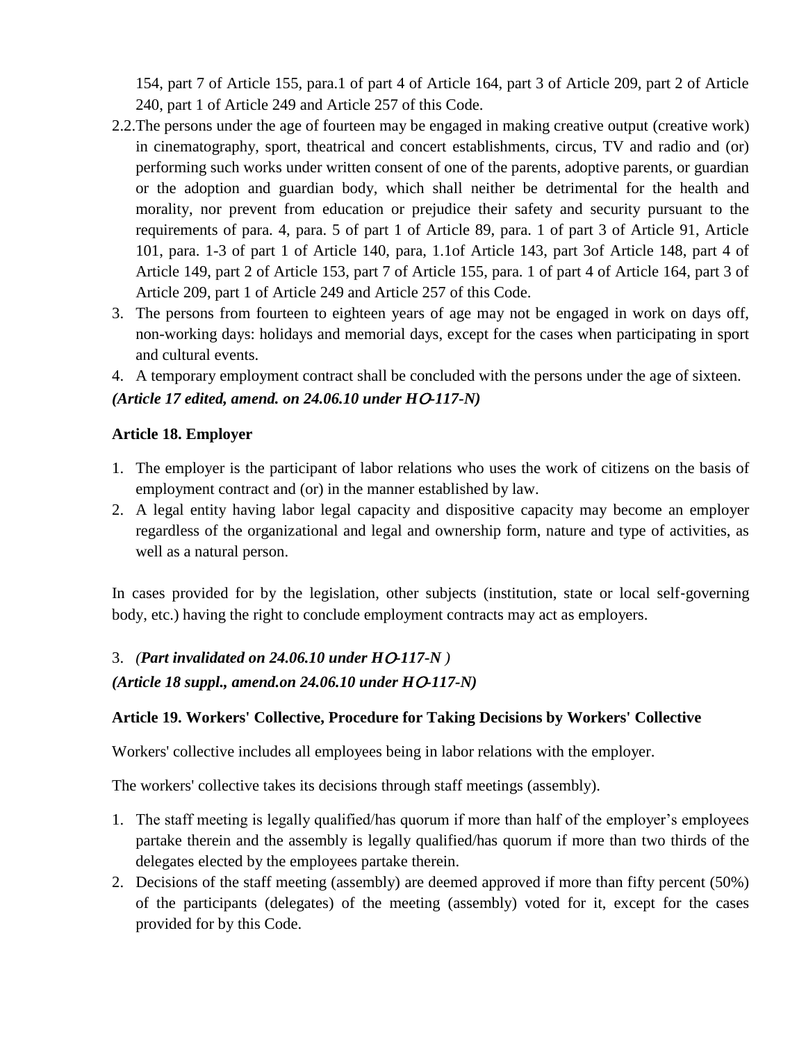154, part 7 of Article 155, para.1 of part 4 of Article 164, part 3 of Article 209, part 2 of Article 240, part 1 of Article 249 and Article 257 of this Code.

2.2.The persons under the age of fourteen may be engaged in making creative output (creative work) in cinematography, sport, theatrical and concert establishments, circus, TV and radio and (or) performing such works under written consent of one of the parents, adoptive parents, or guardian or the adoption and guardian body, which shall neither be detrimental for the health and morality, nor prevent from education or prejudice their safety and security pursuant to the requirements of para. 4, para. 5 of part 1 of Article 89, para. 1 of part 3 of Article 91, Article 101, para. 1-3 of part 1 of Article 140, para, 1.1of Article 143, part 3of Article 148, part 4 of Article 149, part 2 of Article 153, part 7 of Article 155, para. 1 of part 4 of Article 164, part 3 of Article 209, part 1 of Article 249 and Article 257 of this Code.

3. The persons from fourteen to eighteen years of age may not be engaged in work on days off, non-working days: holidays and memorial days, except for the cases when participating in sport and cultural events.
4. A temporary employment contract shall be concluded with the persons under the age of sixteen.

***(Article 17 edited, amend. on 24.06.10 under HO-117-N)***

**Article 18. Employer**

1. The employer is the participant of labor relations who uses the work of citizens on the basis of employment contract and (or) in the manner established by law.
2. A legal entity having labor legal capacity and dispositive capacity may become an employer regardless of the organizational and legal and ownership form, nature and type of activities, as well as a natural person.

In cases provided for by the legislation, other subjects (institution, state or local self-governing body, etc.) having the right to conclude employment contracts may act as employers.

3. *(**Part invalidated on 24.06.10 under HO-117-N** )*

***(Article 18 suppl., amend.on 24.06.10 under HO-117-N)***

**Article 19. Workers' Collective, Procedure for Taking Decisions by Workers' Collective**

Workers' collective includes all employees being in labor relations with the employer.

The workers' collective takes its decisions through staff meetings (assembly).

1. The staff meeting is legally qualified/has quorum if more than half of the employer's employees partake therein and the assembly is legally qualified/has quorum if more than two thirds of the delegates elected by the employees partake therein.
2. Decisions of the staff meeting (assembly) are deemed approved if more than fifty percent (50%) of the participants (delegates) of the meeting (assembly) voted for it, except for the cases provided for by this Code.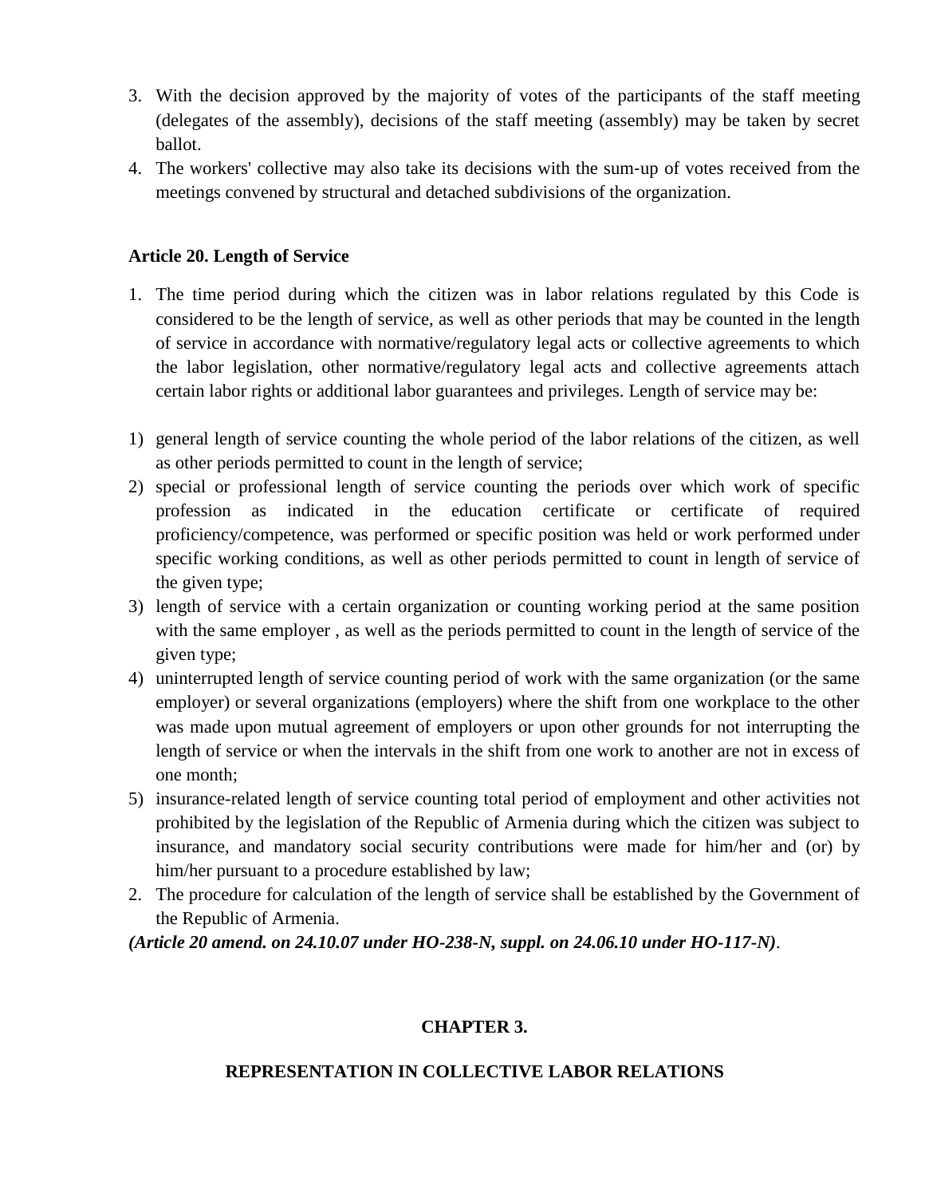3. With the decision approved by the majority of votes of the participants of the staff meeting (delegates of the assembly), decisions of the staff meeting (assembly) may be taken by secret ballot.
4. The workers' collective may also take its decisions with the sum-up of votes received from the meetings convened by structural and detached subdivisions of the organization.

**Article 20. Length of Service**

1. The time period during which the citizen was in labor relations regulated by this Code is considered to be the length of service, as well as other periods that may be counted in the length of service in accordance with normative/regulatory legal acts or collective agreements to which the labor legislation, other normative/regulatory legal acts and collective agreements attach certain labor rights or additional labor guarantees and privileges. Length of service may be:

1) general length of service counting the whole period of the labor relations of the citizen, as well as other periods permitted to count in the length of service;
2) special or professional length of service counting the periods over which work of specific profession as indicated in the education certificate or certificate of required proficiency/competence, was performed or specific position was held or work performed under specific working conditions, as well as other periods permitted to count in length of service of the given type;
3) length of service with a certain organization or counting working period at the same position with the same employer , as well as the periods permitted to count in the length of service of the given type;
4) uninterrupted length of service counting period of work with the same organization (or the same employer) or several organizations (employers) where the shift from one workplace to the other was made upon mutual agreement of employers or upon other grounds for not interrupting the length of service or when the intervals in the shift from one work to another are not in excess of one month;
5) insurance-related length of service counting total period of employment and other activities not prohibited by the legislation of the Republic of Armenia during which the citizen was subject to insurance, and mandatory social security contributions were made for him/her and (or) by him/her pursuant to a procedure established by law;

2. The procedure for calculation of the length of service shall be established by the Government of the Republic of Armenia.

***(Article 20 amend. on 24.10.07 under HO-238-N, suppl. on 24.06.10 under HO-117-N)***.

**CHAPTER 3.**

**REPRESENTATION IN COLLECTIVE LABOR RELATIONS**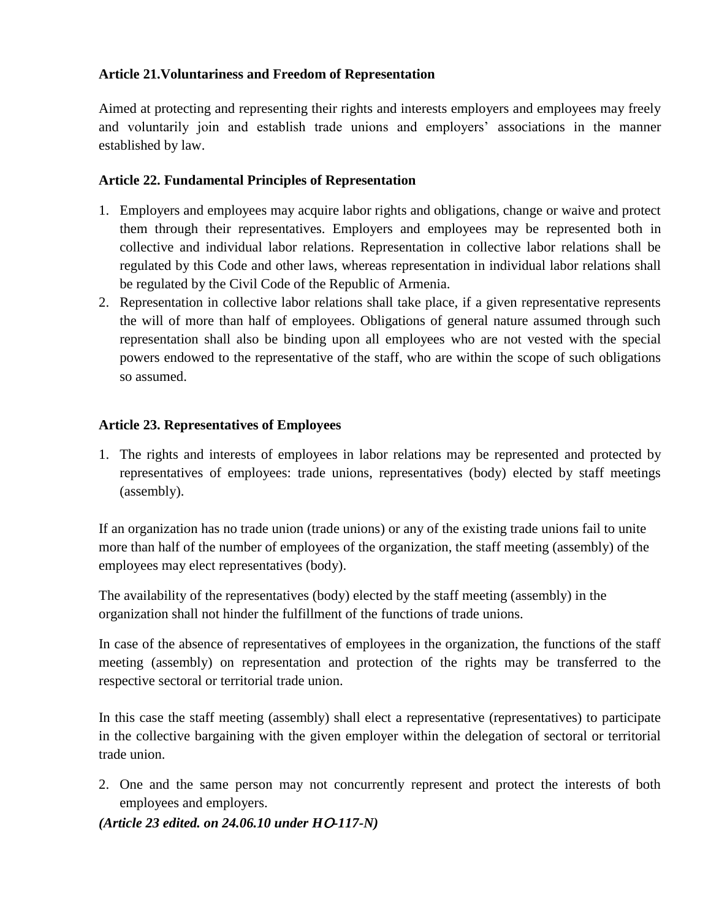**Article 21.Voluntariness and Freedom of Representation**

Aimed at protecting and representing their rights and interests employers and employees may freely and voluntarily join and establish trade unions and employers' associations in the manner established by law.

**Article 22. Fundamental Principles of Representation**

1. Employers and employees may acquire labor rights and obligations, change or waive and protect them through their representatives. Employers and employees may be represented both in collective and individual labor relations. Representation in collective labor relations shall be regulated by this Code and other laws, whereas representation in individual labor relations shall be regulated by the Civil Code of the Republic of Armenia.
2. Representation in collective labor relations shall take place, if a given representative represents the will of more than half of employees. Obligations of general nature assumed through such representation shall also be binding upon all employees who are not vested with the special powers endowed to the representative of the staff, who are within the scope of such obligations so assumed.

**Article 23. Representatives of Employees**

1. The rights and interests of employees in labor relations may be represented and protected by representatives of employees: trade unions, representatives (body) elected by staff meetings (assembly).

If an organization has no trade union (trade unions) or any of the existing trade unions fail to unite more than half of the number of employees of the organization, the staff meeting (assembly) of the employees may elect representatives (body).

The availability of the representatives (body) elected by the staff meeting (assembly) in the organization shall not hinder the fulfillment of the functions of trade unions.

In case of the absence of representatives of employees in the organization, the functions of the staff meeting (assembly) on representation and protection of the rights may be transferred to the respective sectoral or territorial trade union.

In this case the staff meeting (assembly) shall elect a representative (representatives) to participate in the collective bargaining with the given employer within the delegation of sectoral or territorial trade union.

2. One and the same person may not concurrently represent and protect the interests of both employees and employers.

***(Article 23 edited. on 24.06.10 under HO-117-N)***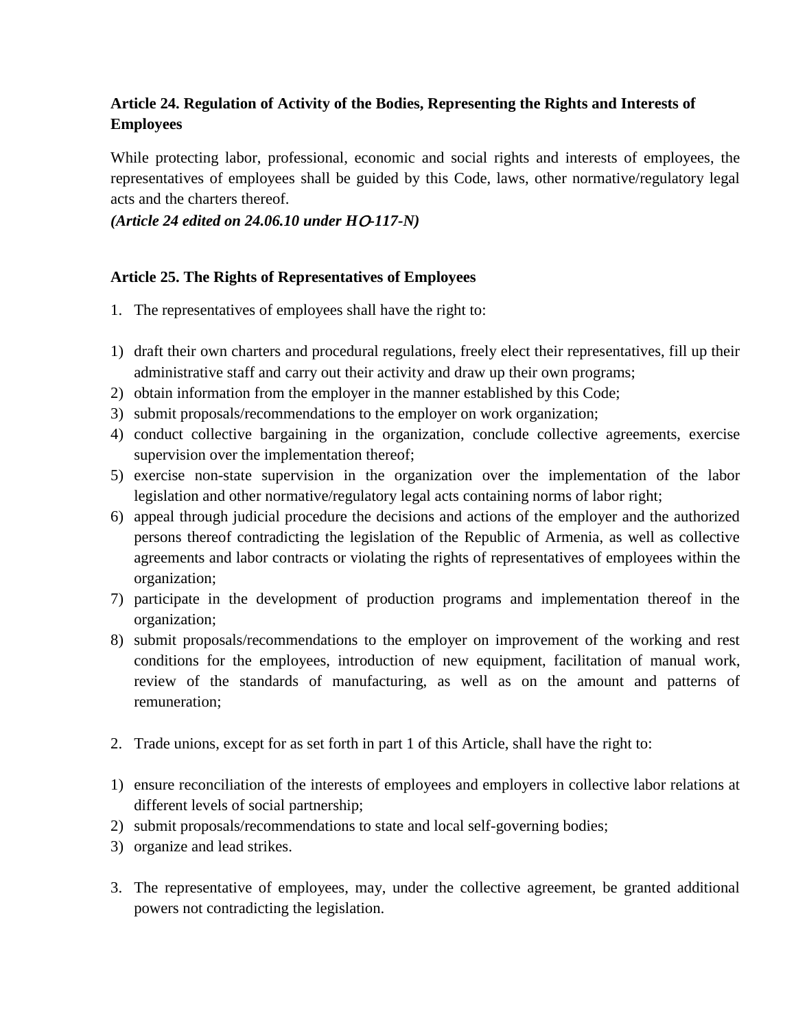### Article 24. Regulation of Activity of the Bodies, Representing the Rights and Interests of Employees

While protecting labor, professional, economic and social rights and interests of employees, the representatives of employees shall be guided by this Code, laws, other normative/regulatory legal acts and the charters thereof.
***(Article 24 edited on 24.06.10 under HO-117-N)***

### Article 25. The Rights of Representatives of Employees

1. The representatives of employees shall have the right to:

1) draft their own charters and procedural regulations, freely elect their representatives, fill up their administrative staff and carry out their activity and draw up their own programs;
2) obtain information from the employer in the manner established by this Code;
3) submit proposals/recommendations to the employer on work organization;
4) conduct collective bargaining in the organization, conclude collective agreements, exercise supervision over the implementation thereof;
5) exercise non-state supervision in the organization over the implementation of the labor legislation and other normative/regulatory legal acts containing norms of labor right;
6) appeal through judicial procedure the decisions and actions of the employer and the authorized persons thereof contradicting the legislation of the Republic of Armenia, as well as collective agreements and labor contracts or violating the rights of representatives of employees within the organization;
7) participate in the development of production programs and implementation thereof in the organization;
8) submit proposals/recommendations to the employer on improvement of the working and rest conditions for the employees, introduction of new equipment, facilitation of manual work, review of the standards of manufacturing, as well as on the amount and patterns of remuneration;

2. Trade unions, except for as set forth in part 1 of this Article, shall have the right to:

1) ensure reconciliation of the interests of employees and employers in collective labor relations at different levels of social partnership;
2) submit proposals/recommendations to state and local self-governing bodies;
3) organize and lead strikes.

3. The representative of employees, may, under the collective agreement, be granted additional powers not contradicting the legislation.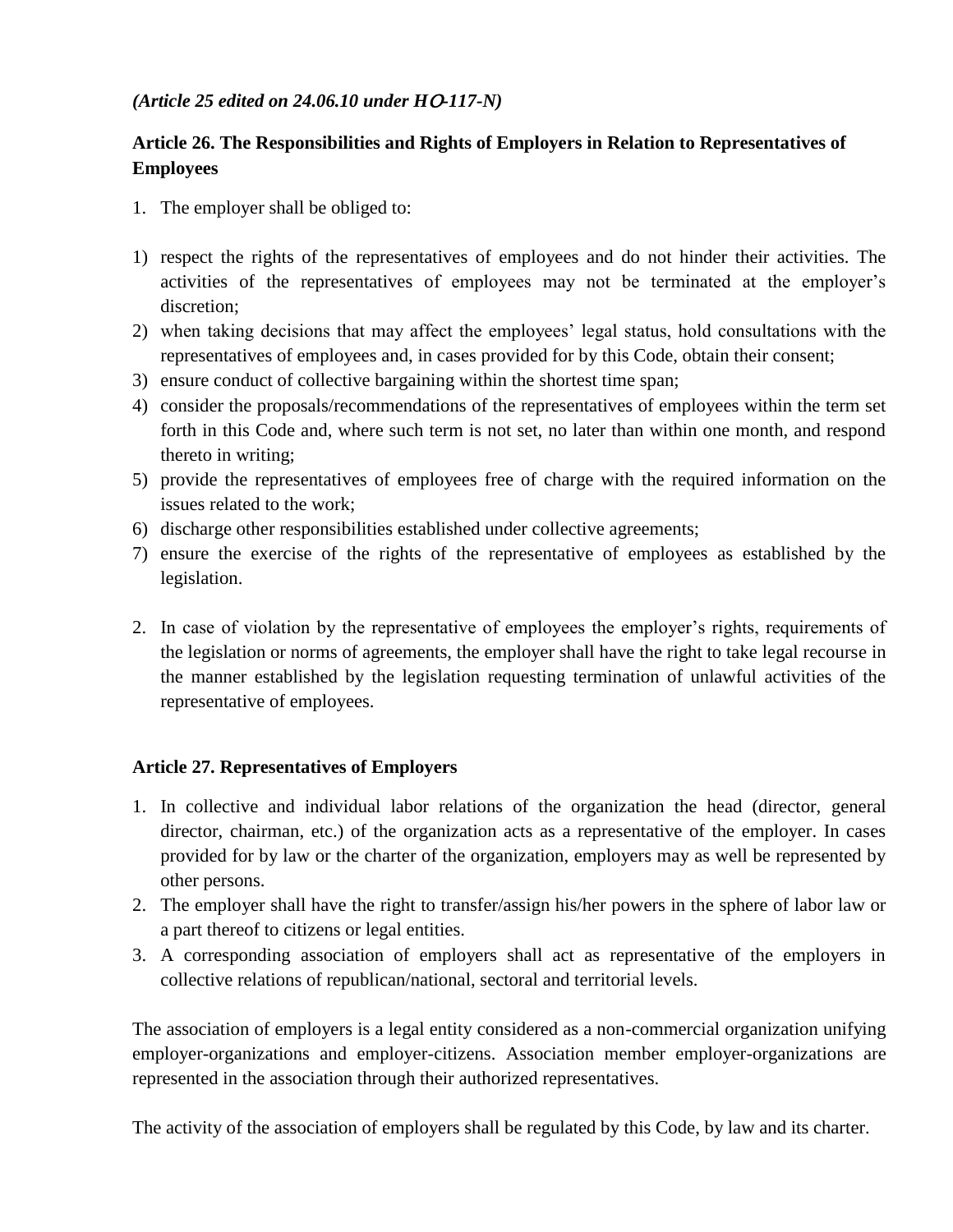*(Article 25 edited on 24.06.10 under HO-117-N)*

### Article 26. The Responsibilities and Rights of Employers in Relation to Representatives of Employees

1. The employer shall be obliged to:

1) respect the rights of the representatives of employees and do not hinder their activities. The activities of the representatives of employees may not be terminated at the employer's discretion;
2) when taking decisions that may affect the employees' legal status, hold consultations with the representatives of employees and, in cases provided for by this Code, obtain their consent;
3) ensure conduct of collective bargaining within the shortest time span;
4) consider the proposals/recommendations of the representatives of employees within the term set forth in this Code and, where such term is not set, no later than within one month, and respond thereto in writing;
5) provide the representatives of employees free of charge with the required information on the issues related to the work;
6) discharge other responsibilities established under collective agreements;
7) ensure the exercise of the rights of the representative of employees as established by the legislation.

2. In case of violation by the representative of employees the employer's rights, requirements of the legislation or norms of agreements, the employer shall have the right to take legal recourse in the manner established by the legislation requesting termination of unlawful activities of the representative of employees.

### Article 27. Representatives of Employers

1. In collective and individual labor relations of the organization the head (director, general director, chairman, etc.) of the organization acts as a representative of the employer. In cases provided for by law or the charter of the organization, employers may as well be represented by other persons.
2. The employer shall have the right to transfer/assign his/her powers in the sphere of labor law or a part thereof to citizens or legal entities.
3. A corresponding association of employers shall act as representative of the employers in collective relations of republican/national, sectoral and territorial levels.

The association of employers is a legal entity considered as a non-commercial organization unifying employer-organizations and employer-citizens. Association member employer-organizations are represented in the association through their authorized representatives.

The activity of the association of employers shall be regulated by this Code, by law and its charter.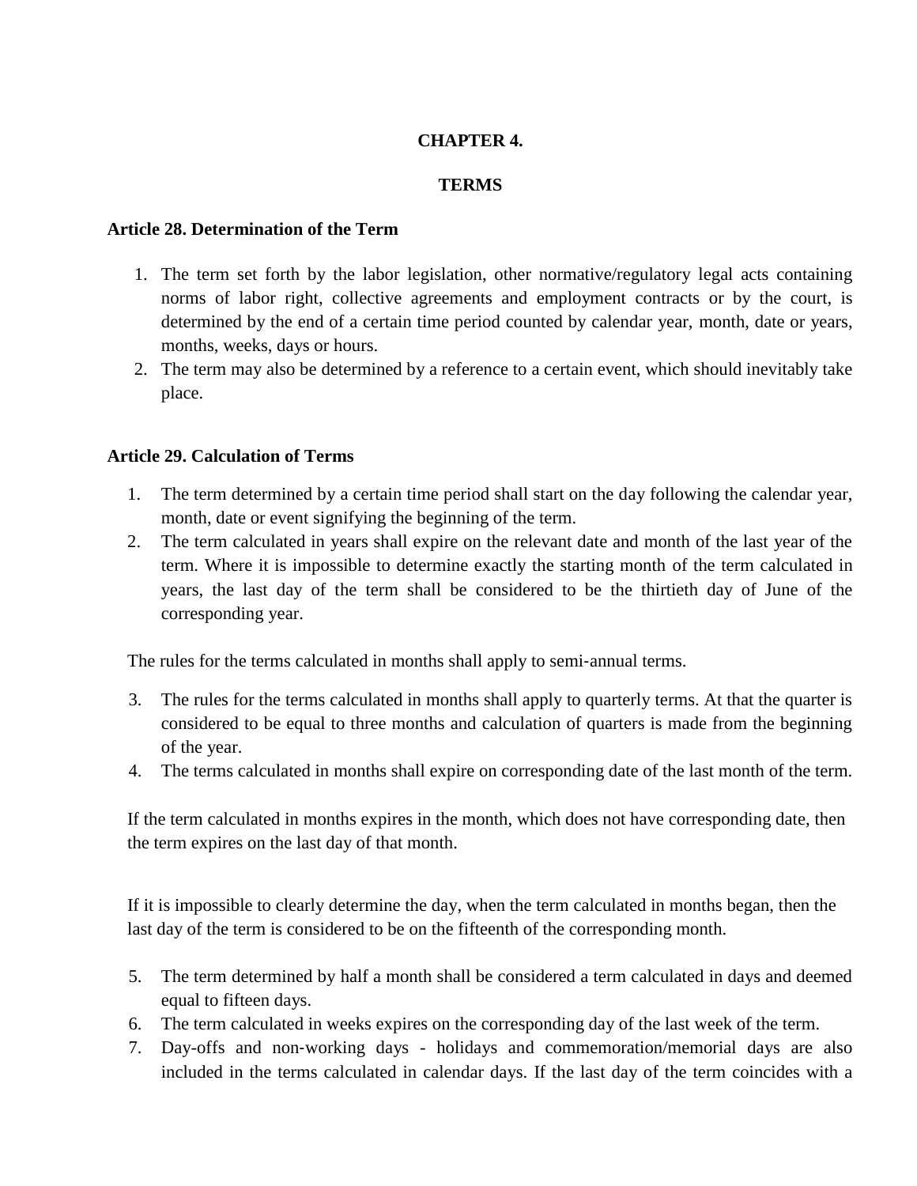## CHAPTER 4.

## TERMS

### Article 28. Determination of the Term

1. The term set forth by the labor legislation, other normative/regulatory legal acts containing norms of labor right, collective agreements and employment contracts or by the court, is determined by the end of a certain time period counted by calendar year, month, date or years, months, weeks, days or hours.
2. The term may also be determined by a reference to a certain event, which should inevitably take place.

### Article 29. Calculation of Terms

1. The term determined by a certain time period shall start on the day following the calendar year, month, date or event signifying the beginning of the term.
2. The term calculated in years shall expire on the relevant date and month of the last year of the term. Where it is impossible to determine exactly the starting month of the term calculated in years, the last day of the term shall be considered to be the thirtieth day of June of the corresponding year.

The rules for the terms calculated in months shall apply to semi-annual terms.

3. The rules for the terms calculated in months shall apply to quarterly terms. At that the quarter is considered to be equal to three months and calculation of quarters is made from the beginning of the year.
4. The terms calculated in months shall expire on corresponding date of the last month of the term.

If the term calculated in months expires in the month, which does not have corresponding date, then the term expires on the last day of that month.

If it is impossible to clearly determine the day, when the term calculated in months began, then the last day of the term is considered to be on the fifteenth of the corresponding month.

5. The term determined by half a month shall be considered a term calculated in days and deemed equal to fifteen days.
6. The term calculated in weeks expires on the corresponding day of the last week of the term.
7. Day-offs and non-working days - holidays and commemoration/memorial days are also included in the terms calculated in calendar days. If the last day of the term coincides with a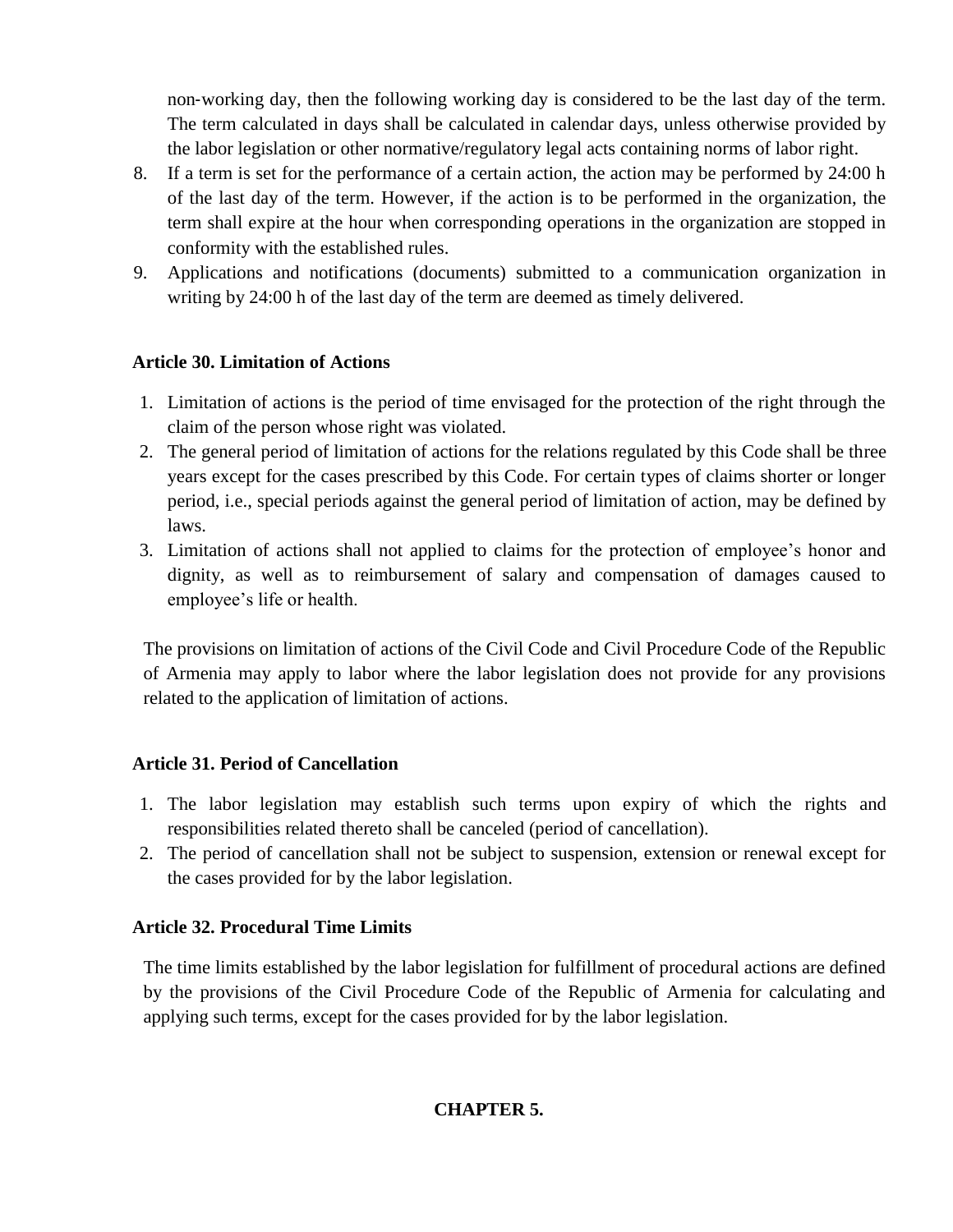non-working day, then the following working day is considered to be the last day of the term. The term calculated in days shall be calculated in calendar days, unless otherwise provided by the labor legislation or other normative/regulatory legal acts containing norms of labor right.

8. If a term is set for the performance of a certain action, the action may be performed by 24:00 h of the last day of the term. However, if the action is to be performed in the organization, the term shall expire at the hour when corresponding operations in the organization are stopped in conformity with the established rules.
9. Applications and notifications (documents) submitted to a communication organization in writing by 24:00 h of the last day of the term are deemed as timely delivered.

**Article 30. Limitation of Actions**

1. Limitation of actions is the period of time envisaged for the protection of the right through the claim of the person whose right was violated.
2. The general period of limitation of actions for the relations regulated by this Code shall be three years except for the cases prescribed by this Code. For certain types of claims shorter or longer period, i.e., special periods against the general period of limitation of action, may be defined by laws.
3. Limitation of actions shall not applied to claims for the protection of employee's honor and dignity, as well as to reimbursement of salary and compensation of damages caused to employee's life or health.

The provisions on limitation of actions of the Civil Code and Civil Procedure Code of the Republic of Armenia may apply to labor where the labor legislation does not provide for any provisions related to the application of limitation of actions.

**Article 31. Period of Cancellation**

1. The labor legislation may establish such terms upon expiry of which the rights and responsibilities related thereto shall be canceled (period of cancellation).
2. The period of cancellation shall not be subject to suspension, extension or renewal except for the cases provided for by the labor legislation.

**Article 32. Procedural Time Limits**

The time limits established by the labor legislation for fulfillment of procedural actions are defined by the provisions of the Civil Procedure Code of the Republic of Armenia for calculating and applying such terms, except for the cases provided for by the labor legislation.

## CHAPTER 5.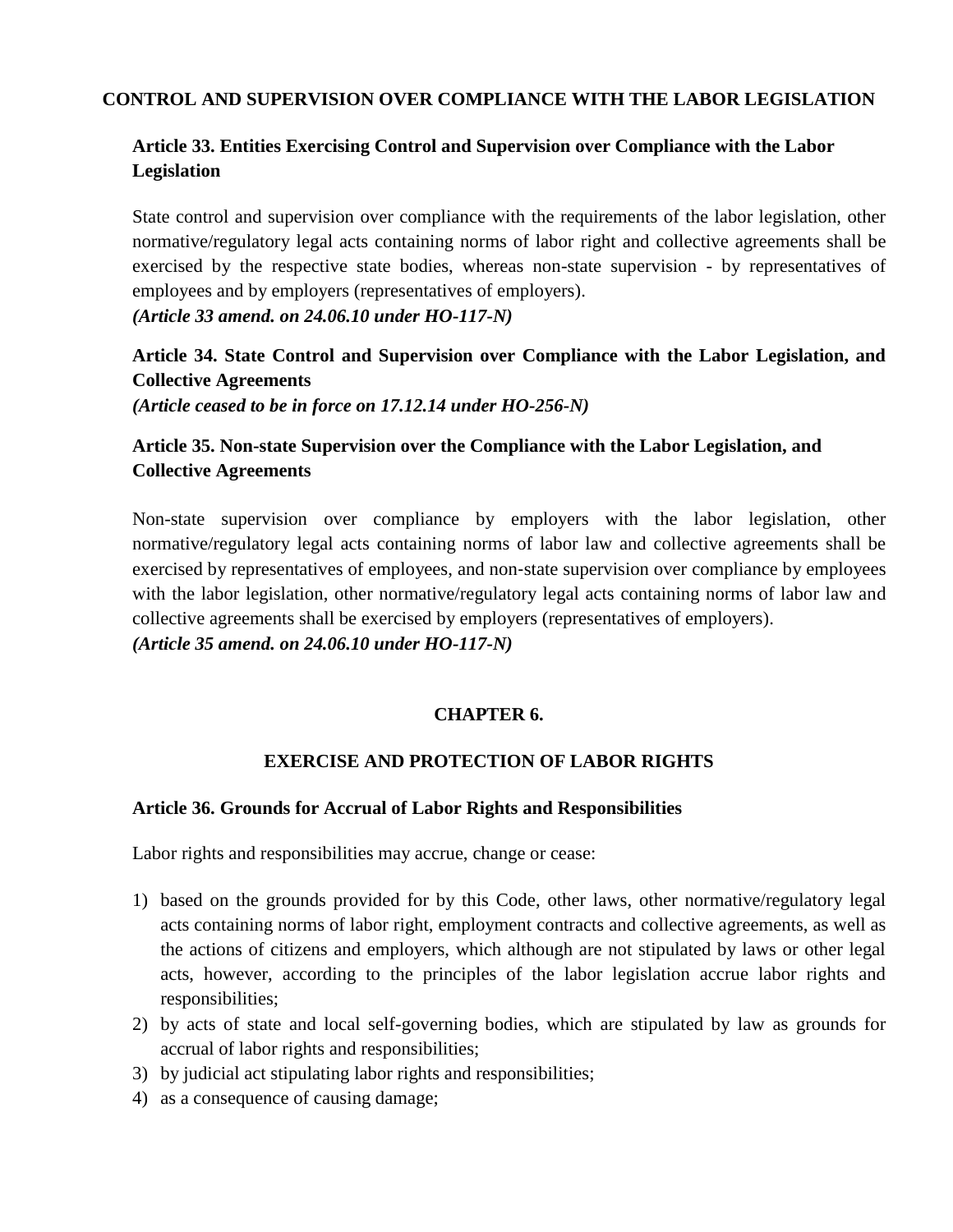**CONTROL AND SUPERVISION OVER COMPLIANCE WITH THE LABOR LEGISLATION**

### Article 33. Entities Exercising Control and Supervision over Compliance with the Labor Legislation

State control and supervision over compliance with the requirements of the labor legislation, other normative/regulatory legal acts containing norms of labor right and collective agreements shall be exercised by the respective state bodies, whereas non-state supervision - by representatives of employees and by employers (representatives of employers).
***(Article 33 amend. on 24.06.10 under HO-117-N)***

### Article 34. State Control and Supervision over Compliance with the Labor Legislation, and Collective Agreements

***(Article ceased to be in force on 17.12.14 under HO-256-N)***

### Article 35. Non-state Supervision over the Compliance with the Labor Legislation, and Collective Agreements

Non-state supervision over compliance by employers with the labor legislation, other normative/regulatory legal acts containing norms of labor law and collective agreements shall be exercised by representatives of employees, and non-state supervision over compliance by employees with the labor legislation, other normative/regulatory legal acts containing norms of labor law and collective agreements shall be exercised by employers (representatives of employers).
***(Article 35 amend. on 24.06.10 under HO-117-N)***

## CHAPTER 6.

## EXERCISE AND PROTECTION OF LABOR RIGHTS

### Article 36. Grounds for Accrual of Labor Rights and Responsibilities

Labor rights and responsibilities may accrue, change or cease:

1) based on the grounds provided for by this Code, other laws, other normative/regulatory legal acts containing norms of labor right, employment contracts and collective agreements, as well as the actions of citizens and employers, which although are not stipulated by laws or other legal acts, however, according to the principles of the labor legislation accrue labor rights and responsibilities;
2) by acts of state and local self-governing bodies, which are stipulated by law as grounds for accrual of labor rights and responsibilities;
3) by judicial act stipulating labor rights and responsibilities;
4) as a consequence of causing damage;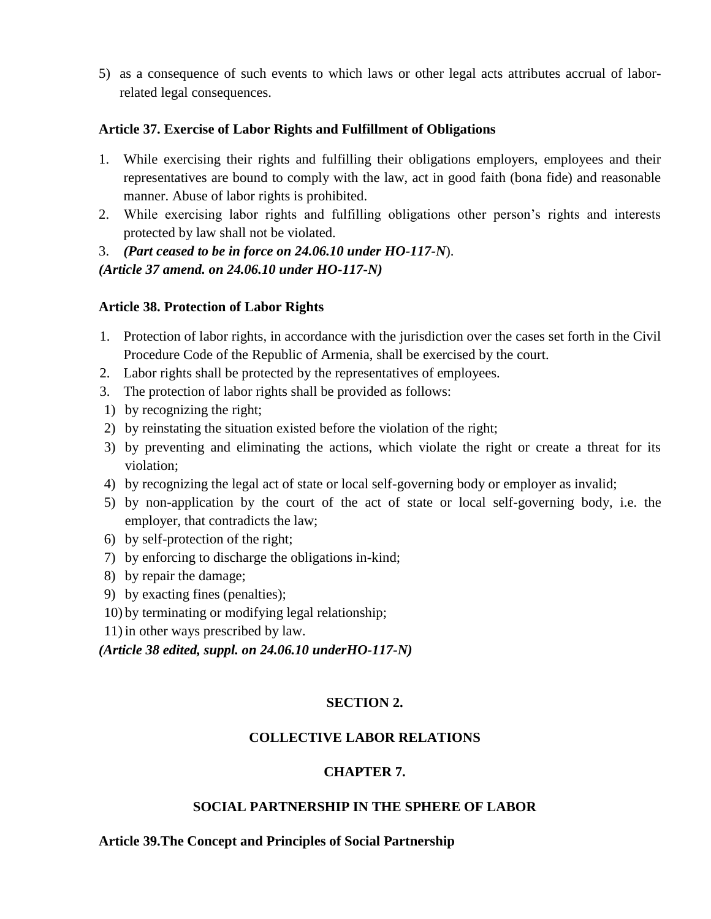5) as a consequence of such events to which laws or other legal acts attributes accrual of labor-related legal consequences.

**Article 37. Exercise of Labor Rights and Fulfillment of Obligations**

1. While exercising their rights and fulfilling their obligations employers, employees and their representatives are bound to comply with the law, act in good faith (bona fide) and reasonable manner. Abuse of labor rights is prohibited.
2. While exercising labor rights and fulfilling obligations other person's rights and interests protected by law shall not be violated.
3. ***(Part ceased to be in force on 24.06.10 under HO-117-N***).

***(Article 37 amend. on 24.06.10 under HO-117-N)***

**Article 38. Protection of Labor Rights**

1. Protection of labor rights, in accordance with the jurisdiction over the cases set forth in the Civil Procedure Code of the Republic of Armenia, shall be exercised by the court.
2. Labor rights shall be protected by the representatives of employees.
3. The protection of labor rights shall be provided as follows:

1) by recognizing the right;
2) by reinstating the situation existed before the violation of the right;
3) by preventing and eliminating the actions, which violate the right or create a threat for its violation;
4) by recognizing the legal act of state or local self-governing body or employer as invalid;
5) by non-application by the court of the act of state or local self-governing body, i.e. the employer, that contradicts the law;
6) by self-protection of the right;
7) by enforcing to discharge the obligations in-kind;
8) by repair the damage;
9) by exacting fines (penalties);
10) by terminating or modifying legal relationship;
11) in other ways prescribed by law.

***(Article 38 edited, suppl. on 24.06.10 underHO-117-N)***

## SECTION 2.

## COLLECTIVE LABOR RELATIONS

## CHAPTER 7.

## SOCIAL PARTNERSHIP IN THE SPHERE OF LABOR

**Article 39.The Concept and Principles of Social Partnership**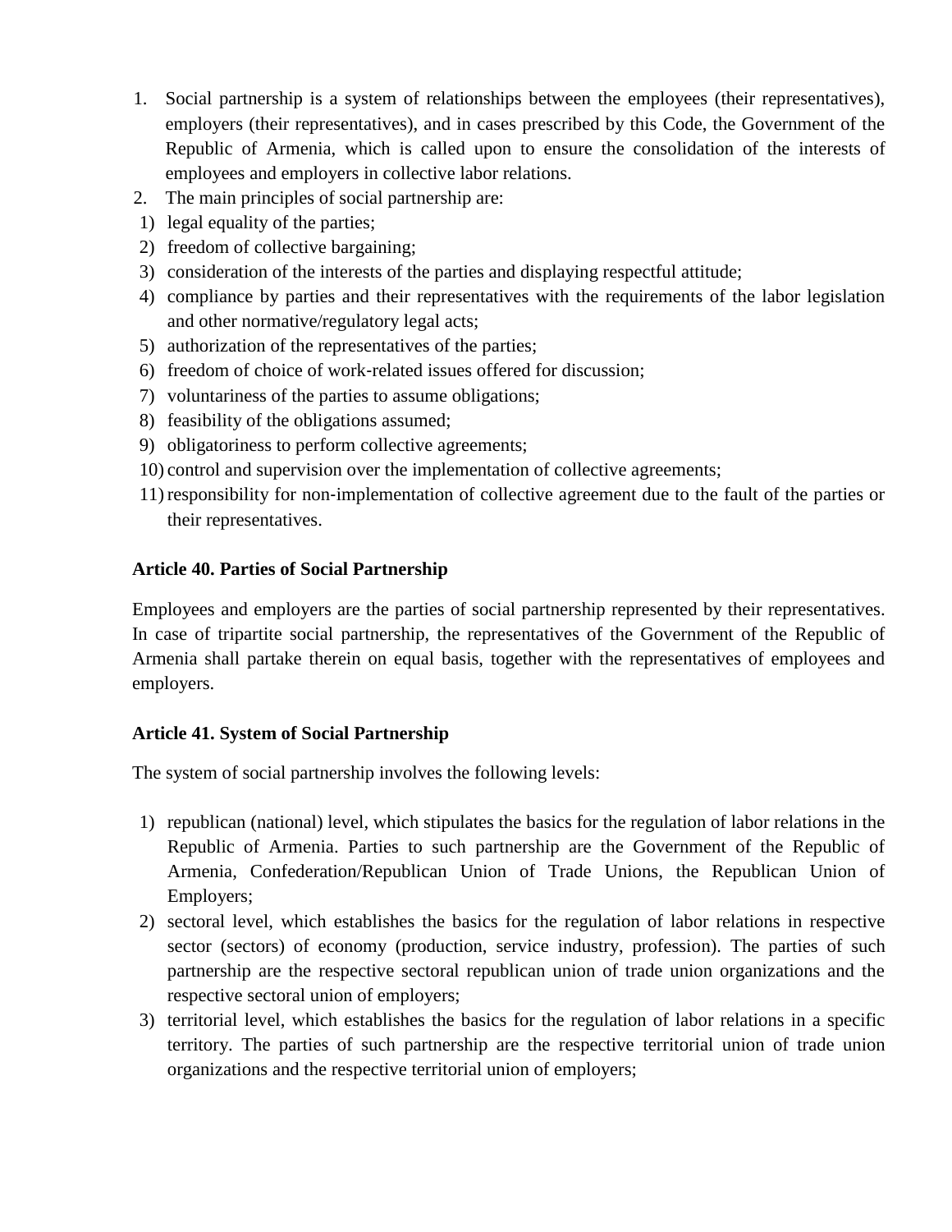1. Social partnership is a system of relationships between the employees (their representatives), employers (their representatives), and in cases prescribed by this Code, the Government of the Republic of Armenia, which is called upon to ensure the consolidation of the interests of employees and employers in collective labor relations.
2. The main principles of social partnership are:

1) legal equality of the parties;
2) freedom of collective bargaining;
3) consideration of the interests of the parties and displaying respectful attitude;
4) compliance by parties and their representatives with the requirements of the labor legislation and other normative/regulatory legal acts;
5) authorization of the representatives of the parties;
6) freedom of choice of work-related issues offered for discussion;
7) voluntariness of the parties to assume obligations;
8) feasibility of the obligations assumed;
9) obligatoriness to perform collective agreements;
10) control and supervision over the implementation of collective agreements;
11) responsibility for non-implementation of collective agreement due to the fault of the parties or their representatives.

**Article 40. Parties of Social Partnership**

Employees and employers are the parties of social partnership represented by their representatives. In case of tripartite social partnership, the representatives of the Government of the Republic of Armenia shall partake therein on equal basis, together with the representatives of employees and employers.

**Article 41. System of Social Partnership**

The system of social partnership involves the following levels:

1) republican (national) level, which stipulates the basics for the regulation of labor relations in the Republic of Armenia. Parties to such partnership are the Government of the Republic of Armenia, Confederation/Republican Union of Trade Unions, the Republican Union of Employers;
2) sectoral level, which establishes the basics for the regulation of labor relations in respective sector (sectors) of economy (production, service industry, profession). The parties of such partnership are the respective sectoral republican union of trade union organizations and the respective sectoral union of employers;
3) territorial level, which establishes the basics for the regulation of labor relations in a specific territory. The parties of such partnership are the respective territorial union of trade union organizations and the respective territorial union of employers;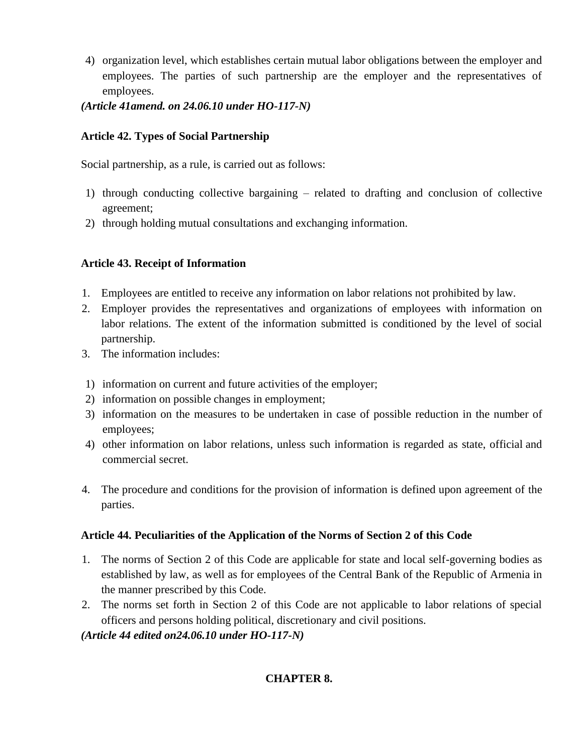4) organization level, which establishes certain mutual labor obligations between the employer and employees. The parties of such partnership are the employer and the representatives of employees.

*(Article 41amend. on 24.06.10 under HO-117-N)*

**Article 42. Types of Social Partnership**

Social partnership, as a rule, is carried out as follows:

1) through conducting collective bargaining – related to drafting and conclusion of collective agreement;
2) through holding mutual consultations and exchanging information.

**Article 43. Receipt of Information**

1. Employees are entitled to receive any information on labor relations not prohibited by law.
2. Employer provides the representatives and organizations of employees with information on labor relations. The extent of the information submitted is conditioned by the level of social partnership.
3. The information includes:

1) information on current and future activities of the employer;
2) information on possible changes in employment;
3) information on the measures to be undertaken in case of possible reduction in the number of employees;
4) other information on labor relations, unless such information is regarded as state, official and commercial secret.

4. The procedure and conditions for the provision of information is defined upon agreement of the parties.

**Article 44. Peculiarities of the Application of the Norms of Section 2 of this Code**

1. The norms of Section 2 of this Code are applicable for state and local self-governing bodies as established by law, as well as for employees of the Central Bank of the Republic of Armenia in the manner prescribed by this Code.
2. The norms set forth in Section 2 of this Code are not applicable to labor relations of special officers and persons holding political, discretionary and civil positions.

*(Article 44 edited on24.06.10 under HO-117-N)*

**CHAPTER 8.**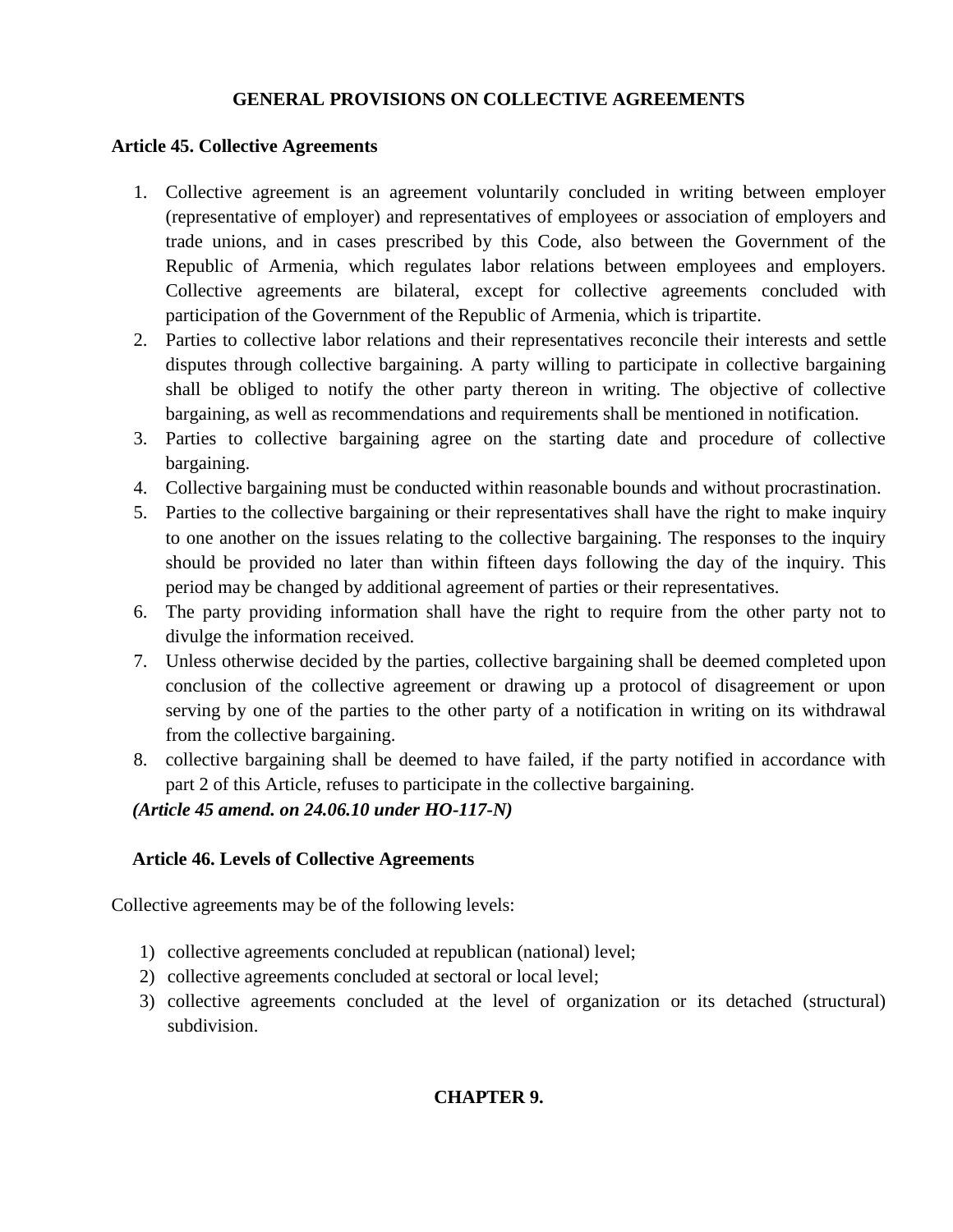## GENERAL PROVISIONS ON COLLECTIVE AGREEMENTS

### Article 45. Collective Agreements

1. Collective agreement is an agreement voluntarily concluded in writing between employer (representative of employer) and representatives of employees or association of employers and trade unions, and in cases prescribed by this Code, also between the Government of the Republic of Armenia, which regulates labor relations between employees and employers. Collective agreements are bilateral, except for collective agreements concluded with participation of the Government of the Republic of Armenia, which is tripartite.
2. Parties to collective labor relations and their representatives reconcile their interests and settle disputes through collective bargaining. A party willing to participate in collective bargaining shall be obliged to notify the other party thereon in writing. The objective of collective bargaining, as well as recommendations and requirements shall be mentioned in notification.
3. Parties to collective bargaining agree on the starting date and procedure of collective bargaining.
4. Collective bargaining must be conducted within reasonable bounds and without procrastination.
5. Parties to the collective bargaining or their representatives shall have the right to make inquiry to one another on the issues relating to the collective bargaining. The responses to the inquiry should be provided no later than within fifteen days following the day of the inquiry. This period may be changed by additional agreement of parties or their representatives.
6. The party providing information shall have the right to require from the other party not to divulge the information received.
7. Unless otherwise decided by the parties, collective bargaining shall be deemed completed upon conclusion of the collective agreement or drawing up a protocol of disagreement or upon serving by one of the parties to the other party of a notification in writing on its withdrawal from the collective bargaining.
8. collective bargaining shall be deemed to have failed, if the party notified in accordance with part 2 of this Article, refuses to participate in the collective bargaining.

***(Article 45 amend. on 24.06.10 under HO-117-N)***

### Article 46. Levels of Collective Agreements

Collective agreements may be of the following levels:

1) collective agreements concluded at republican (national) level;
2) collective agreements concluded at sectoral or local level;
3) collective agreements concluded at the level of organization or its detached (structural) subdivision.

## CHAPTER 9.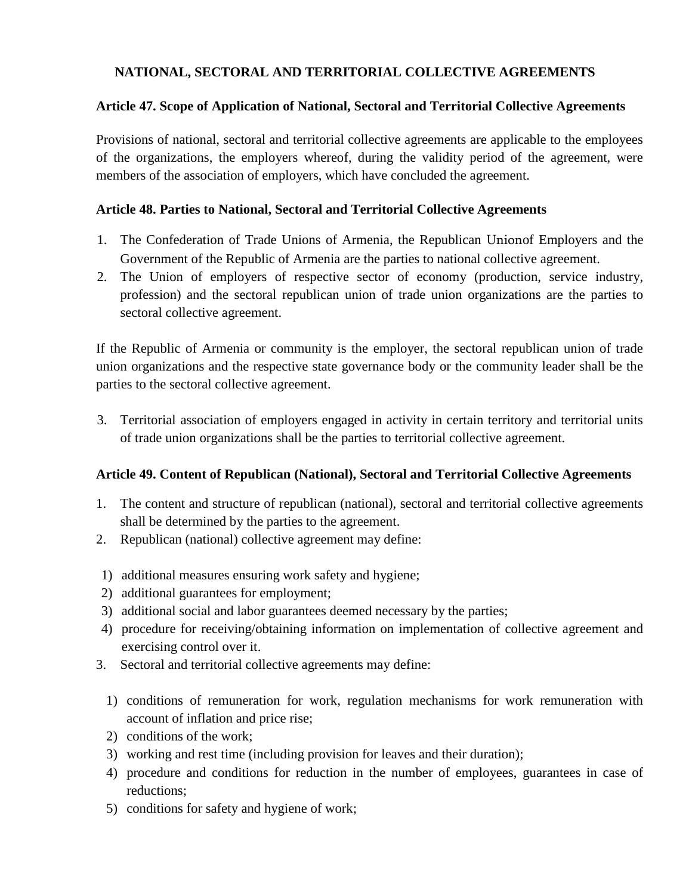## NATIONAL, SECTORAL AND TERRITORIAL COLLECTIVE AGREEMENTS

### Article 47. Scope of Application of National, Sectoral and Territorial Collective Agreements

Provisions of national, sectoral and territorial collective agreements are applicable to the employees of the organizations, the employers whereof, during the validity period of the agreement, were members of the association of employers, which have concluded the agreement.

### Article 48. Parties to National, Sectoral and Territorial Collective Agreements

1. The Confederation of Trade Unions of Armenia, the Republican Unionof Employers and the Government of the Republic of Armenia are the parties to national collective agreement.
2. The Union of employers of respective sector of economy (production, service industry, profession) and the sectoral republican union of trade union organizations are the parties to sectoral collective agreement.

If the Republic of Armenia or community is the employer, the sectoral republican union of trade union organizations and the respective state governance body or the community leader shall be the parties to the sectoral collective agreement.

3. Territorial association of employers engaged in activity in certain territory and territorial units of trade union organizations shall be the parties to territorial collective agreement.

### Article 49. Content of Republican (National), Sectoral and Territorial Collective Agreements

1. The content and structure of republican (national), sectoral and territorial collective agreements shall be determined by the parties to the agreement.
2. Republican (national) collective agreement may define:

   1) additional measures ensuring work safety and hygiene;
   2) additional guarantees for employment;
   3) additional social and labor guarantees deemed necessary by the parties;
   4) procedure for receiving/obtaining information on implementation of collective agreement and exercising control over it.

3. Sectoral and territorial collective agreements may define:

   1) conditions of remuneration for work, regulation mechanisms for work remuneration with account of inflation and price rise;
   2) conditions of the work;
   3) working and rest time (including provision for leaves and their duration);
   4) procedure and conditions for reduction in the number of employees, guarantees in case of reductions;
   5) conditions for safety and hygiene of work;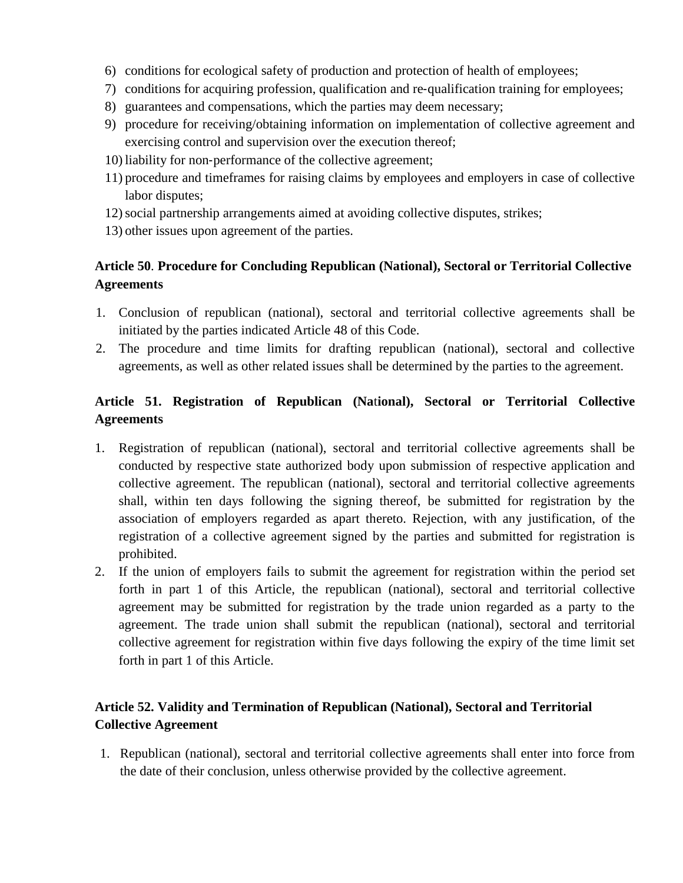6) conditions for ecological safety of production and protection of health of employees;
7) conditions for acquiring profession, qualification and re-qualification training for employees;
8) guarantees and compensations, which the parties may deem necessary;
9) procedure for receiving/obtaining information on implementation of collective agreement and exercising control and supervision over the execution thereof;
10) liability for non-performance of the collective agreement;
11) procedure and timeframes for raising claims by employees and employers in case of collective labor disputes;
12) social partnership arrangements aimed at avoiding collective disputes, strikes;
13) other issues upon agreement of the parties.

**Article 50**. **Procedure for Concluding Republican (National), Sectoral or Territorial Collective Agreements**

1. Conclusion of republican (national), sectoral and territorial collective agreements shall be initiated by the parties indicated Article 48 of this Code.
2. The procedure and time limits for drafting republican (national), sectoral and collective agreements, as well as other related issues shall be determined by the parties to the agreement.

**Article 51. Registration of Republican (National), Sectoral or Territorial Collective Agreements**

1. Registration of republican (national), sectoral and territorial collective agreements shall be conducted by respective state authorized body upon submission of respective application and collective agreement. The republican (national), sectoral and territorial collective agreements shall, within ten days following the signing thereof, be submitted for registration by the association of employers regarded as apart thereto. Rejection, with any justification, of the registration of a collective agreement signed by the parties and submitted for registration is prohibited.
2. If the union of employers fails to submit the agreement for registration within the period set forth in part 1 of this Article, the republican (national), sectoral and territorial collective agreement may be submitted for registration by the trade union regarded as a party to the agreement. The trade union shall submit the republican (national), sectoral and territorial collective agreement for registration within five days following the expiry of the time limit set forth in part 1 of this Article.

**Article 52. Validity and Termination of Republican (National), Sectoral and Territorial Collective Agreement**

1. Republican (national), sectoral and territorial collective agreements shall enter into force from the date of their conclusion, unless otherwise provided by the collective agreement.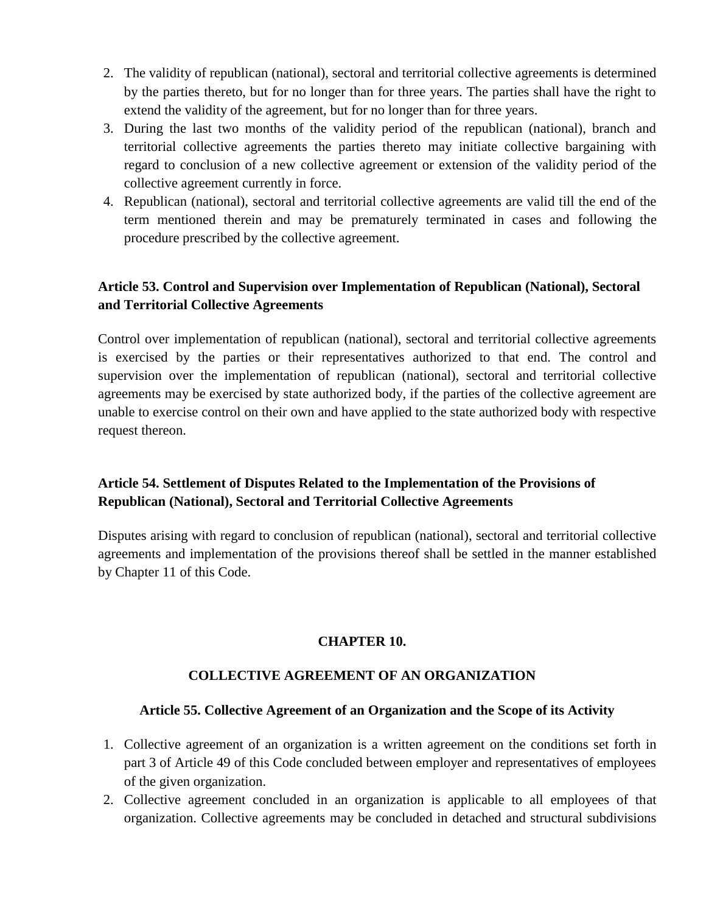2. The validity of republican (national), sectoral and territorial collective agreements is determined by the parties thereto, but for no longer than for three years. The parties shall have the right to extend the validity of the agreement, but for no longer than for three years.
3. During the last two months of the validity period of the republican (national), branch and territorial collective agreements the parties thereto may initiate collective bargaining with regard to conclusion of a new collective agreement or extension of the validity period of the collective agreement currently in force.
4. Republican (national), sectoral and territorial collective agreements are valid till the end of the term mentioned therein and may be prematurely terminated in cases and following the procedure prescribed by the collective agreement.

**Article 53. Control and Supervision over Implementation of Republican (National), Sectoral and Territorial Collective Agreements**

Control over implementation of republican (national), sectoral and territorial collective agreements is exercised by the parties or their representatives authorized to that end. The control and supervision over the implementation of republican (national), sectoral and territorial collective agreements may be exercised by state authorized body, if the parties of the collective agreement are unable to exercise control on their own and have applied to the state authorized body with respective request thereon.

**Article 54. Settlement of Disputes Related to the Implementation of the Provisions of Republican (National), Sectoral and Territorial Collective Agreements**

Disputes arising with regard to conclusion of republican (national), sectoral and territorial collective agreements and implementation of the provisions thereof shall be settled in the manner established by Chapter 11 of this Code.

## CHAPTER 10.

## COLLECTIVE AGREEMENT OF AN ORGANIZATION

**Article 55. Collective Agreement of an Organization and the Scope of its Activity**

1. Collective agreement of an organization is a written agreement on the conditions set forth in part 3 of Article 49 of this Code concluded between employer and representatives of employees of the given organization.
2. Collective agreement concluded in an organization is applicable to all employees of that organization. Collective agreements may be concluded in detached and structural subdivisions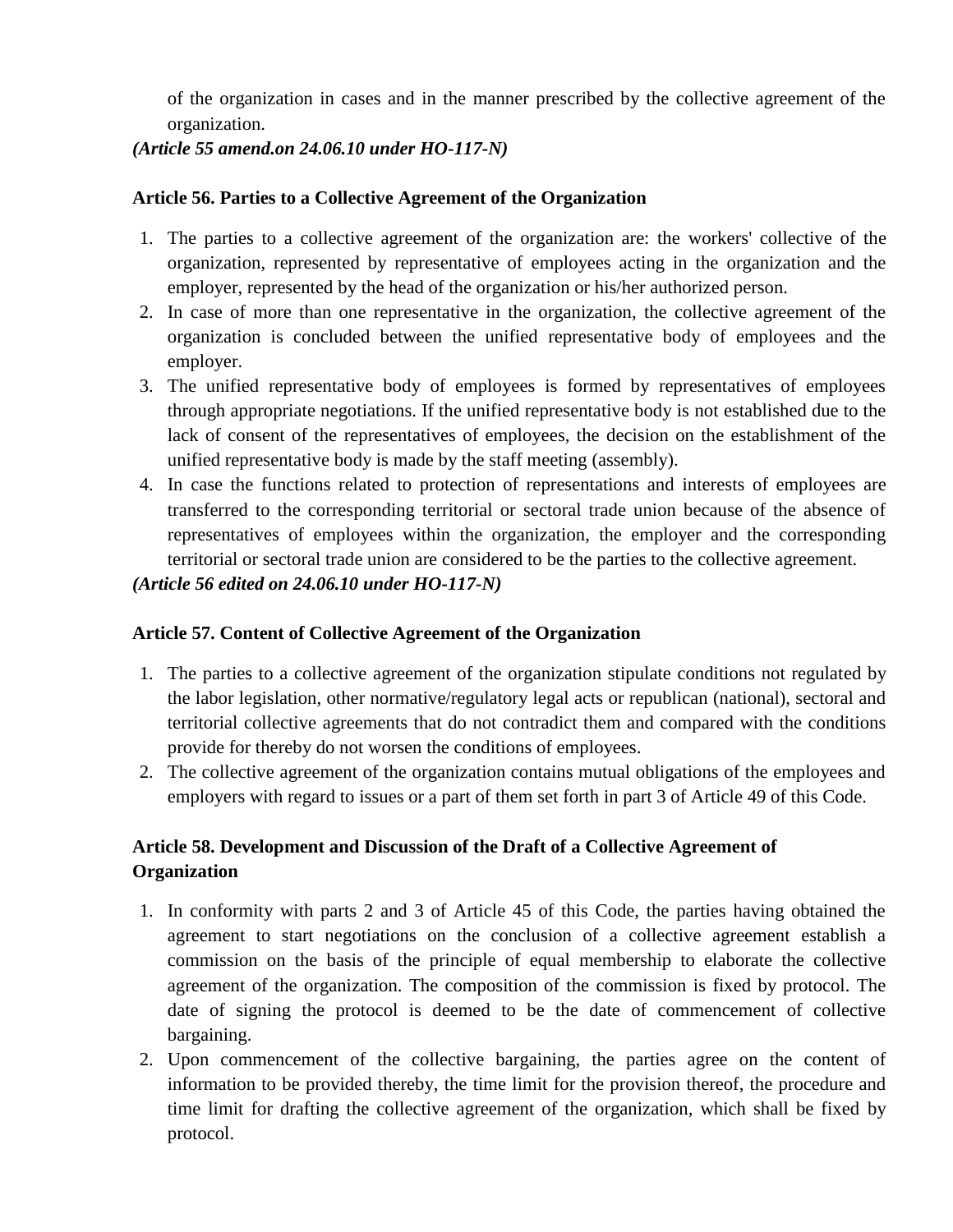of the organization in cases and in the manner prescribed by the collective agreement of the organization.

***(Article 55 amend.on 24.06.10 under HO-117-N)***

**Article 56. Parties to a Collective Agreement of the Organization**

1. The parties to a collective agreement of the organization are: the workers' collective of the organization, represented by representative of employees acting in the organization and the employer, represented by the head of the organization or his/her authorized person.
2. In case of more than one representative in the organization, the collective agreement of the organization is concluded between the unified representative body of employees and the employer.
3. The unified representative body of employees is formed by representatives of employees through appropriate negotiations. If the unified representative body is not established due to the lack of consent of the representatives of employees, the decision on the establishment of the unified representative body is made by the staff meeting (assembly).
4. In case the functions related to protection of representations and interests of employees are transferred to the corresponding territorial or sectoral trade union because of the absence of representatives of employees within the organization, the employer and the corresponding territorial or sectoral trade union are considered to be the parties to the collective agreement.

***(Article 56 edited on 24.06.10 under HO-117-N)***

**Article 57. Content of Collective Agreement of the Organization**

1. The parties to a collective agreement of the organization stipulate conditions not regulated by the labor legislation, other normative/regulatory legal acts or republican (national), sectoral and territorial collective agreements that do not contradict them and compared with the conditions provide for thereby do not worsen the conditions of employees.
2. The collective agreement of the organization contains mutual obligations of the employees and employers with regard to issues or a part of them set forth in part 3 of Article 49 of this Code.

**Article 58. Development and Discussion of the Draft of a Collective Agreement of Organization**

1. In conformity with parts 2 and 3 of Article 45 of this Code, the parties having obtained the agreement to start negotiations on the conclusion of a collective agreement establish a commission on the basis of the principle of equal membership to elaborate the collective agreement of the organization. The composition of the commission is fixed by protocol. The date of signing the protocol is deemed to be the date of commencement of collective bargaining.
2. Upon commencement of the collective bargaining, the parties agree on the content of information to be provided thereby, the time limit for the provision thereof, the procedure and time limit for drafting the collective agreement of the organization, which shall be fixed by protocol.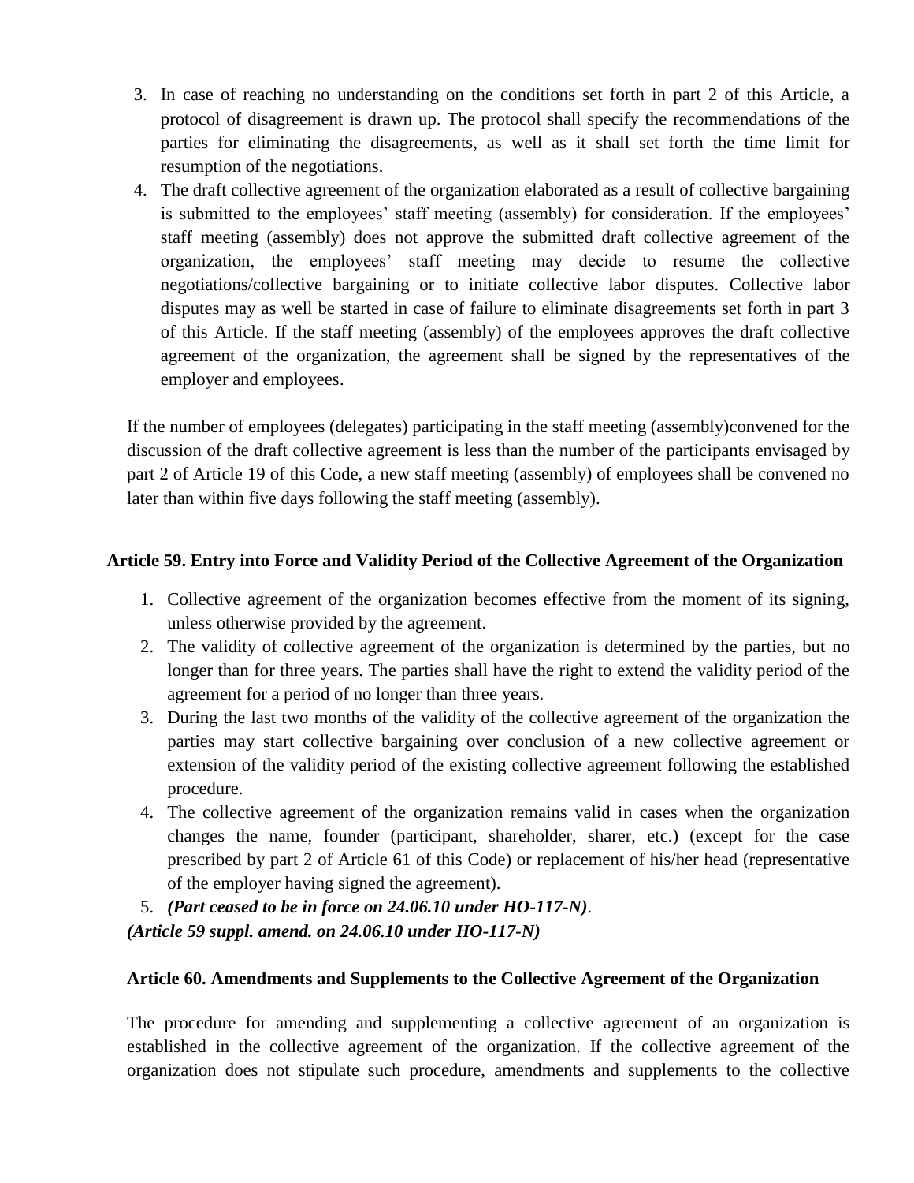3. In case of reaching no understanding on the conditions set forth in part 2 of this Article, a protocol of disagreement is drawn up. The protocol shall specify the recommendations of the parties for eliminating the disagreements, as well as it shall set forth the time limit for resumption of the negotiations.
4. The draft collective agreement of the organization elaborated as a result of collective bargaining is submitted to the employees' staff meeting (assembly) for consideration. If the employees' staff meeting (assembly) does not approve the submitted draft collective agreement of the organization, the employees' staff meeting may decide to resume the collective negotiations/collective bargaining or to initiate collective labor disputes. Collective labor disputes may as well be started in case of failure to eliminate disagreements set forth in part 3 of this Article. If the staff meeting (assembly) of the employees approves the draft collective agreement of the organization, the agreement shall be signed by the representatives of the employer and employees.

If the number of employees (delegates) participating in the staff meeting (assembly)convened for the discussion of the draft collective agreement is less than the number of the participants envisaged by part 2 of Article 19 of this Code, a new staff meeting (assembly) of employees shall be convened no later than within five days following the staff meeting (assembly).

### Article 59. Entry into Force and Validity Period of the Collective Agreement of the Organization

1. Collective agreement of the organization becomes effective from the moment of its signing, unless otherwise provided by the agreement.
2. The validity of collective agreement of the organization is determined by the parties, but no longer than for three years. The parties shall have the right to extend the validity period of the agreement for a period of no longer than three years.
3. During the last two months of the validity of the collective agreement of the organization the parties may start collective bargaining over conclusion of a new collective agreement or extension of the validity period of the existing collective agreement following the established procedure.
4. The collective agreement of the organization remains valid in cases when the organization changes the name, founder (participant, shareholder, sharer, etc.) (except for the case prescribed by part 2 of Article 61 of this Code) or replacement of his/her head (representative of the employer having signed the agreement).
5. ***(Part ceased to be in force on 24.06.10 under HO-117-N)***.

***(Article 59 suppl. amend. on 24.06.10 under HO-117-N)***

### Article 60. Amendments and Supplements to the Collective Agreement of the Organization

The procedure for amending and supplementing a collective agreement of an organization is established in the collective agreement of the organization. If the collective agreement of the organization does not stipulate such procedure, amendments and supplements to the collective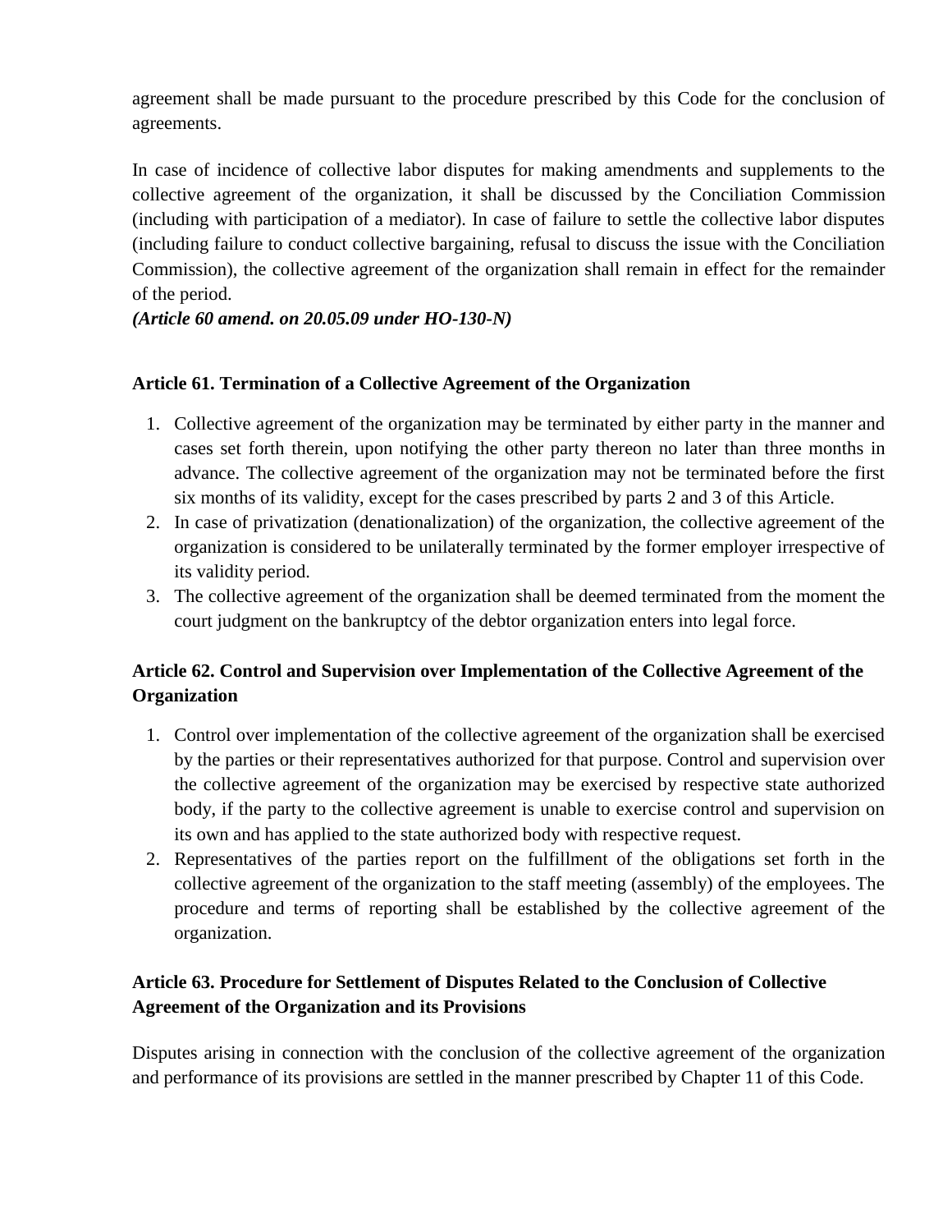agreement shall be made pursuant to the procedure prescribed by this Code for the conclusion of agreements.

In case of incidence of collective labor disputes for making amendments and supplements to the collective agreement of the organization, it shall be discussed by the Conciliation Commission (including with participation of a mediator). In case of failure to settle the collective labor disputes (including failure to conduct collective bargaining, refusal to discuss the issue with the Conciliation Commission), the collective agreement of the organization shall remain in effect for the remainder of the period.

***(Article 60 amend. on 20.05.09 under HO-130-N)***

**Article 61. Termination of a Collective Agreement of the Organization**

1. Collective agreement of the organization may be terminated by either party in the manner and cases set forth therein, upon notifying the other party thereon no later than three months in advance. The collective agreement of the organization may not be terminated before the first six months of its validity, except for the cases prescribed by parts 2 and 3 of this Article.
2. In case of privatization (denationalization) of the organization, the collective agreement of the organization is considered to be unilaterally terminated by the former employer irrespective of its validity period.
3. The collective agreement of the organization shall be deemed terminated from the moment the court judgment on the bankruptcy of the debtor organization enters into legal force.

**Article 62. Control and Supervision over Implementation of the Collective Agreement of the Organization**

1. Control over implementation of the collective agreement of the organization shall be exercised by the parties or their representatives authorized for that purpose. Control and supervision over the collective agreement of the organization may be exercised by respective state authorized body, if the party to the collective agreement is unable to exercise control and supervision on its own and has applied to the state authorized body with respective request.
2. Representatives of the parties report on the fulfillment of the obligations set forth in the collective agreement of the organization to the staff meeting (assembly) of the employees. The procedure and terms of reporting shall be established by the collective agreement of the organization.

**Article 63. Procedure for Settlement of Disputes Related to the Conclusion of Collective Agreement of the Organization and its Provisions**

Disputes arising in connection with the conclusion of the collective agreement of the organization and performance of its provisions are settled in the manner prescribed by Chapter 11 of this Code.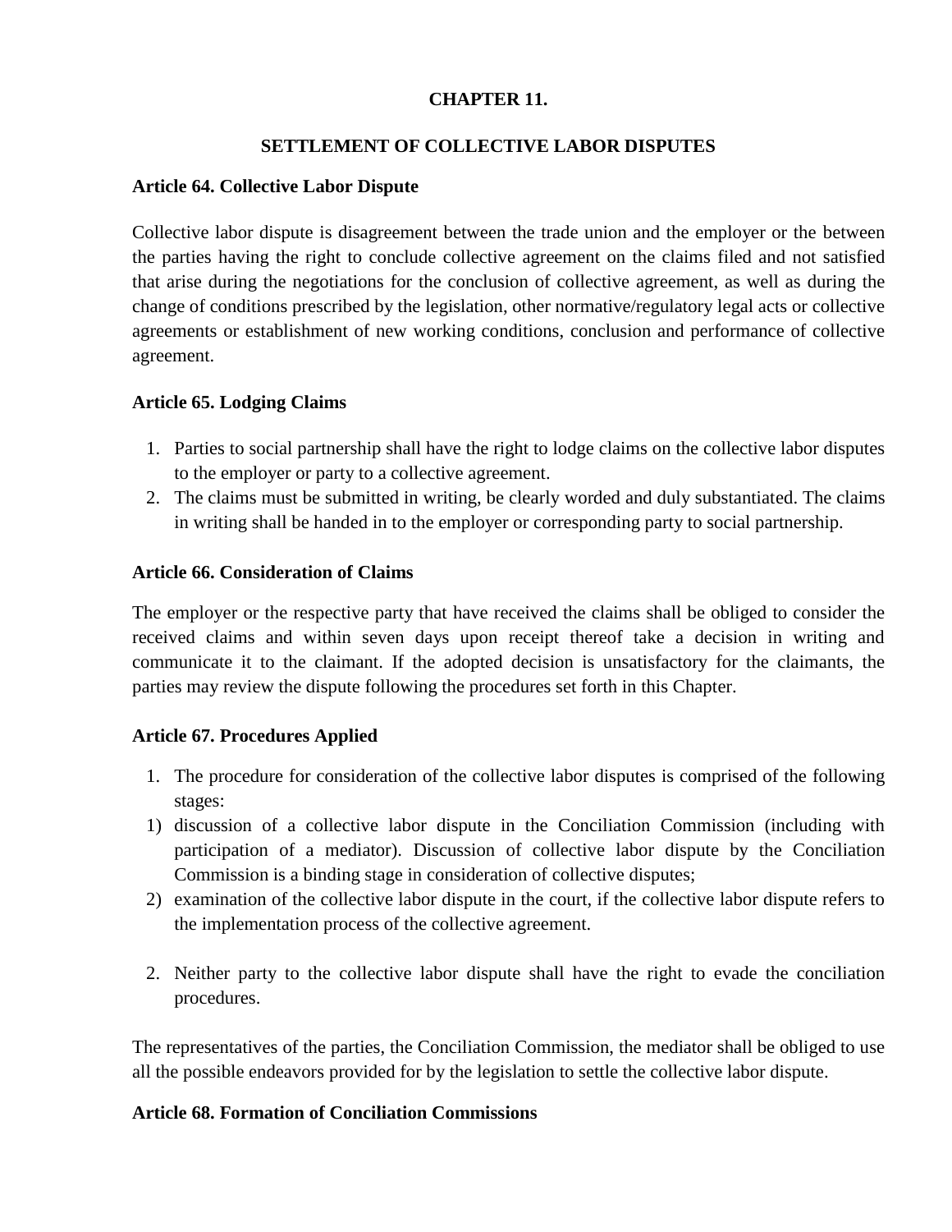## CHAPTER 11.

## SETTLEMENT OF COLLECTIVE LABOR DISPUTES

### Article 64. Collective Labor Dispute

Collective labor dispute is disagreement between the trade union and the employer or the between the parties having the right to conclude collective agreement on the claims filed and not satisfied that arise during the negotiations for the conclusion of collective agreement, as well as during the change of conditions prescribed by the legislation, other normative/regulatory legal acts or collective agreements or establishment of new working conditions, conclusion and performance of collective agreement.

### Article 65. Lodging Claims

1. Parties to social partnership shall have the right to lodge claims on the collective labor disputes to the employer or party to a collective agreement.
2. The claims must be submitted in writing, be clearly worded and duly substantiated. The claims in writing shall be handed in to the employer or corresponding party to social partnership.

### Article 66. Consideration of Claims

The employer or the respective party that have received the claims shall be obliged to consider the received claims and within seven days upon receipt thereof take a decision in writing and communicate it to the claimant. If the adopted decision is unsatisfactory for the claimants, the parties may review the dispute following the procedures set forth in this Chapter.

### Article 67. Procedures Applied

1. The procedure for consideration of the collective labor disputes is comprised of the following stages:

1) discussion of a collective labor dispute in the Conciliation Commission (including with participation of a mediator). Discussion of collective labor dispute by the Conciliation Commission is a binding stage in consideration of collective disputes;
2) examination of the collective labor dispute in the court, if the collective labor dispute refers to the implementation process of the collective agreement.

2. Neither party to the collective labor dispute shall have the right to evade the conciliation procedures.

The representatives of the parties, the Conciliation Commission, the mediator shall be obliged to use all the possible endeavors provided for by the legislation to settle the collective labor dispute.

### Article 68. Formation of Conciliation Commissions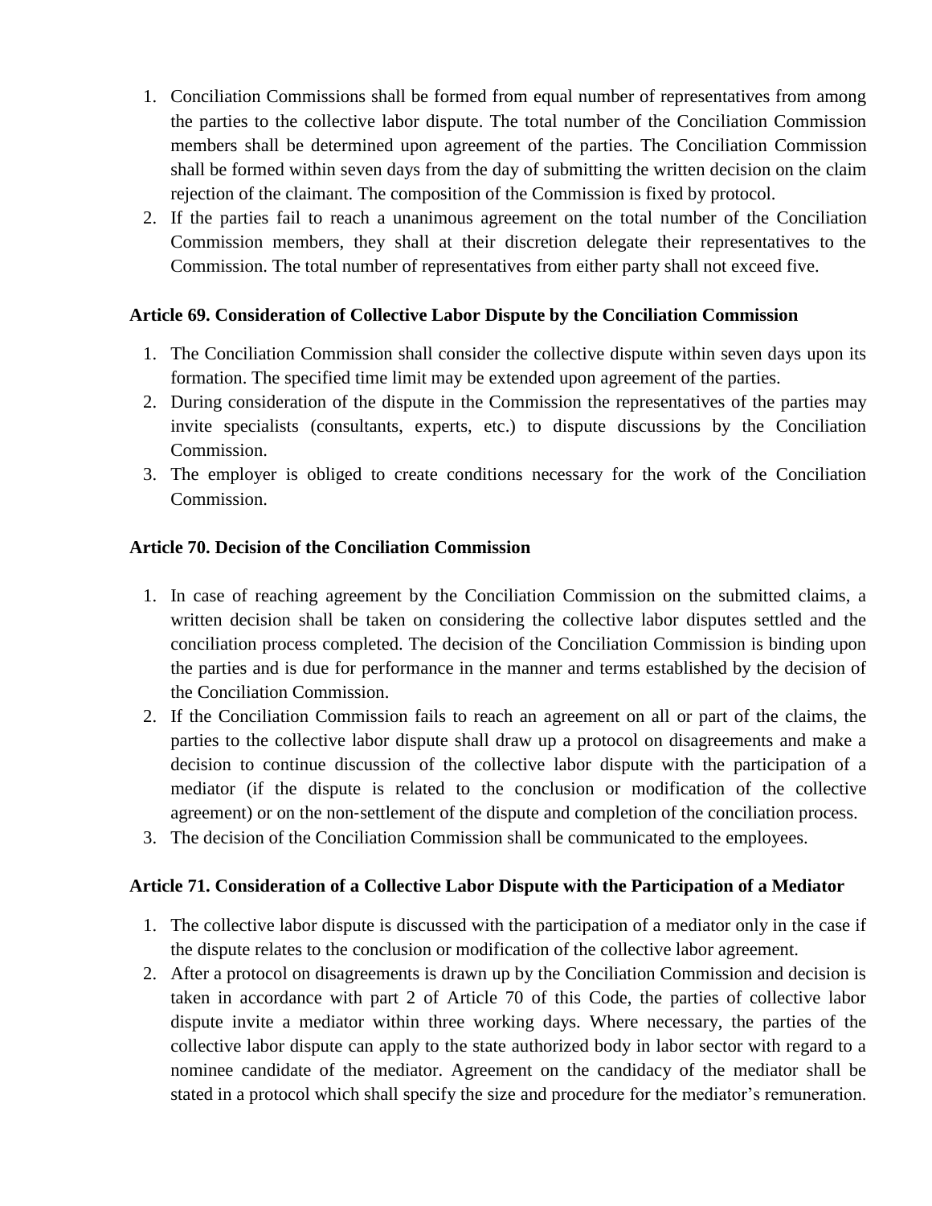1. Conciliation Commissions shall be formed from equal number of representatives from among the parties to the collective labor dispute. The total number of the Conciliation Commission members shall be determined upon agreement of the parties. The Conciliation Commission shall be formed within seven days from the day of submitting the written decision on the claim rejection of the claimant. The composition of the Commission is fixed by protocol.
2. If the parties fail to reach a unanimous agreement on the total number of the Conciliation Commission members, they shall at their discretion delegate their representatives to the Commission. The total number of representatives from either party shall not exceed five.

### Article 69. Consideration of Collective Labor Dispute by the Conciliation Commission

1. The Conciliation Commission shall consider the collective dispute within seven days upon its formation. The specified time limit may be extended upon agreement of the parties.
2. During consideration of the dispute in the Commission the representatives of the parties may invite specialists (consultants, experts, etc.) to dispute discussions by the Conciliation Commission.
3. The employer is obliged to create conditions necessary for the work of the Conciliation Commission.

### Article 70. Decision of the Conciliation Commission

1. In case of reaching agreement by the Conciliation Commission on the submitted claims, a written decision shall be taken on considering the collective labor disputes settled and the conciliation process completed. The decision of the Conciliation Commission is binding upon the parties and is due for performance in the manner and terms established by the decision of the Conciliation Commission.
2. If the Conciliation Commission fails to reach an agreement on all or part of the claims, the parties to the collective labor dispute shall draw up a protocol on disagreements and make a decision to continue discussion of the collective labor dispute with the participation of a mediator (if the dispute is related to the conclusion or modification of the collective agreement) or on the non-settlement of the dispute and completion of the conciliation process.
3. The decision of the Conciliation Commission shall be communicated to the employees.

### Article 71. Consideration of a Collective Labor Dispute with the Participation of a Mediator

1. The collective labor dispute is discussed with the participation of a mediator only in the case if the dispute relates to the conclusion or modification of the collective labor agreement.
2. After a protocol on disagreements is drawn up by the Conciliation Commission and decision is taken in accordance with part 2 of Article 70 of this Code, the parties of collective labor dispute invite a mediator within three working days. Where necessary, the parties of the collective labor dispute can apply to the state authorized body in labor sector with regard to a nominee candidate of the mediator. Agreement on the candidacy of the mediator shall be stated in a protocol which shall specify the size and procedure for the mediator's remuneration.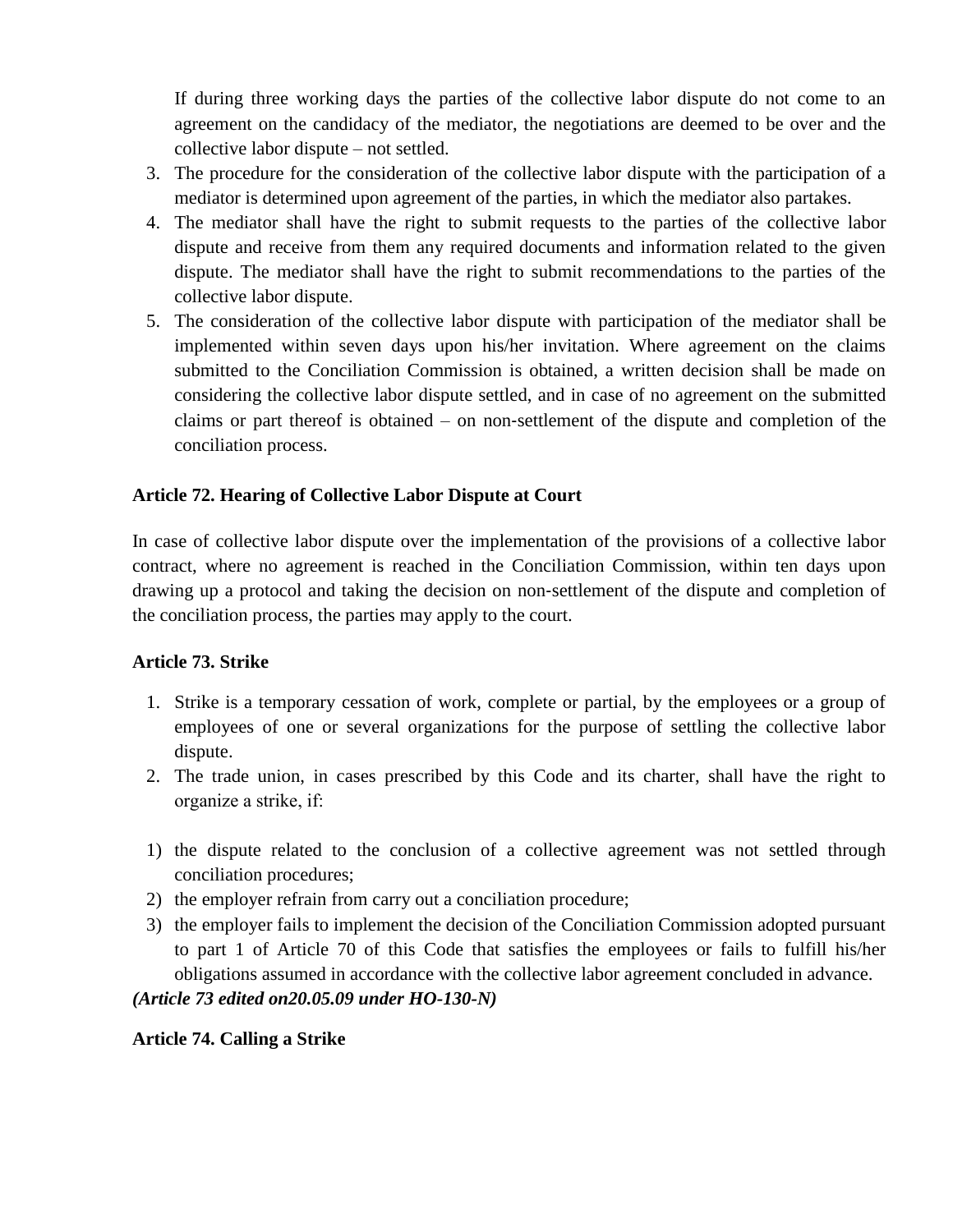If during three working days the parties of the collective labor dispute do not come to an agreement on the candidacy of the mediator, the negotiations are deemed to be over and the collective labor dispute – not settled.

3. The procedure for the consideration of the collective labor dispute with the participation of a mediator is determined upon agreement of the parties, in which the mediator also partakes.
4. The mediator shall have the right to submit requests to the parties of the collective labor dispute and receive from them any required documents and information related to the given dispute. The mediator shall have the right to submit recommendations to the parties of the collective labor dispute.
5. The consideration of the collective labor dispute with participation of the mediator shall be implemented within seven days upon his/her invitation. Where agreement on the claims submitted to the Conciliation Commission is obtained, a written decision shall be made on considering the collective labor dispute settled, and in case of no agreement on the submitted claims or part thereof is obtained – on non-settlement of the dispute and completion of the conciliation process.

**Article 72. Hearing of Collective Labor Dispute at Court**

In case of collective labor dispute over the implementation of the provisions of a collective labor contract, where no agreement is reached in the Conciliation Commission, within ten days upon drawing up a protocol and taking the decision on non-settlement of the dispute and completion of the conciliation process, the parties may apply to the court.

**Article 73. Strike**

1. Strike is a temporary cessation of work, complete or partial, by the employees or a group of employees of one or several organizations for the purpose of settling the collective labor dispute.
2. The trade union, in cases prescribed by this Code and its charter, shall have the right to organize a strike, if:

1) the dispute related to the conclusion of a collective agreement was not settled through conciliation procedures;
2) the employer refrain from carry out a conciliation procedure;
3) the employer fails to implement the decision of the Conciliation Commission adopted pursuant to part 1 of Article 70 of this Code that satisfies the employees or fails to fulfill his/her obligations assumed in accordance with the collective labor agreement concluded in advance.

***(Article 73 edited on20.05.09 under HO-130-N)***

**Article 74. Calling a Strike**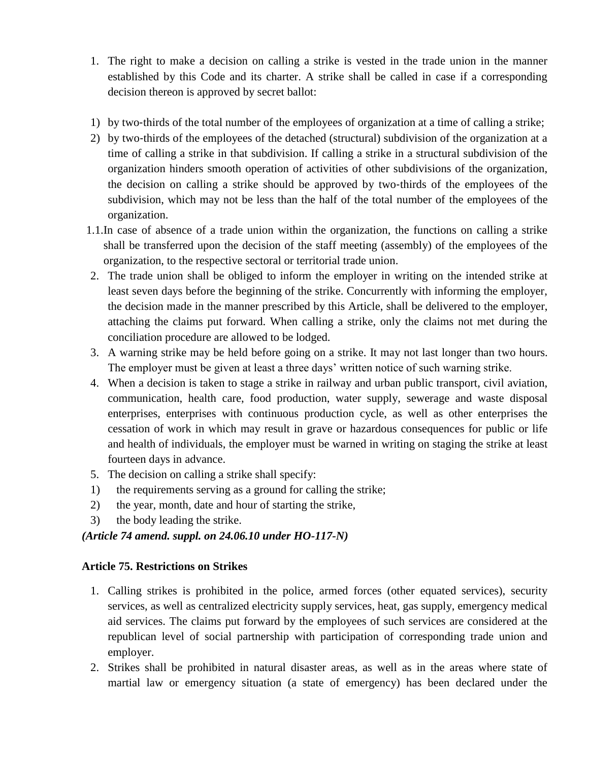1. The right to make a decision on calling a strike is vested in the trade union in the manner established by this Code and its charter. A strike shall be called in case if a corresponding decision thereon is approved by secret ballot:

1) by two-thirds of the total number of the employees of organization at a time of calling a strike;
2) by two-thirds of the employees of the detached (structural) subdivision of the organization at a time of calling a strike in that subdivision. If calling a strike in a structural subdivision of the organization hinders smooth operation of activities of other subdivisions of the organization, the decision on calling a strike should be approved by two-thirds of the employees of the subdivision, which may not be less than the half of the total number of the employees of the organization.

1.1. In case of absence of a trade union within the organization, the functions on calling a strike shall be transferred upon the decision of the staff meeting (assembly) of the employees of the organization, to the respective sectoral or territorial trade union.

2. The trade union shall be obliged to inform the employer in writing on the intended strike at least seven days before the beginning of the strike. Concurrently with informing the employer, the decision made in the manner prescribed by this Article, shall be delivered to the employer, attaching the claims put forward. When calling a strike, only the claims not met during the conciliation procedure are allowed to be lodged.
3. A warning strike may be held before going on a strike. It may not last longer than two hours. The employer must be given at least a three days' written notice of such warning strike.
4. When a decision is taken to stage a strike in railway and urban public transport, civil aviation, communication, health care, food production, water supply, sewerage and waste disposal enterprises, enterprises with continuous production cycle, as well as other enterprises the cessation of work in which may result in grave or hazardous consequences for public or life and health of individuals, the employer must be warned in writing on staging the strike at least fourteen days in advance.
5. The decision on calling a strike shall specify:

1) the requirements serving as a ground for calling the strike;
2) the year, month, date and hour of starting the strike,
3) the body leading the strike.

***(Article 74 amend. suppl. on 24.06.10 under HO-117-N)***

**Article 75. Restrictions on Strikes**

1. Calling strikes is prohibited in the police, armed forces (other equated services), security services, as well as centralized electricity supply services, heat, gas supply, emergency medical aid services. The claims put forward by the employees of such services are considered at the republican level of social partnership with participation of corresponding trade union and employer.
2. Strikes shall be prohibited in natural disaster areas, as well as in the areas where state of martial law or emergency situation (a state of emergency) has been declared under the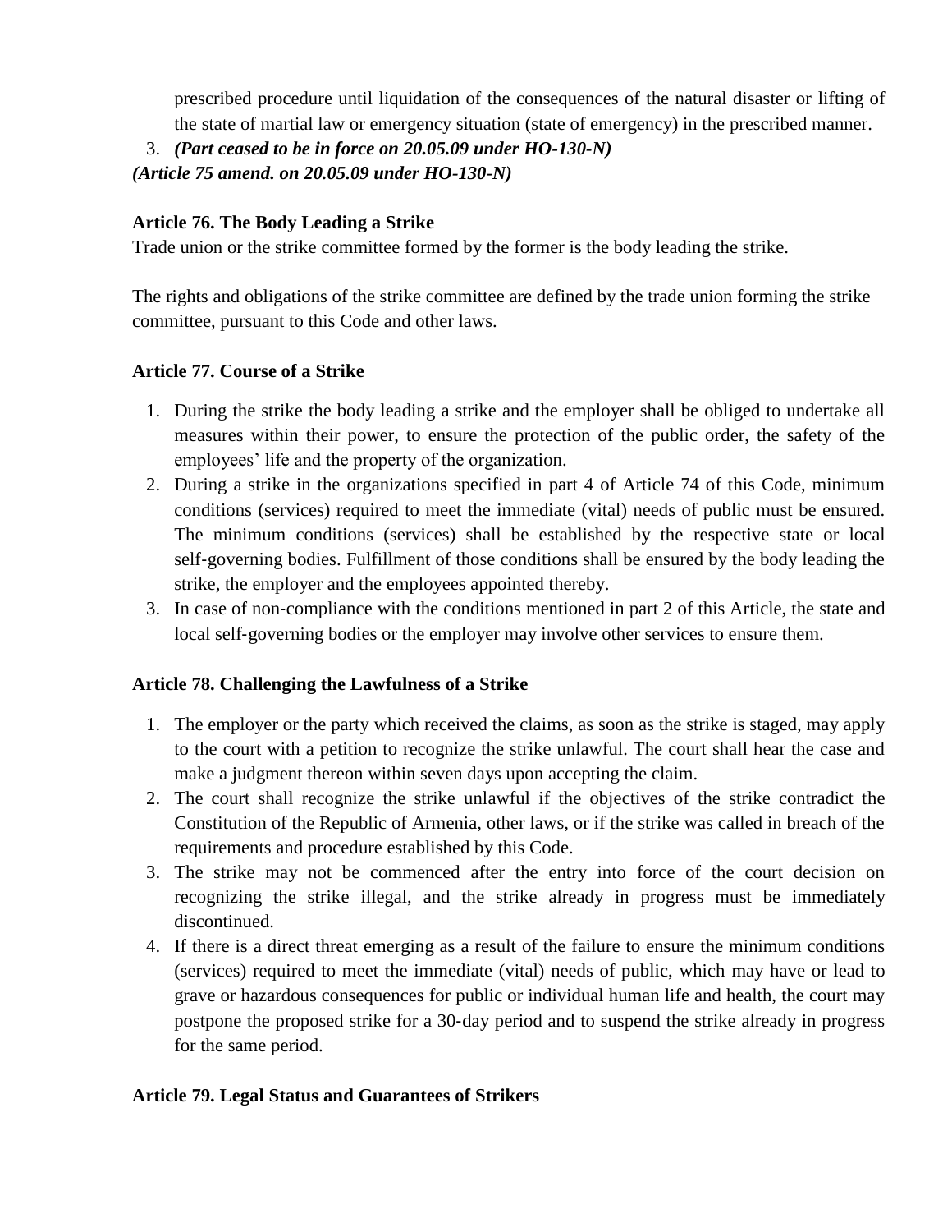prescribed procedure until liquidation of the consequences of the natural disaster or lifting of the state of martial law or emergency situation (state of emergency) in the prescribed manner.

3. ***(Part ceased to be in force on 20.05.09 under HO-130-N)***

***(Article 75 amend. on 20.05.09 under HO-130-N)***

**Article 76. The Body Leading a Strike**

Trade union or the strike committee formed by the former is the body leading the strike.

The rights and obligations of the strike committee are defined by the trade union forming the strike committee, pursuant to this Code and other laws.

**Article 77. Course of a Strike**

1. During the strike the body leading a strike and the employer shall be obliged to undertake all measures within their power, to ensure the protection of the public order, the safety of the employees' life and the property of the organization.
2. During a strike in the organizations specified in part 4 of Article 74 of this Code, minimum conditions (services) required to meet the immediate (vital) needs of public must be ensured. The minimum conditions (services) shall be established by the respective state or local self-governing bodies. Fulfillment of those conditions shall be ensured by the body leading the strike, the employer and the employees appointed thereby.
3. In case of non-compliance with the conditions mentioned in part 2 of this Article, the state and local self-governing bodies or the employer may involve other services to ensure them.

**Article 78. Challenging the Lawfulness of a Strike**

1. The employer or the party which received the claims, as soon as the strike is staged, may apply to the court with a petition to recognize the strike unlawful. The court shall hear the case and make a judgment thereon within seven days upon accepting the claim.
2. The court shall recognize the strike unlawful if the objectives of the strike contradict the Constitution of the Republic of Armenia, other laws, or if the strike was called in breach of the requirements and procedure established by this Code.
3. The strike may not be commenced after the entry into force of the court decision on recognizing the strike illegal, and the strike already in progress must be immediately discontinued.
4. If there is a direct threat emerging as a result of the failure to ensure the minimum conditions (services) required to meet the immediate (vital) needs of public, which may have or lead to grave or hazardous consequences for public or individual human life and health, the court may postpone the proposed strike for a 30-day period and to suspend the strike already in progress for the same period.

**Article 79. Legal Status and Guarantees of Strikers**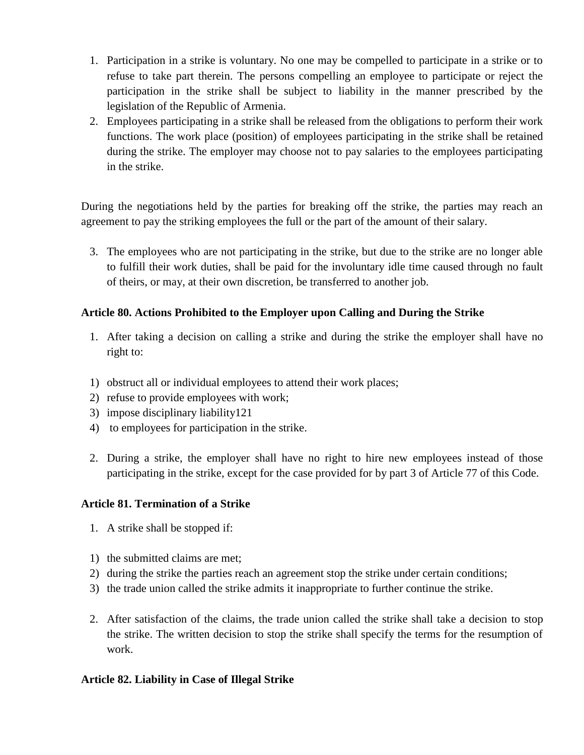1. Participation in a strike is voluntary. No one may be compelled to participate in a strike or to refuse to take part therein. The persons compelling an employee to participate or reject the participation in the strike shall be subject to liability in the manner prescribed by the legislation of the Republic of Armenia.
2. Employees participating in a strike shall be released from the obligations to perform their work functions. The work place (position) of employees participating in the strike shall be retained during the strike. The employer may choose not to pay salaries to the employees participating in the strike.

During the negotiations held by the parties for breaking off the strike, the parties may reach an agreement to pay the striking employees the full or the part of the amount of their salary.

3. The employees who are not participating in the strike, but due to the strike are no longer able to fulfill their work duties, shall be paid for the involuntary idle time caused through no fault of theirs, or may, at their own discretion, be transferred to another job.

**Article 80. Actions Prohibited to the Employer upon Calling and During the Strike**

1. After taking a decision on calling a strike and during the strike the employer shall have no right to:

1) obstruct all or individual employees to attend their work places;
2) refuse to provide employees with work;
3) impose disciplinary liability121
4) to employees for participation in the strike.

2. During a strike, the employer shall have no right to hire new employees instead of those participating in the strike, except for the case provided for by part 3 of Article 77 of this Code.

**Article 81. Termination of a Strike**

1. A strike shall be stopped if:

1) the submitted claims are met;
2) during the strike the parties reach an agreement stop the strike under certain conditions;
3) the trade union called the strike admits it inappropriate to further continue the strike.

2. After satisfaction of the claims, the trade union called the strike shall take a decision to stop the strike. The written decision to stop the strike shall specify the terms for the resumption of work.

**Article 82. Liability in Case of Illegal Strike**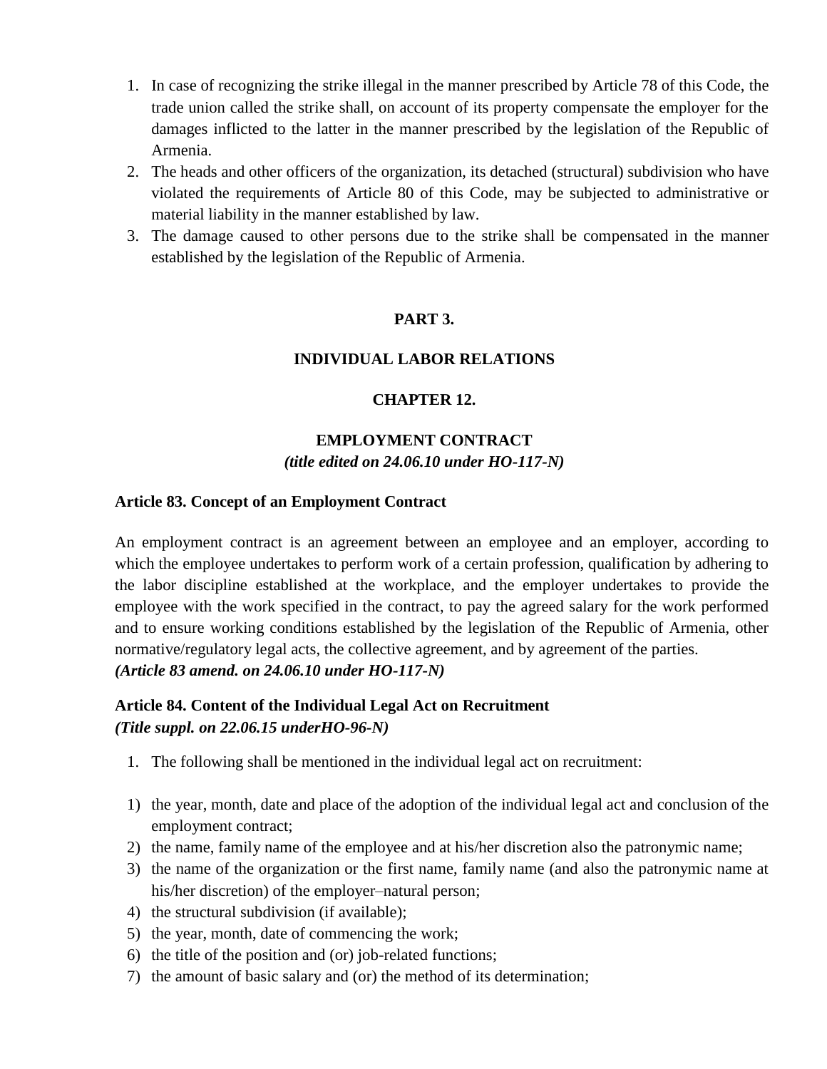1. In case of recognizing the strike illegal in the manner prescribed by Article 78 of this Code, the trade union called the strike shall, on account of its property compensate the employer for the damages inflicted to the latter in the manner prescribed by the legislation of the Republic of Armenia.
2. The heads and other officers of the organization, its detached (structural) subdivision who have violated the requirements of Article 80 of this Code, may be subjected to administrative or material liability in the manner established by law.
3. The damage caused to other persons due to the strike shall be compensated in the manner established by the legislation of the Republic of Armenia.

## PART 3.

## INDIVIDUAL LABOR RELATIONS

## CHAPTER 12.

## EMPLOYMENT CONTRACT

***(title edited on 24.06.10 under HO-117-N)***

### Article 83. Concept of an Employment Contract

An employment contract is an agreement between an employee and an employer, according to which the employee undertakes to perform work of a certain profession, qualification by adhering to the labor discipline established at the workplace, and the employer undertakes to provide the employee with the work specified in the contract, to pay the agreed salary for the work performed and to ensure working conditions established by the legislation of the Republic of Armenia, other normative/regulatory legal acts, the collective agreement, and by agreement of the parties.
***(Article 83 amend. on 24.06.10 under HO-117-N)***

### Article 84. Content of the Individual Legal Act on Recruitment
***(Title suppl. on 22.06.15 underHO-96-N)***

1. The following shall be mentioned in the individual legal act on recruitment:

1) the year, month, date and place of the adoption of the individual legal act and conclusion of the employment contract;
2) the name, family name of the employee and at his/her discretion also the patronymic name;
3) the name of the organization or the first name, family name (and also the patronymic name at his/her discretion) of the employer–natural person;
4) the structural subdivision (if available);
5) the year, month, date of commencing the work;
6) the title of the position and (or) job-related functions;
7) the amount of basic salary and (or) the method of its determination;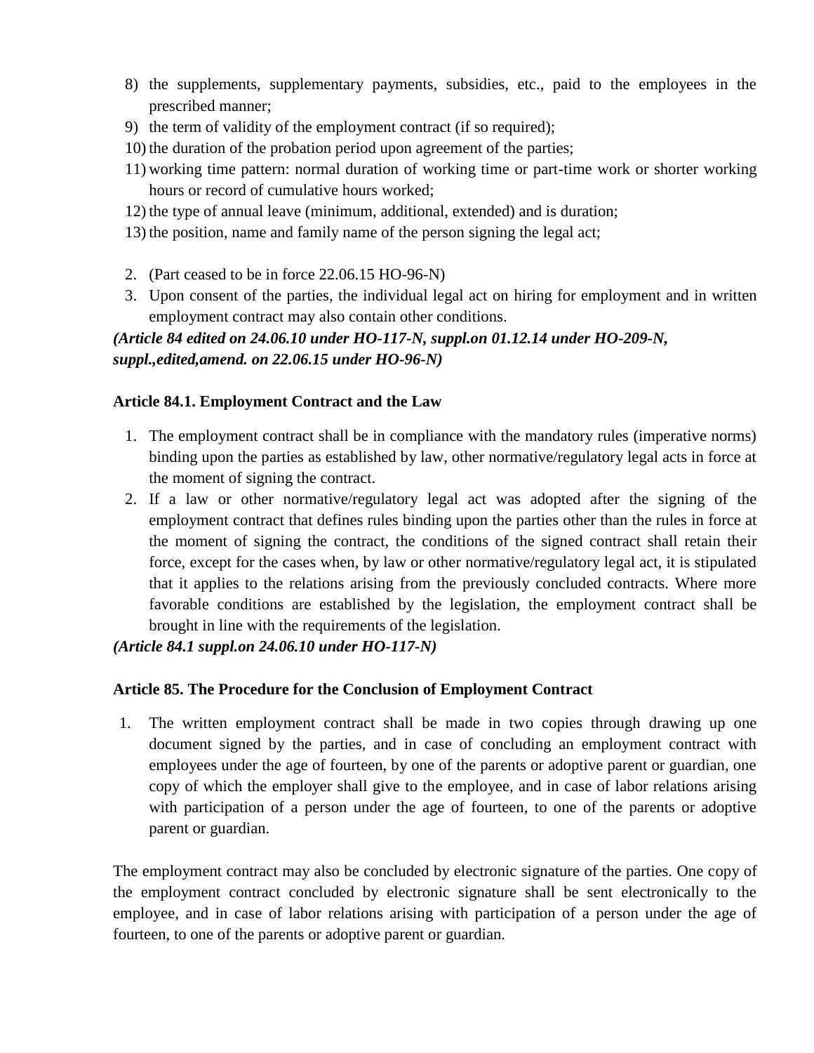8) the supplements, supplementary payments, subsidies, etc., paid to the employees in the prescribed manner;
9) the term of validity of the employment contract (if so required);
10) the duration of the probation period upon agreement of the parties;
11) working time pattern: normal duration of working time or part-time work or shorter working hours or record of cumulative hours worked;
12) the type of annual leave (minimum, additional, extended) and is duration;
13) the position, name and family name of the person signing the legal act;

2. (Part ceased to be in force 22.06.15 HO-96-N)
3. Upon consent of the parties, the individual legal act on hiring for employment and in written employment contract may also contain other conditions.

***(Article 84 edited on 24.06.10 under HO-117-N, suppl.on 01.12.14 under HO-209-N, suppl.,edited,amend. on 22.06.15 under HO-96-N)***

**Article 84.1. Employment Contract and the Law**

1. The employment contract shall be in compliance with the mandatory rules (imperative norms) binding upon the parties as established by law, other normative/regulatory legal acts in force at the moment of signing the contract.
2. If a law or other normative/regulatory legal act was adopted after the signing of the employment contract that defines rules binding upon the parties other than the rules in force at the moment of signing the contract, the conditions of the signed contract shall retain their force, except for the cases when, by law or other normative/regulatory legal act, it is stipulated that it applies to the relations arising from the previously concluded contracts. Where more favorable conditions are established by the legislation, the employment contract shall be brought in line with the requirements of the legislation.

***(Article 84.1 suppl.on 24.06.10 under HO-117-N)***

**Article 85. The Procedure for the Conclusion of Employment Contract**

1. The written employment contract shall be made in two copies through drawing up one document signed by the parties, and in case of concluding an employment contract with employees under the age of fourteen, by one of the parents or adoptive parent or guardian, one copy of which the employer shall give to the employee, and in case of labor relations arising with participation of a person under the age of fourteen, to one of the parents or adoptive parent or guardian.

The employment contract may also be concluded by electronic signature of the parties. One copy of the employment contract concluded by electronic signature shall be sent electronically to the employee, and in case of labor relations arising with participation of a person under the age of fourteen, to one of the parents or adoptive parent or guardian.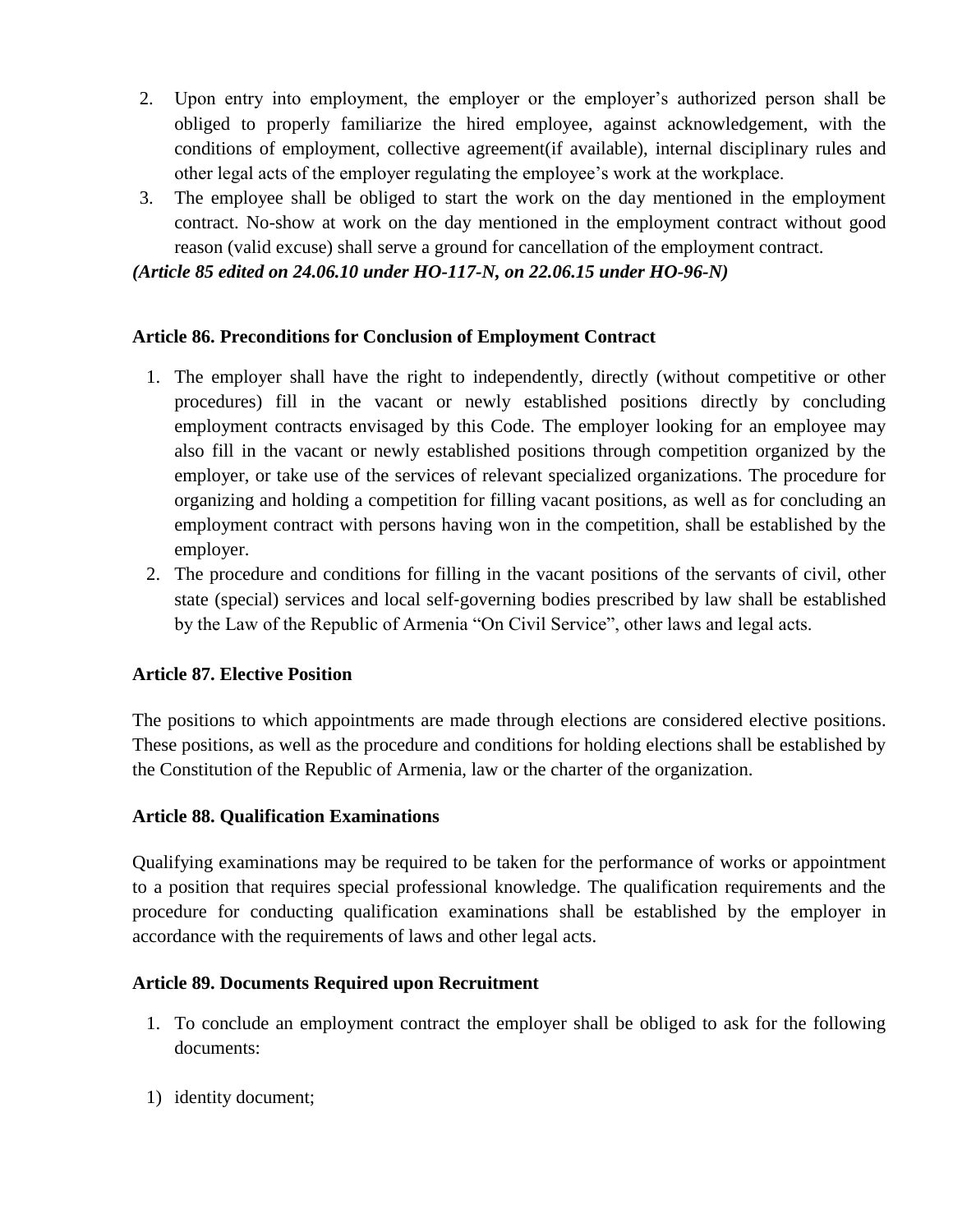2. Upon entry into employment, the employer or the employer's authorized person shall be obliged to properly familiarize the hired employee, against acknowledgement, with the conditions of employment, collective agreement(if available), internal disciplinary rules and other legal acts of the employer regulating the employee's work at the workplace.
3. The employee shall be obliged to start the work on the day mentioned in the employment contract. No-show at work on the day mentioned in the employment contract without good reason (valid excuse) shall serve a ground for cancellation of the employment contract.

***(Article 85 edited on 24.06.10 under HO-117-N, on 22.06.15 under HO-96-N)***

**Article 86. Preconditions for Conclusion of Employment Contract**

1. The employer shall have the right to independently, directly (without competitive or other procedures) fill in the vacant or newly established positions directly by concluding employment contracts envisaged by this Code. The employer looking for an employee may also fill in the vacant or newly established positions through competition organized by the employer, or take use of the services of relevant specialized organizations. The procedure for organizing and holding a competition for filling vacant positions, as well as for concluding an employment contract with persons having won in the competition, shall be established by the employer.
2. The procedure and conditions for filling in the vacant positions of the servants of civil, other state (special) services and local self-governing bodies prescribed by law shall be established by the Law of the Republic of Armenia "On Civil Service", other laws and legal acts.

**Article 87. Elective Position**

The positions to which appointments are made through elections are considered elective positions. These positions, as well as the procedure and conditions for holding elections shall be established by the Constitution of the Republic of Armenia, law or the charter of the organization.

**Article 88. Qualification Examinations**

Qualifying examinations may be required to be taken for the performance of works or appointment to a position that requires special professional knowledge. The qualification requirements and the procedure for conducting qualification examinations shall be established by the employer in accordance with the requirements of laws and other legal acts.

**Article 89. Documents Required upon Recruitment**

1. To conclude an employment contract the employer shall be obliged to ask for the following documents:

1) identity document;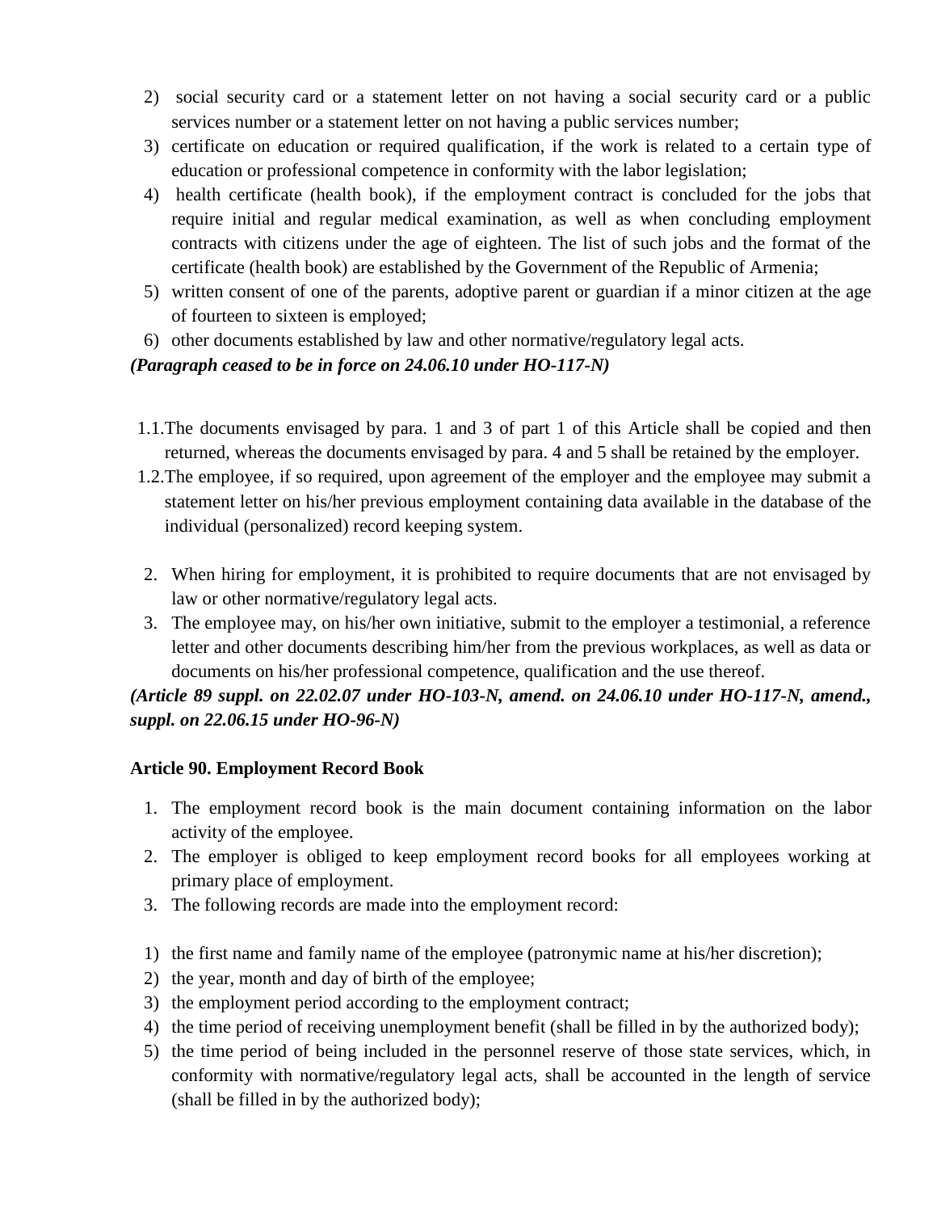2) social security card or a statement letter on not having a social security card or a public services number or a statement letter on not having a public services number;
3) certificate on education or required qualification, if the work is related to a certain type of education or professional competence in conformity with the labor legislation;
4) health certificate (health book), if the employment contract is concluded for the jobs that require initial and regular medical examination, as well as when concluding employment contracts with citizens under the age of eighteen. The list of such jobs and the format of the certificate (health book) are established by the Government of the Republic of Armenia;
5) written consent of one of the parents, adoptive parent or guardian if a minor citizen at the age of fourteen to sixteen is employed;
6) other documents established by law and other normative/regulatory legal acts.

***(Paragraph ceased to be in force on 24.06.10 under HO-117-N)***

1.1. The documents envisaged by para. 1 and 3 of part 1 of this Article shall be copied and then returned, whereas the documents envisaged by para. 4 and 5 shall be retained by the employer.

1.2. The employee, if so required, upon agreement of the employer and the employee may submit a statement letter on his/her previous employment containing data available in the database of the individual (personalized) record keeping system.

2. When hiring for employment, it is prohibited to require documents that are not envisaged by law or other normative/regulatory legal acts.
3. The employee may, on his/her own initiative, submit to the employer a testimonial, a reference letter and other documents describing him/her from the previous workplaces, as well as data or documents on his/her professional competence, qualification and the use thereof.

***(Article 89 suppl. on 22.02.07 under HO-103-N, amend. on 24.06.10 under HO-117-N, amend., suppl. on 22.06.15 under HO-96-N)***

**Article 90. Employment Record Book**

1. The employment record book is the main document containing information on the labor activity of the employee.
2. The employer is obliged to keep employment record books for all employees working at primary place of employment.
3. The following records are made into the employment record:

1) the first name and family name of the employee (patronymic name at his/her discretion);
2) the year, month and day of birth of the employee;
3) the employment period according to the employment contract;
4) the time period of receiving unemployment benefit (shall be filled in by the authorized body);
5) the time period of being included in the personnel reserve of those state services, which, in conformity with normative/regulatory legal acts, shall be accounted in the length of service (shall be filled in by the authorized body);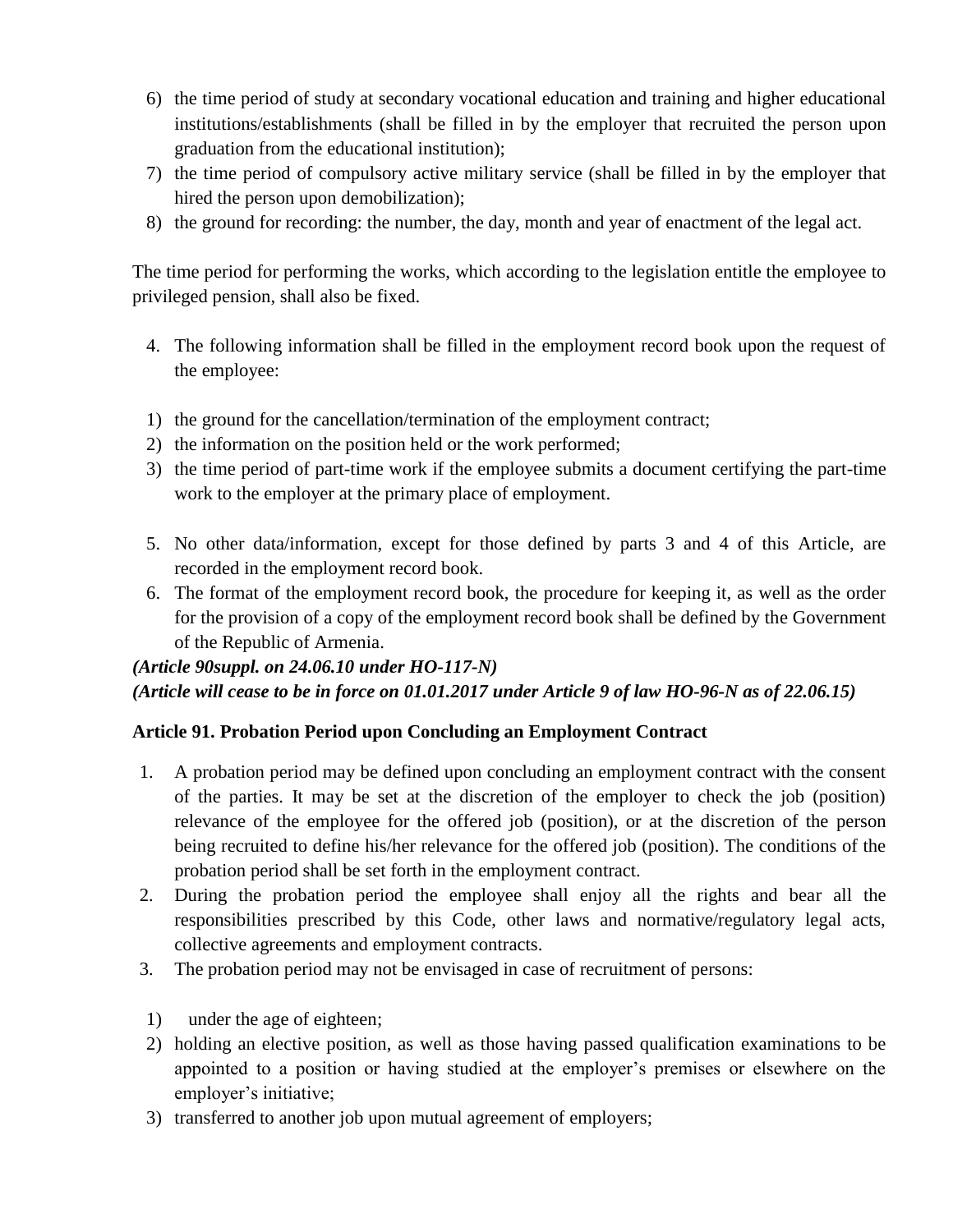6) the time period of study at secondary vocational education and training and higher educational institutions/establishments (shall be filled in by the employer that recruited the person upon graduation from the educational institution);
7) the time period of compulsory active military service (shall be filled in by the employer that hired the person upon demobilization);
8) the ground for recording: the number, the day, month and year of enactment of the legal act.

The time period for performing the works, which according to the legislation entitle the employee to privileged pension, shall also be fixed.

4. The following information shall be filled in the employment record book upon the request of the employee:

1) the ground for the cancellation/termination of the employment contract;
2) the information on the position held or the work performed;
3) the time period of part-time work if the employee submits a document certifying the part-time work to the employer at the primary place of employment.

5. No other data/information, except for those defined by parts 3 and 4 of this Article, are recorded in the employment record book.
6. The format of the employment record book, the procedure for keeping it, as well as the order for the provision of a copy of the employment record book shall be defined by the Government of the Republic of Armenia.

***(Article 90suppl. on 24.06.10 under HO-117-N)***
***(Article will cease to be in force on 01.01.2017 under Article 9 of law HO-96-N as of 22.06.15)***

**Article 91. Probation Period upon Concluding an Employment Contract**

1. A probation period may be defined upon concluding an employment contract with the consent of the parties. It may be set at the discretion of the employer to check the job (position) relevance of the employee for the offered job (position), or at the discretion of the person being recruited to define his/her relevance for the offered job (position). The conditions of the probation period shall be set forth in the employment contract.
2. During the probation period the employee shall enjoy all the rights and bear all the responsibilities prescribed by this Code, other laws and normative/regulatory legal acts, collective agreements and employment contracts.
3. The probation period may not be envisaged in case of recruitment of persons:

1) under the age of eighteen;
2) holding an elective position, as well as those having passed qualification examinations to be appointed to a position or having studied at the employer's premises or elsewhere on the employer's initiative;
3) transferred to another job upon mutual agreement of employers;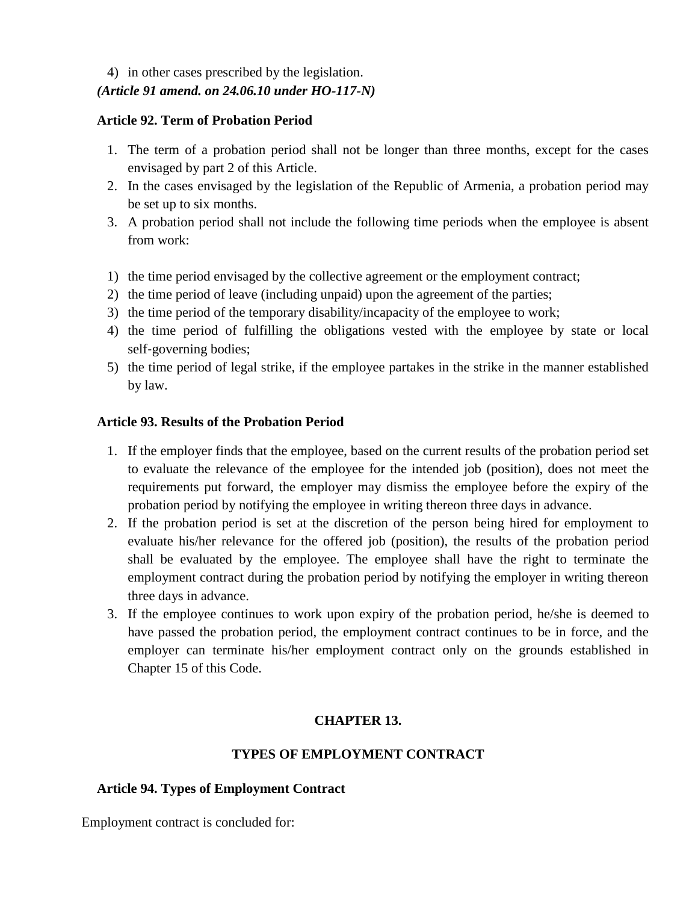4) in other cases prescribed by the legislation.

***(Article 91 amend. on 24.06.10 under HO-117-N)***

**Article 92. Term of Probation Period**

1. The term of a probation period shall not be longer than three months, except for the cases envisaged by part 2 of this Article.
2. In the cases envisaged by the legislation of the Republic of Armenia, a probation period may be set up to six months.
3. A probation period shall not include the following time periods when the employee is absent from work:

1) the time period envisaged by the collective agreement or the employment contract;
2) the time period of leave (including unpaid) upon the agreement of the parties;
3) the time period of the temporary disability/incapacity of the employee to work;
4) the time period of fulfilling the obligations vested with the employee by state or local self-governing bodies;
5) the time period of legal strike, if the employee partakes in the strike in the manner established by law.

**Article 93. Results of the Probation Period**

1. If the employer finds that the employee, based on the current results of the probation period set to evaluate the relevance of the employee for the intended job (position), does not meet the requirements put forward, the employer may dismiss the employee before the expiry of the probation period by notifying the employee in writing thereon three days in advance.
2. If the probation period is set at the discretion of the person being hired for employment to evaluate his/her relevance for the offered job (position), the results of the probation period shall be evaluated by the employee. The employee shall have the right to terminate the employment contract during the probation period by notifying the employer in writing thereon three days in advance.
3. If the employee continues to work upon expiry of the probation period, he/she is deemed to have passed the probation period, the employment contract continues to be in force, and the employer can terminate his/her employment contract only on the grounds established in Chapter 15 of this Code.

## CHAPTER 13.

## TYPES OF EMPLOYMENT CONTRACT

**Article 94. Types of Employment Contract**

Employment contract is concluded for: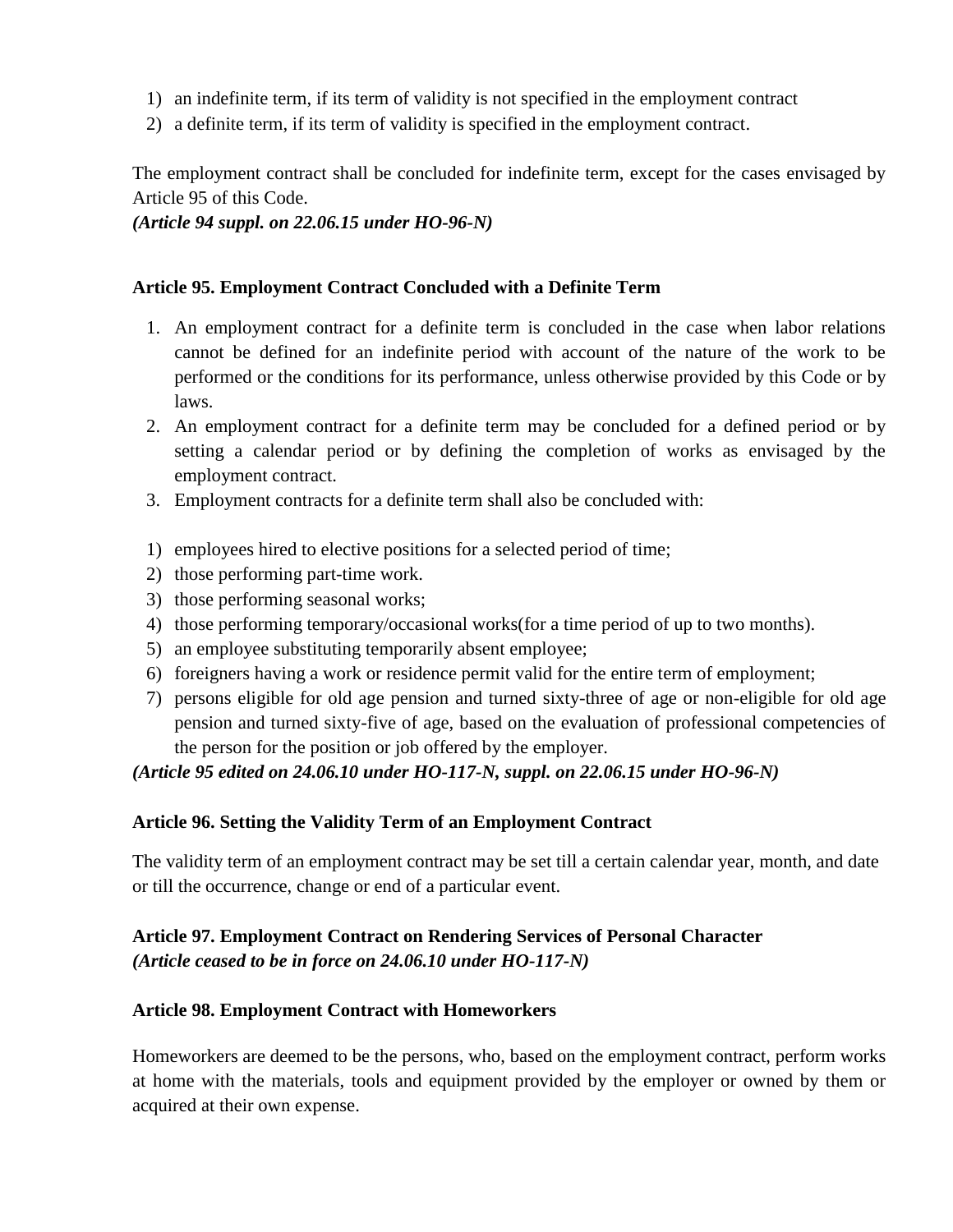1) an indefinite term, if its term of validity is not specified in the employment contract
2) a definite term, if its term of validity is specified in the employment contract.

The employment contract shall be concluded for indefinite term, except for the cases envisaged by Article 95 of this Code.

***(Article 94 suppl. on 22.06.15 under HO-96-N)***

**Article 95. Employment Contract Concluded with a Definite Term**

1. An employment contract for a definite term is concluded in the case when labor relations cannot be defined for an indefinite period with account of the nature of the work to be performed or the conditions for its performance, unless otherwise provided by this Code or by laws.
2. An employment contract for a definite term may be concluded for a defined period or by setting a calendar period or by defining the completion of works as envisaged by the employment contract.
3. Employment contracts for a definite term shall also be concluded with:

1) employees hired to elective positions for a selected period of time;
2) those performing part-time work.
3) those performing seasonal works;
4) those performing temporary/occasional works(for a time period of up to two months).
5) an employee substituting temporarily absent employee;
6) foreigners having a work or residence permit valid for the entire term of employment;
7) persons eligible for old age pension and turned sixty-three of age or non-eligible for old age pension and turned sixty-five of age, based on the evaluation of professional competencies of the person for the position or job offered by the employer.

***(Article 95 edited on 24.06.10 under HO-117-N, suppl. on 22.06.15 under HO-96-N)***

**Article 96. Setting the Validity Term of an Employment Contract**

The validity term of an employment contract may be set till a certain calendar year, month, and date or till the occurrence, change or end of a particular event.

**Article 97. Employment Contract on Rendering Services of Personal Character**
***(Article ceased to be in force on 24.06.10 under HO-117-N)***

**Article 98. Employment Contract with Homeworkers**

Homeworkers are deemed to be the persons, who, based on the employment contract, perform works at home with the materials, tools and equipment provided by the employer or owned by them or acquired at their own expense.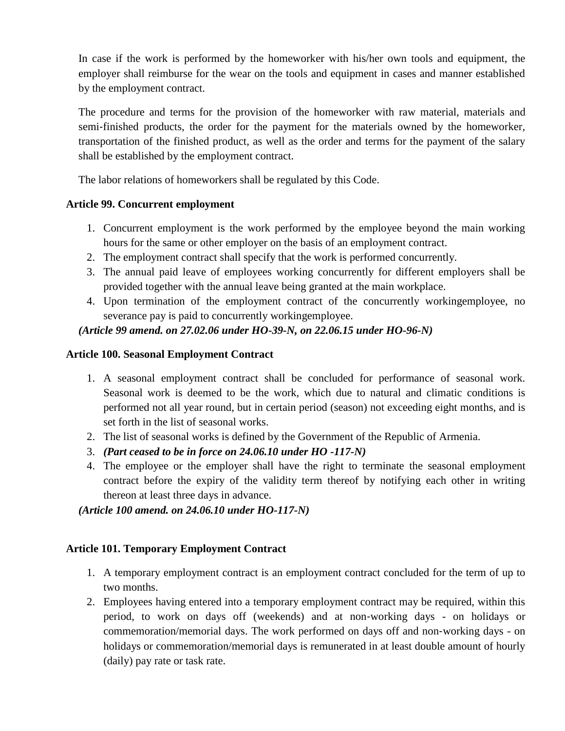In case if the work is performed by the homeworker with his/her own tools and equipment, the employer shall reimburse for the wear on the tools and equipment in cases and manner established by the employment contract.

The procedure and terms for the provision of the homeworker with raw material, materials and semi-finished products, the order for the payment for the materials owned by the homeworker, transportation of the finished product, as well as the order and terms for the payment of the salary shall be established by the employment contract.

The labor relations of homeworkers shall be regulated by this Code.

**Article 99. Concurrent employment**

1. Concurrent employment is the work performed by the employee beyond the main working hours for the same or other employer on the basis of an employment contract.
2. The employment contract shall specify that the work is performed concurrently.
3. The annual paid leave of employees working concurrently for different employers shall be provided together with the annual leave being granted at the main workplace.
4. Upon termination of the employment contract of the concurrently workingemployee, no severance pay is paid to concurrently workingemployee.

***(Article 99 amend. on 27.02.06 under HO-39-N, on 22.06.15 under HO-96-N)***

**Article 100. Seasonal Employment Contract**

1. A seasonal employment contract shall be concluded for performance of seasonal work. Seasonal work is deemed to be the work, which due to natural and climatic conditions is performed not all year round, but in certain period (season) not exceeding eight months, and is set forth in the list of seasonal works.
2. The list of seasonal works is defined by the Government of the Republic of Armenia.
3. ***(Part ceased to be in force on 24.06.10 under HO -117-N)***
4. The employee or the employer shall have the right to terminate the seasonal employment contract before the expiry of the validity term thereof by notifying each other in writing thereon at least three days in advance.

***(Article 100 amend. on 24.06.10 under HO-117-N)***

**Article 101. Temporary Employment Contract**

1. A temporary employment contract is an employment contract concluded for the term of up to two months.
2. Employees having entered into a temporary employment contract may be required, within this period, to work on days off (weekends) and at non-working days - on holidays or commemoration/memorial days. The work performed on days off and non-working days - on holidays or commemoration/memorial days is remunerated in at least double amount of hourly (daily) pay rate or task rate.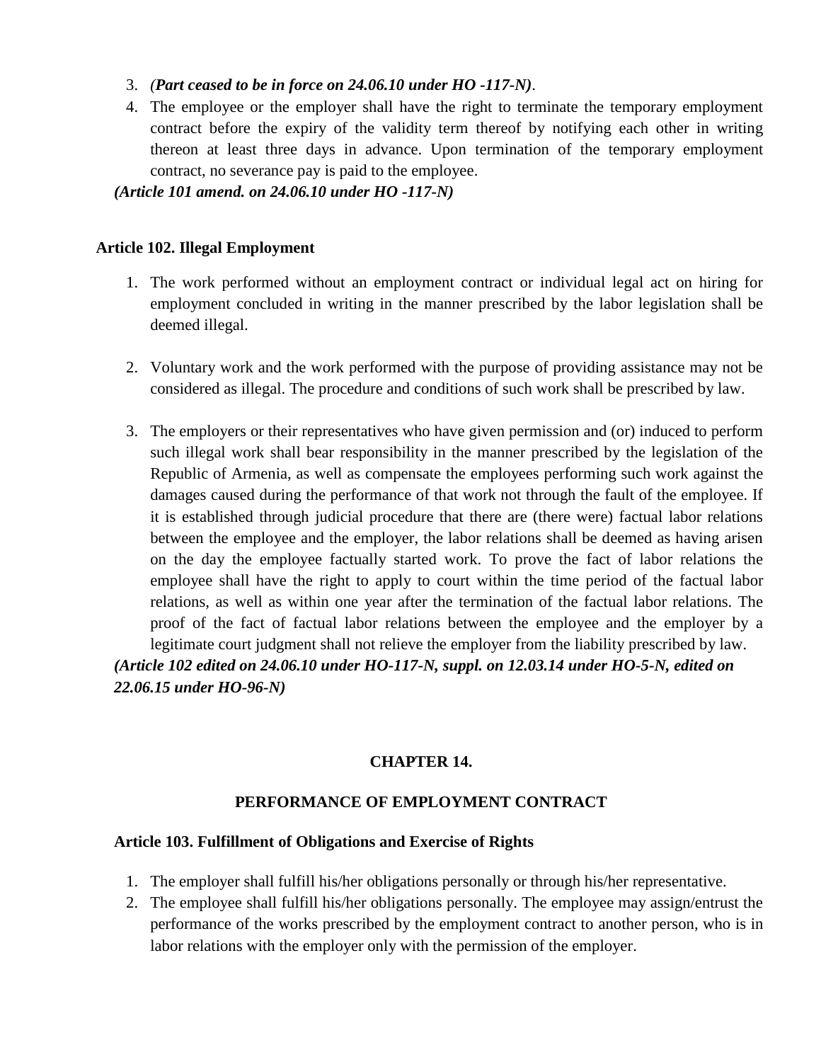3. *(**Part ceased to be in force on 24.06.10 under HO -117-N)**.*
4. The employee or the employer shall have the right to terminate the temporary employment contract before the expiry of the validity term thereof by notifying each other in writing thereon at least three days in advance. Upon termination of the temporary employment contract, no severance pay is paid to the employee.

***(Article 101 amend. on 24.06.10 under HO -117-N)***

### Article 102. Illegal Employment

1. The work performed without an employment contract or individual legal act on hiring for employment concluded in writing in the manner prescribed by the labor legislation shall be deemed illegal.

2. Voluntary work and the work performed with the purpose of providing assistance may not be considered as illegal. The procedure and conditions of such work shall be prescribed by law.

3. The employers or their representatives who have given permission and (or) induced to perform such illegal work shall bear responsibility in the manner prescribed by the legislation of the Republic of Armenia, as well as compensate the employees performing such work against the damages caused during the performance of that work not through the fault of the employee. If it is established through judicial procedure that there are (there were) factual labor relations between the employee and the employer, the labor relations shall be deemed as having arisen on the day the employee factually started work. To prove the fact of labor relations the employee shall have the right to apply to court within the time period of the factual labor relations, as well as within one year after the termination of the factual labor relations. The proof of the fact of factual labor relations between the employee and the employer by a legitimate court judgment shall not relieve the employer from the liability prescribed by law.

***(Article 102 edited on 24.06.10 under HO-117-N, suppl. on 12.03.14 under HO-5-N, edited on 22.06.15 under HO-96-N)***

## CHAPTER 14.

## PERFORMANCE OF EMPLOYMENT CONTRACT

### Article 103. Fulfillment of Obligations and Exercise of Rights

1. The employer shall fulfill his/her obligations personally or through his/her representative.
2. The employee shall fulfill his/her obligations personally. The employee may assign/entrust the performance of the works prescribed by the employment contract to another person, who is in labor relations with the employer only with the permission of the employer.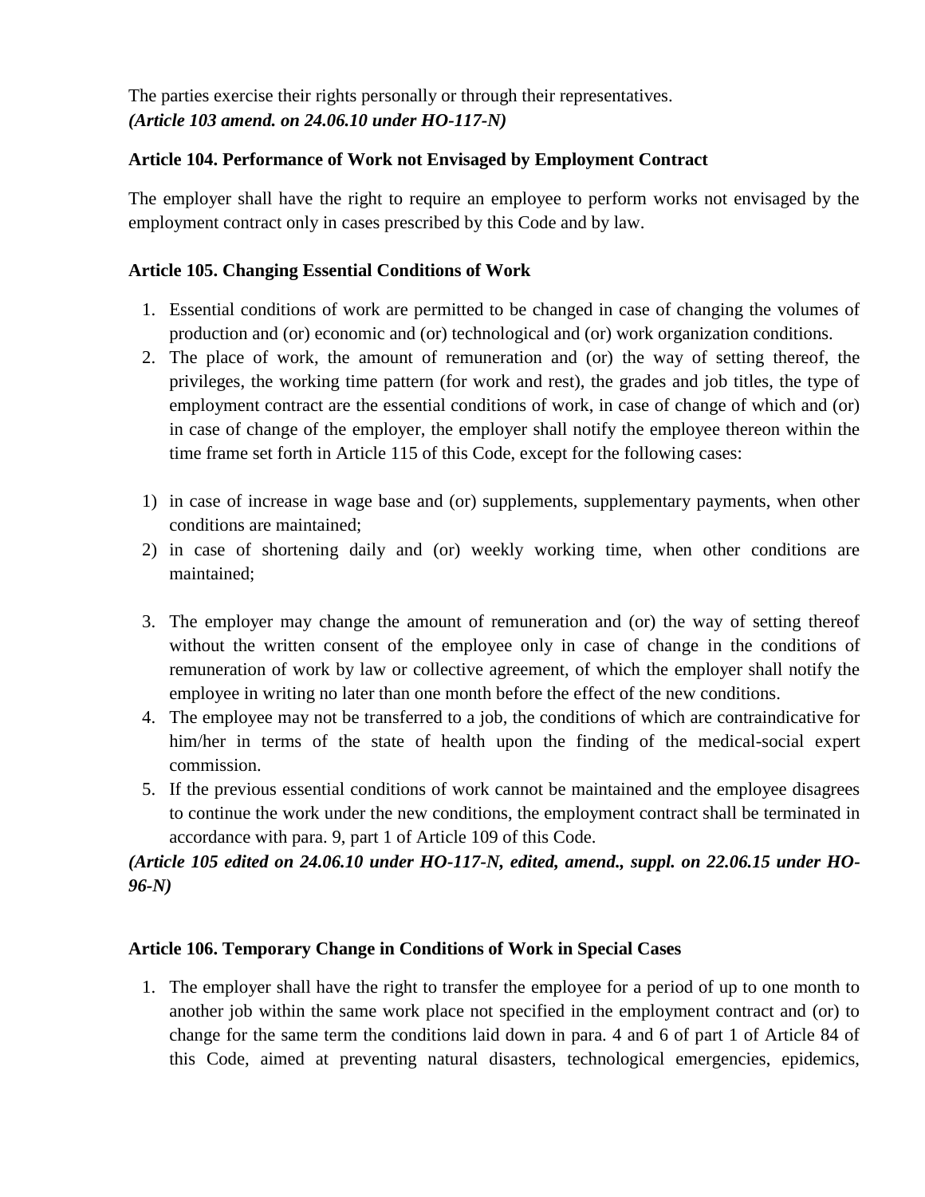The parties exercise their rights personally or through their representatives.
*(Article 103 amend. on 24.06.10 under HO-117-N)*

**Article 104. Performance of Work not Envisaged by Employment Contract**

The employer shall have the right to require an employee to perform works not envisaged by the employment contract only in cases prescribed by this Code and by law.

**Article 105. Changing Essential Conditions of Work**

1. Essential conditions of work are permitted to be changed in case of changing the volumes of production and (or) economic and (or) technological and (or) work organization conditions.
2. The place of work, the amount of remuneration and (or) the way of setting thereof, the privileges, the working time pattern (for work and rest), the grades and job titles, the type of employment contract are the essential conditions of work, in case of change of which and (or) in case of change of the employer, the employer shall notify the employee thereon within the time frame set forth in Article 115 of this Code, except for the following cases:

1) in case of increase in wage base and (or) supplements, supplementary payments, when other conditions are maintained;
2) in case of shortening daily and (or) weekly working time, when other conditions are maintained;

3. The employer may change the amount of remuneration and (or) the way of setting thereof without the written consent of the employee only in case of change in the conditions of remuneration of work by law or collective agreement, of which the employer shall notify the employee in writing no later than one month before the effect of the new conditions.
4. The employee may not be transferred to a job, the conditions of which are contraindicative for him/her in terms of the state of health upon the finding of the medical-social expert commission.
5. If the previous essential conditions of work cannot be maintained and the employee disagrees to continue the work under the new conditions, the employment contract shall be terminated in accordance with para. 9, part 1 of Article 109 of this Code.

***(Article 105 edited on 24.06.10 under HO-117-N, edited, amend., suppl. on 22.06.15 under HO-96-N)***

**Article 106. Temporary Change in Conditions of Work in Special Cases**

1. The employer shall have the right to transfer the employee for a period of up to one month to another job within the same work place not specified in the employment contract and (or) to change for the same term the conditions laid down in para. 4 and 6 of part 1 of Article 84 of this Code, aimed at preventing natural disasters, technological emergencies, epidemics,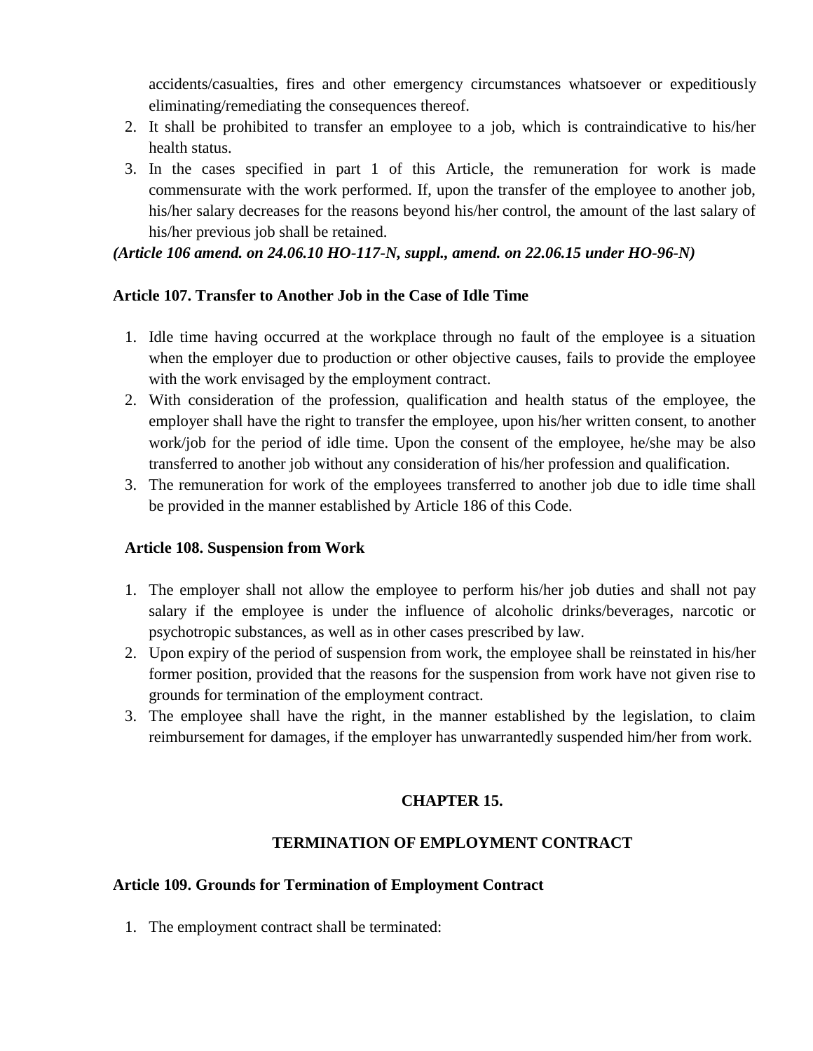accidents/casualties, fires and other emergency circumstances whatsoever or expeditiously eliminating/remediating the consequences thereof.

2. It shall be prohibited to transfer an employee to a job, which is contraindicative to his/her health status.
3. In the cases specified in part 1 of this Article, the remuneration for work is made commensurate with the work performed. If, upon the transfer of the employee to another job, his/her salary decreases for the reasons beyond his/her control, the amount of the last salary of his/her previous job shall be retained.

***(Article 106 amend. on 24.06.10 HO-117-N, suppl., amend. on 22.06.15 under HO-96-N)***

### Article 107. Transfer to Another Job in the Case of Idle Time

1. Idle time having occurred at the workplace through no fault of the employee is a situation when the employer due to production or other objective causes, fails to provide the employee with the work envisaged by the employment contract.
2. With consideration of the profession, qualification and health status of the employee, the employer shall have the right to transfer the employee, upon his/her written consent, to another work/job for the period of idle time. Upon the consent of the employee, he/she may be also transferred to another job without any consideration of his/her profession and qualification.
3. The remuneration for work of the employees transferred to another job due to idle time shall be provided in the manner established by Article 186 of this Code.

### Article 108. Suspension from Work

1. The employer shall not allow the employee to perform his/her job duties and shall not pay salary if the employee is under the influence of alcoholic drinks/beverages, narcotic or psychotropic substances, as well as in other cases prescribed by law.
2. Upon expiry of the period of suspension from work, the employee shall be reinstated in his/her former position, provided that the reasons for the suspension from work have not given rise to grounds for termination of the employment contract.
3. The employee shall have the right, in the manner established by the legislation, to claim reimbursement for damages, if the employer has unwarrantedly suspended him/her from work.

## CHAPTER 15.

## TERMINATION OF EMPLOYMENT CONTRACT

### Article 109. Grounds for Termination of Employment Contract

1. The employment contract shall be terminated: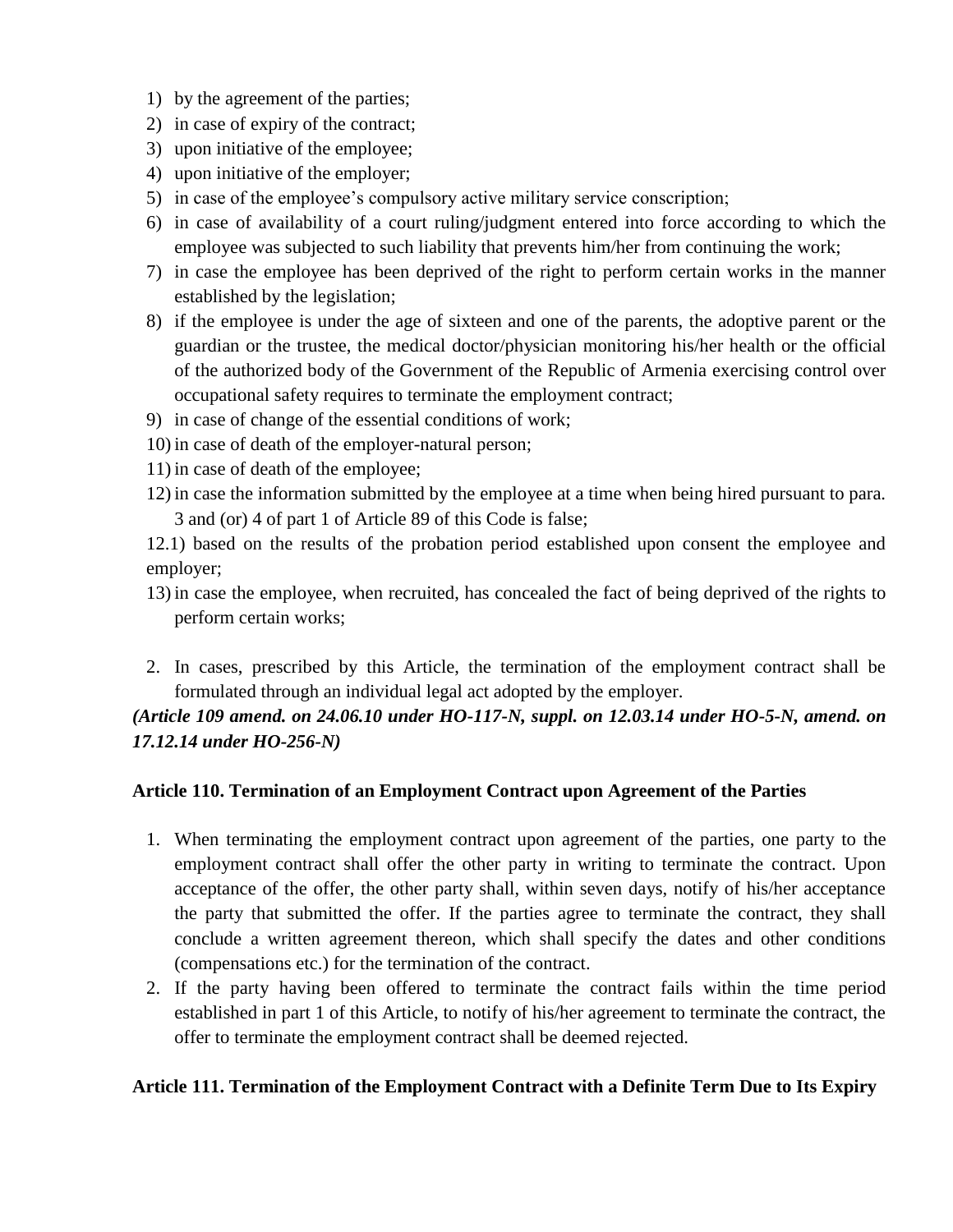1) by the agreement of the parties;
2) in case of expiry of the contract;
3) upon initiative of the employee;
4) upon initiative of the employer;
5) in case of the employee's compulsory active military service conscription;
6) in case of availability of a court ruling/judgment entered into force according to which the employee was subjected to such liability that prevents him/her from continuing the work;
7) in case the employee has been deprived of the right to perform certain works in the manner established by the legislation;
8) if the employee is under the age of sixteen and one of the parents, the adoptive parent or the guardian or the trustee, the medical doctor/physician monitoring his/her health or the official of the authorized body of the Government of the Republic of Armenia exercising control over occupational safety requires to terminate the employment contract;
9) in case of change of the essential conditions of work;
10) in case of death of the employer-natural person;
11) in case of death of the employee;
12) in case the information submitted by the employee at a time when being hired pursuant to para. 3 and (or) 4 of part 1 of Article 89 of this Code is false;

12.1) based on the results of the probation period established upon consent the employee and employer;

13) in case the employee, when recruited, has concealed the fact of being deprived of the rights to perform certain works;

2. In cases, prescribed by this Article, the termination of the employment contract shall be formulated through an individual legal act adopted by the employer.

***(Article 109 amend. on 24.06.10 under HO-117-N, suppl. on 12.03.14 under HO-5-N, amend. on 17.12.14 under HO-256-N)***

**Article 110. Termination of an Employment Contract upon Agreement of the Parties**

1. When terminating the employment contract upon agreement of the parties, one party to the employment contract shall offer the other party in writing to terminate the contract. Upon acceptance of the offer, the other party shall, within seven days, notify of his/her acceptance the party that submitted the offer. If the parties agree to terminate the contract, they shall conclude a written agreement thereon, which shall specify the dates and other conditions (compensations etc.) for the termination of the contract.
2. If the party having been offered to terminate the contract fails within the time period established in part 1 of this Article, to notify of his/her agreement to terminate the contract, the offer to terminate the employment contract shall be deemed rejected.

**Article 111. Termination of the Employment Contract with a Definite Term Due to Its Expiry**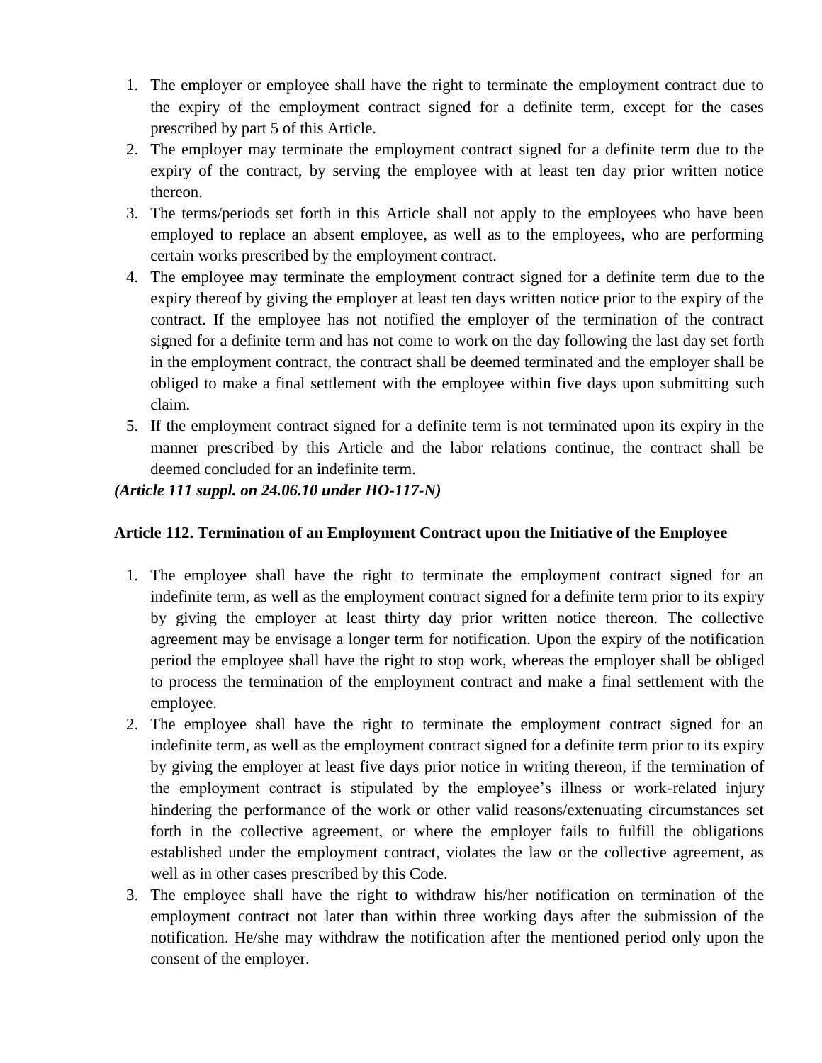1. The employer or employee shall have the right to terminate the employment contract due to the expiry of the employment contract signed for a definite term, except for the cases prescribed by part 5 of this Article.
2. The employer may terminate the employment contract signed for a definite term due to the expiry of the contract, by serving the employee with at least ten day prior written notice thereon.
3. The terms/periods set forth in this Article shall not apply to the employees who have been employed to replace an absent employee, as well as to the employees, who are performing certain works prescribed by the employment contract.
4. The employee may terminate the employment contract signed for a definite term due to the expiry thereof by giving the employer at least ten days written notice prior to the expiry of the contract. If the employee has not notified the employer of the termination of the contract signed for a definite term and has not come to work on the day following the last day set forth in the employment contract, the contract shall be deemed terminated and the employer shall be obliged to make a final settlement with the employee within five days upon submitting such claim.
5. If the employment contract signed for a definite term is not terminated upon its expiry in the manner prescribed by this Article and the labor relations continue, the contract shall be deemed concluded for an indefinite term.

***(Article 111 suppl. on 24.06.10 under HO-117-N)***

### Article 112. Termination of an Employment Contract upon the Initiative of the Employee

1. The employee shall have the right to terminate the employment contract signed for an indefinite term, as well as the employment contract signed for a definite term prior to its expiry by giving the employer at least thirty day prior written notice thereon. The collective agreement may be envisage a longer term for notification. Upon the expiry of the notification period the employee shall have the right to stop work, whereas the employer shall be obliged to process the termination of the employment contract and make a final settlement with the employee.
2. The employee shall have the right to terminate the employment contract signed for an indefinite term, as well as the employment contract signed for a definite term prior to its expiry by giving the employer at least five days prior notice in writing thereon, if the termination of the employment contract is stipulated by the employee's illness or work-related injury hindering the performance of the work or other valid reasons/extenuating circumstances set forth in the collective agreement, or where the employer fails to fulfill the obligations established under the employment contract, violates the law or the collective agreement, as well as in other cases prescribed by this Code.
3. The employee shall have the right to withdraw his/her notification on termination of the employment contract not later than within three working days after the submission of the notification. He/she may withdraw the notification after the mentioned period only upon the consent of the employer.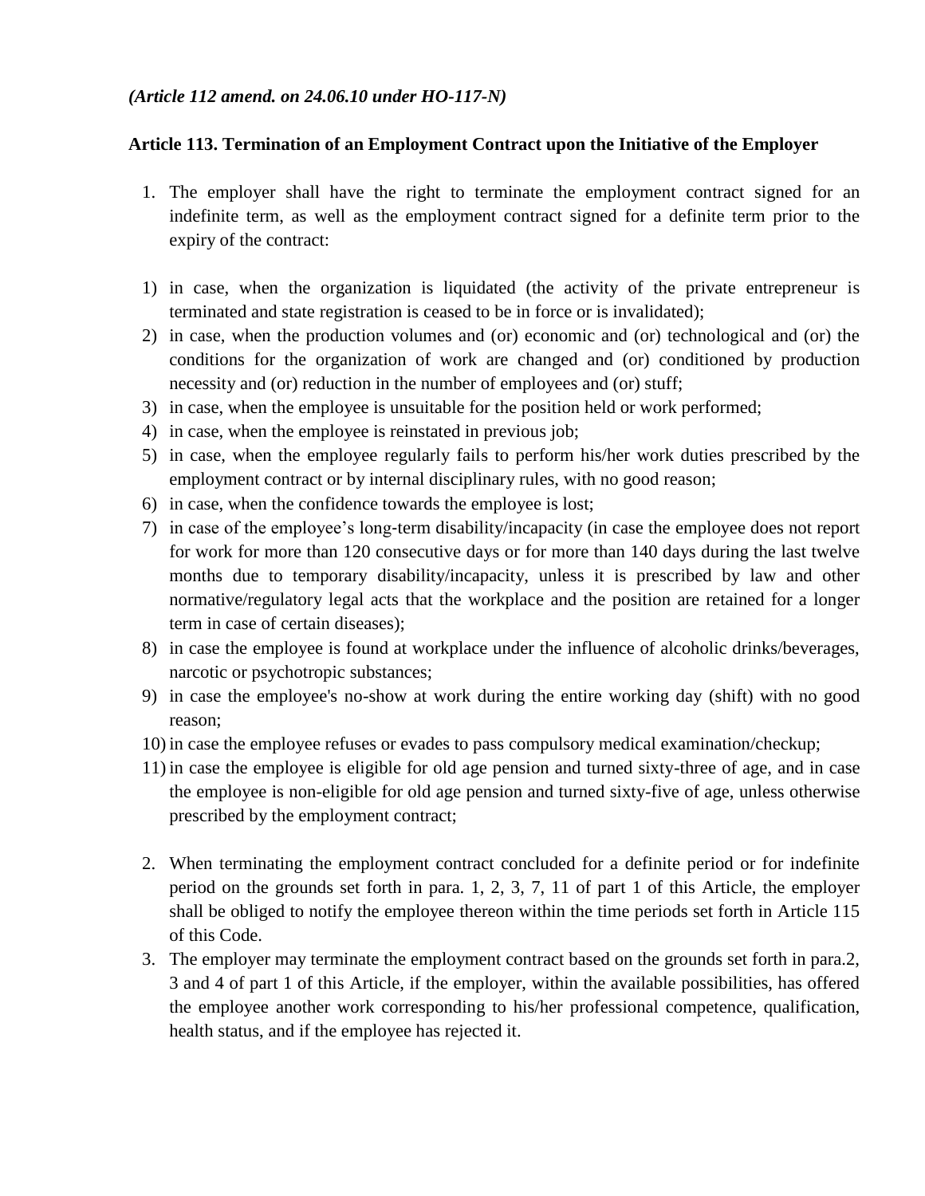*(Article 112 amend. on 24.06.10 under HO-117-N)*

**Article 113. Termination of an Employment Contract upon the Initiative of the Employer**

1. The employer shall have the right to terminate the employment contract signed for an indefinite term, as well as the employment contract signed for a definite term prior to the expiry of the contract:

1) in case, when the organization is liquidated (the activity of the private entrepreneur is terminated and state registration is ceased to be in force or is invalidated);
2) in case, when the production volumes and (or) economic and (or) technological and (or) the conditions for the organization of work are changed and (or) conditioned by production necessity and (or) reduction in the number of employees and (or) stuff;
3) in case, when the employee is unsuitable for the position held or work performed;
4) in case, when the employee is reinstated in previous job;
5) in case, when the employee regularly fails to perform his/her work duties prescribed by the employment contract or by internal disciplinary rules, with no good reason;
6) in case, when the confidence towards the employee is lost;
7) in case of the employee's long-term disability/incapacity (in case the employee does not report for work for more than 120 consecutive days or for more than 140 days during the last twelve months due to temporary disability/incapacity, unless it is prescribed by law and other normative/regulatory legal acts that the workplace and the position are retained for a longer term in case of certain diseases);
8) in case the employee is found at workplace under the influence of alcoholic drinks/beverages, narcotic or psychotropic substances;
9) in case the employee's no-show at work during the entire working day (shift) with no good reason;
10) in case the employee refuses or evades to pass compulsory medical examination/checkup;
11) in case the employee is eligible for old age pension and turned sixty-three of age, and in case the employee is non-eligible for old age pension and turned sixty-five of age, unless otherwise prescribed by the employment contract;

2. When terminating the employment contract concluded for a definite period or for indefinite period on the grounds set forth in para. 1, 2, 3, 7, 11 of part 1 of this Article, the employer shall be obliged to notify the employee thereon within the time periods set forth in Article 115 of this Code.
3. The employer may terminate the employment contract based on the grounds set forth in para.2, 3 and 4 of part 1 of this Article, if the employer, within the available possibilities, has offered the employee another work corresponding to his/her professional competence, qualification, health status, and if the employee has rejected it.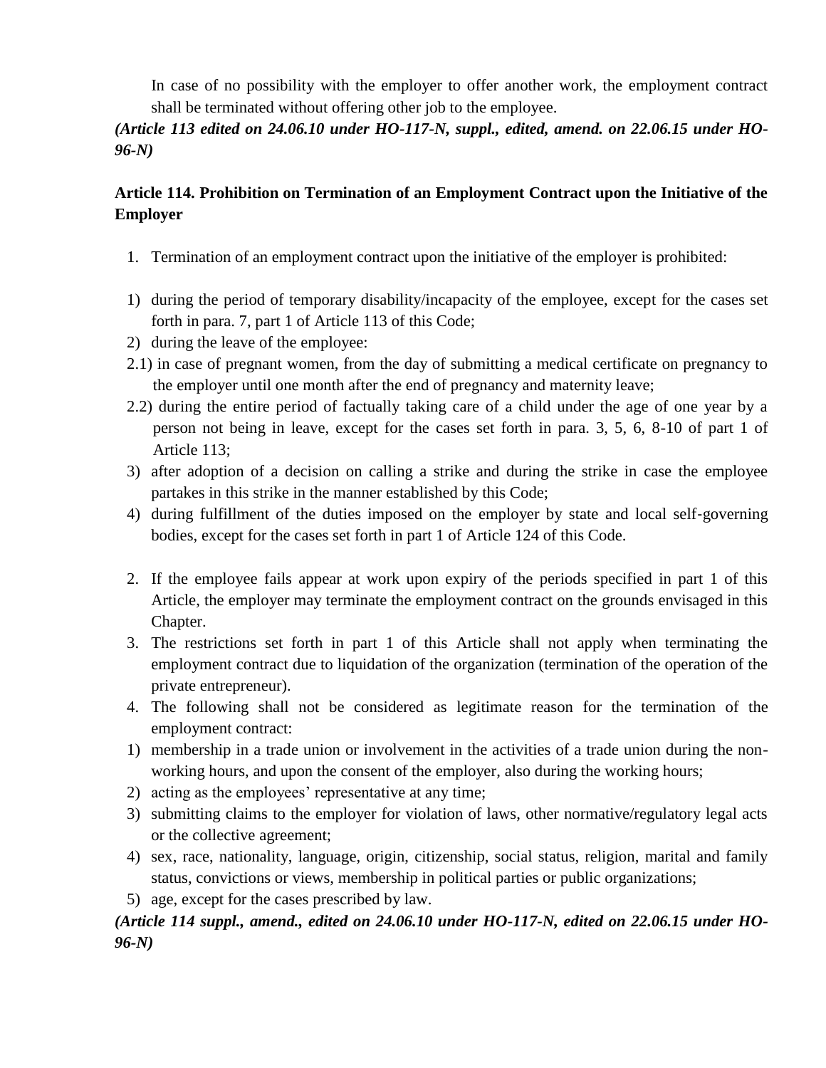In case of no possibility with the employer to offer another work, the employment contract shall be terminated without offering other job to the employee.

*(Article 113 edited on 24.06.10 under HO-117-N, suppl., edited, amend. on 22.06.15 under HO-96-N)*

### Article 114. Prohibition on Termination of an Employment Contract upon the Initiative of the Employer

1. Termination of an employment contract upon the initiative of the employer is prohibited:

1) during the period of temporary disability/incapacity of the employee, except for the cases set forth in para. 7, part 1 of Article 113 of this Code;
2) during the leave of the employee:
2.1) in case of pregnant women, from the day of submitting a medical certificate on pregnancy to the employer until one month after the end of pregnancy and maternity leave;
2.2) during the entire period of factually taking care of a child under the age of one year by a person not being in leave, except for the cases set forth in para. 3, 5, 6, 8-10 of part 1 of Article 113;
3) after adoption of a decision on calling a strike and during the strike in case the employee partakes in this strike in the manner established by this Code;
4) during fulfillment of the duties imposed on the employer by state and local self-governing bodies, except for the cases set forth in part 1 of Article 124 of this Code.

2. If the employee fails appear at work upon expiry of the periods specified in part 1 of this Article, the employer may terminate the employment contract on the grounds envisaged in this Chapter.
3. The restrictions set forth in part 1 of this Article shall not apply when terminating the employment contract due to liquidation of the organization (termination of the operation of the private entrepreneur).
4. The following shall not be considered as legitimate reason for the termination of the employment contract:

1) membership in a trade union or involvement in the activities of a trade union during the non-working hours, and upon the consent of the employer, also during the working hours;
2) acting as the employees' representative at any time;
3) submitting claims to the employer for violation of laws, other normative/regulatory legal acts or the collective agreement;
4) sex, race, nationality, language, origin, citizenship, social status, religion, marital and family status, convictions or views, membership in political parties or public organizations;
5) age, except for the cases prescribed by law.

*(Article 114 suppl., amend., edited on 24.06.10 under HO-117-N, edited on 22.06.15 under HO-96-N)*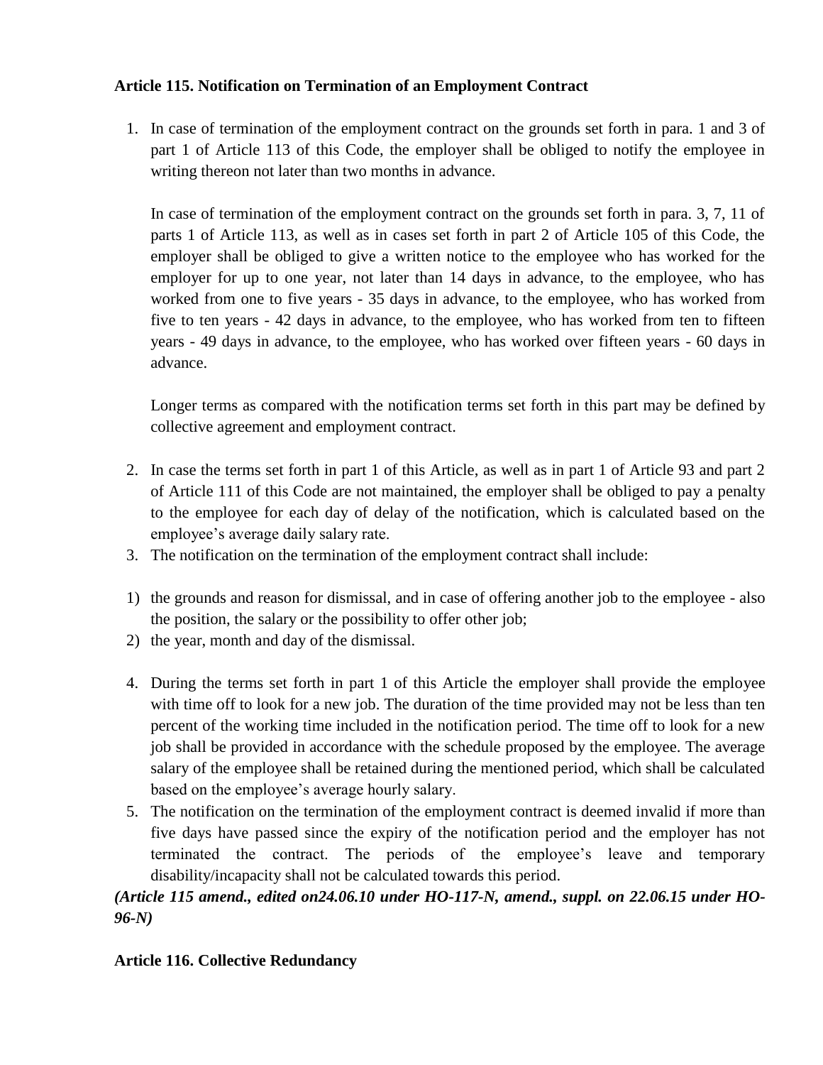**Article 115. Notification on Termination of an Employment Contract**

1. In case of termination of the employment contract on the grounds set forth in para. 1 and 3 of part 1 of Article 113 of this Code, the employer shall be obliged to notify the employee in writing thereon not later than two months in advance.

   In case of termination of the employment contract on the grounds set forth in para. 3, 7, 11 of parts 1 of Article 113, as well as in cases set forth in part 2 of Article 105 of this Code, the employer shall be obliged to give a written notice to the employee who has worked for the employer for up to one year, not later than 14 days in advance, to the employee, who has worked from one to five years - 35 days in advance, to the employee, who has worked from five to ten years - 42 days in advance, to the employee, who has worked from ten to fifteen years - 49 days in advance, to the employee, who has worked over fifteen years - 60 days in advance.

   Longer terms as compared with the notification terms set forth in this part may be defined by collective agreement and employment contract.

2. In case the terms set forth in part 1 of this Article, as well as in part 1 of Article 93 and part 2 of Article 111 of this Code are not maintained, the employer shall be obliged to pay a penalty to the employee for each day of delay of the notification, which is calculated based on the employee's average daily salary rate.
3. The notification on the termination of the employment contract shall include:

1) the grounds and reason for dismissal, and in case of offering another job to the employee - also the position, the salary or the possibility to offer other job;
2) the year, month and day of the dismissal.

4. During the terms set forth in part 1 of this Article the employer shall provide the employee with time off to look for a new job. The duration of the time provided may not be less than ten percent of the working time included in the notification period. The time off to look for a new job shall be provided in accordance with the schedule proposed by the employee. The average salary of the employee shall be retained during the mentioned period, which shall be calculated based on the employee's average hourly salary.
5. The notification on the termination of the employment contract is deemed invalid if more than five days have passed since the expiry of the notification period and the employer has not terminated the contract. The periods of the employee's leave and temporary disability/incapacity shall not be calculated towards this period.

***(Article 115 amend., edited on24.06.10 under HO-117-N, amend., suppl. on 22.06.15 under HO-96-N)***

**Article 116. Collective Redundancy**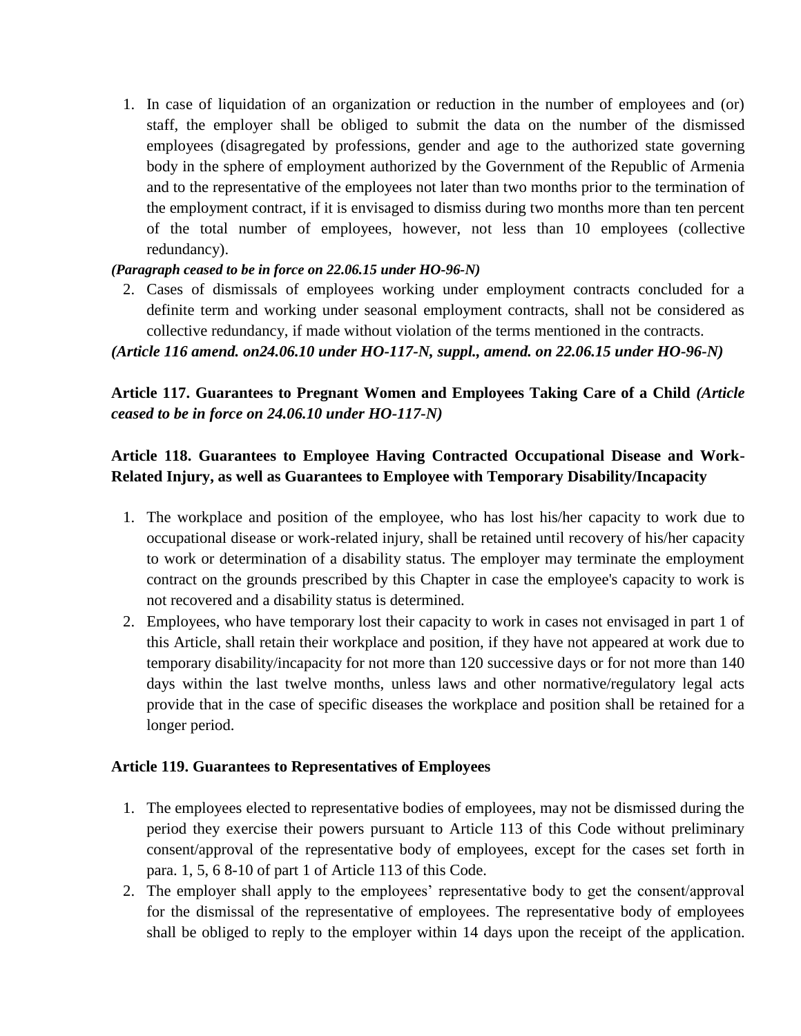1. In case of liquidation of an organization or reduction in the number of employees and (or) staff, the employer shall be obliged to submit the data on the number of the dismissed employees (disagregated by professions, gender and age to the authorized state governing body in the sphere of employment authorized by the Government of the Republic of Armenia and to the representative of the employees not later than two months prior to the termination of the employment contract, if it is envisaged to dismiss during two months more than ten percent of the total number of employees, however, not less than 10 employees (collective redundancy).

***(Paragraph ceased to be in force on 22.06.15 under HO-96-N)***

2. Cases of dismissals of employees working under employment contracts concluded for a definite term and working under seasonal employment contracts, shall not be considered as collective redundancy, if made without violation of the terms mentioned in the contracts.

***(Article 116 amend. on24.06.10 under HO-117-N, suppl., amend. on 22.06.15 under HO-96-N)***

**Article 117. Guarantees to Pregnant Women and Employees Taking Care of a Child *(Article ceased to be in force on 24.06.10 under HO-117-N)***

**Article 118. Guarantees to Employee Having Contracted Occupational Disease and Work-Related Injury, as well as Guarantees to Employee with Temporary Disability/Incapacity**

1. The workplace and position of the employee, who has lost his/her capacity to work due to occupational disease or work-related injury, shall be retained until recovery of his/her capacity to work or determination of a disability status. The employer may terminate the employment contract on the grounds prescribed by this Chapter in case the employee's capacity to work is not recovered and a disability status is determined.
2. Employees, who have temporary lost their capacity to work in cases not envisaged in part 1 of this Article, shall retain their workplace and position, if they have not appeared at work due to temporary disability/incapacity for not more than 120 successive days or for not more than 140 days within the last twelve months, unless laws and other normative/regulatory legal acts provide that in the case of specific diseases the workplace and position shall be retained for a longer period.

**Article 119. Guarantees to Representatives of Employees**

1. The employees elected to representative bodies of employees, may not be dismissed during the period they exercise their powers pursuant to Article 113 of this Code without preliminary consent/approval of the representative body of employees, except for the cases set forth in para. 1, 5, 6 8-10 of part 1 of Article 113 of this Code.
2. The employer shall apply to the employees' representative body to get the consent/approval for the dismissal of the representative of employees. The representative body of employees shall be obliged to reply to the employer within 14 days upon the receipt of the application.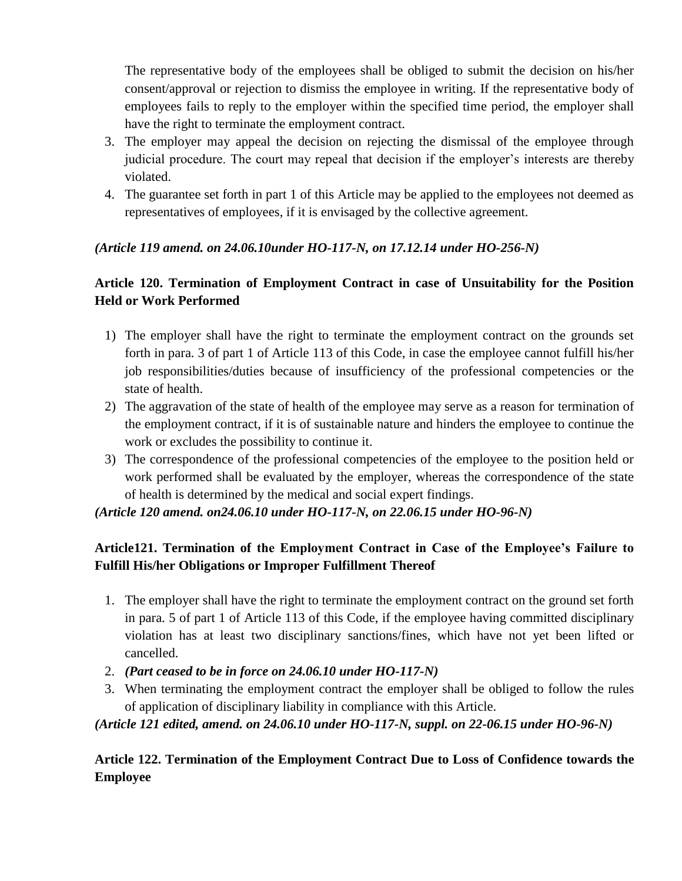The representative body of the employees shall be obliged to submit the decision on his/her consent/approval or rejection to dismiss the employee in writing. If the representative body of employees fails to reply to the employer within the specified time period, the employer shall have the right to terminate the employment contract.

3. The employer may appeal the decision on rejecting the dismissal of the employee through judicial procedure. The court may repeal that decision if the employer's interests are thereby violated.
4. The guarantee set forth in part 1 of this Article may be applied to the employees not deemed as representatives of employees, if it is envisaged by the collective agreement.

***(Article 119 amend. on 24.06.10under HO-117-N, on 17.12.14 under HO-256-N)***

**Article 120. Termination of Employment Contract in case of Unsuitability for the Position Held or Work Performed**

1) The employer shall have the right to terminate the employment contract on the grounds set forth in para. 3 of part 1 of Article 113 of this Code, in case the employee cannot fulfill his/her job responsibilities/duties because of insufficiency of the professional competencies or the state of health.
2) The aggravation of the state of health of the employee may serve as a reason for termination of the employment contract, if it is of sustainable nature and hinders the employee to continue the work or excludes the possibility to continue it.
3) The correspondence of the professional competencies of the employee to the position held or work performed shall be evaluated by the employer, whereas the correspondence of the state of health is determined by the medical and social expert findings.

***(Article 120 amend. on24.06.10 under HO-117-N, on 22.06.15 under HO-96-N)***

**Article121. Termination of the Employment Contract in Case of the Employee's Failure to Fulfill His/her Obligations or Improper Fulfillment Thereof**

1. The employer shall have the right to terminate the employment contract on the ground set forth in para. 5 of part 1 of Article 113 of this Code, if the employee having committed disciplinary violation has at least two disciplinary sanctions/fines, which have not yet been lifted or cancelled.
2. ***(Part ceased to be in force on 24.06.10 under HO-117-N)***
3. When terminating the employment contract the employer shall be obliged to follow the rules of application of disciplinary liability in compliance with this Article.

***(Article 121 edited, amend. on 24.06.10 under HO-117-N, suppl. on 22-06.15 under HO-96-N)***

**Article 122. Termination of the Employment Contract Due to Loss of Confidence towards the Employee**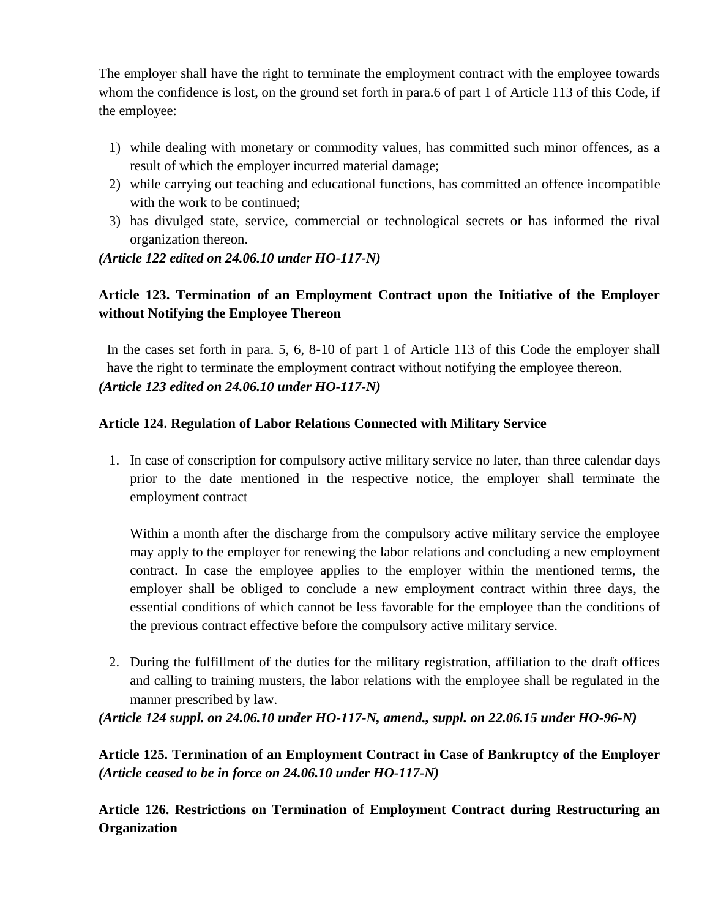The employer shall have the right to terminate the employment contract with the employee towards whom the confidence is lost, on the ground set forth in para.6 of part 1 of Article 113 of this Code, if the employee:

1) while dealing with monetary or commodity values, has committed such minor offences, as a result of which the employer incurred material damage;
2) while carrying out teaching and educational functions, has committed an offence incompatible with the work to be continued;
3) has divulged state, service, commercial or technological secrets or has informed the rival organization thereon.

***(Article 122 edited on 24.06.10 under HO-117-N)***

**Article 123. Termination of an Employment Contract upon the Initiative of the Employer without Notifying the Employee Thereon**

In the cases set forth in para. 5, 6, 8-10 of part 1 of Article 113 of this Code the employer shall have the right to terminate the employment contract without notifying the employee thereon.

***(Article 123 edited on 24.06.10 under HO-117-N)***

**Article 124. Regulation of Labor Relations Connected with Military Service**

1. In case of conscription for compulsory active military service no later, than three calendar days prior to the date mentioned in the respective notice, the employer shall terminate the employment contract

   Within a month after the discharge from the compulsory active military service the employee may apply to the employer for renewing the labor relations and concluding a new employment contract. In case the employee applies to the employer within the mentioned terms, the employer shall be obliged to conclude a new employment contract within three days, the essential conditions of which cannot be less favorable for the employee than the conditions of the previous contract effective before the compulsory active military service.

2. During the fulfillment of the duties for the military registration, affiliation to the draft offices and calling to training musters, the labor relations with the employee shall be regulated in the manner prescribed by law.

***(Article 124 suppl. on 24.06.10 under HO-117-N, amend., suppl. on 22.06.15 under HO-96-N)***

**Article 125. Termination of an Employment Contract in Case of Bankruptcy of the Employer *(Article ceased to be in force on 24.06.10 under HO-117-N)***

**Article 126. Restrictions on Termination of Employment Contract during Restructuring an Organization**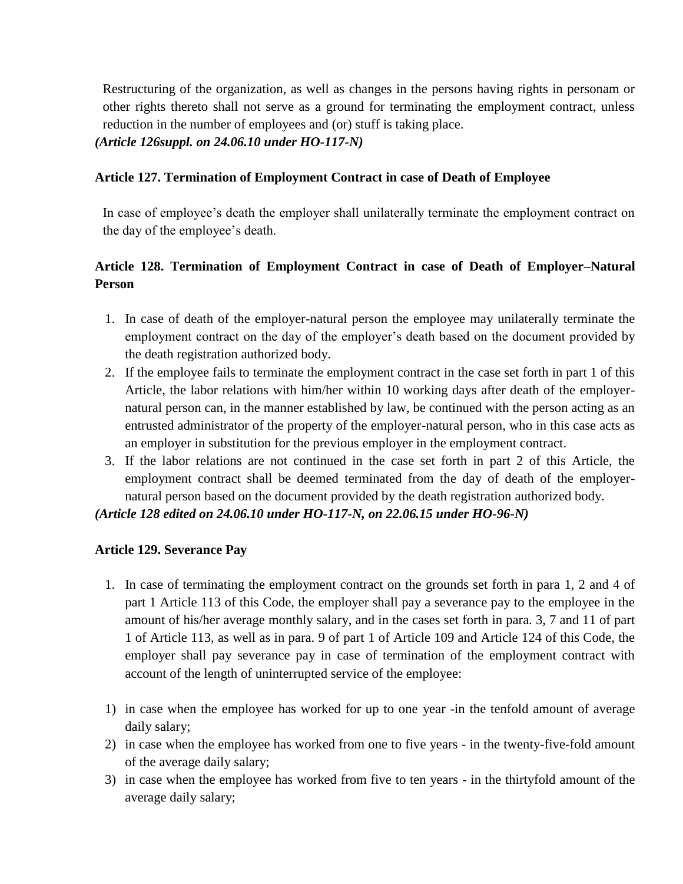Restructuring of the organization, as well as changes in the persons having rights in personam or other rights thereto shall not serve as a ground for terminating the employment contract, unless reduction in the number of employees and (or) stuff is taking place.

***(Article 126suppl. on 24.06.10 under HO-117-N)***

### Article 127. Termination of Employment Contract in case of Death of Employee

In case of employee's death the employer shall unilaterally terminate the employment contract on the day of the employee's death.

### Article 128. Termination of Employment Contract in case of Death of Employer–Natural Person

1. In case of death of the employer-natural person the employee may unilaterally terminate the employment contract on the day of the employer's death based on the document provided by the death registration authorized body.
2. If the employee fails to terminate the employment contract in the case set forth in part 1 of this Article, the labor relations with him/her within 10 working days after death of the employer-natural person can, in the manner established by law, be continued with the person acting as an entrusted administrator of the property of the employer-natural person, who in this case acts as an employer in substitution for the previous employer in the employment contract.
3. If the labor relations are not continued in the case set forth in part 2 of this Article, the employment contract shall be deemed terminated from the day of death of the employer-natural person based on the document provided by the death registration authorized body.

***(Article 128 edited on 24.06.10 under HO-117-N, on 22.06.15 under HO-96-N)***

### Article 129. Severance Pay

1. In case of terminating the employment contract on the grounds set forth in para 1, 2 and 4 of part 1 Article 113 of this Code, the employer shall pay a severance pay to the employee in the amount of his/her average monthly salary, and in the cases set forth in para. 3, 7 and 11 of part 1 of Article 113, as well as in para. 9 of part 1 of Article 109 and Article 124 of this Code, the employer shall pay severance pay in case of termination of the employment contract with account of the length of uninterrupted service of the employee:

1) in case when the employee has worked for up to one year -in the tenfold amount of average daily salary;
2) in case when the employee has worked from one to five years - in the twenty-five-fold amount of the average daily salary;
3) in case when the employee has worked from five to ten years - in the thirtyfold amount of the average daily salary;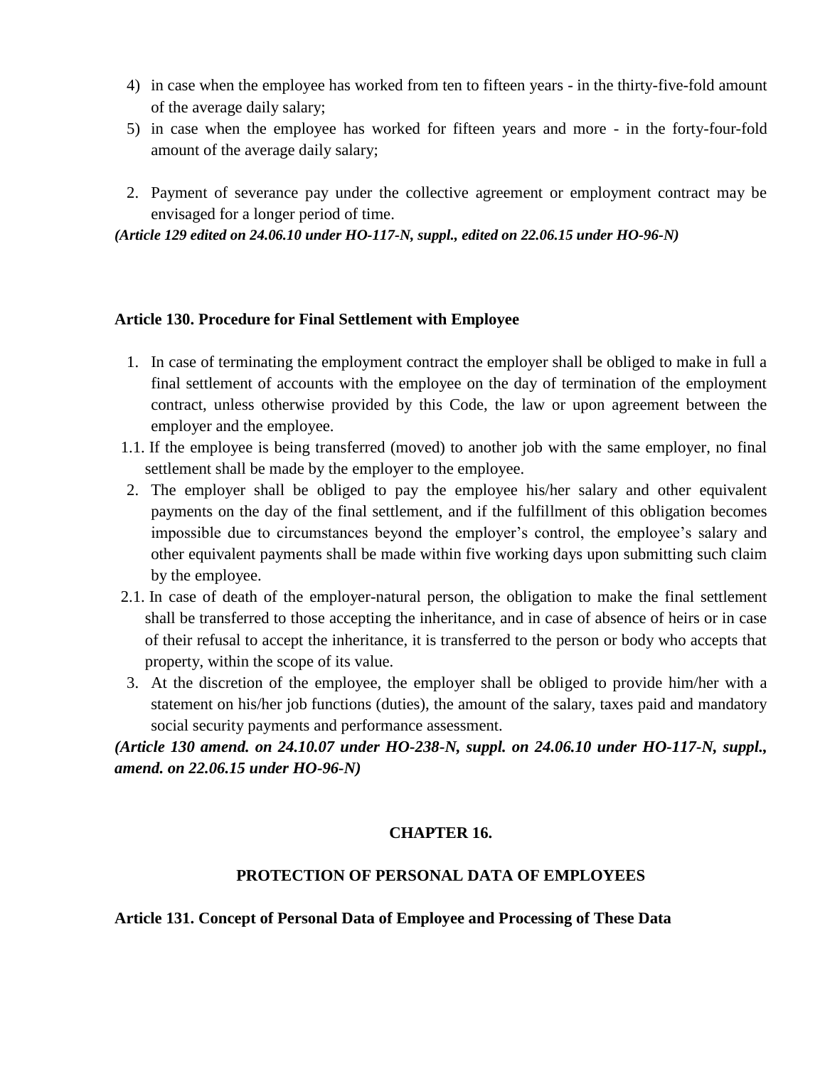4) in case when the employee has worked from ten to fifteen years - in the thirty-five-fold amount of the average daily salary;
5) in case when the employee has worked for fifteen years and more - in the forty-four-fold amount of the average daily salary;

2. Payment of severance pay under the collective agreement or employment contract may be envisaged for a longer period of time.

***(Article 129 edited on 24.06.10 under HO-117-N, suppl., edited on 22.06.15 under HO-96-N)***

**Article 130. Procedure for Final Settlement with Employee**

1. In case of terminating the employment contract the employer shall be obliged to make in full a final settlement of accounts with the employee on the day of termination of the employment contract, unless otherwise provided by this Code, the law or upon agreement between the employer and the employee.

1.1. If the employee is being transferred (moved) to another job with the same employer, no final settlement shall be made by the employer to the employee.

2. The employer shall be obliged to pay the employee his/her salary and other equivalent payments on the day of the final settlement, and if the fulfillment of this obligation becomes impossible due to circumstances beyond the employer's control, the employee's salary and other equivalent payments shall be made within five working days upon submitting such claim by the employee.

2.1. In case of death of the employer-natural person, the obligation to make the final settlement shall be transferred to those accepting the inheritance, and in case of absence of heirs or in case of their refusal to accept the inheritance, it is transferred to the person or body who accepts that property, within the scope of its value.

3. At the discretion of the employee, the employer shall be obliged to provide him/her with a statement on his/her job functions (duties), the amount of the salary, taxes paid and mandatory social security payments and performance assessment.

***(Article 130 amend. on 24.10.07 under HO-238-N, suppl. on 24.06.10 under HO-117-N, suppl., amend. on 22.06.15 under HO-96-N)***

## CHAPTER 16.

## PROTECTION OF PERSONAL DATA OF EMPLOYEES

**Article 131. Concept of Personal Data of Employee and Processing of These Data**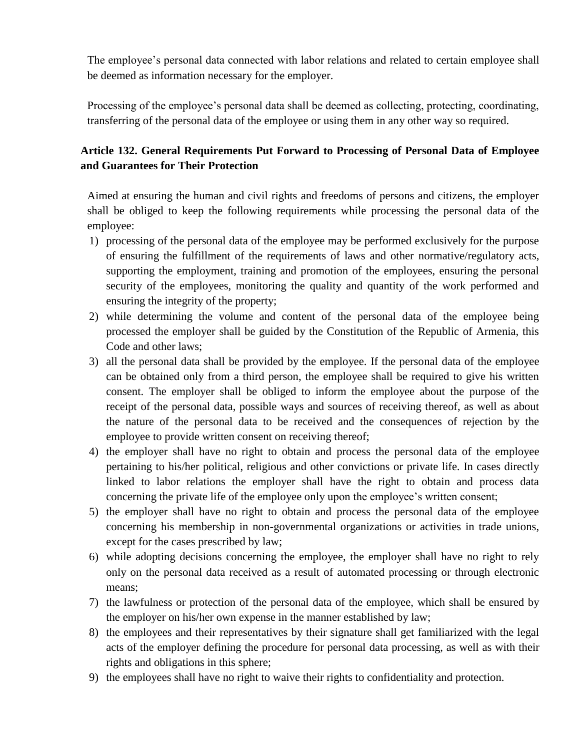The employee's personal data connected with labor relations and related to certain employee shall be deemed as information necessary for the employer.

Processing of the employee's personal data shall be deemed as collecting, protecting, coordinating, transferring of the personal data of the employee or using them in any other way so required.

### Article 132. General Requirements Put Forward to Processing of Personal Data of Employee and Guarantees for Their Protection

Aimed at ensuring the human and civil rights and freedoms of persons and citizens, the employer shall be obliged to keep the following requirements while processing the personal data of the employee:

1) processing of the personal data of the employee may be performed exclusively for the purpose of ensuring the fulfillment of the requirements of laws and other normative/regulatory acts, supporting the employment, training and promotion of the employees, ensuring the personal security of the employees, monitoring the quality and quantity of the work performed and ensuring the integrity of the property;
2) while determining the volume and content of the personal data of the employee being processed the employer shall be guided by the Constitution of the Republic of Armenia, this Code and other laws;
3) all the personal data shall be provided by the employee. If the personal data of the employee can be obtained only from a third person, the employee shall be required to give his written consent. The employer shall be obliged to inform the employee about the purpose of the receipt of the personal data, possible ways and sources of receiving thereof, as well as about the nature of the personal data to be received and the consequences of rejection by the employee to provide written consent on receiving thereof;
4) the employer shall have no right to obtain and process the personal data of the employee pertaining to his/her political, religious and other convictions or private life. In cases directly linked to labor relations the employer shall have the right to obtain and process data concerning the private life of the employee only upon the employee's written consent;
5) the employer shall have no right to obtain and process the personal data of the employee concerning his membership in non-governmental organizations or activities in trade unions, except for the cases prescribed by law;
6) while adopting decisions concerning the employee, the employer shall have no right to rely only on the personal data received as a result of automated processing or through electronic means;
7) the lawfulness or protection of the personal data of the employee, which shall be ensured by the employer on his/her own expense in the manner established by law;
8) the employees and their representatives by their signature shall get familiarized with the legal acts of the employer defining the procedure for personal data processing, as well as with their rights and obligations in this sphere;
9) the employees shall have no right to waive their rights to confidentiality and protection.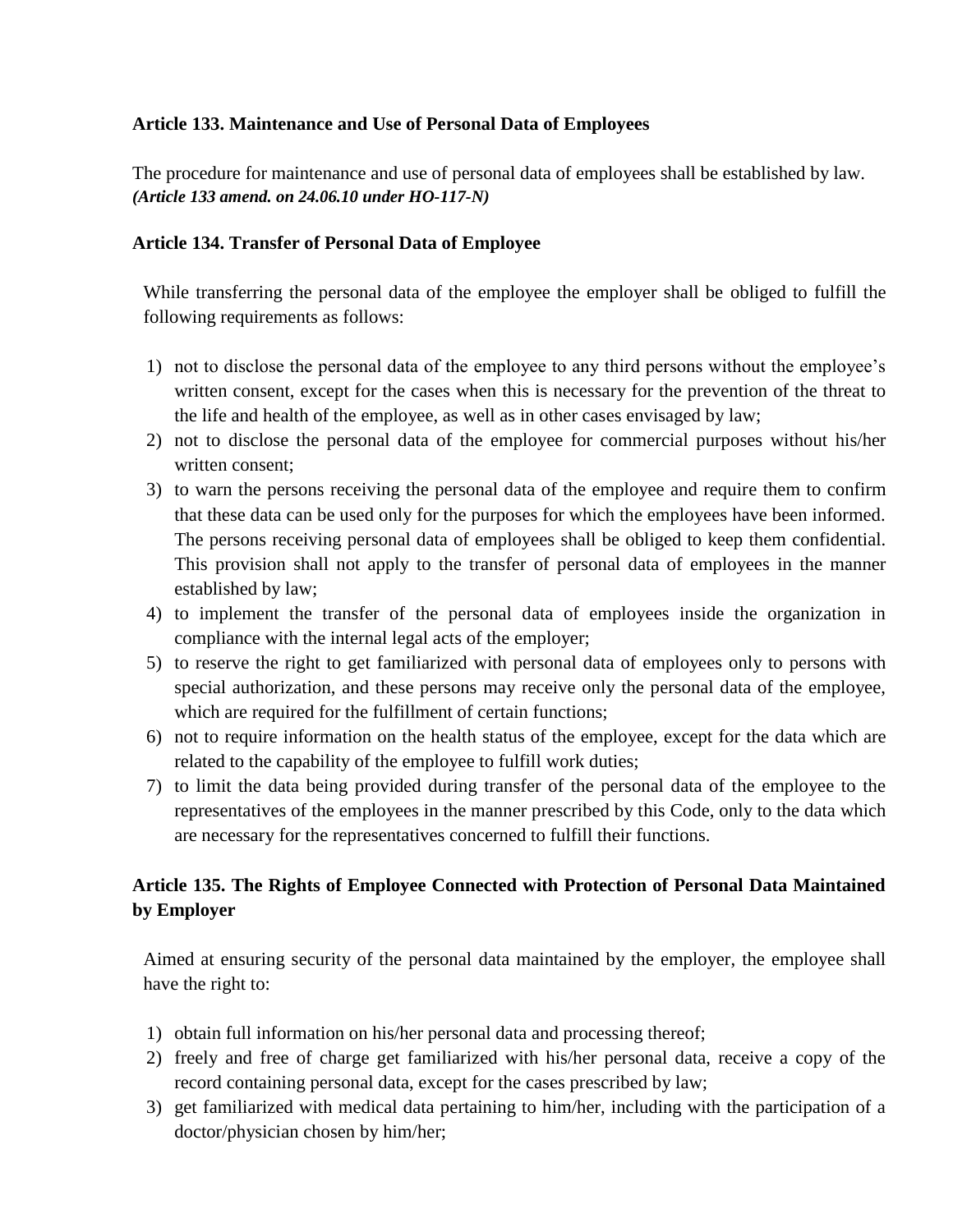**Article 133. Maintenance and Use of Personal Data of Employees**

The procedure for maintenance and use of personal data of employees shall be established by law.
***(Article 133 amend. on 24.06.10 under HO-117-N)***

**Article 134. Transfer of Personal Data of Employee**

While transferring the personal data of the employee the employer shall be obliged to fulfill the following requirements as follows:

1) not to disclose the personal data of the employee to any third persons without the employee's written consent, except for the cases when this is necessary for the prevention of the threat to the life and health of the employee, as well as in other cases envisaged by law;
2) not to disclose the personal data of the employee for commercial purposes without his/her written consent;
3) to warn the persons receiving the personal data of the employee and require them to confirm that these data can be used only for the purposes for which the employees have been informed. The persons receiving personal data of employees shall be obliged to keep them confidential. This provision shall not apply to the transfer of personal data of employees in the manner established by law;
4) to implement the transfer of the personal data of employees inside the organization in compliance with the internal legal acts of the employer;
5) to reserve the right to get familiarized with personal data of employees only to persons with special authorization, and these persons may receive only the personal data of the employee, which are required for the fulfillment of certain functions;
6) not to require information on the health status of the employee, except for the data which are related to the capability of the employee to fulfill work duties;
7) to limit the data being provided during transfer of the personal data of the employee to the representatives of the employees in the manner prescribed by this Code, only to the data which are necessary for the representatives concerned to fulfill their functions.

**Article 135. The Rights of Employee Connected with Protection of Personal Data Maintained by Employer**

Aimed at ensuring security of the personal data maintained by the employer, the employee shall have the right to:

1) obtain full information on his/her personal data and processing thereof;
2) freely and free of charge get familiarized with his/her personal data, receive a copy of the record containing personal data, except for the cases prescribed by law;
3) get familiarized with medical data pertaining to him/her, including with the participation of a doctor/physician chosen by him/her;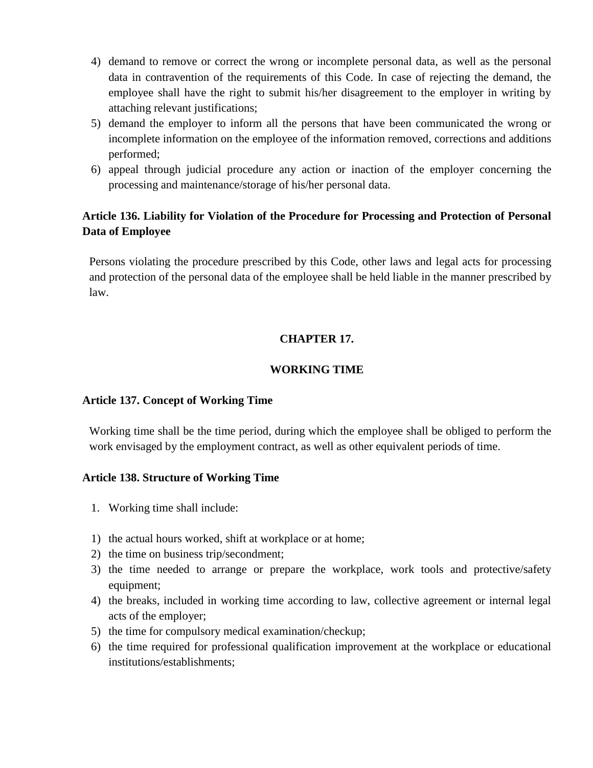4) demand to remove or correct the wrong or incomplete personal data, as well as the personal data in contravention of the requirements of this Code. In case of rejecting the demand, the employee shall have the right to submit his/her disagreement to the employer in writing by attaching relevant justifications;
5) demand the employer to inform all the persons that have been communicated the wrong or incomplete information on the employee of the information removed, corrections and additions performed;
6) appeal through judicial procedure any action or inaction of the employer concerning the processing and maintenance/storage of his/her personal data.

### Article 136. Liability for Violation of the Procedure for Processing and Protection of Personal Data of Employee

Persons violating the procedure prescribed by this Code, other laws and legal acts for processing and protection of the personal data of the employee shall be held liable in the manner prescribed by law.

## CHAPTER 17.

## WORKING TIME

### Article 137. Concept of Working Time

Working time shall be the time period, during which the employee shall be obliged to perform the work envisaged by the employment contract, as well as other equivalent periods of time.

### Article 138. Structure of Working Time

1. Working time shall include:

1) the actual hours worked, shift at workplace or at home;
2) the time on business trip/secondment;
3) the time needed to arrange or prepare the workplace, work tools and protective/safety equipment;
4) the breaks, included in working time according to law, collective agreement or internal legal acts of the employer;
5) the time for compulsory medical examination/checkup;
6) the time required for professional qualification improvement at the workplace or educational institutions/establishments;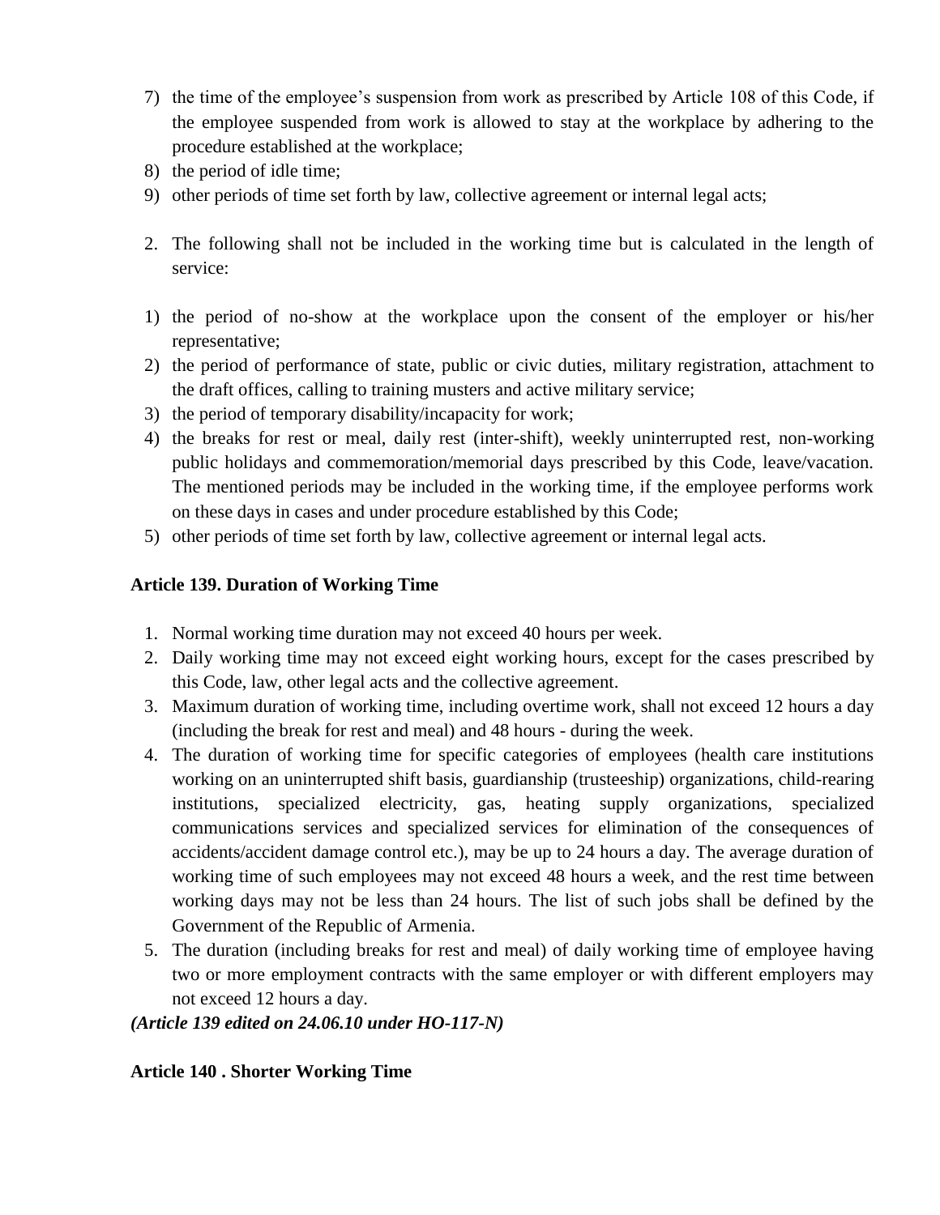7) the time of the employee's suspension from work as prescribed by Article 108 of this Code, if the employee suspended from work is allowed to stay at the workplace by adhering to the procedure established at the workplace;
8) the period of idle time;
9) other periods of time set forth by law, collective agreement or internal legal acts;

2. The following shall not be included in the working time but is calculated in the length of service:

1) the period of no-show at the workplace upon the consent of the employer or his/her representative;
2) the period of performance of state, public or civic duties, military registration, attachment to the draft offices, calling to training musters and active military service;
3) the period of temporary disability/incapacity for work;
4) the breaks for rest or meal, daily rest (inter-shift), weekly uninterrupted rest, non-working public holidays and commemoration/memorial days prescribed by this Code, leave/vacation. The mentioned periods may be included in the working time, if the employee performs work on these days in cases and under procedure established by this Code;
5) other periods of time set forth by law, collective agreement or internal legal acts.

**Article 139. Duration of Working Time**

1. Normal working time duration may not exceed 40 hours per week.
2. Daily working time may not exceed eight working hours, except for the cases prescribed by this Code, law, other legal acts and the collective agreement.
3. Maximum duration of working time, including overtime work, shall not exceed 12 hours a day (including the break for rest and meal) and 48 hours - during the week.
4. The duration of working time for specific categories of employees (health care institutions working on an uninterrupted shift basis, guardianship (trusteeship) organizations, child-rearing institutions, specialized electricity, gas, heating supply organizations, specialized communications services and specialized services for elimination of the consequences of accidents/accident damage control etc.), may be up to 24 hours a day. The average duration of working time of such employees may not exceed 48 hours a week, and the rest time between working days may not be less than 24 hours. The list of such jobs shall be defined by the Government of the Republic of Armenia.
5. The duration (including breaks for rest and meal) of daily working time of employee having two or more employment contracts with the same employer or with different employers may not exceed 12 hours a day.

***(Article 139 edited on 24.06.10 under HO-117-N)***

**Article 140 . Shorter Working Time**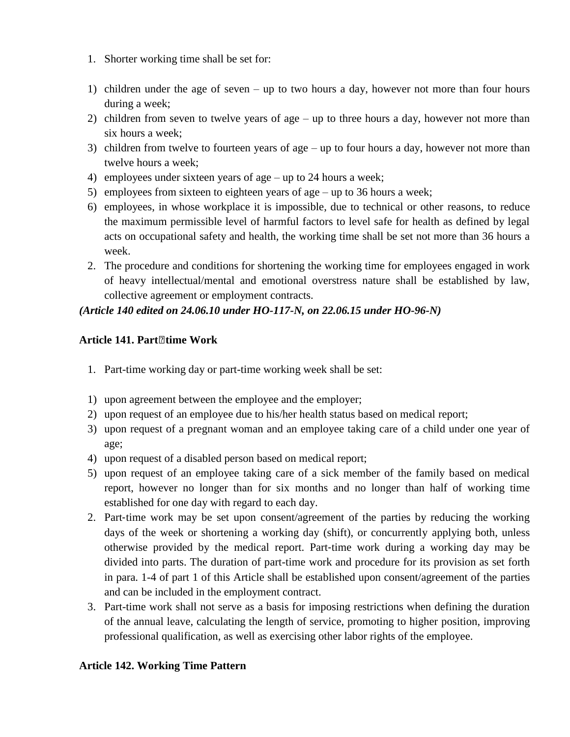1. Shorter working time shall be set for:

1) children under the age of seven – up to two hours a day, however not more than four hours during a week;
2) children from seven to twelve years of age – up to three hours a day, however not more than six hours a week;
3) children from twelve to fourteen years of age – up to four hours a day, however not more than twelve hours a week;
4) employees under sixteen years of age – up to 24 hours a week;
5) employees from sixteen to eighteen years of age – up to 36 hours a week;
6) employees, in whose workplace it is impossible, due to technical or other reasons, to reduce the maximum permissible level of harmful factors to level safe for health as defined by legal acts on occupational safety and health, the working time shall be set not more than 36 hours a week.

2. The procedure and conditions for shortening the working time for employees engaged in work of heavy intellectual/mental and emotional overstress nature shall be established by law, collective agreement or employment contracts.

***(Article 140 edited on 24.06.10 under HO-117-N, on 22.06.15 under HO-96-N)***

**Article 141. Part‑time Work**

1. Part-time working day or part-time working week shall be set:

1) upon agreement between the employee and the employer;
2) upon request of an employee due to his/her health status based on medical report;
3) upon request of a pregnant woman and an employee taking care of a child under one year of age;
4) upon request of a disabled person based on medical report;
5) upon request of an employee taking care of a sick member of the family based on medical report, however no longer than for six months and no longer than half of working time established for one day with regard to each day.

2. Part-time work may be set upon consent/agreement of the parties by reducing the working days of the week or shortening a working day (shift), or concurrently applying both, unless otherwise provided by the medical report. Part-time work during a working day may be divided into parts. The duration of part-time work and procedure for its provision as set forth in para. 1-4 of part 1 of this Article shall be established upon consent/agreement of the parties and can be included in the employment contract.
3. Part-time work shall not serve as a basis for imposing restrictions when defining the duration of the annual leave, calculating the length of service, promoting to higher position, improving professional qualification, as well as exercising other labor rights of the employee.

**Article 142. Working Time Pattern**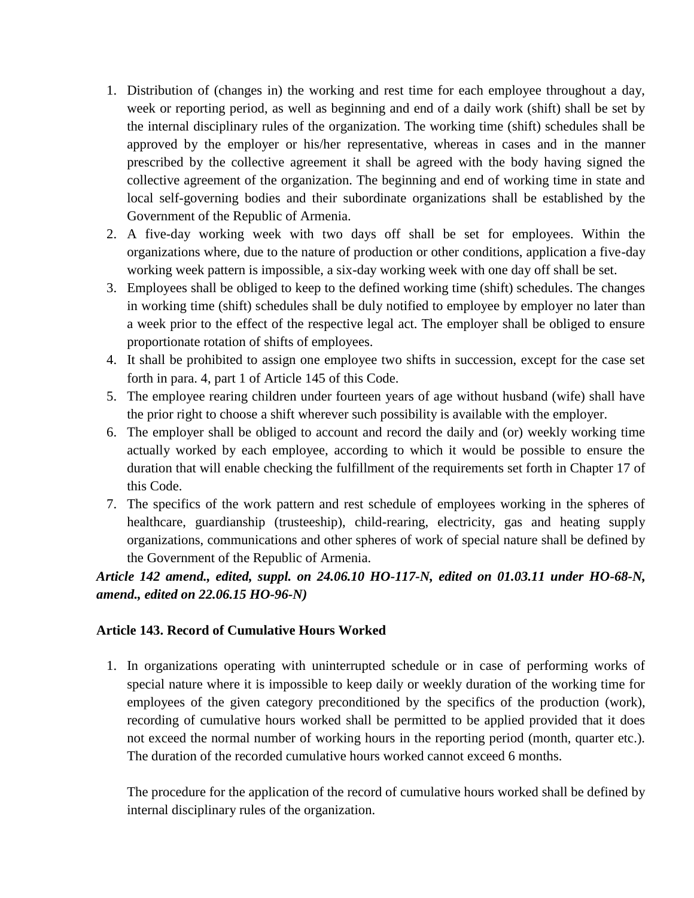1. Distribution of (changes in) the working and rest time for each employee throughout a day, week or reporting period, as well as beginning and end of a daily work (shift) shall be set by the internal disciplinary rules of the organization. The working time (shift) schedules shall be approved by the employer or his/her representative, whereas in cases and in the manner prescribed by the collective agreement it shall be agreed with the body having signed the collective agreement of the organization. The beginning and end of working time in state and local self-governing bodies and their subordinate organizations shall be established by the Government of the Republic of Armenia.
2. A five-day working week with two days off shall be set for employees. Within the organizations where, due to the nature of production or other conditions, application a five-day working week pattern is impossible, a six-day working week with one day off shall be set.
3. Employees shall be obliged to keep to the defined working time (shift) schedules. The changes in working time (shift) schedules shall be duly notified to employee by employer no later than a week prior to the effect of the respective legal act. The employer shall be obliged to ensure proportionate rotation of shifts of employees.
4. It shall be prohibited to assign one employee two shifts in succession, except for the case set forth in para. 4, part 1 of Article 145 of this Code.
5. The employee rearing children under fourteen years of age without husband (wife) shall have the prior right to choose a shift wherever such possibility is available with the employer.
6. The employer shall be obliged to account and record the daily and (or) weekly working time actually worked by each employee, according to which it would be possible to ensure the duration that will enable checking the fulfillment of the requirements set forth in Chapter 17 of this Code.
7. The specifics of the work pattern and rest schedule of employees working in the spheres of healthcare, guardianship (trusteeship), child-rearing, electricity, gas and heating supply organizations, communications and other spheres of work of special nature shall be defined by the Government of the Republic of Armenia.

***Article 142 amend., edited, suppl. on 24.06.10 HO-117-N, edited on 01.03.11 under HO-68-N, amend., edited on 22.06.15 HO-96-N)***

**Article 143. Record of Cumulative Hours Worked**

1. In organizations operating with uninterrupted schedule or in case of performing works of special nature where it is impossible to keep daily or weekly duration of the working time for employees of the given category preconditioned by the specifics of the production (work), recording of cumulative hours worked shall be permitted to be applied provided that it does not exceed the normal number of working hours in the reporting period (month, quarter etc.). The duration of the recorded cumulative hours worked cannot exceed 6 months.

   The procedure for the application of the record of cumulative hours worked shall be defined by internal disciplinary rules of the organization.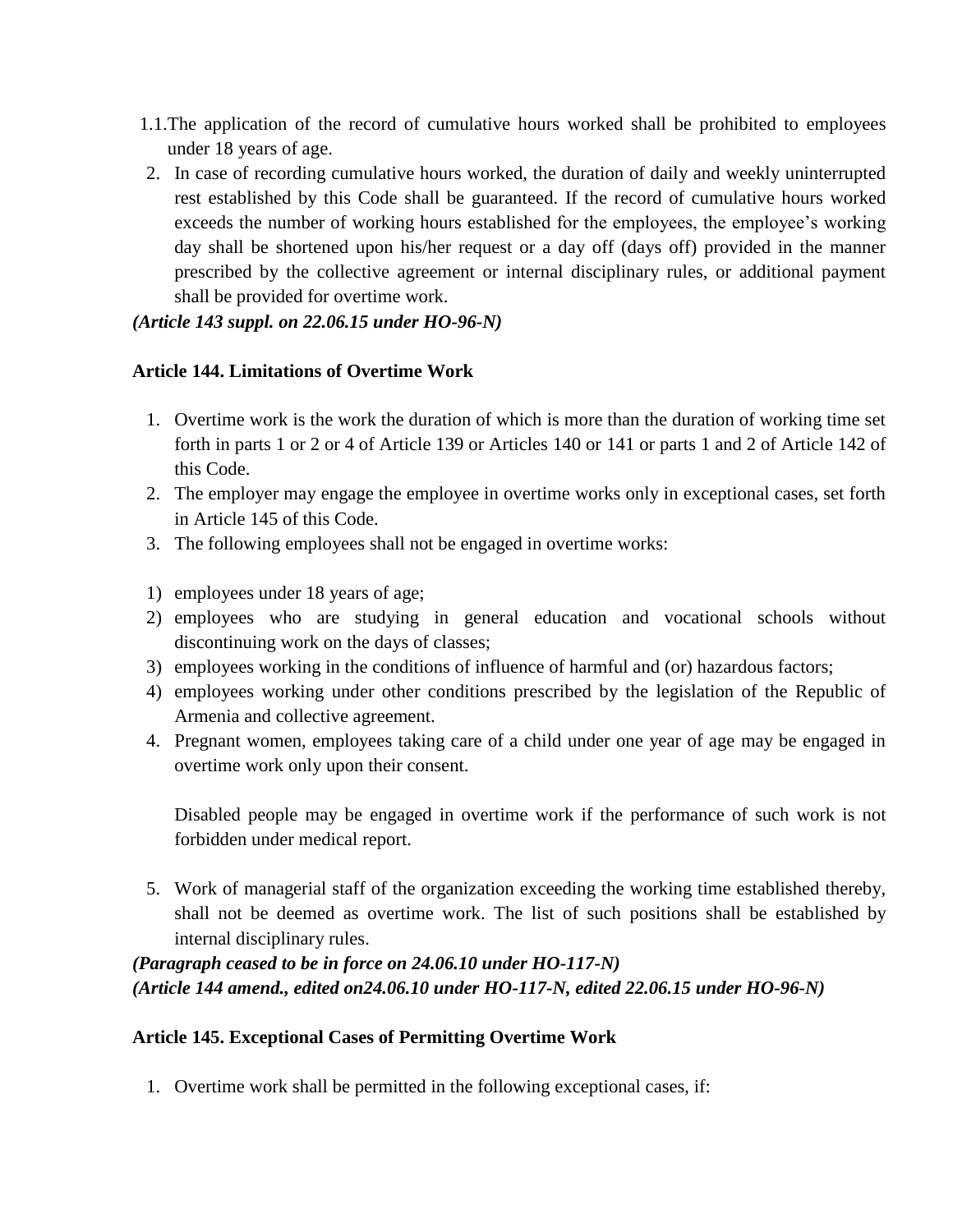1.1. The application of the record of cumulative hours worked shall be prohibited to employees under 18 years of age.

2. In case of recording cumulative hours worked, the duration of daily and weekly uninterrupted rest established by this Code shall be guaranteed. If the record of cumulative hours worked exceeds the number of working hours established for the employees, the employee's working day shall be shortened upon his/her request or a day off (days off) provided in the manner prescribed by the collective agreement or internal disciplinary rules, or additional payment shall be provided for overtime work.

***(Article 143 suppl. on 22.06.15 under HO-96-N)***

**Article 144. Limitations of Overtime Work**

1. Overtime work is the work the duration of which is more than the duration of working time set forth in parts 1 or 2 or 4 of Article 139 or Articles 140 or 141 or parts 1 and 2 of Article 142 of this Code.
2. The employer may engage the employee in overtime works only in exceptional cases, set forth in Article 145 of this Code.
3. The following employees shall not be engaged in overtime works:

1) employees under 18 years of age;
2) employees who are studying in general education and vocational schools without discontinuing work on the days of classes;
3) employees working in the conditions of influence of harmful and (or) hazardous factors;
4) employees working under other conditions prescribed by the legislation of the Republic of Armenia and collective agreement.

4. Pregnant women, employees taking care of a child under one year of age may be engaged in overtime work only upon their consent.

   Disabled people may be engaged in overtime work if the performance of such work is not forbidden under medical report.

5. Work of managerial staff of the organization exceeding the working time established thereby, shall not be deemed as overtime work. The list of such positions shall be established by internal disciplinary rules.

***(Paragraph ceased to be in force on 24.06.10 under HO-117-N)***
***(Article 144 amend., edited on24.06.10 under HO-117-N, edited 22.06.15 under HO-96-N)***

**Article 145. Exceptional Cases of Permitting Overtime Work**

1. Overtime work shall be permitted in the following exceptional cases, if: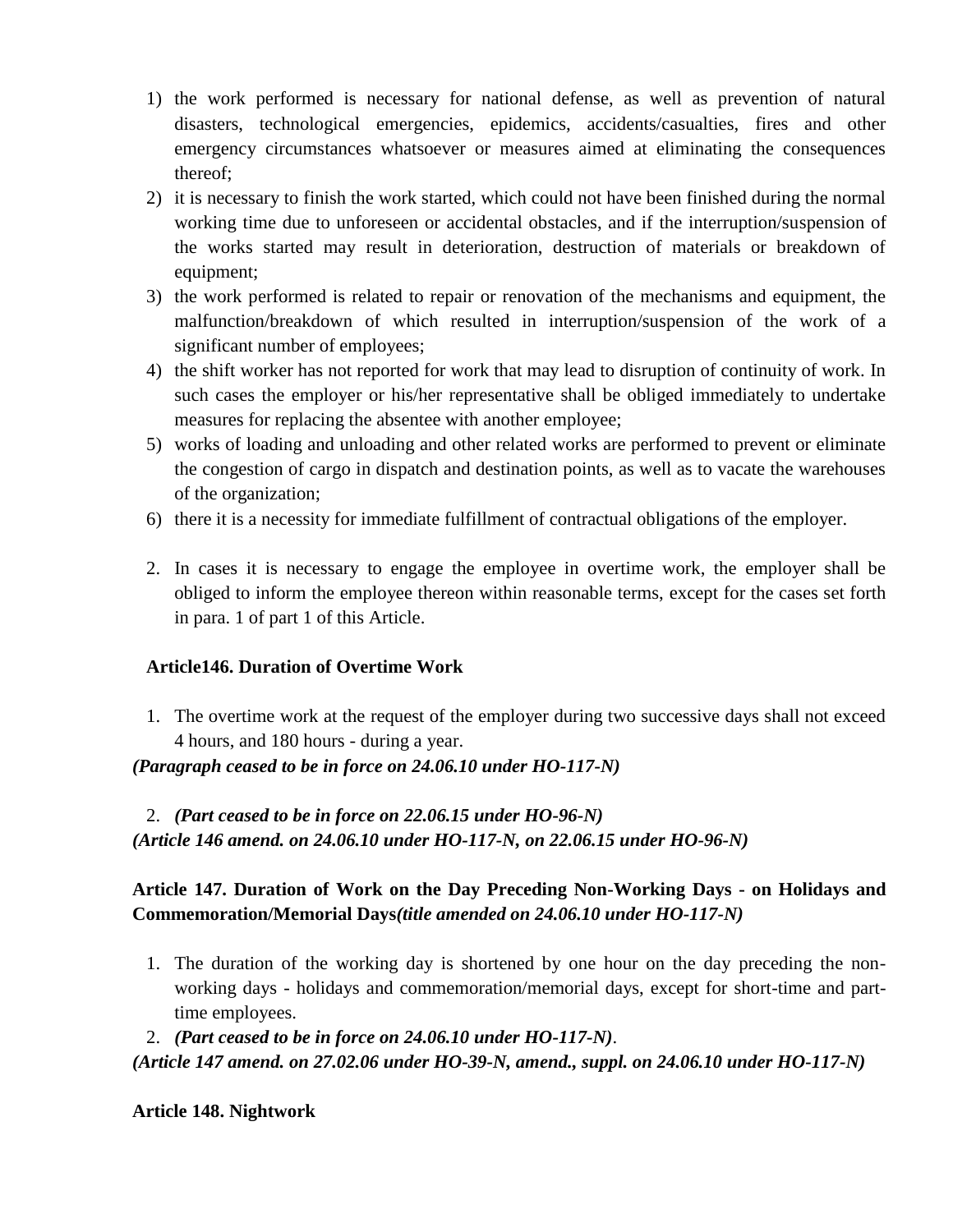1) the work performed is necessary for national defense, as well as prevention of natural disasters, technological emergencies, epidemics, accidents/casualties, fires and other emergency circumstances whatsoever or measures aimed at eliminating the consequences thereof;
2) it is necessary to finish the work started, which could not have been finished during the normal working time due to unforeseen or accidental obstacles, and if the interruption/suspension of the works started may result in deterioration, destruction of materials or breakdown of equipment;
3) the work performed is related to repair or renovation of the mechanisms and equipment, the malfunction/breakdown of which resulted in interruption/suspension of the work of a significant number of employees;
4) the shift worker has not reported for work that may lead to disruption of continuity of work. In such cases the employer or his/her representative shall be obliged immediately to undertake measures for replacing the absentee with another employee;
5) works of loading and unloading and other related works are performed to prevent or eliminate the congestion of cargo in dispatch and destination points, as well as to vacate the warehouses of the organization;
6) there it is a necessity for immediate fulfillment of contractual obligations of the employer.

2. In cases it is necessary to engage the employee in overtime work, the employer shall be obliged to inform the employee thereon within reasonable terms, except for the cases set forth in para. 1 of part 1 of this Article.

**Article146. Duration of Overtime Work**

1. The overtime work at the request of the employer during two successive days shall not exceed 4 hours, and 180 hours - during a year.

***(Paragraph ceased to be in force on 24.06.10 under HO-117-N)***

2. ***(Part ceased to be in force on 22.06.15 under HO-96-N)***

***(Article 146 amend. on 24.06.10 under HO-117-N, on 22.06.15 under HO-96-N)***

**Article 147. Duration of Work on the Day Preceding Non-Working Days - on Holidays and Commemoration/Memorial Days*(title amended on 24.06.10 under HO-117-N)***

1. The duration of the working day is shortened by one hour on the day preceding the non-working days - holidays and commemoration/memorial days, except for short-time and part-time employees.
2. ***(Part ceased to be in force on 24.06.10 under HO-117-N)***.

***(Article 147 amend. on 27.02.06 under HO-39-N, amend., suppl. on 24.06.10 under HO-117-N)***

**Article 148. Nightwork**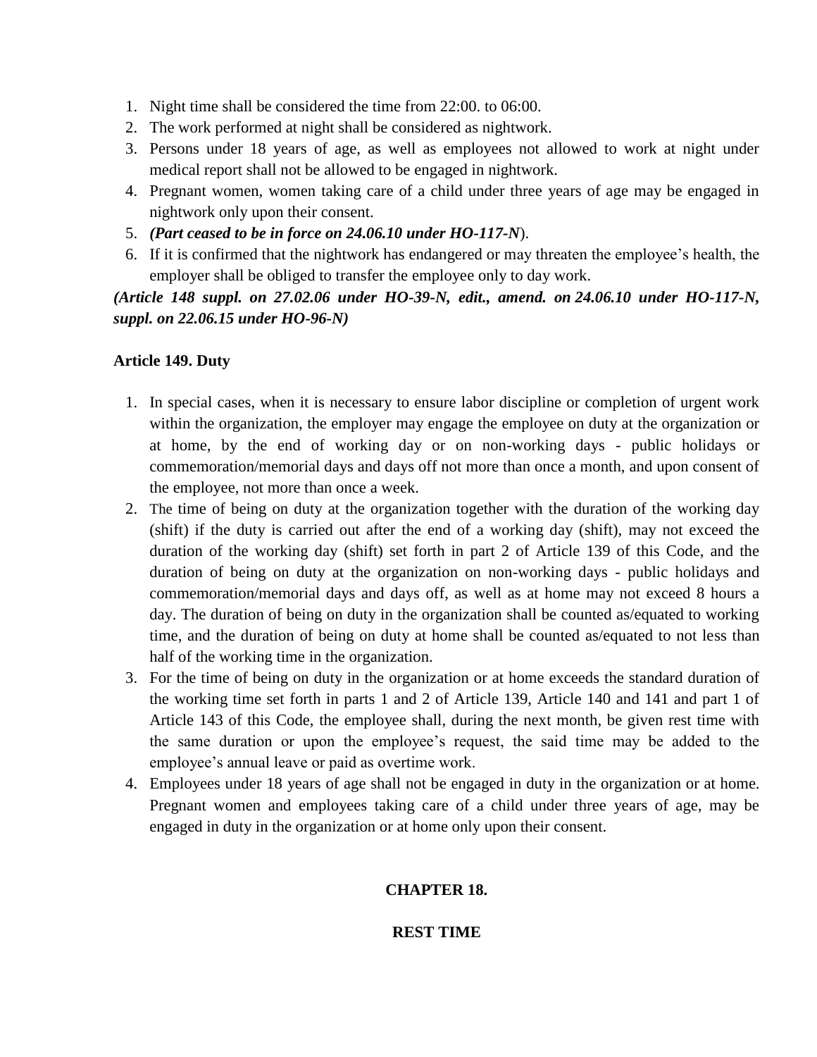1. Night time shall be considered the time from 22:00. to 06:00.
2. The work performed at night shall be considered as nightwork.
3. Persons under 18 years of age, as well as employees not allowed to work at night under medical report shall not be allowed to be engaged in nightwork.
4. Pregnant women, women taking care of a child under three years of age may be engaged in nightwork only upon their consent.
5. ***(Part ceased to be in force on 24.06.10 under HO-117-N***).
6. If it is confirmed that the nightwork has endangered or may threaten the employee's health, the employer shall be obliged to transfer the employee only to day work.

***(Article 148 suppl. on 27.02.06 under HO-39-N, edit., amend. on 24.06.10 under HO-117-N, suppl. on 22.06.15 under HO-96-N)***

**Article 149. Duty**

1. In special cases, when it is necessary to ensure labor discipline or completion of urgent work within the organization, the employer may engage the employee on duty at the organization or at home, by the end of working day or on non-working days - public holidays or commemoration/memorial days and days off not more than once a month, and upon consent of the employee, not more than once a week.
2. The time of being on duty at the organization together with the duration of the working day (shift) if the duty is carried out after the end of a working day (shift), may not exceed the duration of the working day (shift) set forth in part 2 of Article 139 of this Code, and the duration of being on duty at the organization on non-working days - public holidays and commemoration/memorial days and days off, as well as at home may not exceed 8 hours a day. The duration of being on duty in the organization shall be counted as/equated to working time, and the duration of being on duty at home shall be counted as/equated to not less than half of the working time in the organization.
3. For the time of being on duty in the organization or at home exceeds the standard duration of the working time set forth in parts 1 and 2 of Article 139, Article 140 and 141 and part 1 of Article 143 of this Code, the employee shall, during the next month, be given rest time with the same duration or upon the employee's request, the said time may be added to the employee's annual leave or paid as overtime work.
4. Employees under 18 years of age shall not be engaged in duty in the organization or at home. Pregnant women and employees taking care of a child under three years of age, may be engaged in duty in the organization or at home only upon their consent.

## CHAPTER 18.

## REST TIME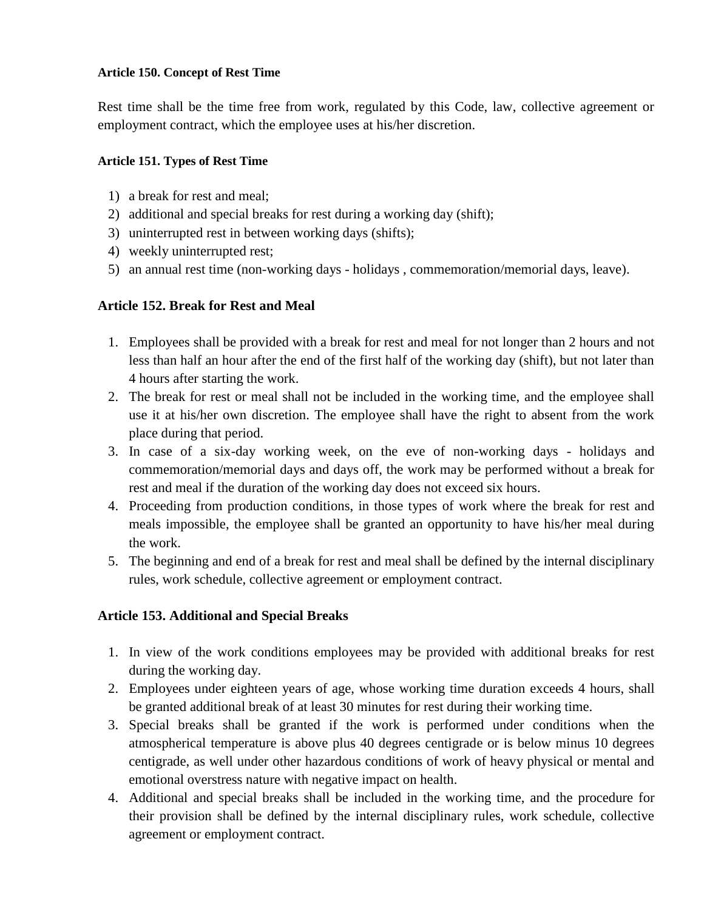#### Article 150. Concept of Rest Time

Rest time shall be the time free from work, regulated by this Code, law, collective agreement or employment contract, which the employee uses at his/her discretion.

#### Article 151. Types of Rest Time

1) a break for rest and meal;
2) additional and special breaks for rest during a working day (shift);
3) uninterrupted rest in between working days (shifts);
4) weekly uninterrupted rest;
5) an annual rest time (non-working days - holidays , commemoration/memorial days, leave).

### Article 152. Break for Rest and Meal

1. Employees shall be provided with a break for rest and meal for not longer than 2 hours and not less than half an hour after the end of the first half of the working day (shift), but not later than 4 hours after starting the work.
2. The break for rest or meal shall not be included in the working time, and the employee shall use it at his/her own discretion. The employee shall have the right to absent from the work place during that period.
3. In case of a six-day working week, on the eve of non-working days - holidays and commemoration/memorial days and days off, the work may be performed without a break for rest and meal if the duration of the working day does not exceed six hours.
4. Proceeding from production conditions, in those types of work where the break for rest and meals impossible, the employee shall be granted an opportunity to have his/her meal during the work.
5. The beginning and end of a break for rest and meal shall be defined by the internal disciplinary rules, work schedule, collective agreement or employment contract.

### Article 153. Additional and Special Breaks

1. In view of the work conditions employees may be provided with additional breaks for rest during the working day.
2. Employees under eighteen years of age, whose working time duration exceeds 4 hours, shall be granted additional break of at least 30 minutes for rest during their working time.
3. Special breaks shall be granted if the work is performed under conditions when the atmospherical temperature is above plus 40 degrees centigrade or is below minus 10 degrees centigrade, as well under other hazardous conditions of work of heavy physical or mental and emotional overstress nature with negative impact on health.
4. Additional and special breaks shall be included in the working time, and the procedure for their provision shall be defined by the internal disciplinary rules, work schedule, collective agreement or employment contract.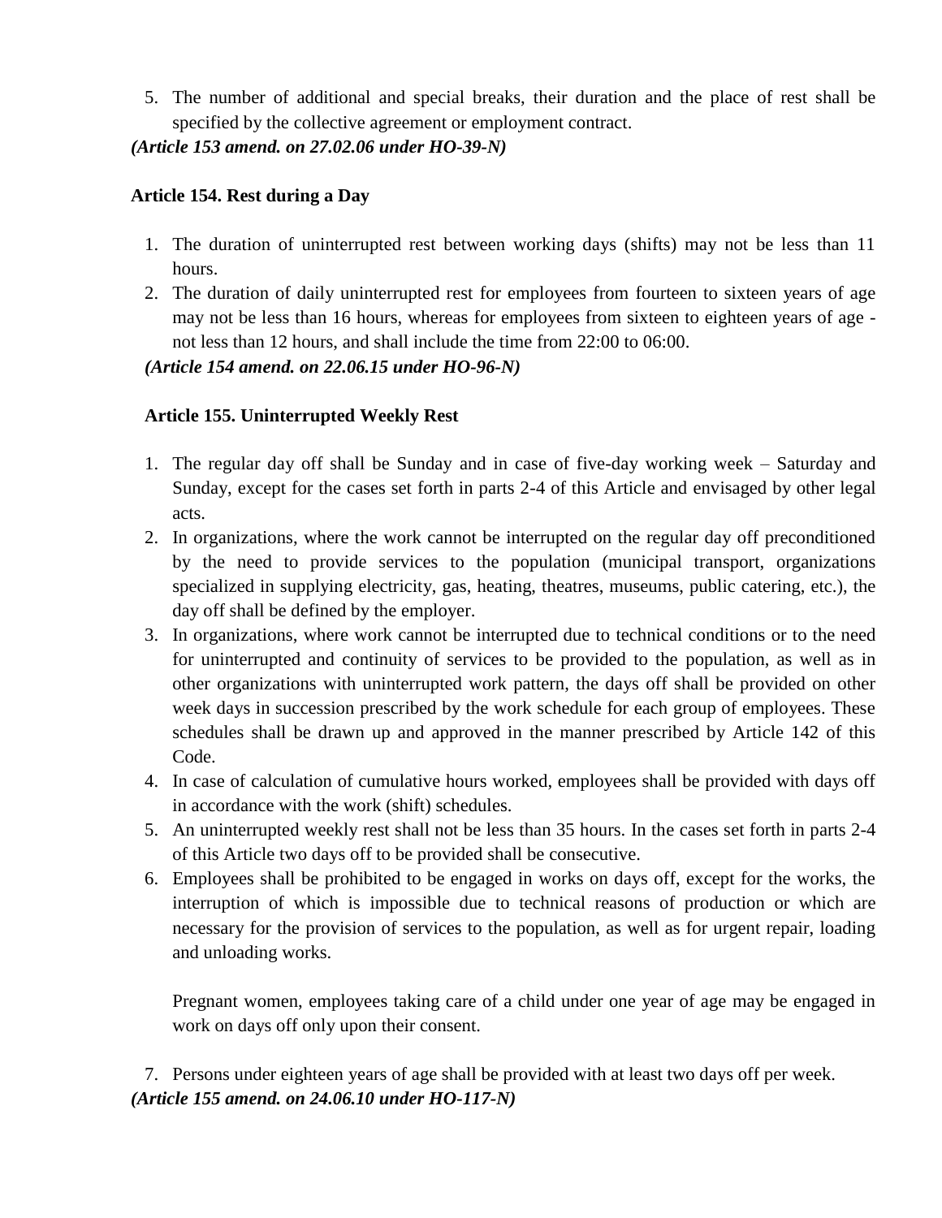5. The number of additional and special breaks, their duration and the place of rest shall be specified by the collective agreement or employment contract.

*(Article 153 amend. on 27.02.06 under HO-39-N)*

**Article 154. Rest during a Day**

1. The duration of uninterrupted rest between working days (shifts) may not be less than 11 hours.
2. The duration of daily uninterrupted rest for employees from fourteen to sixteen years of age may not be less than 16 hours, whereas for employees from sixteen to eighteen years of age - not less than 12 hours, and shall include the time from 22:00 to 06:00.

*(Article 154 amend. on 22.06.15 under HO-96-N)*

**Article 155. Uninterrupted Weekly Rest**

1. The regular day off shall be Sunday and in case of five-day working week – Saturday and Sunday, except for the cases set forth in parts 2-4 of this Article and envisaged by other legal acts.
2. In organizations, where the work cannot be interrupted on the regular day off preconditioned by the need to provide services to the population (municipal transport, organizations specialized in supplying electricity, gas, heating, theatres, museums, public catering, etc.), the day off shall be defined by the employer.
3. In organizations, where work cannot be interrupted due to technical conditions or to the need for uninterrupted and continuity of services to be provided to the population, as well as in other organizations with uninterrupted work pattern, the days off shall be provided on other week days in succession prescribed by the work schedule for each group of employees. These schedules shall be drawn up and approved in the manner prescribed by Article 142 of this Code.
4. In case of calculation of cumulative hours worked, employees shall be provided with days off in accordance with the work (shift) schedules.
5. An uninterrupted weekly rest shall not be less than 35 hours. In the cases set forth in parts 2-4 of this Article two days off to be provided shall be consecutive.
6. Employees shall be prohibited to be engaged in works on days off, except for the works, the interruption of which is impossible due to technical reasons of production or which are necessary for the provision of services to the population, as well as for urgent repair, loading and unloading works.

   Pregnant women, employees taking care of a child under one year of age may be engaged in work on days off only upon their consent.

7. Persons under eighteen years of age shall be provided with at least two days off per week.

*(Article 155 amend. on 24.06.10 under HO-117-N)*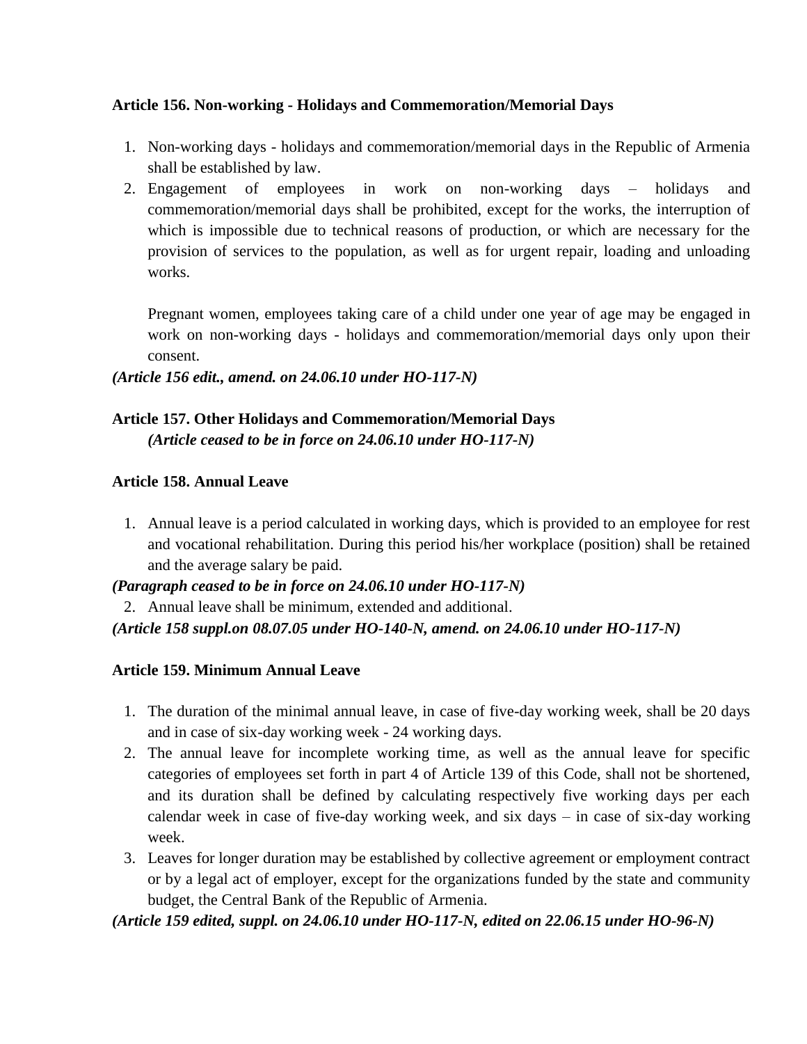**Article 156. Non-working - Holidays and Commemoration/Memorial Days**

1. Non-working days - holidays and commemoration/memorial days in the Republic of Armenia shall be established by law.
2. Engagement of employees in work on non-working days – holidays and commemoration/memorial days shall be prohibited, except for the works, the interruption of which is impossible due to technical reasons of production, or which are necessary for the provision of services to the population, as well as for urgent repair, loading and unloading works.

   Pregnant women, employees taking care of a child under one year of age may be engaged in work on non-working days - holidays and commemoration/memorial days only upon their consent.

***(Article 156 edit., amend. on 24.06.10 under HO-117-N)***

**Article 157. Other Holidays and Commemoration/Memorial Days**
***(Article ceased to be in force on 24.06.10 under HO-117-N)***

**Article 158. Annual Leave**

1. Annual leave is a period calculated in working days, which is provided to an employee for rest and vocational rehabilitation. During this period his/her workplace (position) shall be retained and the average salary be paid.

***(Paragraph ceased to be in force on 24.06.10 under HO-117-N)***

2. Annual leave shall be minimum, extended and additional.

***(Article 158 suppl.on 08.07.05 under HO-140-N, amend. on 24.06.10 under HO-117-N)***

**Article 159. Minimum Annual Leave**

1. The duration of the minimal annual leave, in case of five-day working week, shall be 20 days and in case of six-day working week - 24 working days.
2. The annual leave for incomplete working time, as well as the annual leave for specific categories of employees set forth in part 4 of Article 139 of this Code, shall not be shortened, and its duration shall be defined by calculating respectively five working days per each calendar week in case of five-day working week, and six days – in case of six-day working week.
3. Leaves for longer duration may be established by collective agreement or employment contract or by a legal act of employer, except for the organizations funded by the state and community budget, the Central Bank of the Republic of Armenia.

***(Article 159 edited, suppl. on 24.06.10 under HO-117-N, edited on 22.06.15 under HO-96-N)***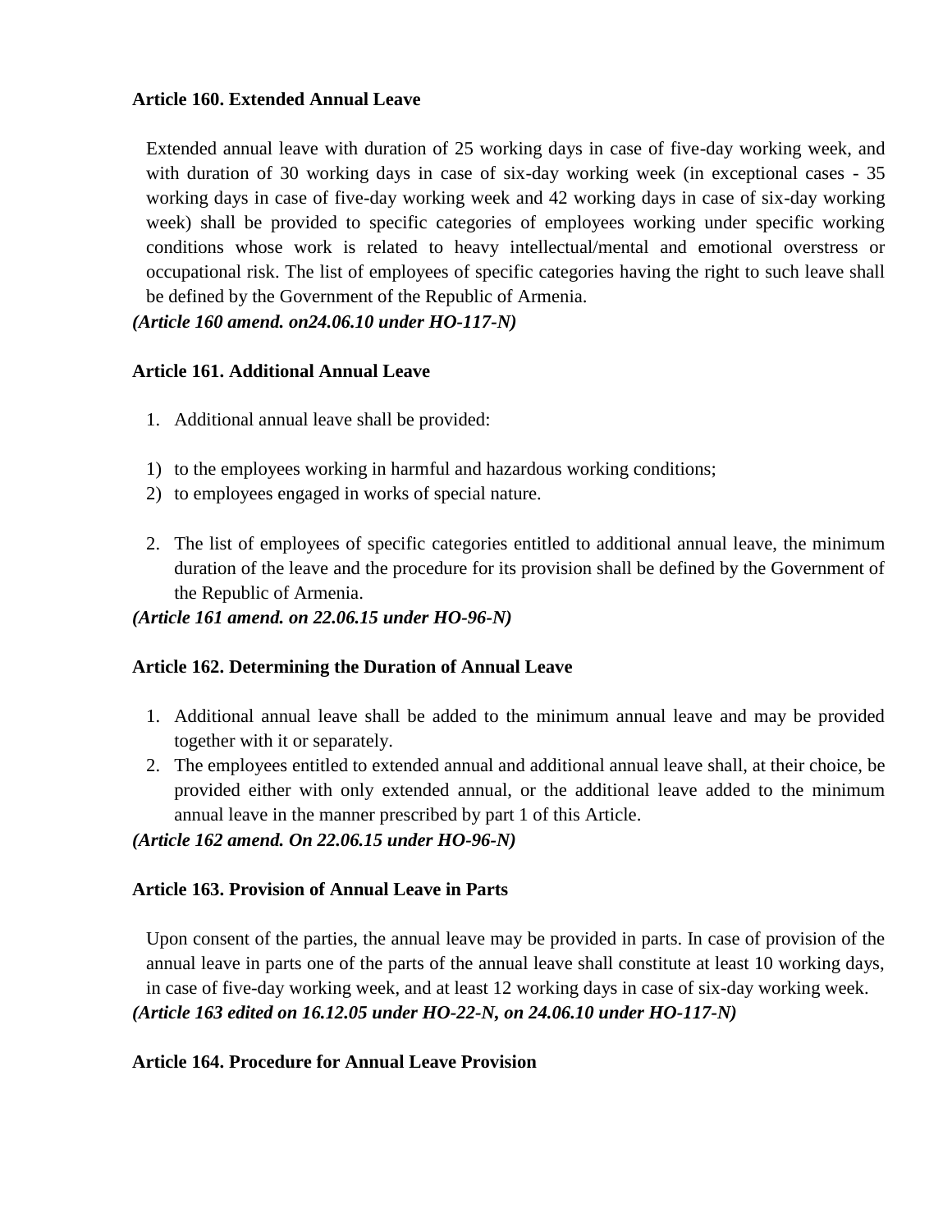**Article 160. Extended Annual Leave**

Extended annual leave with duration of 25 working days in case of five-day working week, and with duration of 30 working days in case of six-day working week (in exceptional cases - 35 working days in case of five-day working week and 42 working days in case of six-day working week) shall be provided to specific categories of employees working under specific working conditions whose work is related to heavy intellectual/mental and emotional overstress or occupational risk. The list of employees of specific categories having the right to such leave shall be defined by the Government of the Republic of Armenia.

***(Article 160 amend. on24.06.10 under HO-117-N)***

**Article 161. Additional Annual Leave**

1. Additional annual leave shall be provided:

1) to the employees working in harmful and hazardous working conditions;
2) to employees engaged in works of special nature.

2. The list of employees of specific categories entitled to additional annual leave, the minimum duration of the leave and the procedure for its provision shall be defined by the Government of the Republic of Armenia.

***(Article 161 amend. on 22.06.15 under HO-96-N)***

**Article 162. Determining the Duration of Annual Leave**

1. Additional annual leave shall be added to the minimum annual leave and may be provided together with it or separately.
2. The employees entitled to extended annual and additional annual leave shall, at their choice, be provided either with only extended annual, or the additional leave added to the minimum annual leave in the manner prescribed by part 1 of this Article.

***(Article 162 amend. On 22.06.15 under HO-96-N)***

**Article 163. Provision of Annual Leave in Parts**

Upon consent of the parties, the annual leave may be provided in parts. In case of provision of the annual leave in parts one of the parts of the annual leave shall constitute at least 10 working days, in case of five-day working week, and at least 12 working days in case of six-day working week.

***(Article 163 edited on 16.12.05 under HO-22-N, on 24.06.10 under HO-117-N)***

**Article 164. Procedure for Annual Leave Provision**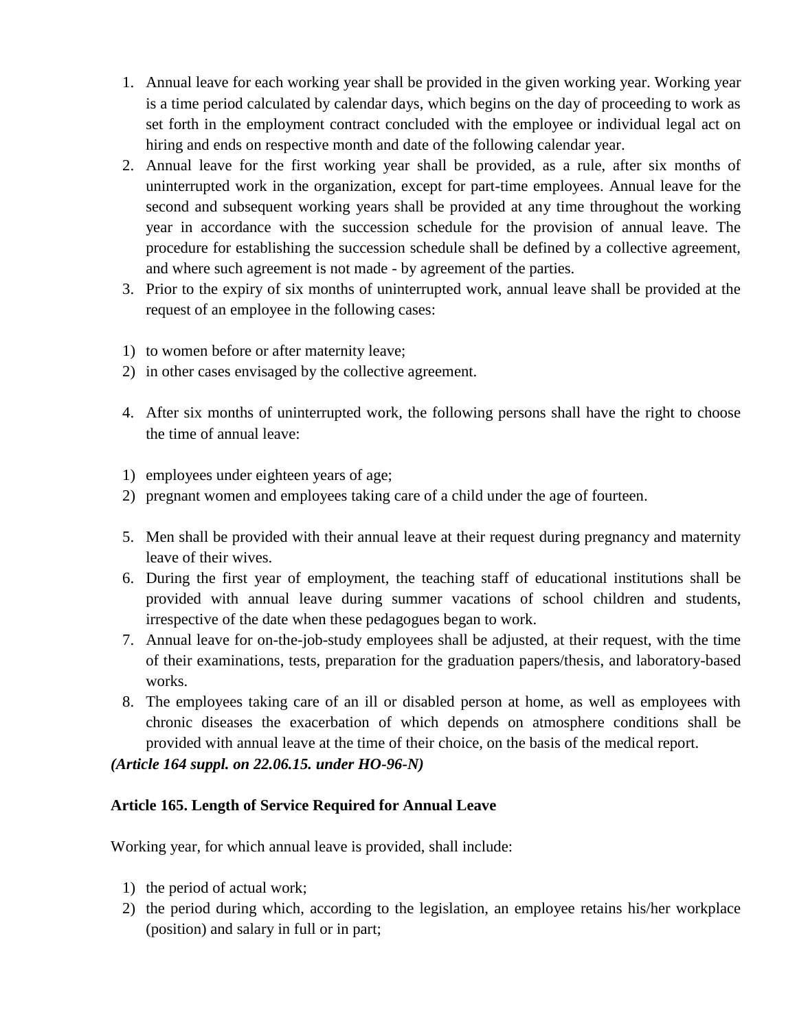1. Annual leave for each working year shall be provided in the given working year. Working year is a time period calculated by calendar days, which begins on the day of proceeding to work as set forth in the employment contract concluded with the employee or individual legal act on hiring and ends on respective month and date of the following calendar year.
2. Annual leave for the first working year shall be provided, as a rule, after six months of uninterrupted work in the organization, except for part-time employees. Annual leave for the second and subsequent working years shall be provided at any time throughout the working year in accordance with the succession schedule for the provision of annual leave. The procedure for establishing the succession schedule shall be defined by a collective agreement, and where such agreement is not made - by agreement of the parties.
3. Prior to the expiry of six months of uninterrupted work, annual leave shall be provided at the request of an employee in the following cases:

1) to women before or after maternity leave;
2) in other cases envisaged by the collective agreement.

4. After six months of uninterrupted work, the following persons shall have the right to choose the time of annual leave:

1) employees under eighteen years of age;
2) pregnant women and employees taking care of a child under the age of fourteen.

5. Men shall be provided with their annual leave at their request during pregnancy and maternity leave of their wives.
6. During the first year of employment, the teaching staff of educational institutions shall be provided with annual leave during summer vacations of school children and students, irrespective of the date when these pedagogues began to work.
7. Annual leave for on-the-job-study employees shall be adjusted, at their request, with the time of their examinations, tests, preparation for the graduation papers/thesis, and laboratory-based works.
8. The employees taking care of an ill or disabled person at home, as well as employees with chronic diseases the exacerbation of which depends on atmosphere conditions shall be provided with annual leave at the time of their choice, on the basis of the medical report.

***(Article 164 suppl. on 22.06.15. under HO-96-N)***

**Article 165. Length of Service Required for Annual Leave**

Working year, for which annual leave is provided, shall include:

1) the period of actual work;
2) the period during which, according to the legislation, an employee retains his/her workplace (position) and salary in full or in part;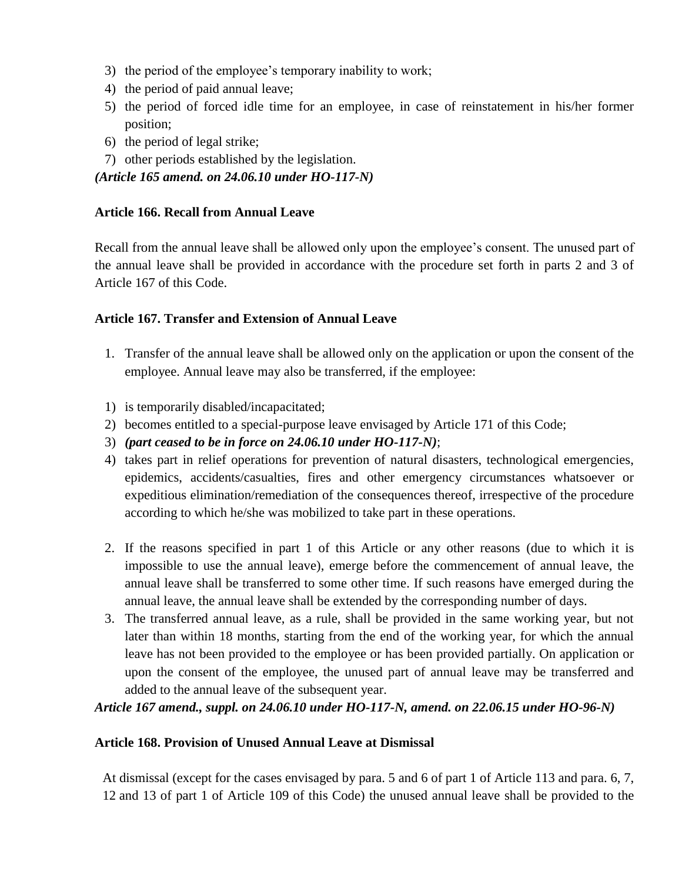3) the period of the employee's temporary inability to work;
4) the period of paid annual leave;
5) the period of forced idle time for an employee, in case of reinstatement in his/her former position;
6) the period of legal strike;
7) other periods established by the legislation.

***(Article 165 amend. on 24.06.10 under HO-117-N)***

### Article 166. Recall from Annual Leave

Recall from the annual leave shall be allowed only upon the employee's consent. The unused part of the annual leave shall be provided in accordance with the procedure set forth in parts 2 and 3 of Article 167 of this Code.

### Article 167. Transfer and Extension of Annual Leave

1. Transfer of the annual leave shall be allowed only on the application or upon the consent of the employee. Annual leave may also be transferred, if the employee:

1) is temporarily disabled/incapacitated;
2) becomes entitled to a special-purpose leave envisaged by Article 171 of this Code;
3) ***(part ceased to be in force on 24.06.10 under HO-117-N)***;
4) takes part in relief operations for prevention of natural disasters, technological emergencies, epidemics, accidents/casualties, fires and other emergency circumstances whatsoever or expeditious elimination/remediation of the consequences thereof, irrespective of the procedure according to which he/she was mobilized to take part in these operations.

2. If the reasons specified in part 1 of this Article or any other reasons (due to which it is impossible to use the annual leave), emerge before the commencement of annual leave, the annual leave shall be transferred to some other time. If such reasons have emerged during the annual leave, the annual leave shall be extended by the corresponding number of days.
3. The transferred annual leave, as a rule, shall be provided in the same working year, but not later than within 18 months, starting from the end of the working year, for which the annual leave has not been provided to the employee or has been provided partially. On application or upon the consent of the employee, the unused part of annual leave may be transferred and added to the annual leave of the subsequent year.

***Article 167 amend., suppl. on 24.06.10 under HO-117-N, amend. on 22.06.15 under HO-96-N)***

### Article 168. Provision of Unused Annual Leave at Dismissal

At dismissal (except for the cases envisaged by para. 5 and 6 of part 1 of Article 113 and para. 6, 7, 12 and 13 of part 1 of Article 109 of this Code) the unused annual leave shall be provided to the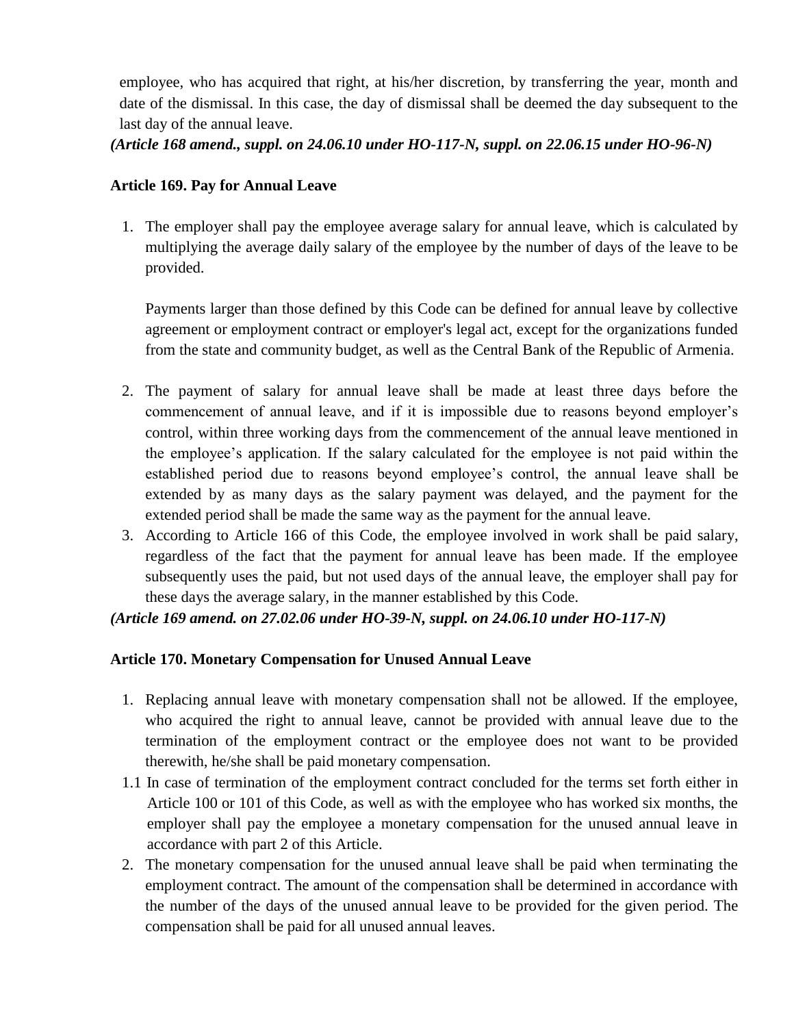employee, who has acquired that right, at his/her discretion, by transferring the year, month and date of the dismissal. In this case, the day of dismissal shall be deemed the day subsequent to the last day of the annual leave.

***(Article 168 amend., suppl. on 24.06.10 under HO-117-N, suppl. on 22.06.15 under HO-96-N)***

**Article 169. Pay for Annual Leave**

1. The employer shall pay the employee average salary for annual leave, which is calculated by multiplying the average daily salary of the employee by the number of days of the leave to be provided.

   Payments larger than those defined by this Code can be defined for annual leave by collective agreement or employment contract or employer's legal act, except for the organizations funded from the state and community budget, as well as the Central Bank of the Republic of Armenia.

2. The payment of salary for annual leave shall be made at least three days before the commencement of annual leave, and if it is impossible due to reasons beyond employer's control, within three working days from the commencement of the annual leave mentioned in the employee's application. If the salary calculated for the employee is not paid within the established period due to reasons beyond employee's control, the annual leave shall be extended by as many days as the salary payment was delayed, and the payment for the extended period shall be made the same way as the payment for the annual leave.
3. According to Article 166 of this Code, the employee involved in work shall be paid salary, regardless of the fact that the payment for annual leave has been made. If the employee subsequently uses the paid, but not used days of the annual leave, the employer shall pay for these days the average salary, in the manner established by this Code.

***(Article 169 amend. on 27.02.06 under HO-39-N, suppl. on 24.06.10 under HO-117-N)***

**Article 170. Monetary Compensation for Unused Annual Leave**

1. Replacing annual leave with monetary compensation shall not be allowed. If the employee, who acquired the right to annual leave, cannot be provided with annual leave due to the termination of the employment contract or the employee does not want to be provided therewith, he/she shall be paid monetary compensation.

1.1 In case of termination of the employment contract concluded for the terms set forth either in Article 100 or 101 of this Code, as well as with the employee who has worked six months, the employer shall pay the employee a monetary compensation for the unused annual leave in accordance with part 2 of this Article.

2. The monetary compensation for the unused annual leave shall be paid when terminating the employment contract. The amount of the compensation shall be determined in accordance with the number of the days of the unused annual leave to be provided for the given period. The compensation shall be paid for all unused annual leaves.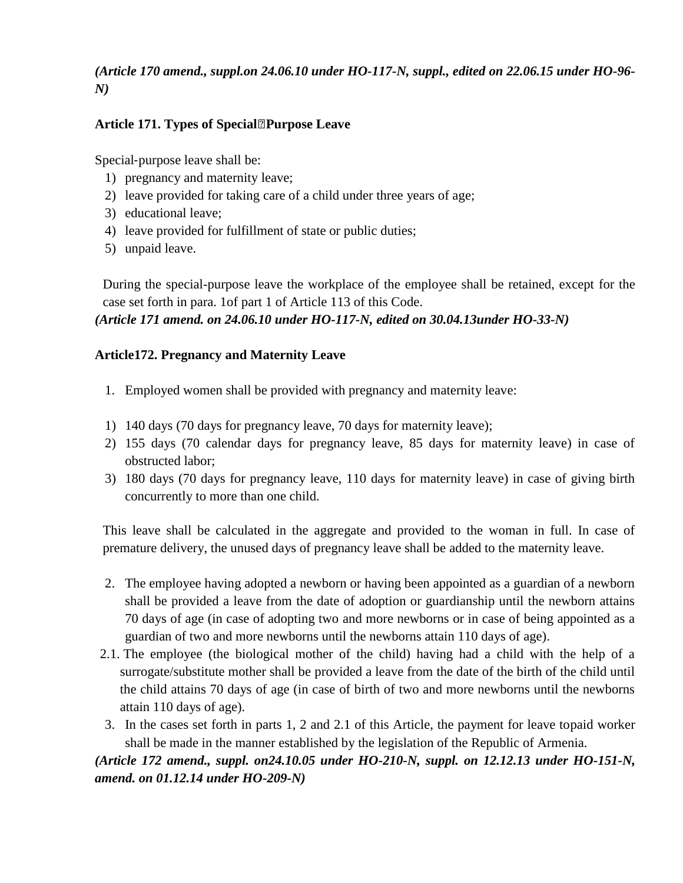*(Article 170 amend., suppl.on 24.06.10 under HO-117-N, suppl., edited on 22.06.15 under HO-96-N)*

**Article 171. Types of Special‐Purpose Leave**

Special-purpose leave shall be:

1) pregnancy and maternity leave;
2) leave provided for taking care of a child under three years of age;
3) educational leave;
4) leave provided for fulfillment of state or public duties;
5) unpaid leave.

During the special-purpose leave the workplace of the employee shall be retained, except for the case set forth in para. 1of part 1 of Article 113 of this Code.

***(Article 171 amend. on 24.06.10 under HO-117-N, edited on 30.04.13under HO-33-N)***

**Article172. Pregnancy and Maternity Leave**

1. Employed women shall be provided with pregnancy and maternity leave:

1) 140 days (70 days for pregnancy leave, 70 days for maternity leave);
2) 155 days (70 calendar days for pregnancy leave, 85 days for maternity leave) in case of obstructed labor;
3) 180 days (70 days for pregnancy leave, 110 days for maternity leave) in case of giving birth concurrently to more than one child.

This leave shall be calculated in the aggregate and provided to the woman in full. In case of premature delivery, the unused days of pregnancy leave shall be added to the maternity leave.

2. The employee having adopted a newborn or having been appointed as a guardian of a newborn shall be provided a leave from the date of adoption or guardianship until the newborn attains 70 days of age (in case of adopting two and more newborns or in case of being appointed as a guardian of two and more newborns until the newborns attain 110 days of age).

2.1. The employee (the biological mother of the child) having had a child with the help of a surrogate/substitute mother shall be provided a leave from the date of the birth of the child until the child attains 70 days of age (in case of birth of two and more newborns until the newborns attain 110 days of age).

3. In the cases set forth in parts 1, 2 and 2.1 of this Article, the payment for leave topaid worker shall be made in the manner established by the legislation of the Republic of Armenia.

***(Article 172 amend., suppl. on24.10.05 under HO-210-N, suppl. on 12.12.13 under HO-151-N, amend. on 01.12.14 under HO-209-N)***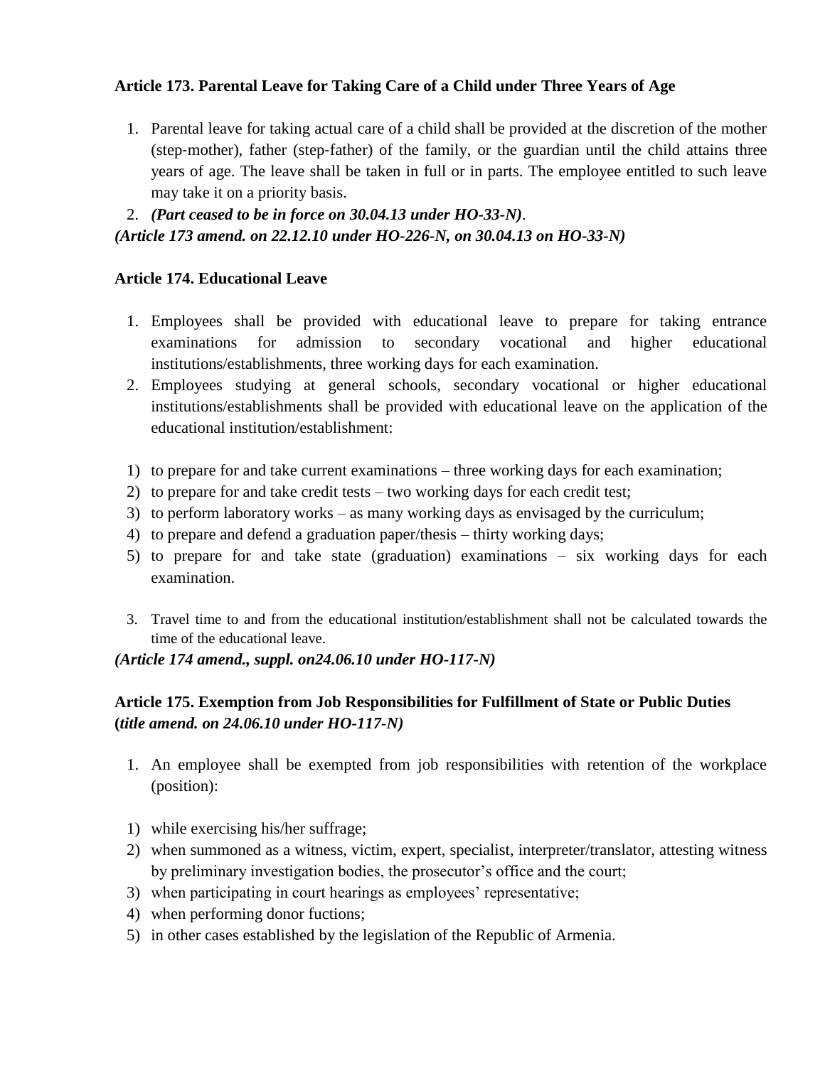**Article 173. Parental Leave for Taking Care of a Child under Three Years of Age**

1. Parental leave for taking actual care of a child shall be provided at the discretion of the mother (step-mother), father (step-father) of the family, or the guardian until the child attains three years of age. The leave shall be taken in full or in parts. The employee entitled to such leave may take it on a priority basis.
2. ***(Part ceased to be in force on 30.04.13 under HO-33-N)***.

***(Article 173 amend. on 22.12.10 under HO-226-N, on 30.04.13 on HO-33-N)***

**Article 174. Educational Leave**

1. Employees shall be provided with educational leave to prepare for taking entrance examinations for admission to secondary vocational and higher educational institutions/establishments, three working days for each examination.
2. Employees studying at general schools, secondary vocational or higher educational institutions/establishments shall be provided with educational leave on the application of the educational institution/establishment:

1) to prepare for and take current examinations – three working days for each examination;
2) to prepare for and take credit tests – two working days for each credit test;
3) to perform laboratory works – as many working days as envisaged by the curriculum;
4) to prepare and defend a graduation paper/thesis – thirty working days;
5) to prepare for and take state (graduation) examinations – six working days for each examination.

3. Travel time to and from the educational institution/establishment shall not be calculated towards the time of the educational leave.

***(Article 174 amend., suppl. on24.06.10 under HO-117-N)***

**Article 175. Exemption from Job Responsibilities for Fulfillment of State or Public Duties (*title amend. on 24.06.10 under HO-117-N)***

1. An employee shall be exempted from job responsibilities with retention of the workplace (position):

1) while exercising his/her suffrage;
2) when summoned as a witness, victim, expert, specialist, interpreter/translator, attesting witness by preliminary investigation bodies, the prosecutor's office and the court;
3) when participating in court hearings as employees' representative;
4) when performing donor fuctions;
5) in other cases established by the legislation of the Republic of Armenia.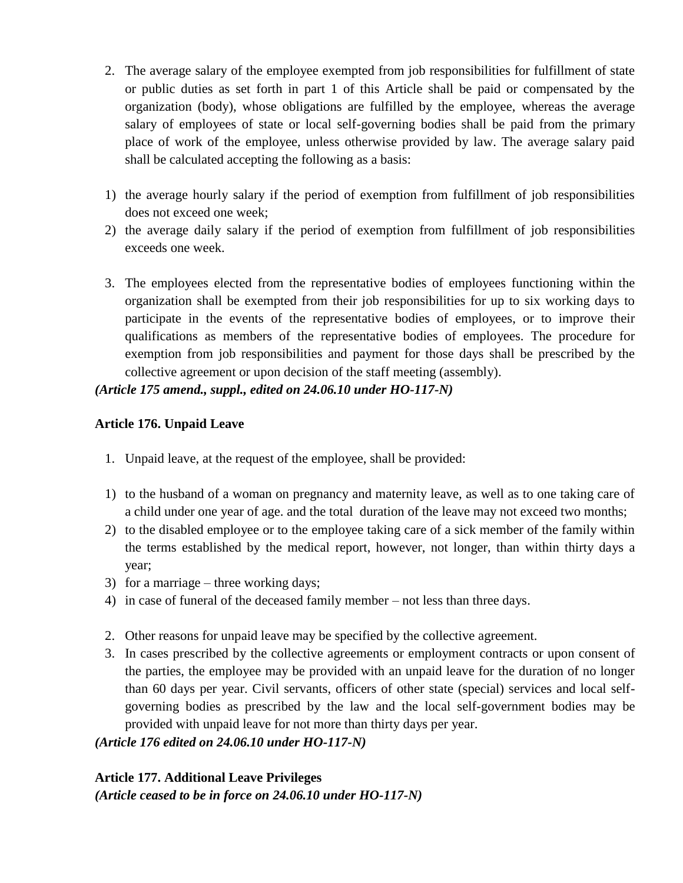2. The average salary of the employee exempted from job responsibilities for fulfillment of state or public duties as set forth in part 1 of this Article shall be paid or compensated by the organization (body), whose obligations are fulfilled by the employee, whereas the average salary of employees of state or local self-governing bodies shall be paid from the primary place of work of the employee, unless otherwise provided by law. The average salary paid shall be calculated accepting the following as a basis:

1) the average hourly salary if the period of exemption from fulfillment of job responsibilities does not exceed one week;
2) the average daily salary if the period of exemption from fulfillment of job responsibilities exceeds one week.

3. The employees elected from the representative bodies of employees functioning within the organization shall be exempted from their job responsibilities for up to six working days to participate in the events of the representative bodies of employees, or to improve their qualifications as members of the representative bodies of employees. The procedure for exemption from job responsibilities and payment for those days shall be prescribed by the collective agreement or upon decision of the staff meeting (assembly).

***(Article 175 amend., suppl., edited on 24.06.10 under HO-117-N)***

**Article 176. Unpaid Leave**

1. Unpaid leave, at the request of the employee, shall be provided:

1) to the husband of a woman on pregnancy and maternity leave, as well as to one taking care of a child under one year of age. and the total duration of the leave may not exceed two months;
2) to the disabled employee or to the employee taking care of a sick member of the family within the terms established by the medical report, however, not longer, than within thirty days a year;
3) for a marriage – three working days;
4) in case of funeral of the deceased family member – not less than three days.

2. Other reasons for unpaid leave may be specified by the collective agreement.
3. In cases prescribed by the collective agreements or employment contracts or upon consent of the parties, the employee may be provided with an unpaid leave for the duration of no longer than 60 days per year. Civil servants, officers of other state (special) services and local self-governing bodies as prescribed by the law and the local self-government bodies may be provided with unpaid leave for not more than thirty days per year.

***(Article 176 edited on 24.06.10 under HO-117-N)***

**Article 177. Additional Leave Privileges**

***(Article ceased to be in force on 24.06.10 under HO-117-N)***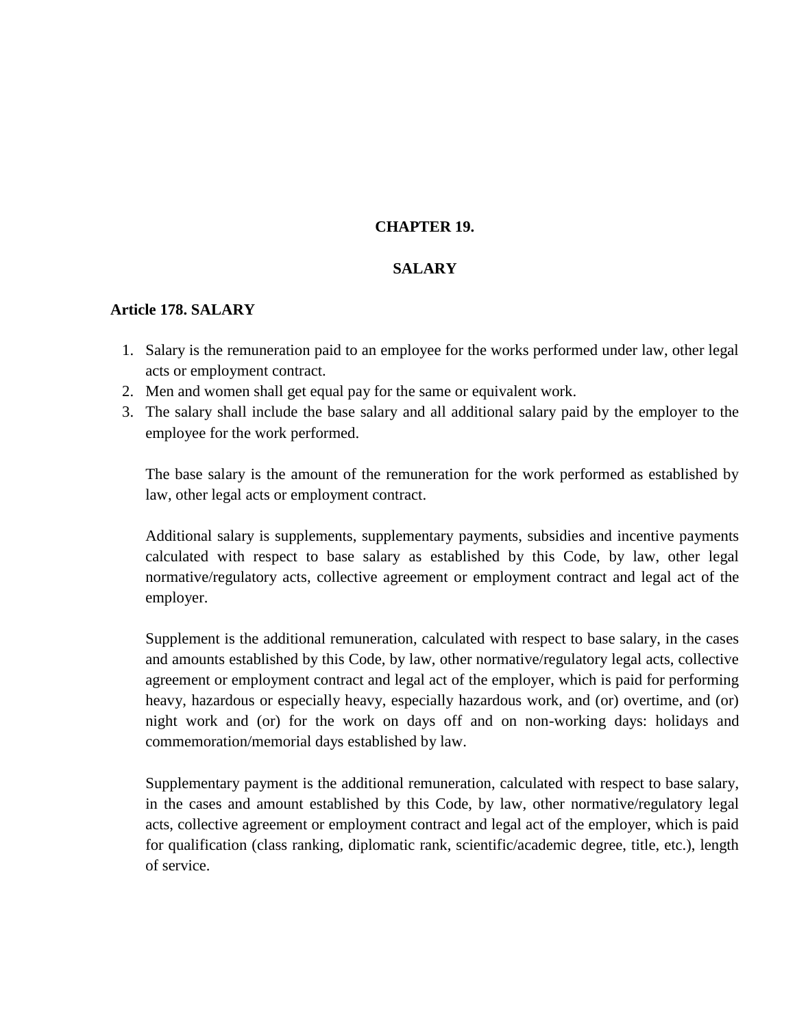# CHAPTER 19.

# SALARY

## Article 178. SALARY

1. Salary is the remuneration paid to an employee for the works performed under law, other legal acts or employment contract.
2. Men and women shall get equal pay for the same or equivalent work.
3. The salary shall include the base salary and all additional salary paid by the employer to the employee for the work performed.

   The base salary is the amount of the remuneration for the work performed as established by law, other legal acts or employment contract.

   Additional salary is supplements, supplementary payments, subsidies and incentive payments calculated with respect to base salary as established by this Code, by law, other legal normative/regulatory acts, collective agreement or employment contract and legal act of the employer.

   Supplement is the additional remuneration, calculated with respect to base salary, in the cases and amounts established by this Code, by law, other normative/regulatory legal acts, collective agreement or employment contract and legal act of the employer, which is paid for performing heavy, hazardous or especially heavy, especially hazardous work, and (or) overtime, and (or) night work and (or) for the work on days off and on non-working days: holidays and commemoration/memorial days established by law.

   Supplementary payment is the additional remuneration, calculated with respect to base salary, in the cases and amount established by this Code, by law, other normative/regulatory legal acts, collective agreement or employment contract and legal act of the employer, which is paid for qualification (class ranking, diplomatic rank, scientific/academic degree, title, etc.), length of service.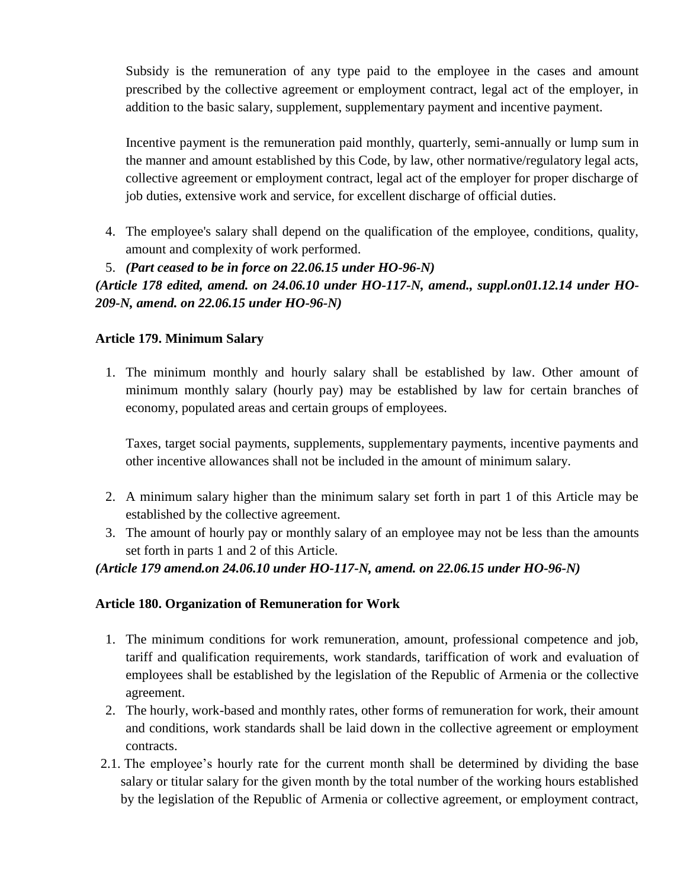Subsidy is the remuneration of any type paid to the employee in the cases and amount prescribed by the collective agreement or employment contract, legal act of the employer, in addition to the basic salary, supplement, supplementary payment and incentive payment.

Incentive payment is the remuneration paid monthly, quarterly, semi-annually or lump sum in the manner and amount established by this Code, by law, other normative/regulatory legal acts, collective agreement or employment contract, legal act of the employer for proper discharge of job duties, extensive work and service, for excellent discharge of official duties.

4. The employee's salary shall depend on the qualification of the employee, conditions, quality, amount and complexity of work performed.
5. ***(Part ceased to be in force on 22.06.15 under HO-96-N)***

***(Article 178 edited, amend. on 24.06.10 under HO-117-N, amend., suppl.on01.12.14 under HO-209-N, amend. on 22.06.15 under HO-96-N)***

**Article 179. Minimum Salary**

1. The minimum monthly and hourly salary shall be established by law. Other amount of minimum monthly salary (hourly pay) may be established by law for certain branches of economy, populated areas and certain groups of employees.

   Taxes, target social payments, supplements, supplementary payments, incentive payments and other incentive allowances shall not be included in the amount of minimum salary.

2. A minimum salary higher than the minimum salary set forth in part 1 of this Article may be established by the collective agreement.
3. The amount of hourly pay or monthly salary of an employee may not be less than the amounts set forth in parts 1 and 2 of this Article.

***(Article 179 amend.on 24.06.10 under HO-117-N, amend. on 22.06.15 under HO-96-N)***

**Article 180. Organization of Remuneration for Work**

1. The minimum conditions for work remuneration, amount, professional competence and job, tariff and qualification requirements, work standards, tariffication of work and evaluation of employees shall be established by the legislation of the Republic of Armenia or the collective agreement.
2. The hourly, work-based and monthly rates, other forms of remuneration for work, their amount and conditions, work standards shall be laid down in the collective agreement or employment contracts.

2.1. The employee’s hourly rate for the current month shall be determined by dividing the base salary or titular salary for the given month by the total number of the working hours established by the legislation of the Republic of Armenia or collective agreement, or employment contract,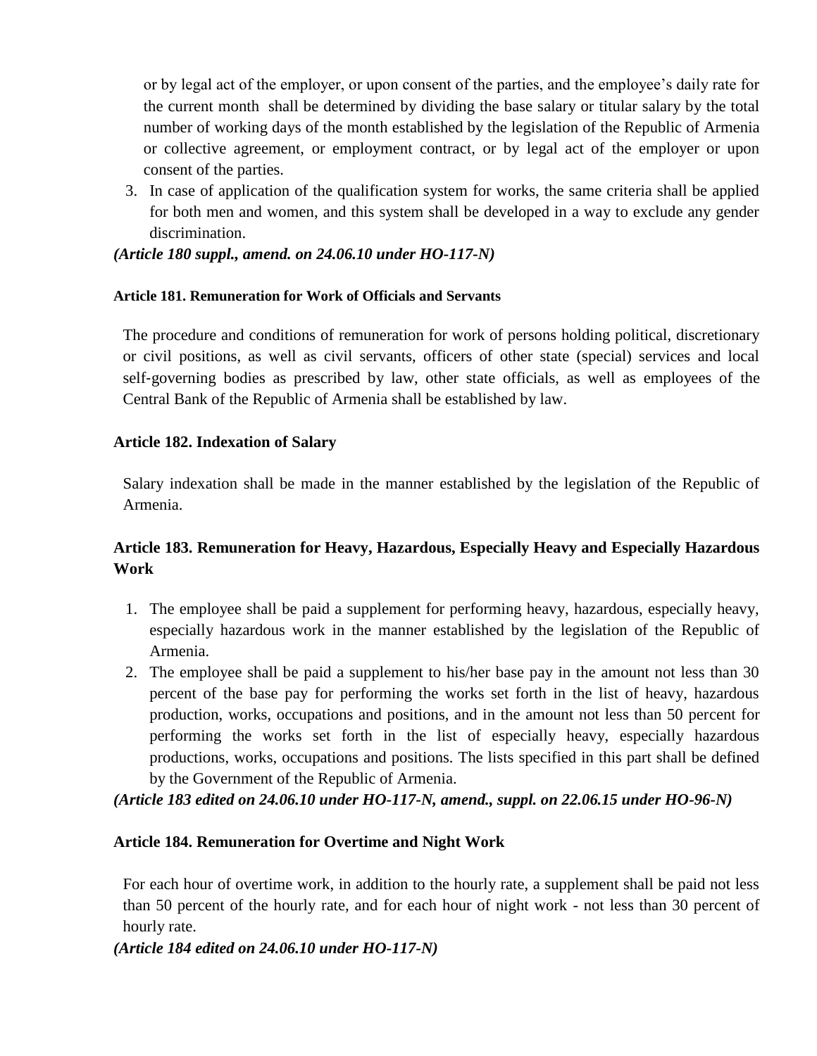or by legal act of the employer, or upon consent of the parties, and the employee's daily rate for the current month shall be determined by dividing the base salary or titular salary by the total number of working days of the month established by the legislation of the Republic of Armenia or collective agreement, or employment contract, or by legal act of the employer or upon consent of the parties.

3. In case of application of the qualification system for works, the same criteria shall be applied for both men and women, and this system shall be developed in a way to exclude any gender discrimination.

*(Article 180 suppl., amend. on 24.06.10 under HO-117-N)*

#### Article 181. Remuneration for Work of Officials and Servants

The procedure and conditions of remuneration for work of persons holding political, discretionary or civil positions, as well as civil servants, officers of other state (special) services and local self-governing bodies as prescribed by law, other state officials, as well as employees of the Central Bank of the Republic of Armenia shall be established by law.

### Article 182. Indexation of Salary

Salary indexation shall be made in the manner established by the legislation of the Republic of Armenia.

### Article 183. Remuneration for Heavy, Hazardous, Especially Heavy and Especially Hazardous Work

1. The employee shall be paid a supplement for performing heavy, hazardous, especially heavy, especially hazardous work in the manner established by the legislation of the Republic of Armenia.
2. The employee shall be paid a supplement to his/her base pay in the amount not less than 30 percent of the base pay for performing the works set forth in the list of heavy, hazardous production, works, occupations and positions, and in the amount not less than 50 percent for performing the works set forth in the list of especially heavy, especially hazardous productions, works, occupations and positions. The lists specified in this part shall be defined by the Government of the Republic of Armenia.

*(Article 183 edited on 24.06.10 under HO-117-N, amend., suppl. on 22.06.15 under HO-96-N)*

### Article 184. Remuneration for Overtime and Night Work

For each hour of overtime work, in addition to the hourly rate, a supplement shall be paid not less than 50 percent of the hourly rate, and for each hour of night work - not less than 30 percent of hourly rate.

*(Article 184 edited on 24.06.10 under HO-117-N)*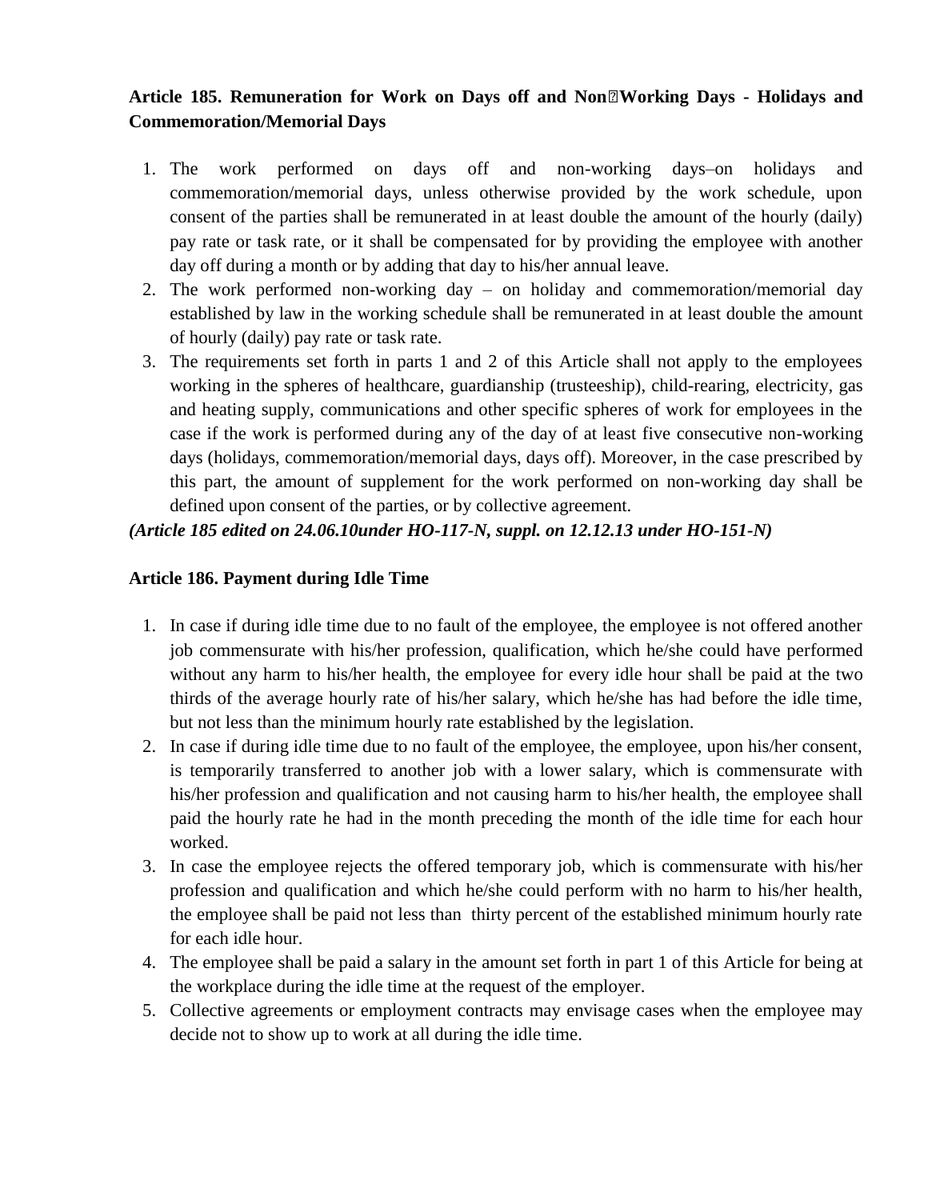**Article 185. Remuneration for Work on Days off and Non‐Working Days - Holidays and Commemoration/Memorial Days**

1. The work performed on days off and non-working days–on holidays and commemoration/memorial days, unless otherwise provided by the work schedule, upon consent of the parties shall be remunerated in at least double the amount of the hourly (daily) pay rate or task rate, or it shall be compensated for by providing the employee with another day off during a month or by adding that day to his/her annual leave.
2. The work performed non-working day – on holiday and commemoration/memorial day established by law in the working schedule shall be remunerated in at least double the amount of hourly (daily) pay rate or task rate.
3. The requirements set forth in parts 1 and 2 of this Article shall not apply to the employees working in the spheres of healthcare, guardianship (trusteeship), child-rearing, electricity, gas and heating supply, communications and other specific spheres of work for employees in the case if the work is performed during any of the day of at least five consecutive non-working days (holidays, commemoration/memorial days, days off). Moreover, in the case prescribed by this part, the amount of supplement for the work performed on non-working day shall be defined upon consent of the parties, or by collective agreement.

***(Article 185 edited on 24.06.10under HO-117-N, suppl. on 12.12.13 under HO-151-N)***

**Article 186. Payment during Idle Time**

1. In case if during idle time due to no fault of the employee, the employee is not offered another job commensurate with his/her profession, qualification, which he/she could have performed without any harm to his/her health, the employee for every idle hour shall be paid at the two thirds of the average hourly rate of his/her salary, which he/she has had before the idle time, but not less than the minimum hourly rate established by the legislation.
2. In case if during idle time due to no fault of the employee, the employee, upon his/her consent, is temporarily transferred to another job with a lower salary, which is commensurate with his/her profession and qualification and not causing harm to his/her health, the employee shall paid the hourly rate he had in the month preceding the month of the idle time for each hour worked.
3. In case the employee rejects the offered temporary job, which is commensurate with his/her profession and qualification and which he/she could perform with no harm to his/her health, the employee shall be paid not less than thirty percent of the established minimum hourly rate for each idle hour.
4. The employee shall be paid a salary in the amount set forth in part 1 of this Article for being at the workplace during the idle time at the request of the employer.
5. Collective agreements or employment contracts may envisage cases when the employee may decide not to show up to work at all during the idle time.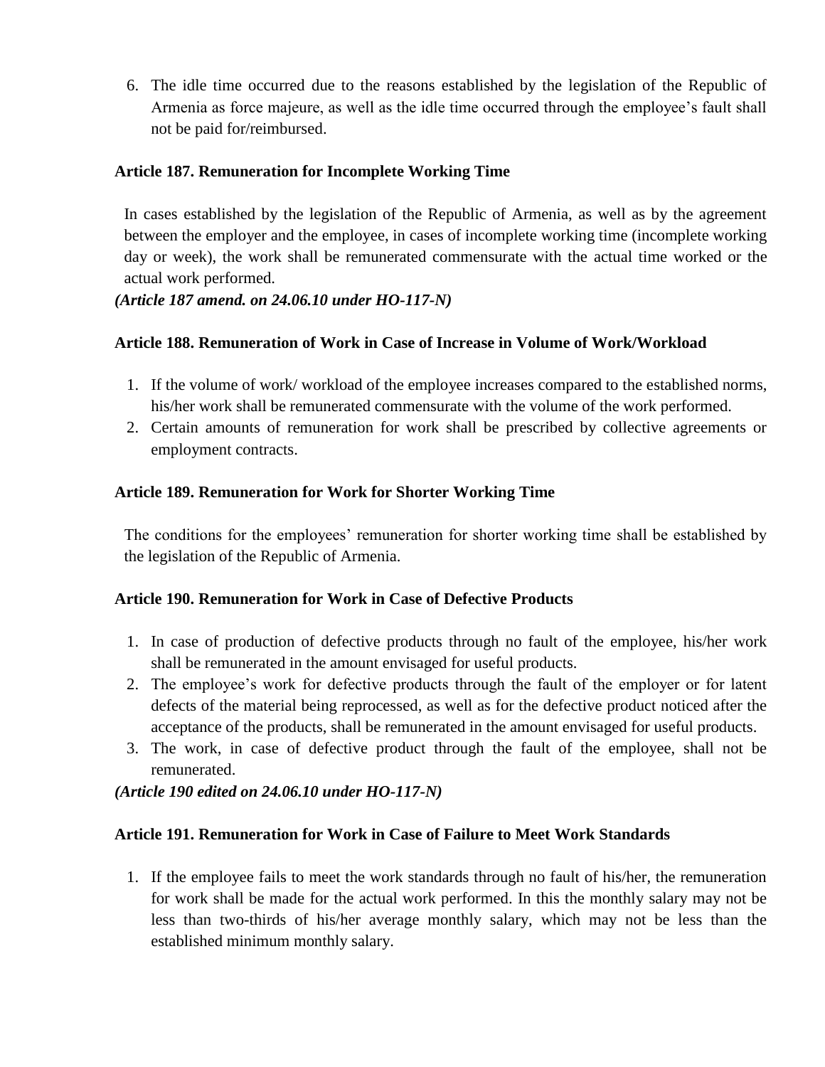6. The idle time occurred due to the reasons established by the legislation of the Republic of Armenia as force majeure, as well as the idle time occurred through the employee's fault shall not be paid for/reimbursed.

**Article 187. Remuneration for Incomplete Working Time**

In cases established by the legislation of the Republic of Armenia, as well as by the agreement between the employer and the employee, in cases of incomplete working time (incomplete working day or week), the work shall be remunerated commensurate with the actual time worked or the actual work performed.

***(Article 187 amend. on 24.06.10 under HO-117-N)***

**Article 188. Remuneration of Work in Case of Increase in Volume of Work/Workload**

1. If the volume of work/ workload of the employee increases compared to the established norms, his/her work shall be remunerated commensurate with the volume of the work performed.
2. Certain amounts of remuneration for work shall be prescribed by collective agreements or employment contracts.

**Article 189. Remuneration for Work for Shorter Working Time**

The conditions for the employees' remuneration for shorter working time shall be established by the legislation of the Republic of Armenia.

**Article 190. Remuneration for Work in Case of Defective Products**

1. In case of production of defective products through no fault of the employee, his/her work shall be remunerated in the amount envisaged for useful products.
2. The employee's work for defective products through the fault of the employer or for latent defects of the material being reprocessed, as well as for the defective product noticed after the acceptance of the products, shall be remunerated in the amount envisaged for useful products.
3. The work, in case of defective product through the fault of the employee, shall not be remunerated.

***(Article 190 edited on 24.06.10 under HO-117-N)***

**Article 191. Remuneration for Work in Case of Failure to Meet Work Standards**

1. If the employee fails to meet the work standards through no fault of his/her, the remuneration for work shall be made for the actual work performed. In this the monthly salary may not be less than two-thirds of his/her average monthly salary, which may not be less than the established minimum monthly salary.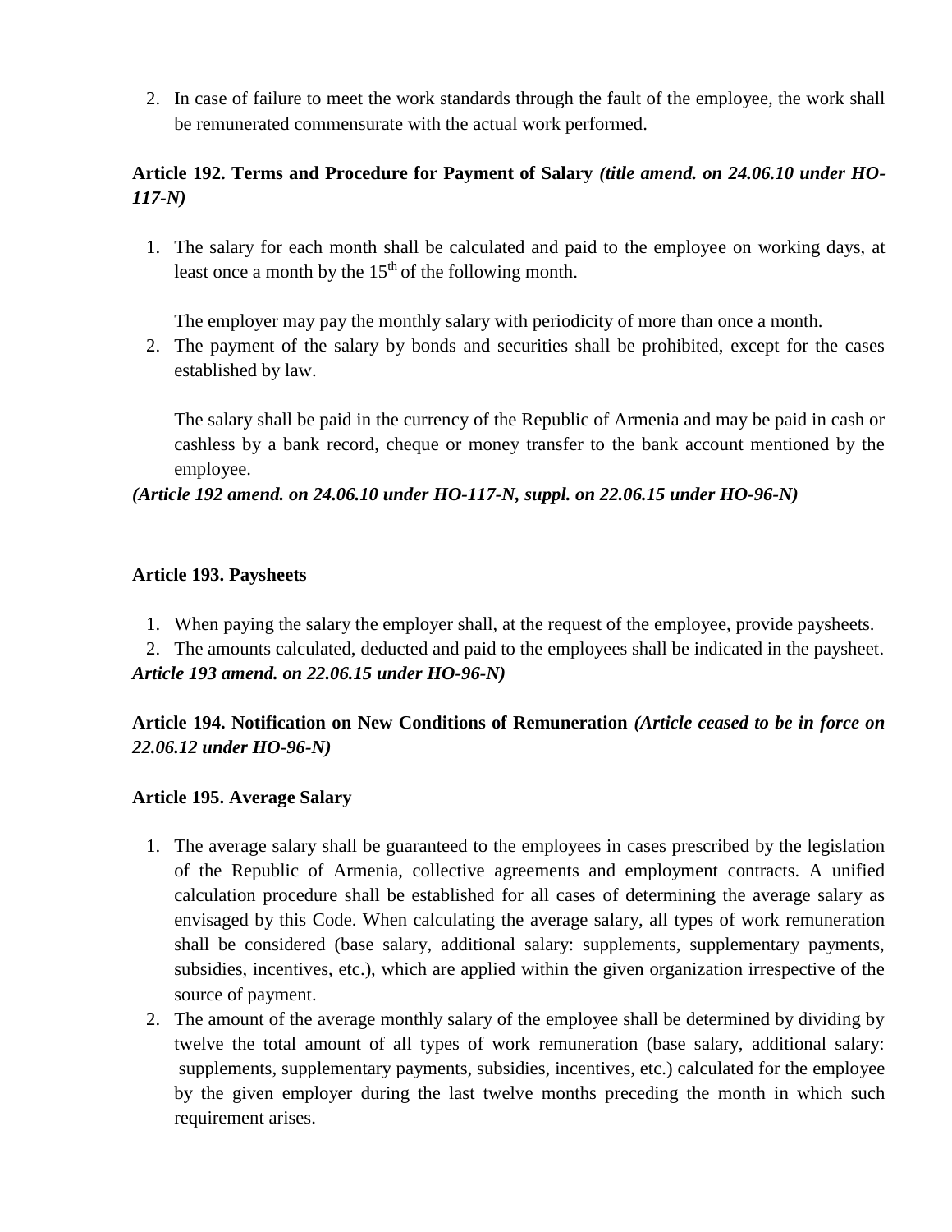2. In case of failure to meet the work standards through the fault of the employee, the work shall be remunerated commensurate with the actual work performed.

**Article 192. Terms and Procedure for Payment of Salary** ***(title amend. on 24.06.10 under HO-117-N)***

1. The salary for each month shall be calculated and paid to the employee on working days, at least once a month by the 15th of the following month.

   The employer may pay the monthly salary with periodicity of more than once a month.
2. The payment of the salary by bonds and securities shall be prohibited, except for the cases established by law.

   The salary shall be paid in the currency of the Republic of Armenia and may be paid in cash or cashless by a bank record, cheque or money transfer to the bank account mentioned by the employee.

***(Article 192 amend. on 24.06.10 under HO-117-N, suppl. on 22.06.15 under HO-96-N)***

**Article 193. Paysheets**

1. When paying the salary the employer shall, at the request of the employee, provide paysheets.
2. The amounts calculated, deducted and paid to the employees shall be indicated in the paysheet.

***Article 193 amend. on 22.06.15 under HO-96-N)***

**Article 194. Notification on New Conditions of Remuneration** ***(Article ceased to be in force on 22.06.12 under HO-96-N)***

**Article 195. Average Salary**

1. The average salary shall be guaranteed to the employees in cases prescribed by the legislation of the Republic of Armenia, collective agreements and employment contracts. A unified calculation procedure shall be established for all cases of determining the average salary as envisaged by this Code. When calculating the average salary, all types of work remuneration shall be considered (base salary, additional salary: supplements, supplementary payments, subsidies, incentives, etc.), which are applied within the given organization irrespective of the source of payment.
2. The amount of the average monthly salary of the employee shall be determined by dividing by twelve the total amount of all types of work remuneration (base salary, additional salary: supplements, supplementary payments, subsidies, incentives, etc.) calculated for the employee by the given employer during the last twelve months preceding the month in which such requirement arises.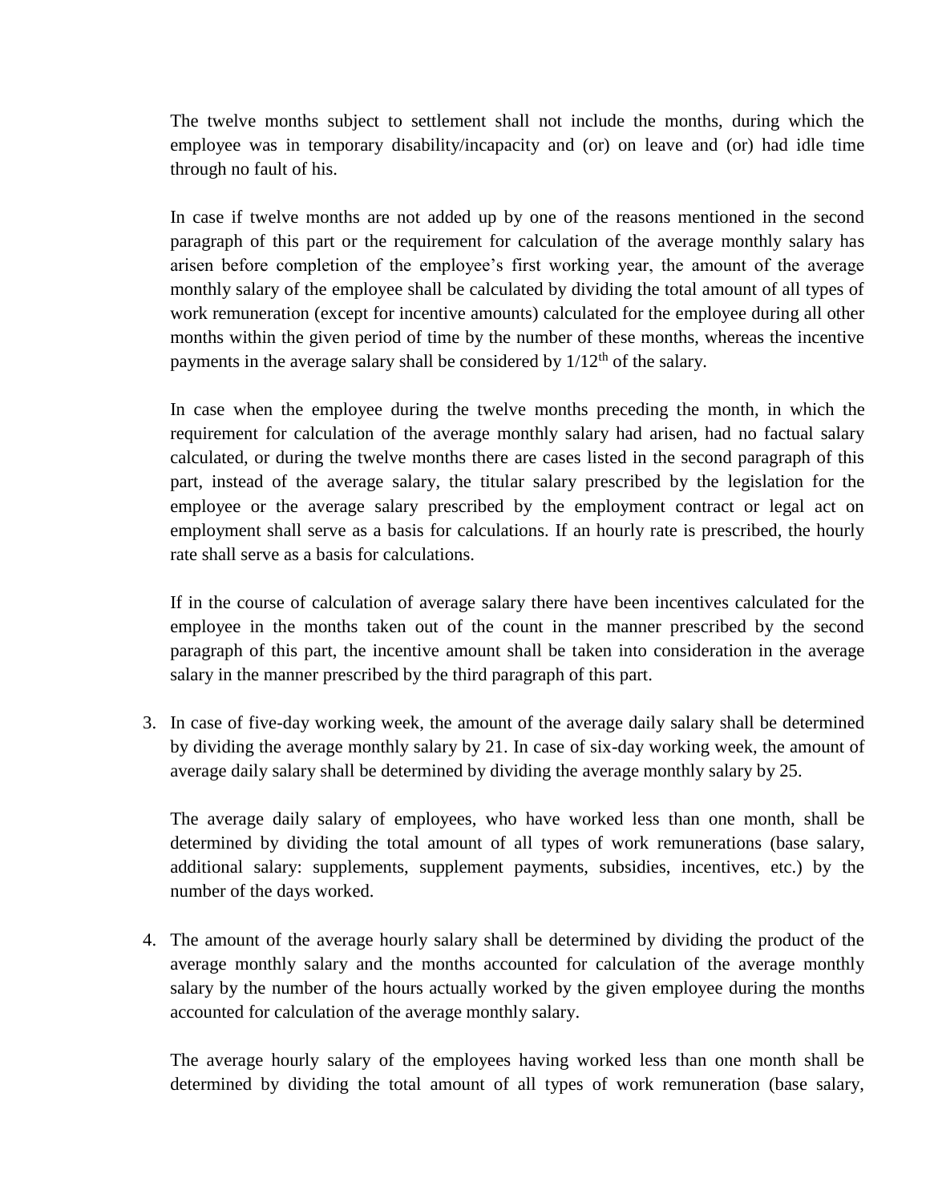The twelve months subject to settlement shall not include the months, during which the employee was in temporary disability/incapacity and (or) on leave and (or) had idle time through no fault of his.

In case if twelve months are not added up by one of the reasons mentioned in the second paragraph of this part or the requirement for calculation of the average monthly salary has arisen before completion of the employee's first working year, the amount of the average monthly salary of the employee shall be calculated by dividing the total amount of all types of work remuneration (except for incentive amounts) calculated for the employee during all other months within the given period of time by the number of these months, whereas the incentive payments in the average salary shall be considered by $1/12^{th}$ of the salary.

In case when the employee during the twelve months preceding the month, in which the requirement for calculation of the average monthly salary had arisen, had no factual salary calculated, or during the twelve months there are cases listed in the second paragraph of this part, instead of the average salary, the titular salary prescribed by the legislation for the employee or the average salary prescribed by the employment contract or legal act on employment shall serve as a basis for calculations. If an hourly rate is prescribed, the hourly rate shall serve as a basis for calculations.

If in the course of calculation of average salary there have been incentives calculated for the employee in the months taken out of the count in the manner prescribed by the second paragraph of this part, the incentive amount shall be taken into consideration in the average salary in the manner prescribed by the third paragraph of this part.

3. In case of five-day working week, the amount of the average daily salary shall be determined by dividing the average monthly salary by 21. In case of six-day working week, the amount of average daily salary shall be determined by dividing the average monthly salary by 25.

   The average daily salary of employees, who have worked less than one month, shall be determined by dividing the total amount of all types of work remunerations (base salary, additional salary: supplements, supplement payments, subsidies, incentives, etc.) by the number of the days worked.

4. The amount of the average hourly salary shall be determined by dividing the product of the average monthly salary and the months accounted for calculation of the average monthly salary by the number of the hours actually worked by the given employee during the months accounted for calculation of the average monthly salary.

   The average hourly salary of the employees having worked less than one month shall be determined by dividing the total amount of all types of work remuneration (base salary,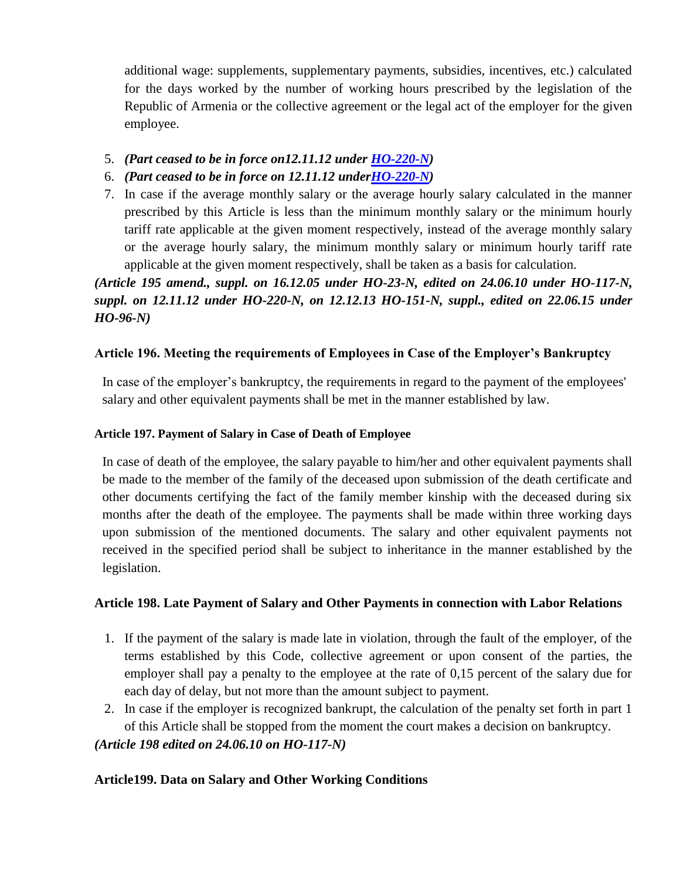additional wage: supplements, supplementary payments, subsidies, incentives, etc.) calculated for the days worked by the number of working hours prescribed by the legislation of the Republic of Armenia or the collective agreement or the legal act of the employer for the given employee.

5. ***(Part ceased to be in force on12.11.12 under HO-220-N)***
6. ***(Part ceased to be in force on 12.11.12 underHO-220-N)***
7. In case if the average monthly salary or the average hourly salary calculated in the manner prescribed by this Article is less than the minimum monthly salary or the minimum hourly tariff rate applicable at the given moment respectively, instead of the average monthly salary or the average hourly salary, the minimum monthly salary or minimum hourly tariff rate applicable at the given moment respectively, shall be taken as a basis for calculation.

***(Article 195 amend., suppl. on 16.12.05 under HO-23-N, edited on 24.06.10 under HO-117-N, suppl. on 12.11.12 under HO-220-N, on 12.12.13 HO-151-N, suppl., edited on 22.06.15 under HO-96-N)***

### Article 196. Meeting the requirements of Employees in Case of the Employer's Bankruptcy

In case of the employer's bankruptcy, the requirements in regard to the payment of the employees' salary and other equivalent payments shall be met in the manner established by law.

#### Article 197. Payment of Salary in Case of Death of Employee

In case of death of the employee, the salary payable to him/her and other equivalent payments shall be made to the member of the family of the deceased upon submission of the death certificate and other documents certifying the fact of the family member kinship with the deceased during six months after the death of the employee. The payments shall be made within three working days upon submission of the mentioned documents. The salary and other equivalent payments not received in the specified period shall be subject to inheritance in the manner established by the legislation.

### Article 198. Late Payment of Salary and Other Payments in connection with Labor Relations

1. If the payment of the salary is made late in violation, through the fault of the employer, of the terms established by this Code, collective agreement or upon consent of the parties, the employer shall pay a penalty to the employee at the rate of 0,15 percent of the salary due for each day of delay, but not more than the amount subject to payment.
2. In case if the employer is recognized bankrupt, the calculation of the penalty set forth in part 1 of this Article shall be stopped from the moment the court makes a decision on bankruptcy.

***(Article 198 edited on 24.06.10 on HO-117-N)***

### Article199. Data on Salary and Other Working Conditions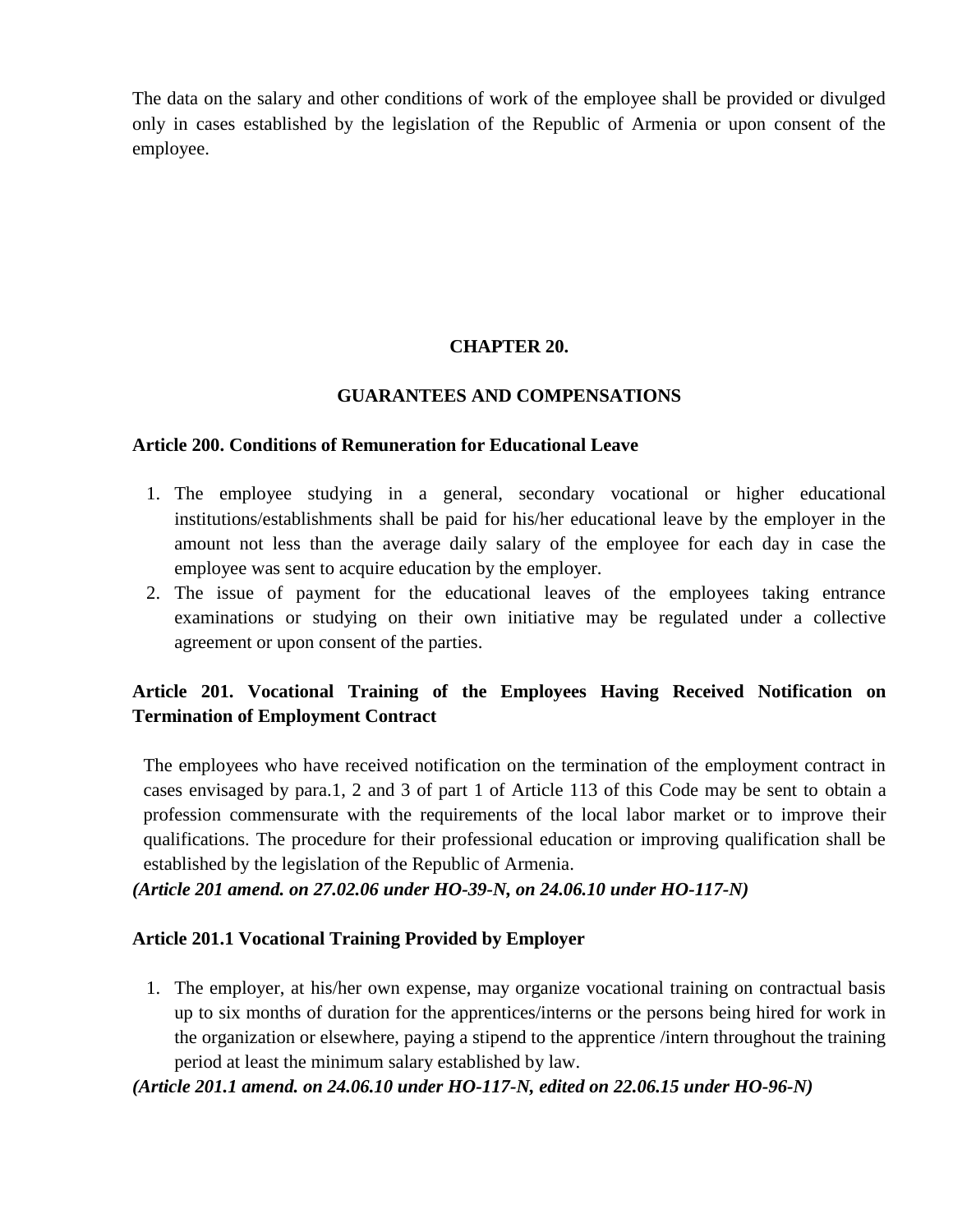The data on the salary and other conditions of work of the employee shall be provided or divulged only in cases established by the legislation of the Republic of Armenia or upon consent of the employee.

## CHAPTER 20.

## GUARANTEES AND COMPENSATIONS

### Article 200. Conditions of Remuneration for Educational Leave

1. The employee studying in a general, secondary vocational or higher educational institutions/establishments shall be paid for his/her educational leave by the employer in the amount not less than the average daily salary of the employee for each day in case the employee was sent to acquire education by the employer.
2. The issue of payment for the educational leaves of the employees taking entrance examinations or studying on their own initiative may be regulated under a collective agreement or upon consent of the parties.

### Article 201. Vocational Training of the Employees Having Received Notification on Termination of Employment Contract

The employees who have received notification on the termination of the employment contract in cases envisaged by para.1, 2 and 3 of part 1 of Article 113 of this Code may be sent to obtain a profession commensurate with the requirements of the local labor market or to improve their qualifications. The procedure for their professional education or improving qualification shall be established by the legislation of the Republic of Armenia.

***(Article 201 amend. on 27.02.06 under HO-39-N, on 24.06.10 under HO-117-N)***

### Article 201.1 Vocational Training Provided by Employer

1. The employer, at his/her own expense, may organize vocational training on contractual basis up to six months of duration for the apprentices/interns or the persons being hired for work in the organization or elsewhere, paying a stipend to the apprentice /intern throughout the training period at least the minimum salary established by law.

***(Article 201.1 amend. on 24.06.10 under HO-117-N, edited on 22.06.15 under HO-96-N)***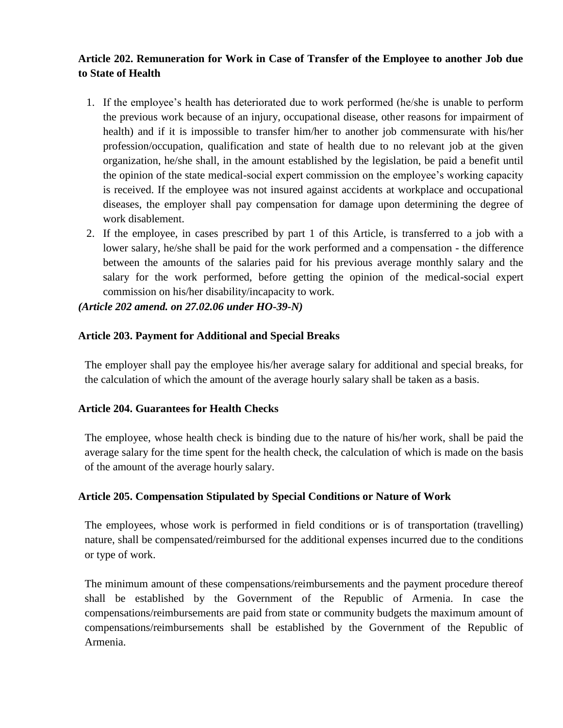**Article 202. Remuneration for Work in Case of Transfer of the Employee to another Job due to State of Health**

1. If the employee's health has deteriorated due to work performed (he/she is unable to perform the previous work because of an injury, occupational disease, other reasons for impairment of health) and if it is impossible to transfer him/her to another job commensurate with his/her profession/occupation, qualification and state of health due to no relevant job at the given organization, he/she shall, in the amount established by the legislation, be paid a benefit until the opinion of the state medical-social expert commission on the employee's working capacity is received. If the employee was not insured against accidents at workplace and occupational diseases, the employer shall pay compensation for damage upon determining the degree of work disablement.
2. If the employee, in cases prescribed by part 1 of this Article, is transferred to a job with a lower salary, he/she shall be paid for the work performed and a compensation - the difference between the amounts of the salaries paid for his previous average monthly salary and the salary for the work performed, before getting the opinion of the medical-social expert commission on his/her disability/incapacity to work.

***(Article 202 amend. on 27.02.06 under HO-39-N)***

**Article 203. Payment for Additional and Special Breaks**

The employer shall pay the employee his/her average salary for additional and special breaks, for the calculation of which the amount of the average hourly salary shall be taken as a basis.

**Article 204. Guarantees for Health Checks**

The employee, whose health check is binding due to the nature of his/her work, shall be paid the average salary for the time spent for the health check, the calculation of which is made on the basis of the amount of the average hourly salary.

**Article 205. Compensation Stipulated by Special Conditions or Nature of Work**

The employees, whose work is performed in field conditions or is of transportation (travelling) nature, shall be compensated/reimbursed for the additional expenses incurred due to the conditions or type of work.

The minimum amount of these compensations/reimbursements and the payment procedure thereof shall be established by the Government of the Republic of Armenia. In case the compensations/reimbursements are paid from state or community budgets the maximum amount of compensations/reimbursements shall be established by the Government of the Republic of Armenia.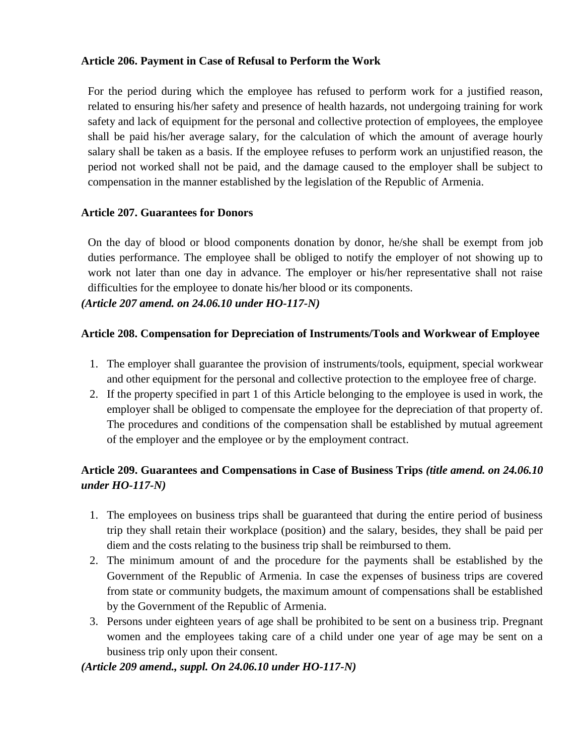**Article 206. Payment in Case of Refusal to Perform the Work**

For the period during which the employee has refused to perform work for a justified reason, related to ensuring his/her safety and presence of health hazards, not undergoing training for work safety and lack of equipment for the personal and collective protection of employees, the employee shall be paid his/her average salary, for the calculation of which the amount of average hourly salary shall be taken as a basis. If the employee refuses to perform work an unjustified reason, the period not worked shall not be paid, and the damage caused to the employer shall be subject to compensation in the manner established by the legislation of the Republic of Armenia.

**Article 207. Guarantees for Donors**

On the day of blood or blood components donation by donor, he/she shall be exempt from job duties performance. The employee shall be obliged to notify the employer of not showing up to work not later than one day in advance. The employer or his/her representative shall not raise difficulties for the employee to donate his/her blood or its components.

***(Article 207 amend. on 24.06.10 under HO-117-N)***

**Article 208. Compensation for Depreciation of Instruments/Tools and Workwear of Employee**

1. The employer shall guarantee the provision of instruments/tools, equipment, special workwear and other equipment for the personal and collective protection to the employee free of charge.
2. If the property specified in part 1 of this Article belonging to the employee is used in work, the employer shall be obliged to compensate the employee for the depreciation of that property of. The procedures and conditions of the compensation shall be established by mutual agreement of the employer and the employee or by the employment contract.

**Article 209. Guarantees and Compensations in Case of Business Trips** ***(title amend. on 24.06.10 under HO-117-N)***

1. The employees on business trips shall be guaranteed that during the entire period of business trip they shall retain their workplace (position) and the salary, besides, they shall be paid per diem and the costs relating to the business trip shall be reimbursed to them.
2. The minimum amount of and the procedure for the payments shall be established by the Government of the Republic of Armenia. In case the expenses of business trips are covered from state or community budgets, the maximum amount of compensations shall be established by the Government of the Republic of Armenia.
3. Persons under eighteen years of age shall be prohibited to be sent on a business trip. Pregnant women and the employees taking care of a child under one year of age may be sent on a business trip only upon their consent.

***(Article 209 amend., suppl. On 24.06.10 under HO-117-N)***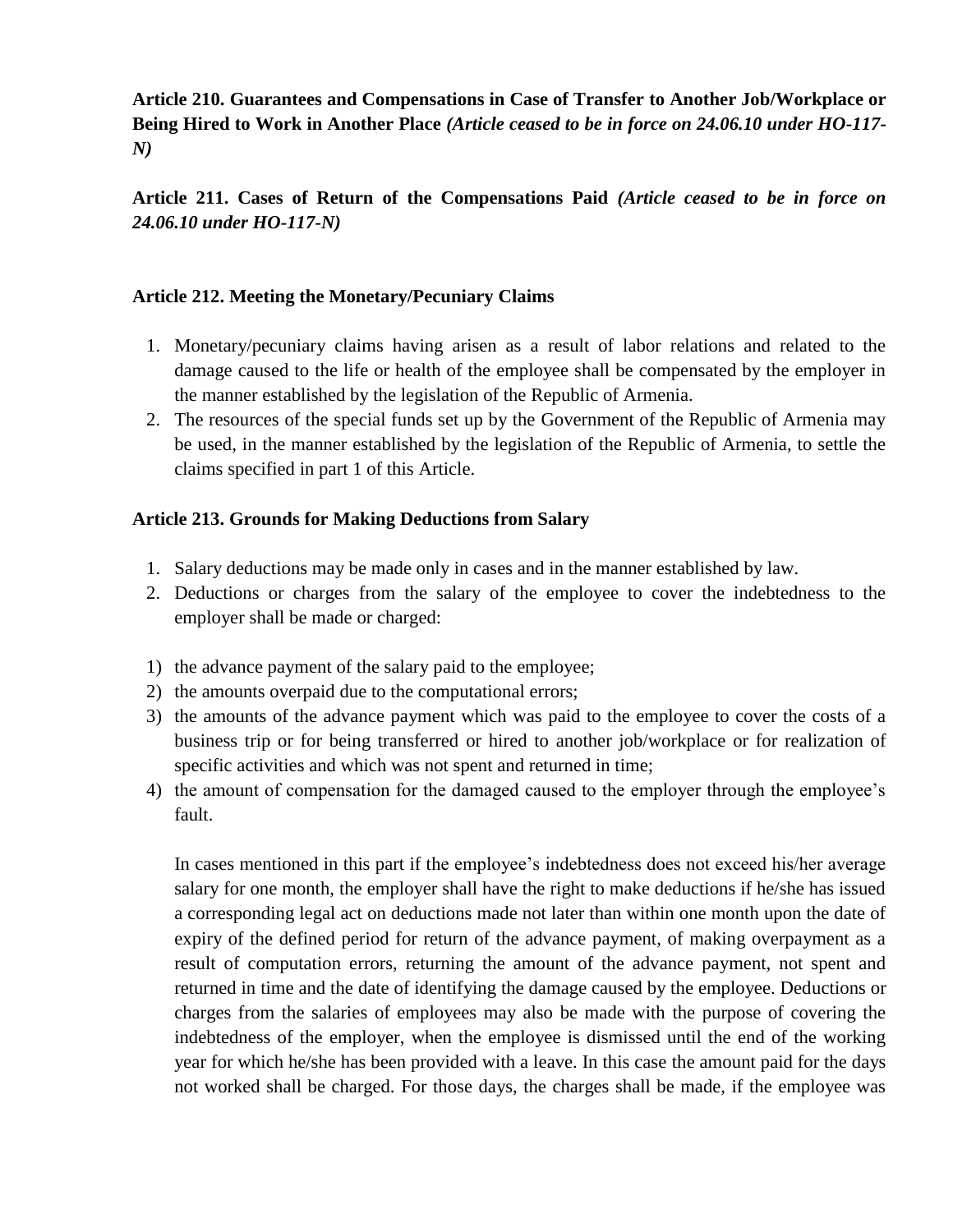**Article 210. Guarantees and Compensations in Case of Transfer to Another Job/Workplace or Being Hired to Work in Another Place** ***(Article ceased to be in force on 24.06.10 under HO-117-N)***

**Article 211. Cases of Return of the Compensations Paid** ***(Article ceased to be in force on 24.06.10 under HO-117-N)***

**Article 212. Meeting the Monetary/Pecuniary Claims**

1. Monetary/pecuniary claims having arisen as a result of labor relations and related to the damage caused to the life or health of the employee shall be compensated by the employer in the manner established by the legislation of the Republic of Armenia.
2. The resources of the special funds set up by the Government of the Republic of Armenia may be used, in the manner established by the legislation of the Republic of Armenia, to settle the claims specified in part 1 of this Article.

**Article 213. Grounds for Making Deductions from Salary**

1. Salary deductions may be made only in cases and in the manner established by law.
2. Deductions or charges from the salary of the employee to cover the indebtedness to the employer shall be made or charged:

1) the advance payment of the salary paid to the employee;
2) the amounts overpaid due to the computational errors;
3) the amounts of the advance payment which was paid to the employee to cover the costs of a business trip or for being transferred or hired to another job/workplace or for realization of specific activities and which was not spent and returned in time;
4) the amount of compensation for the damaged caused to the employer through the employee's fault.

In cases mentioned in this part if the employee's indebtedness does not exceed his/her average salary for one month, the employer shall have the right to make deductions if he/she has issued a corresponding legal act on deductions made not later than within one month upon the date of expiry of the defined period for return of the advance payment, of making overpayment as a result of computation errors, returning the amount of the advance payment, not spent and returned in time and the date of identifying the damage caused by the employee. Deductions or charges from the salaries of employees may also be made with the purpose of covering the indebtedness of the employer, when the employee is dismissed until the end of the working year for which he/she has been provided with a leave. In this case the amount paid for the days not worked shall be charged. For those days, the charges shall be made, if the employee was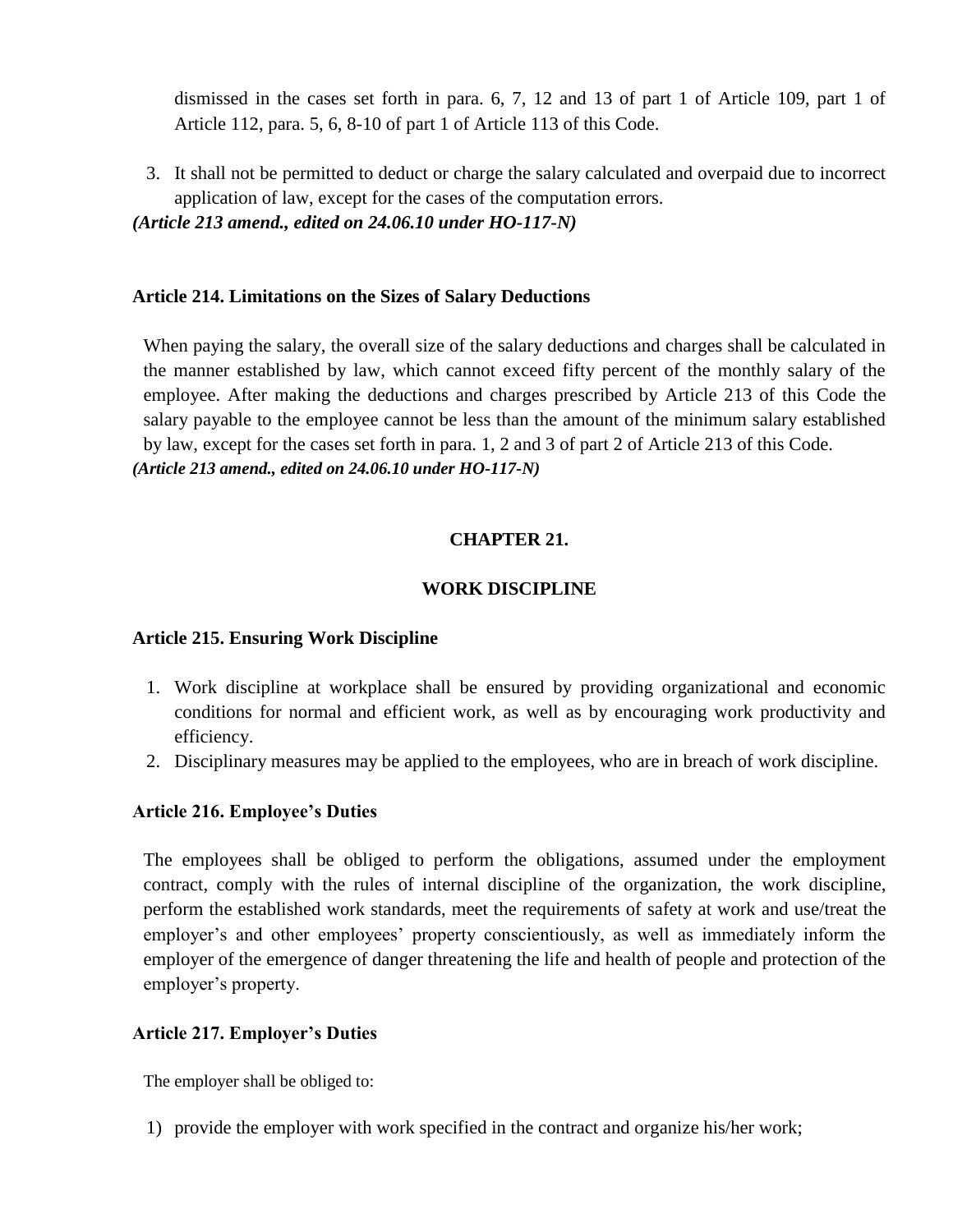dismissed in the cases set forth in para. 6, 7, 12 and 13 of part 1 of Article 109, part 1 of Article 112, para. 5, 6, 8-10 of part 1 of Article 113 of this Code.

3. It shall not be permitted to deduct or charge the salary calculated and overpaid due to incorrect application of law, except for the cases of the computation errors.

***(Article 213 amend., edited on 24.06.10 under HO-117-N)***

### Article 214. Limitations on the Sizes of Salary Deductions

When paying the salary, the overall size of the salary deductions and charges shall be calculated in the manner established by law, which cannot exceed fifty percent of the monthly salary of the employee. After making the deductions and charges prescribed by Article 213 of this Code the salary payable to the employee cannot be less than the amount of the minimum salary established by law, except for the cases set forth in para. 1, 2 and 3 of part 2 of Article 213 of this Code.

***(Article 213 amend., edited on 24.06.10 under HO-117-N)***

## CHAPTER 21.

## WORK DISCIPLINE

### Article 215. Ensuring Work Discipline

1. Work discipline at workplace shall be ensured by providing organizational and economic conditions for normal and efficient work, as well as by encouraging work productivity and efficiency.
2. Disciplinary measures may be applied to the employees, who are in breach of work discipline.

### Article 216. Employee's Duties

The employees shall be obliged to perform the obligations, assumed under the employment contract, comply with the rules of internal discipline of the organization, the work discipline, perform the established work standards, meet the requirements of safety at work and use/treat the employer's and other employees' property conscientiously, as well as immediately inform the employer of the emergence of danger threatening the life and health of people and protection of the employer's property.

### Article 217. Employer's Duties

The employer shall be obliged to:

1) provide the employer with work specified in the contract and organize his/her work;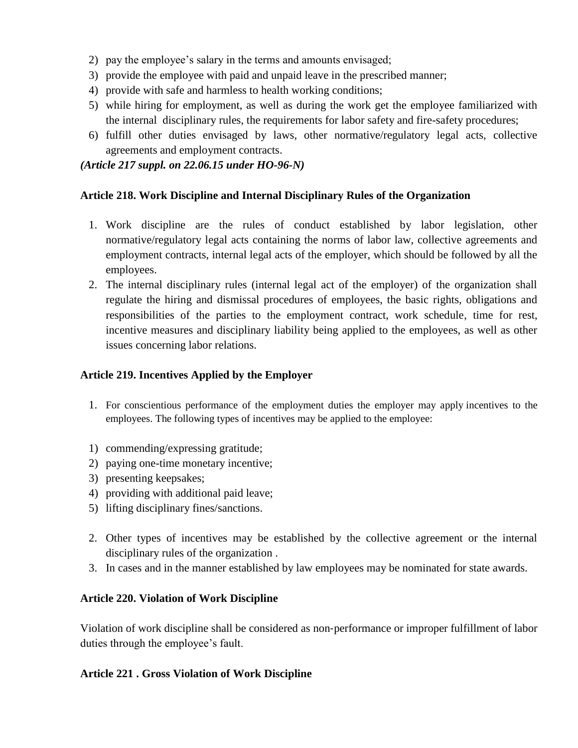2) pay the employee's salary in the terms and amounts envisaged;
3) provide the employee with paid and unpaid leave in the prescribed manner;
4) provide with safe and harmless to health working conditions;
5) while hiring for employment, as well as during the work get the employee familiarized with the internal disciplinary rules, the requirements for labor safety and fire-safety procedures;
6) fulfill other duties envisaged by laws, other normative/regulatory legal acts, collective agreements and employment contracts.

***(Article 217 suppl. on 22.06.15 under HO-96-N)***

**Article 218. Work Discipline and Internal Disciplinary Rules of the Organization**

1. Work discipline are the rules of conduct established by labor legislation, other normative/regulatory legal acts containing the norms of labor law, collective agreements and employment contracts, internal legal acts of the employer, which should be followed by all the employees.
2. The internal disciplinary rules (internal legal act of the employer) of the organization shall regulate the hiring and dismissal procedures of employees, the basic rights, obligations and responsibilities of the parties to the employment contract, work schedule, time for rest, incentive measures and disciplinary liability being applied to the employees, as well as other issues concerning labor relations.

**Article 219. Incentives Applied by the Employer**

1. For conscientious performance of the employment duties the employer may apply incentives to the employees. The following types of incentives may be applied to the employee:

1) commending/expressing gratitude;
2) paying one-time monetary incentive;
3) presenting keepsakes;
4) providing with additional paid leave;
5) lifting disciplinary fines/sanctions.

2. Other types of incentives may be established by the collective agreement or the internal disciplinary rules of the organization .
3. In cases and in the manner established by law employees may be nominated for state awards.

**Article 220. Violation of Work Discipline**

Violation of work discipline shall be considered as non-performance or improper fulfillment of labor duties through the employee's fault.

**Article 221 . Gross Violation of Work Discipline**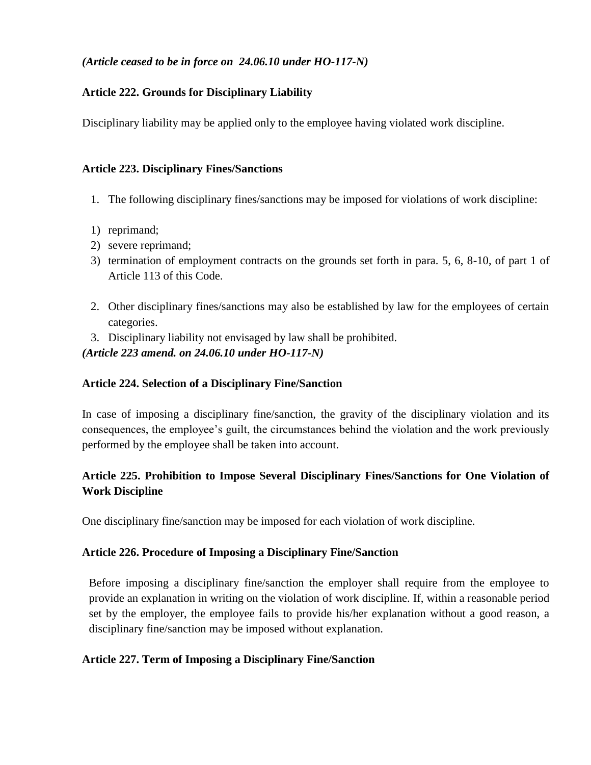*(Article ceased to be in force on 24.06.10 under HO-117-N)*

### Article 222. Grounds for Disciplinary Liability

Disciplinary liability may be applied only to the employee having violated work discipline.

### Article 223. Disciplinary Fines/Sanctions

1. The following disciplinary fines/sanctions may be imposed for violations of work discipline:

1) reprimand;
2) severe reprimand;
3) termination of employment contracts on the grounds set forth in para. 5, 6, 8-10, of part 1 of Article 113 of this Code.

2. Other disciplinary fines/sanctions may also be established by law for the employees of certain categories.
3. Disciplinary liability not envisaged by law shall be prohibited.

*(Article 223 amend. on 24.06.10 under HO-117-N)*

### Article 224. Selection of a Disciplinary Fine/Sanction

In case of imposing a disciplinary fine/sanction, the gravity of the disciplinary violation and its consequences, the employee's guilt, the circumstances behind the violation and the work previously performed by the employee shall be taken into account.

### Article 225. Prohibition to Impose Several Disciplinary Fines/Sanctions for One Violation of Work Discipline

One disciplinary fine/sanction may be imposed for each violation of work discipline.

### Article 226. Procedure of Imposing a Disciplinary Fine/Sanction

Before imposing a disciplinary fine/sanction the employer shall require from the employee to provide an explanation in writing on the violation of work discipline. If, within a reasonable period set by the employer, the employee fails to provide his/her explanation without a good reason, a disciplinary fine/sanction may be imposed without explanation.

### Article 227. Term of Imposing a Disciplinary Fine/Sanction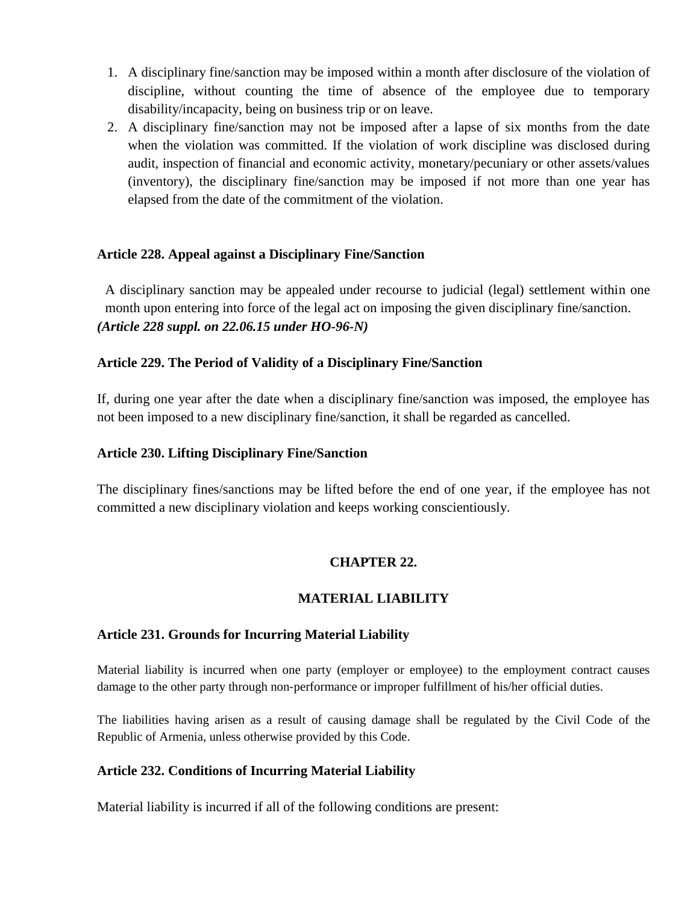1. A disciplinary fine/sanction may be imposed within a month after disclosure of the violation of discipline, without counting the time of absence of the employee due to temporary disability/incapacity, being on business trip or on leave.
2. A disciplinary fine/sanction may not be imposed after a lapse of six months from the date when the violation was committed. If the violation of work discipline was disclosed during audit, inspection of financial and economic activity, monetary/pecuniary or other assets/values (inventory), the disciplinary fine/sanction may be imposed if not more than one year has elapsed from the date of the commitment of the violation.

**Article 228. Appeal against a Disciplinary Fine/Sanction**

A disciplinary sanction may be appealed under recourse to judicial (legal) settlement within one month upon entering into force of the legal act on imposing the given disciplinary fine/sanction.
***(Article 228 suppl. on 22.06.15 under HO-96-N)***

**Article 229. The Period of Validity of a Disciplinary Fine/Sanction**

If, during one year after the date when a disciplinary fine/sanction was imposed, the employee has not been imposed to a new disciplinary fine/sanction, it shall be regarded as cancelled.

**Article 230. Lifting Disciplinary Fine/Sanction**

The disciplinary fines/sanctions may be lifted before the end of one year, if the employee has not committed a new disciplinary violation and keeps working conscientiously.

## CHAPTER 22.

## MATERIAL LIABILITY

**Article 231. Grounds for Incurring Material Liability**

Material liability is incurred when one party (employer or employee) to the employment contract causes damage to the other party through non-performance or improper fulfillment of his/her official duties.

The liabilities having arisen as a result of causing damage shall be regulated by the Civil Code of the Republic of Armenia, unless otherwise provided by this Code.

**Article 232. Conditions of Incurring Material Liability**

Material liability is incurred if all of the following conditions are present: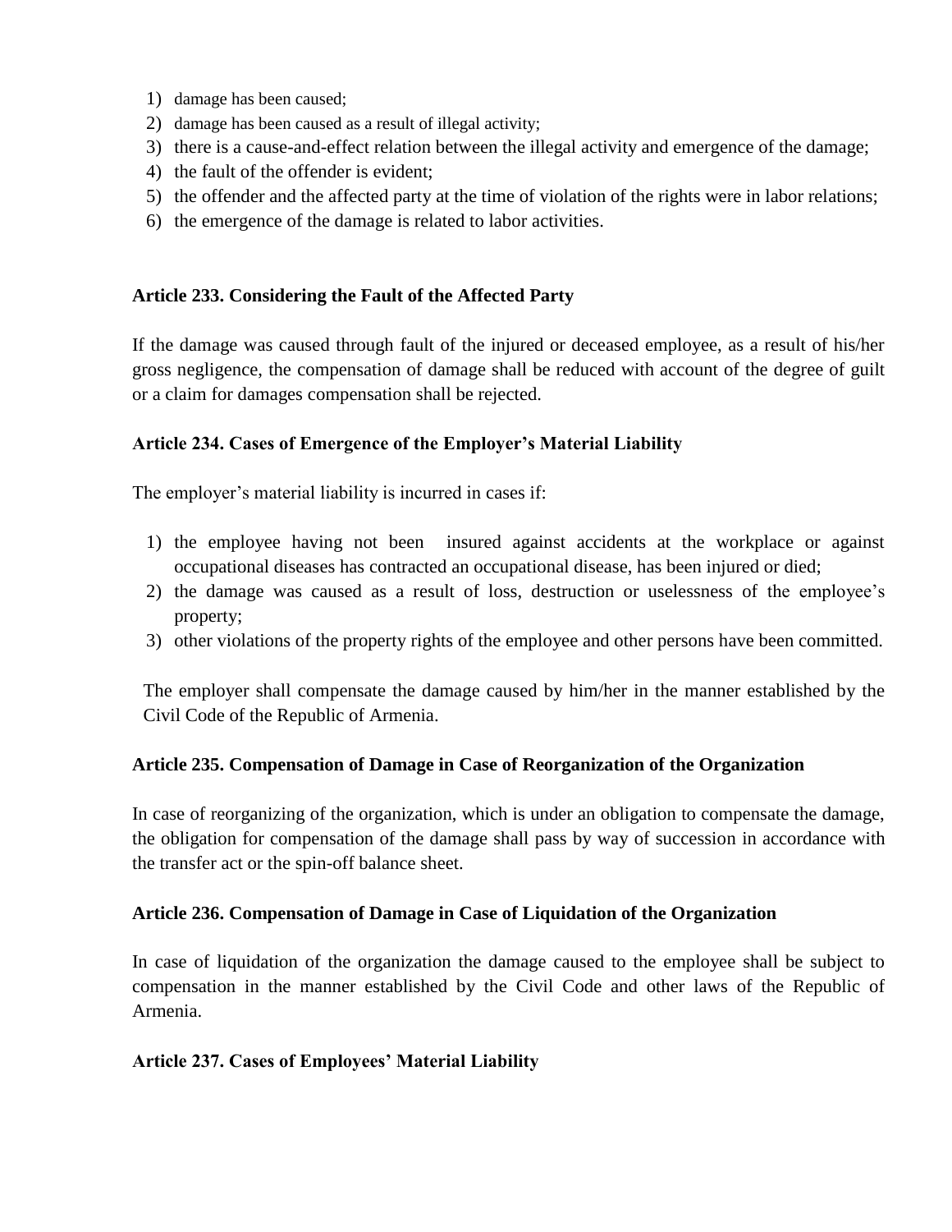1) damage has been caused;
2) damage has been caused as a result of illegal activity;
3) there is a cause-and-effect relation between the illegal activity and emergence of the damage;
4) the fault of the offender is evident;
5) the offender and the affected party at the time of violation of the rights were in labor relations;
6) the emergence of the damage is related to labor activities.

**Article 233. Considering the Fault of the Affected Party**

If the damage was caused through fault of the injured or deceased employee, as a result of his/her gross negligence, the compensation of damage shall be reduced with account of the degree of guilt or a claim for damages compensation shall be rejected.

**Article 234. Cases of Emergence of the Employer's Material Liability**

The employer's material liability is incurred in cases if:

1) the employee having not been insured against accidents at the workplace or against occupational diseases has contracted an occupational disease, has been injured or died;
2) the damage was caused as a result of loss, destruction or uselessness of the employee's property;
3) other violations of the property rights of the employee and other persons have been committed.

The employer shall compensate the damage caused by him/her in the manner established by the Civil Code of the Republic of Armenia.

**Article 235. Compensation of Damage in Case of Reorganization of the Organization**

In case of reorganizing of the organization, which is under an obligation to compensate the damage, the obligation for compensation of the damage shall pass by way of succession in accordance with the transfer act or the spin-off balance sheet.

**Article 236. Compensation of Damage in Case of Liquidation of the Organization**

In case of liquidation of the organization the damage caused to the employee shall be subject to compensation in the manner established by the Civil Code and other laws of the Republic of Armenia.

**Article 237. Cases of Employees' Material Liability**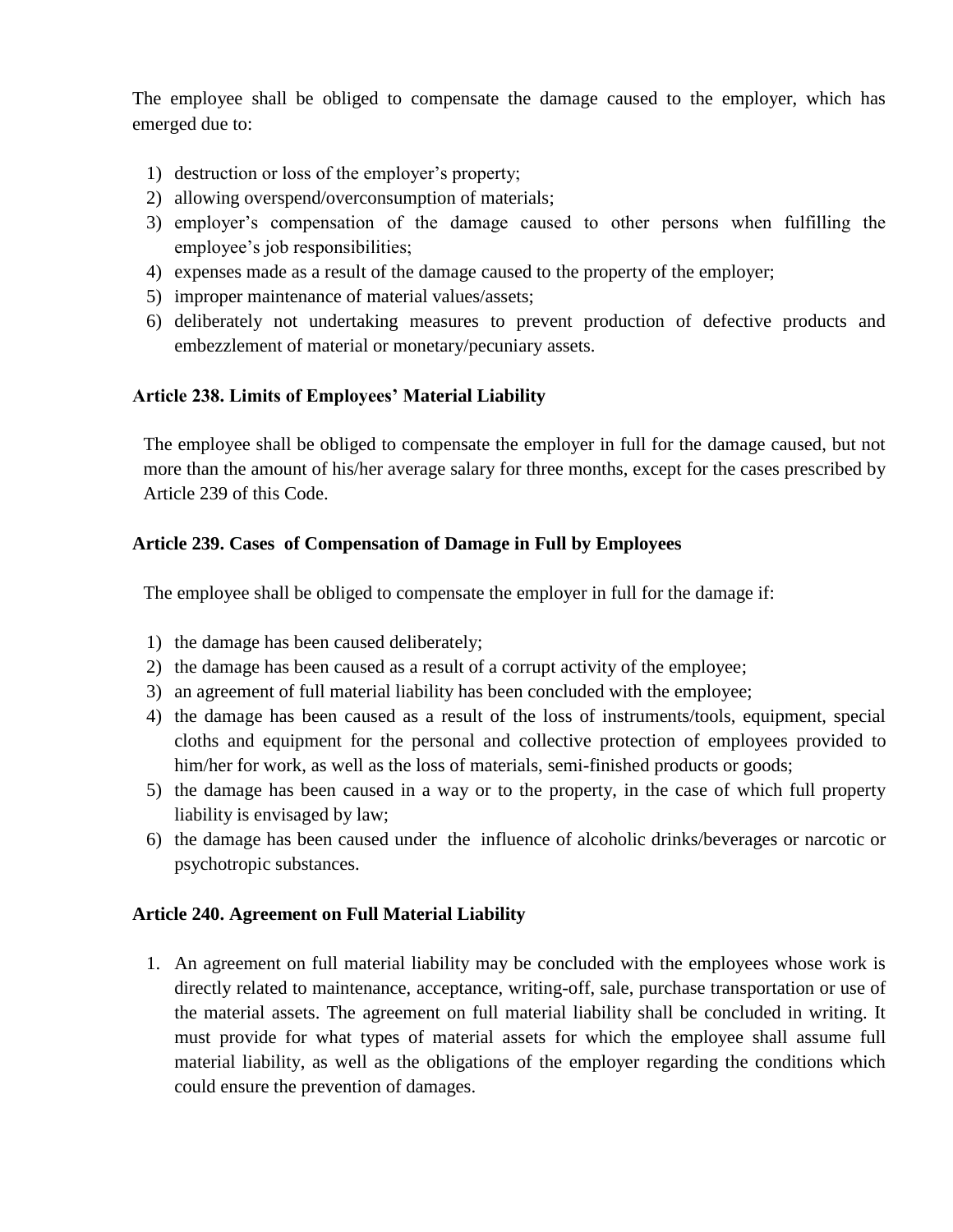The employee shall be obliged to compensate the damage caused to the employer, which has emerged due to:

1) destruction or loss of the employer's property;
2) allowing overspend/overconsumption of materials;
3) employer's compensation of the damage caused to other persons when fulfilling the employee's job responsibilities;
4) expenses made as a result of the damage caused to the property of the employer;
5) improper maintenance of material values/assets;
6) deliberately not undertaking measures to prevent production of defective products and embezzlement of material or monetary/pecuniary assets.

### Article 238. Limits of Employees' Material Liability

The employee shall be obliged to compensate the employer in full for the damage caused, but not more than the amount of his/her average salary for three months, except for the cases prescribed by Article 239 of this Code.

### Article 239. Cases of Compensation of Damage in Full by Employees

The employee shall be obliged to compensate the employer in full for the damage if:

1) the damage has been caused deliberately;
2) the damage has been caused as a result of a corrupt activity of the employee;
3) an agreement of full material liability has been concluded with the employee;
4) the damage has been caused as a result of the loss of instruments/tools, equipment, special cloths and equipment for the personal and collective protection of employees provided to him/her for work, as well as the loss of materials, semi-finished products or goods;
5) the damage has been caused in a way or to the property, in the case of which full property liability is envisaged by law;
6) the damage has been caused under the influence of alcoholic drinks/beverages or narcotic or psychotropic substances.

### Article 240. Agreement on Full Material Liability

1. An agreement on full material liability may be concluded with the employees whose work is directly related to maintenance, acceptance, writing-off, sale, purchase transportation or use of the material assets. The agreement on full material liability shall be concluded in writing. It must provide for what types of material assets for which the employee shall assume full material liability, as well as the obligations of the employer regarding the conditions which could ensure the prevention of damages.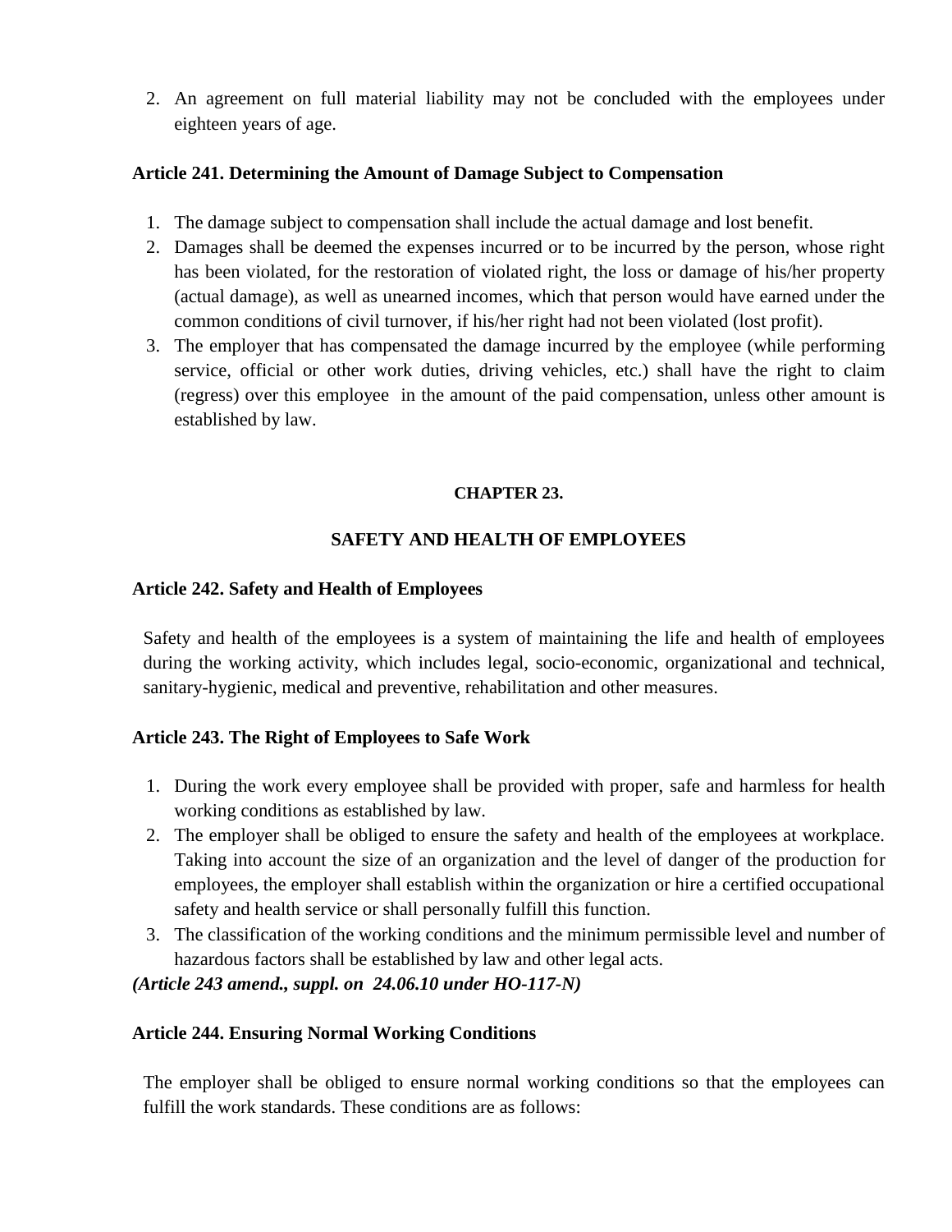2. An agreement on full material liability may not be concluded with the employees under eighteen years of age.

### Article 241. Determining the Amount of Damage Subject to Compensation

1. The damage subject to compensation shall include the actual damage and lost benefit.
2. Damages shall be deemed the expenses incurred or to be incurred by the person, whose right has been violated, for the restoration of violated right, the loss or damage of his/her property (actual damage), as well as unearned incomes, which that person would have earned under the common conditions of civil turnover, if his/her right had not been violated (lost profit).
3. The employer that has compensated the damage incurred by the employee (while performing service, official or other work duties, driving vehicles, etc.) shall have the right to claim (regress) over this employee in the amount of the paid compensation, unless other amount is established by law.

## CHAPTER 23.

## SAFETY AND HEALTH OF EMPLOYEES

### Article 242. Safety and Health of Employees

Safety and health of the employees is a system of maintaining the life and health of employees during the working activity, which includes legal, socio-economic, organizational and technical, sanitary-hygienic, medical and preventive, rehabilitation and other measures.

### Article 243. The Right of Employees to Safe Work

1. During the work every employee shall be provided with proper, safe and harmless for health working conditions as established by law.
2. The employer shall be obliged to ensure the safety and health of the employees at workplace. Taking into account the size of an organization and the level of danger of the production for employees, the employer shall establish within the organization or hire a certified occupational safety and health service or shall personally fulfill this function.
3. The classification of the working conditions and the minimum permissible level and number of hazardous factors shall be established by law and other legal acts.

***(Article 243 amend., suppl. on 24.06.10 under HO-117-N)***

### Article 244. Ensuring Normal Working Conditions

The employer shall be obliged to ensure normal working conditions so that the employees can fulfill the work standards. These conditions are as follows: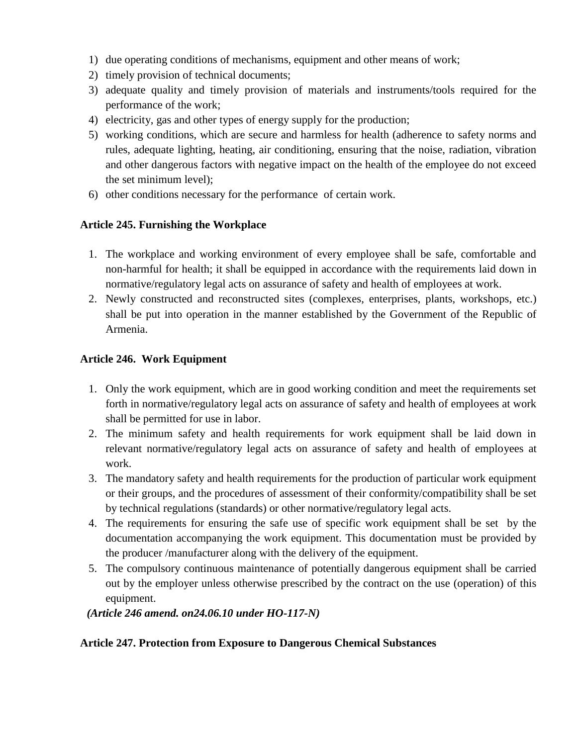1) due operating conditions of mechanisms, equipment and other means of work;
2) timely provision of technical documents;
3) adequate quality and timely provision of materials and instruments/tools required for the performance of the work;
4) electricity, gas and other types of energy supply for the production;
5) working conditions, which are secure and harmless for health (adherence to safety norms and rules, adequate lighting, heating, air conditioning, ensuring that the noise, radiation, vibration and other dangerous factors with negative impact on the health of the employee do not exceed the set minimum level);
6) other conditions necessary for the performance of certain work.

**Article 245. Furnishing the Workplace**

1. The workplace and working environment of every employee shall be safe, comfortable and non-harmful for health; it shall be equipped in accordance with the requirements laid down in normative/regulatory legal acts on assurance of safety and health of employees at work.
2. Newly constructed and reconstructed sites (complexes, enterprises, plants, workshops, etc.) shall be put into operation in the manner established by the Government of the Republic of Armenia.

**Article 246. Work Equipment**

1. Only the work equipment, which are in good working condition and meet the requirements set forth in normative/regulatory legal acts on assurance of safety and health of employees at work shall be permitted for use in labor.
2. The minimum safety and health requirements for work equipment shall be laid down in relevant normative/regulatory legal acts on assurance of safety and health of employees at work.
3. The mandatory safety and health requirements for the production of particular work equipment or their groups, and the procedures of assessment of their conformity/compatibility shall be set by technical regulations (standards) or other normative/regulatory legal acts.
4. The requirements for ensuring the safe use of specific work equipment shall be set by the documentation accompanying the work equipment. This documentation must be provided by the producer /manufacturer along with the delivery of the equipment.
5. The compulsory continuous maintenance of potentially dangerous equipment shall be carried out by the employer unless otherwise prescribed by the contract on the use (operation) of this equipment.

***(Article 246 amend. on24.06.10 under HO-117-N)***

**Article 247. Protection from Exposure to Dangerous Chemical Substances**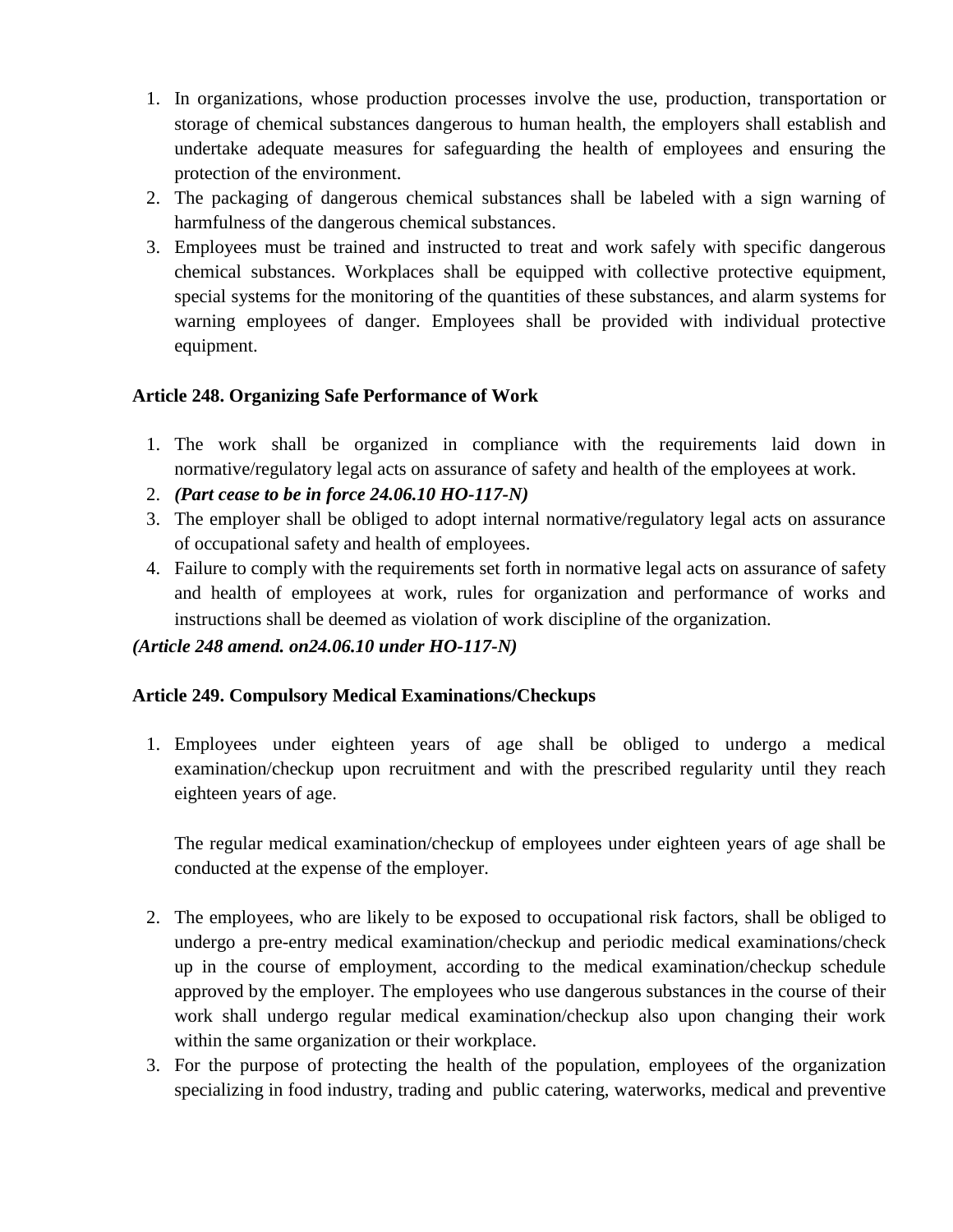1. In organizations, whose production processes involve the use, production, transportation or storage of chemical substances dangerous to human health, the employers shall establish and undertake adequate measures for safeguarding the health of employees and ensuring the protection of the environment.
2. The packaging of dangerous chemical substances shall be labeled with a sign warning of harmfulness of the dangerous chemical substances.
3. Employees must be trained and instructed to treat and work safely with specific dangerous chemical substances. Workplaces shall be equipped with collective protective equipment, special systems for the monitoring of the quantities of these substances, and alarm systems for warning employees of danger. Employees shall be provided with individual protective equipment.

**Article 248. Organizing Safe Performance of Work**

1. The work shall be organized in compliance with the requirements laid down in normative/regulatory legal acts on assurance of safety and health of the employees at work.
2. ***(Part cease to be in force 24.06.10 HO-117-N)***
3. The employer shall be obliged to adopt internal normative/regulatory legal acts on assurance of occupational safety and health of employees.
4. Failure to comply with the requirements set forth in normative legal acts on assurance of safety and health of employees at work, rules for organization and performance of works and instructions shall be deemed as violation of work discipline of the organization.

***(Article 248 amend. on24.06.10 under HO-117-N)***

**Article 249. Compulsory Medical Examinations/Checkups**

1. Employees under eighteen years of age shall be obliged to undergo a medical examination/checkup upon recruitment and with the prescribed regularity until they reach eighteen years of age.

   The regular medical examination/checkup of employees under eighteen years of age shall be conducted at the expense of the employer.

2. The employees, who are likely to be exposed to occupational risk factors, shall be obliged to undergo a pre-entry medical examination/checkup and periodic medical examinations/check up in the course of employment, according to the medical examination/checkup schedule approved by the employer. The employees who use dangerous substances in the course of their work shall undergo regular medical examination/checkup also upon changing their work within the same organization or their workplace.
3. For the purpose of protecting the health of the population, employees of the organization specializing in food industry, trading and public catering, waterworks, medical and preventive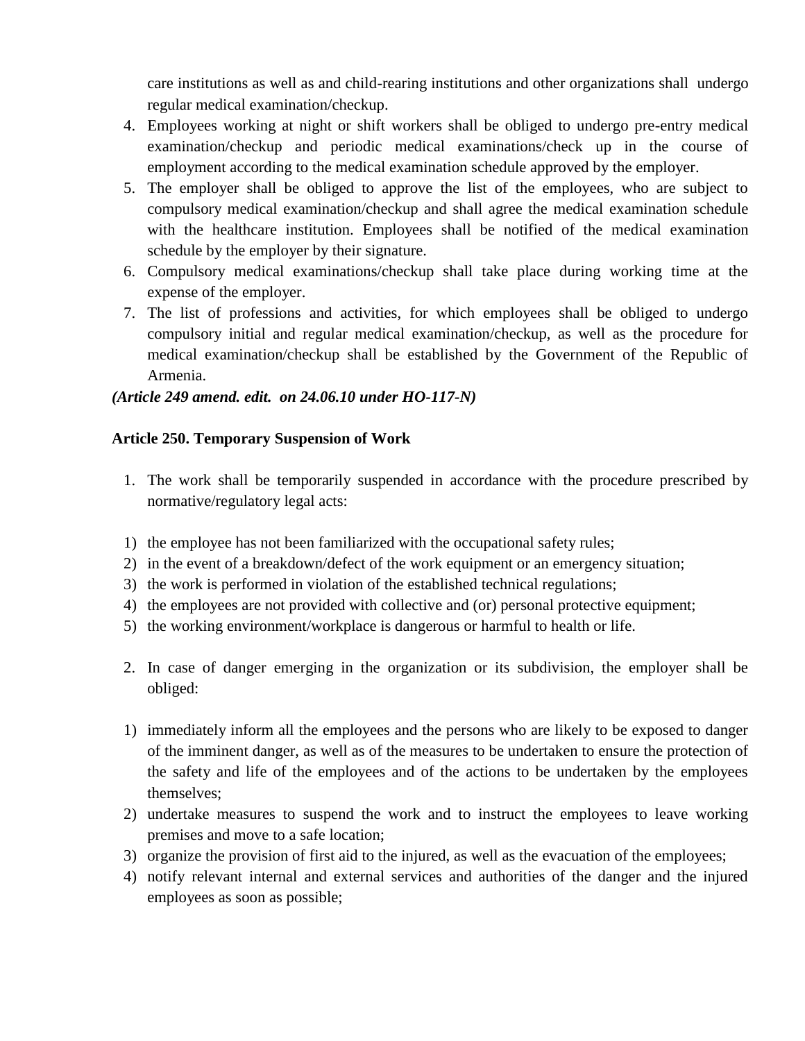care institutions as well as and child-rearing institutions and other organizations shall undergo regular medical examination/checkup.

4. Employees working at night or shift workers shall be obliged to undergo pre-entry medical examination/checkup and periodic medical examinations/check up in the course of employment according to the medical examination schedule approved by the employer.
5. The employer shall be obliged to approve the list of the employees, who are subject to compulsory medical examination/checkup and shall agree the medical examination schedule with the healthcare institution. Employees shall be notified of the medical examination schedule by the employer by their signature.
6. Compulsory medical examinations/checkup shall take place during working time at the expense of the employer.
7. The list of professions and activities, for which employees shall be obliged to undergo compulsory initial and regular medical examination/checkup, as well as the procedure for medical examination/checkup shall be established by the Government of the Republic of Armenia.

***(Article 249 amend. edit. on 24.06.10 under HO-117-N)***

**Article 250. Temporary Suspension of Work**

1. The work shall be temporarily suspended in accordance with the procedure prescribed by normative/regulatory legal acts:

1) the employee has not been familiarized with the occupational safety rules;
2) in the event of a breakdown/defect of the work equipment or an emergency situation;
3) the work is performed in violation of the established technical regulations;
4) the employees are not provided with collective and (or) personal protective equipment;
5) the working environment/workplace is dangerous or harmful to health or life.

2. In case of danger emerging in the organization or its subdivision, the employer shall be obliged:

1) immediately inform all the employees and the persons who are likely to be exposed to danger of the imminent danger, as well as of the measures to be undertaken to ensure the protection of the safety and life of the employees and of the actions to be undertaken by the employees themselves;
2) undertake measures to suspend the work and to instruct the employees to leave working premises and move to a safe location;
3) organize the provision of first aid to the injured, as well as the evacuation of the employees;
4) notify relevant internal and external services and authorities of the danger and the injured employees as soon as possible;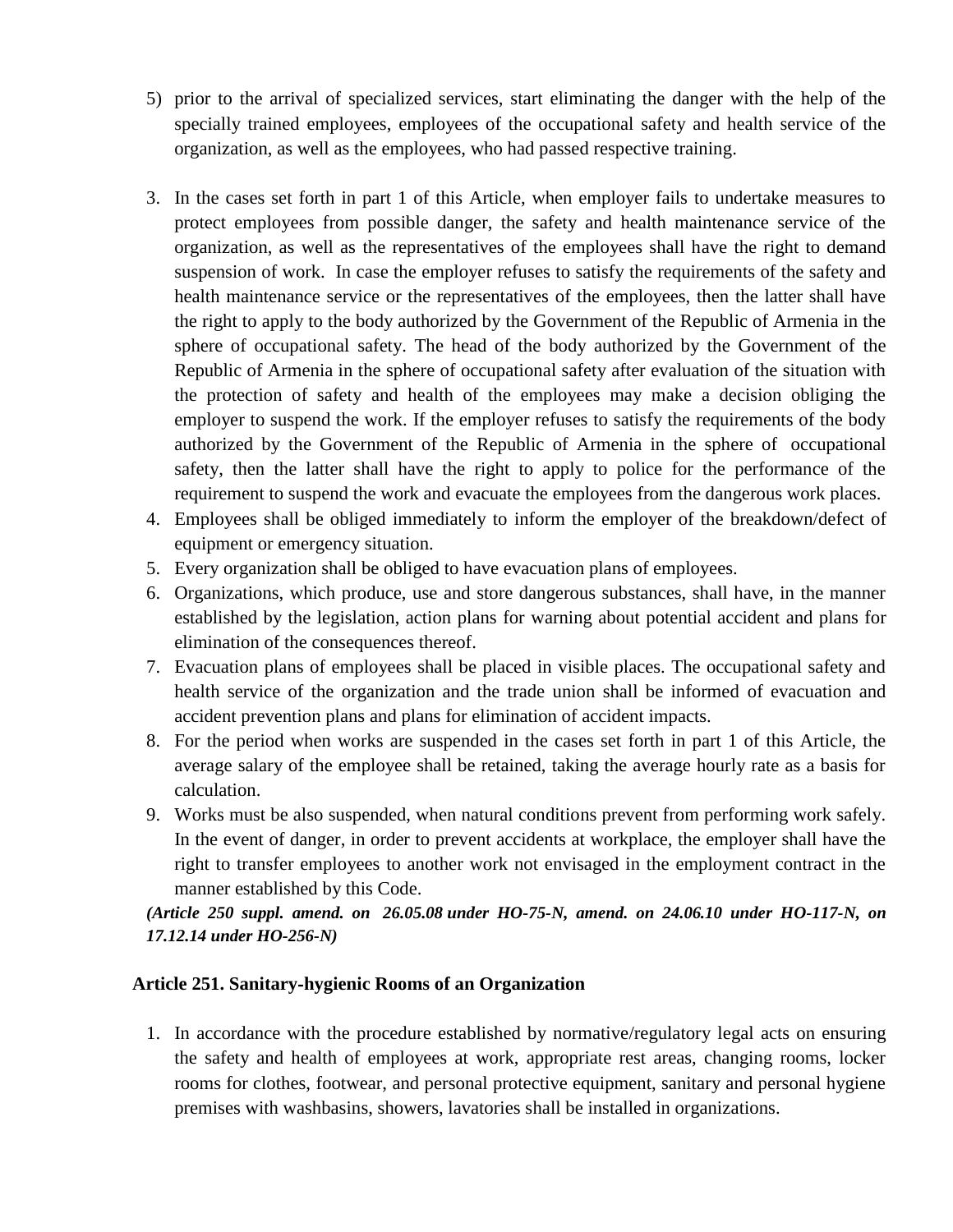5) prior to the arrival of specialized services, start eliminating the danger with the help of the specially trained employees, employees of the occupational safety and health service of the organization, as well as the employees, who had passed respective training.

3. In the cases set forth in part 1 of this Article, when employer fails to undertake measures to protect employees from possible danger, the safety and health maintenance service of the organization, as well as the representatives of the employees shall have the right to demand suspension of work. In case the employer refuses to satisfy the requirements of the safety and health maintenance service or the representatives of the employees, then the latter shall have the right to apply to the body authorized by the Government of the Republic of Armenia in the sphere of occupational safety. The head of the body authorized by the Government of the Republic of Armenia in the sphere of occupational safety after evaluation of the situation with the protection of safety and health of the employees may make a decision obliging the employer to suspend the work. If the employer refuses to satisfy the requirements of the body authorized by the Government of the Republic of Armenia in the sphere of occupational safety, then the latter shall have the right to apply to police for the performance of the requirement to suspend the work and evacuate the employees from the dangerous work places.
4. Employees shall be obliged immediately to inform the employer of the breakdown/defect of equipment or emergency situation.
5. Every organization shall be obliged to have evacuation plans of employees.
6. Organizations, which produce, use and store dangerous substances, shall have, in the manner established by the legislation, action plans for warning about potential accident and plans for elimination of the consequences thereof.
7. Evacuation plans of employees shall be placed in visible places. The occupational safety and health service of the organization and the trade union shall be informed of evacuation and accident prevention plans and plans for elimination of accident impacts.
8. For the period when works are suspended in the cases set forth in part 1 of this Article, the average salary of the employee shall be retained, taking the average hourly rate as a basis for calculation.
9. Works must be also suspended, when natural conditions prevent from performing work safely. In the event of danger, in order to prevent accidents at workplace, the employer shall have the right to transfer employees to another work not envisaged in the employment contract in the manner established by this Code.

***(Article 250 suppl. amend. on 26.05.08 under HO-75-N, amend. on 24.06.10 under HO-117-N, on 17.12.14 under HO-256-N)***

### Article 251. Sanitary-hygienic Rooms of an Organization

1. In accordance with the procedure established by normative/regulatory legal acts on ensuring the safety and health of employees at work, appropriate rest areas, changing rooms, locker rooms for clothes, footwear, and personal protective equipment, sanitary and personal hygiene premises with washbasins, showers, lavatories shall be installed in organizations.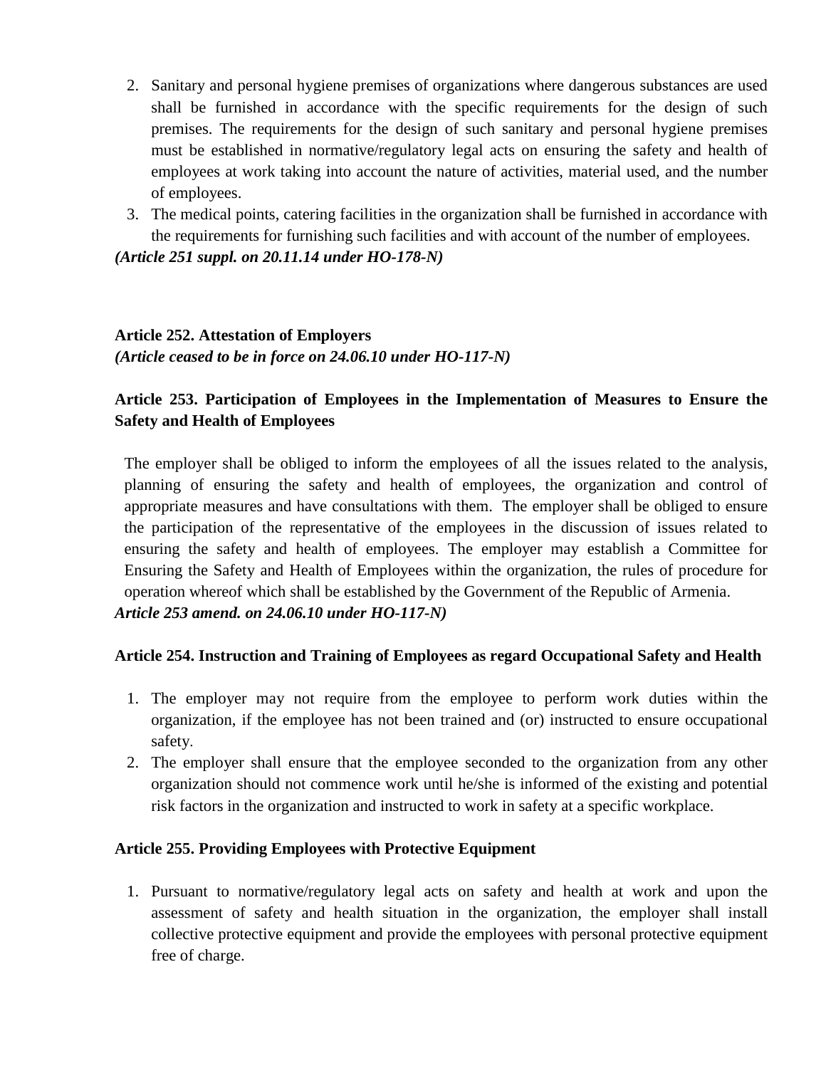2. Sanitary and personal hygiene premises of organizations where dangerous substances are used shall be furnished in accordance with the specific requirements for the design of such premises. The requirements for the design of such sanitary and personal hygiene premises must be established in normative/regulatory legal acts on ensuring the safety and health of employees at work taking into account the nature of activities, material used, and the number of employees.
3. The medical points, catering facilities in the organization shall be furnished in accordance with the requirements for furnishing such facilities and with account of the number of employees.

***(Article 251 suppl. on 20.11.14 under HO-178-N)***

**Article 252. Attestation of Employers**
***(Article ceased to be in force on 24.06.10 under HO-117-N)***

**Article 253. Participation of Employees in the Implementation of Measures to Ensure the Safety and Health of Employees**

The employer shall be obliged to inform the employees of all the issues related to the analysis, planning of ensuring the safety and health of employees, the organization and control of appropriate measures and have consultations with them. The employer shall be obliged to ensure the participation of the representative of the employees in the discussion of issues related to ensuring the safety and health of employees. The employer may establish a Committee for Ensuring the Safety and Health of Employees within the organization, the rules of procedure for operation whereof which shall be established by the Government of the Republic of Armenia.

***Article 253 amend. on 24.06.10 under HO-117-N)***

**Article 254. Instruction and Training of Employees as regard Occupational Safety and Health**

1. The employer may not require from the employee to perform work duties within the organization, if the employee has not been trained and (or) instructed to ensure occupational safety.
2. The employer shall ensure that the employee seconded to the organization from any other organization should not commence work until he/she is informed of the existing and potential risk factors in the organization and instructed to work in safety at a specific workplace.

**Article 255. Providing Employees with Protective Equipment**

1. Pursuant to normative/regulatory legal acts on safety and health at work and upon the assessment of safety and health situation in the organization, the employer shall install collective protective equipment and provide the employees with personal protective equipment free of charge.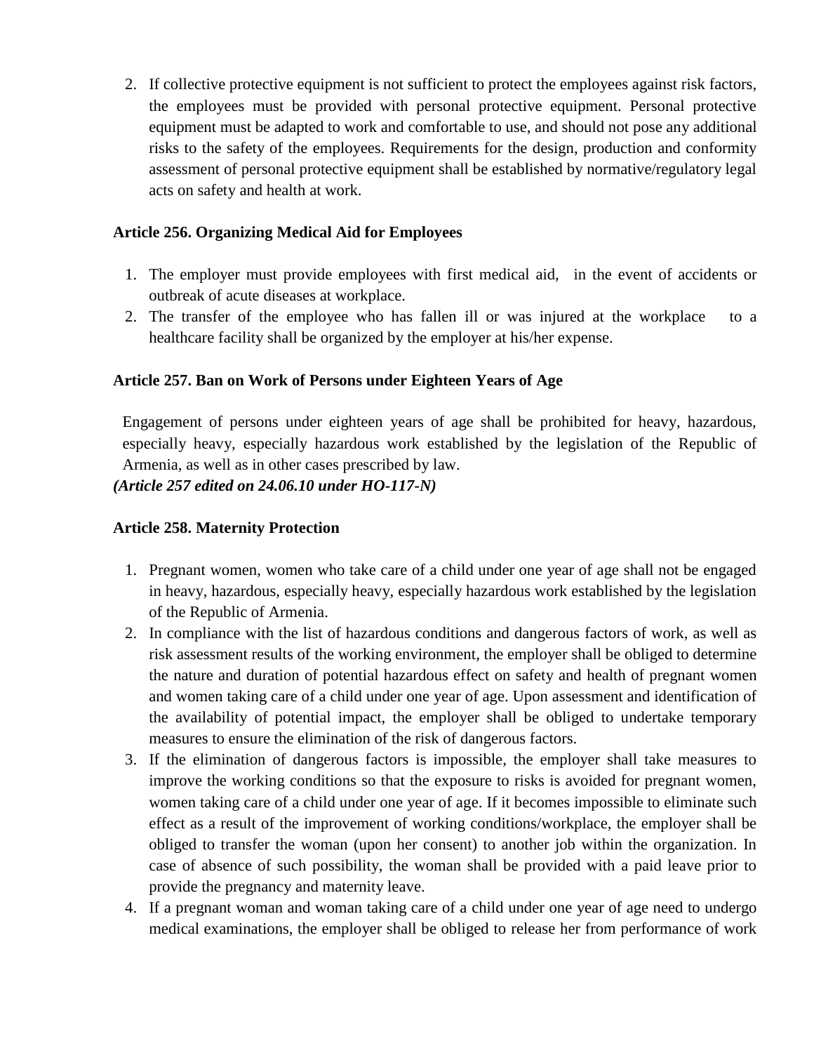2. If collective protective equipment is not sufficient to protect the employees against risk factors, the employees must be provided with personal protective equipment. Personal protective equipment must be adapted to work and comfortable to use, and should not pose any additional risks to the safety of the employees. Requirements for the design, production and conformity assessment of personal protective equipment shall be established by normative/regulatory legal acts on safety and health at work.

**Article 256. Organizing Medical Aid for Employees**

1. The employer must provide employees with first medical aid, in the event of accidents or outbreak of acute diseases at workplace.
2. The transfer of the employee who has fallen ill or was injured at the workplace to a healthcare facility shall be organized by the employer at his/her expense.

**Article 257. Ban on Work of Persons under Eighteen Years of Age**

Engagement of persons under eighteen years of age shall be prohibited for heavy, hazardous, especially heavy, especially hazardous work established by the legislation of the Republic of Armenia, as well as in other cases prescribed by law.

***(Article 257 edited on 24.06.10 under HO-117-N)***

**Article 258. Maternity Protection**

1. Pregnant women, women who take care of a child under one year of age shall not be engaged in heavy, hazardous, especially heavy, especially hazardous work established by the legislation of the Republic of Armenia.
2. In compliance with the list of hazardous conditions and dangerous factors of work, as well as risk assessment results of the working environment, the employer shall be obliged to determine the nature and duration of potential hazardous effect on safety and health of pregnant women and women taking care of a child under one year of age. Upon assessment and identification of the availability of potential impact, the employer shall be obliged to undertake temporary measures to ensure the elimination of the risk of dangerous factors.
3. If the elimination of dangerous factors is impossible, the employer shall take measures to improve the working conditions so that the exposure to risks is avoided for pregnant women, women taking care of a child under one year of age. If it becomes impossible to eliminate such effect as a result of the improvement of working conditions/workplace, the employer shall be obliged to transfer the woman (upon her consent) to another job within the organization. In case of absence of such possibility, the woman shall be provided with a paid leave prior to provide the pregnancy and maternity leave.
4. If a pregnant woman and woman taking care of a child under one year of age need to undergo medical examinations, the employer shall be obliged to release her from performance of work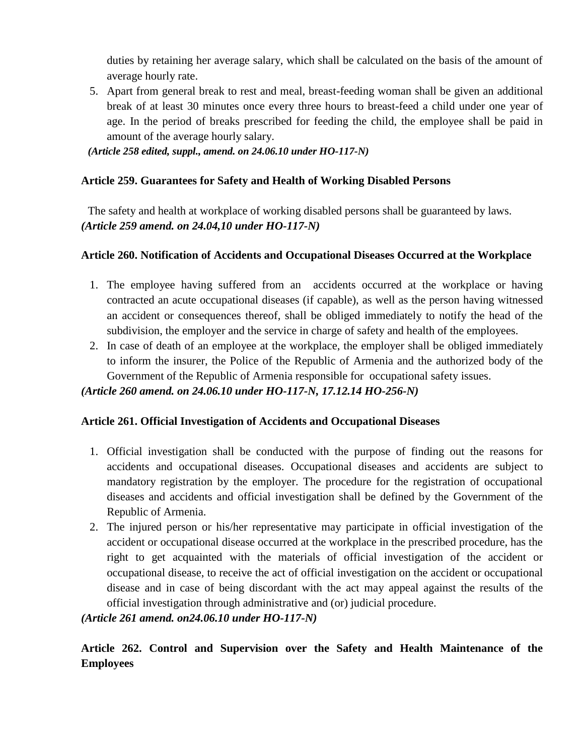duties by retaining her average salary, which shall be calculated on the basis of the amount of average hourly rate.

5. Apart from general break to rest and meal, breast-feeding woman shall be given an additional break of at least 30 minutes once every three hours to breast-feed a child under one year of age. In the period of breaks prescribed for feeding the child, the employee shall be paid in amount of the average hourly salary.

*(Article 258 edited, suppl., amend. on 24.06.10 under HO-117-N)*

**Article 259. Guarantees for Safety and Health of Working Disabled Persons**

The safety and health at workplace of working disabled persons shall be guaranteed by laws.
***(Article 259 amend. on 24.04,10 under HO-117-N)***

**Article 260. Notification of Accidents and Occupational Diseases Occurred at the Workplace**

1. The employee having suffered from an accidents occurred at the workplace or having contracted an acute occupational diseases (if capable), as well as the person having witnessed an accident or consequences thereof, shall be obliged immediately to notify the head of the subdivision, the employer and the service in charge of safety and health of the employees.
2. In case of death of an employee at the workplace, the employer shall be obliged immediately to inform the insurer, the Police of the Republic of Armenia and the authorized body of the Government of the Republic of Armenia responsible for occupational safety issues.

***(Article 260 amend. on 24.06.10 under HO-117-N, 17.12.14 HO-256-N)***

**Article 261. Official Investigation of Accidents and Occupational Diseases**

1. Official investigation shall be conducted with the purpose of finding out the reasons for accidents and occupational diseases. Occupational diseases and accidents are subject to mandatory registration by the employer. The procedure for the registration of occupational diseases and accidents and official investigation shall be defined by the Government of the Republic of Armenia.
2. The injured person or his/her representative may participate in official investigation of the accident or occupational disease occurred at the workplace in the prescribed procedure, has the right to get acquainted with the materials of official investigation of the accident or occupational disease, to receive the act of official investigation on the accident or occupational disease and in case of being discordant with the act may appeal against the results of the official investigation through administrative and (or) judicial procedure.

***(Article 261 amend. on24.06.10 under HO-117-N)***

**Article 262. Control and Supervision over the Safety and Health Maintenance of the Employees**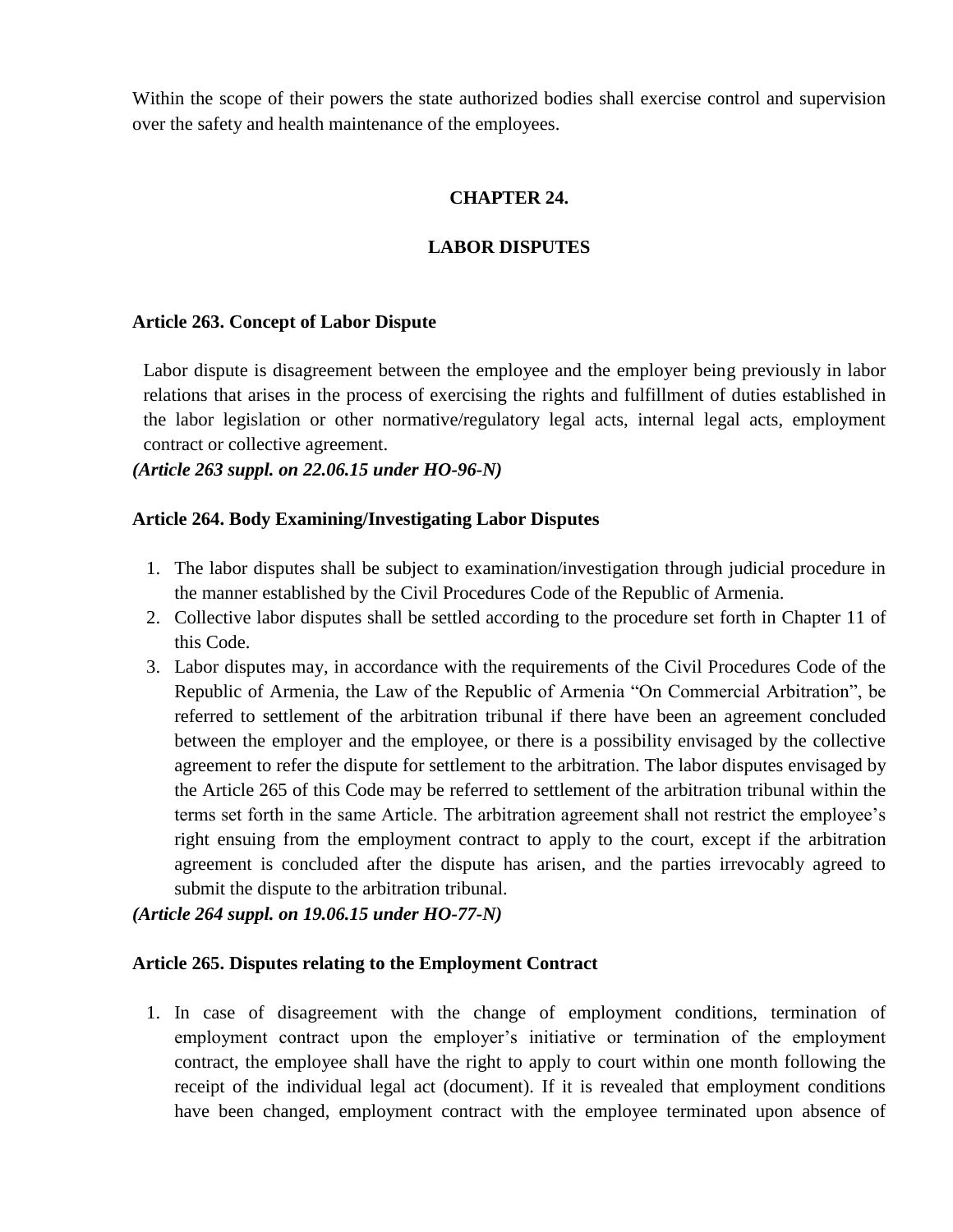Within the scope of their powers the state authorized bodies shall exercise control and supervision over the safety and health maintenance of the employees.

## CHAPTER 24.

## LABOR DISPUTES

### Article 263. Concept of Labor Dispute

Labor dispute is disagreement between the employee and the employer being previously in labor relations that arises in the process of exercising the rights and fulfillment of duties established in the labor legislation or other normative/regulatory legal acts, internal legal acts, employment contract or collective agreement.

***(Article 263 suppl. on 22.06.15 under HO-96-N)***

### Article 264. Body Examining/Investigating Labor Disputes

1. The labor disputes shall be subject to examination/investigation through judicial procedure in the manner established by the Civil Procedures Code of the Republic of Armenia.
2. Collective labor disputes shall be settled according to the procedure set forth in Chapter 11 of this Code.
3. Labor disputes may, in accordance with the requirements of the Civil Procedures Code of the Republic of Armenia, the Law of the Republic of Armenia "On Commercial Arbitration", be referred to settlement of the arbitration tribunal if there have been an agreement concluded between the employer and the employee, or there is a possibility envisaged by the collective agreement to refer the dispute for settlement to the arbitration. The labor disputes envisaged by the Article 265 of this Code may be referred to settlement of the arbitration tribunal within the terms set forth in the same Article. The arbitration agreement shall not restrict the employee's right ensuing from the employment contract to apply to the court, except if the arbitration agreement is concluded after the dispute has arisen, and the parties irrevocably agreed to submit the dispute to the arbitration tribunal.

***(Article 264 suppl. on 19.06.15 under HO-77-N)***

### Article 265. Disputes relating to the Employment Contract

1. In case of disagreement with the change of employment conditions, termination of employment contract upon the employer's initiative or termination of the employment contract, the employee shall have the right to apply to court within one month following the receipt of the individual legal act (document). If it is revealed that employment conditions have been changed, employment contract with the employee terminated upon absence of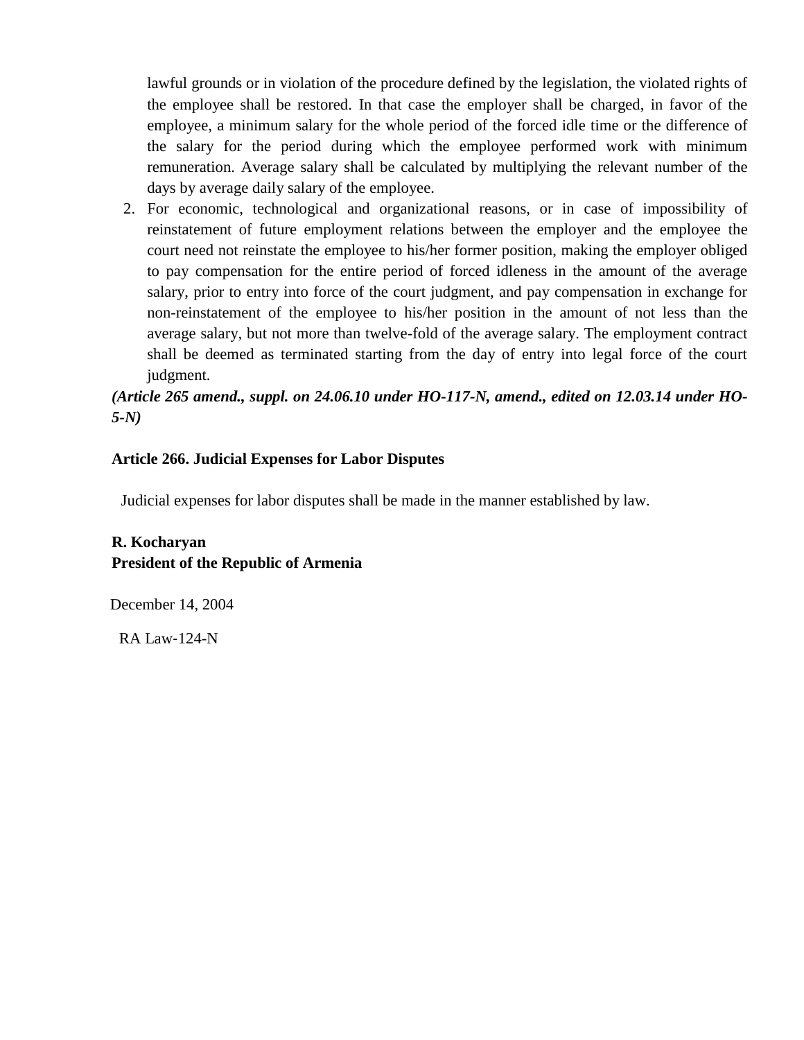lawful grounds or in violation of the procedure defined by the legislation, the violated rights of the employee shall be restored. In that case the employer shall be charged, in favor of the employee, a minimum salary for the whole period of the forced idle time or the difference of the salary for the period during which the employee performed work with minimum remuneration. Average salary shall be calculated by multiplying the relevant number of the days by average daily salary of the employee.

2. For economic, technological and organizational reasons, or in case of impossibility of reinstatement of future employment relations between the employer and the employee the court need not reinstate the employee to his/her former position, making the employer obliged to pay compensation for the entire period of forced idleness in the amount of the average salary, prior to entry into force of the court judgment, and pay compensation in exchange for non-reinstatement of the employee to his/her position in the amount of not less than the average salary, but not more than twelve-fold of the average salary. The employment contract shall be deemed as terminated starting from the day of entry into legal force of the court judgment.

***(Article 265 amend., suppl. on 24.06.10 under HO-117-N, amend., edited on 12.03.14 under HO-5-N)***

**Article 266. Judicial Expenses for Labor Disputes**

Judicial expenses for labor disputes shall be made in the manner established by law.

**R. Kocharyan**
**President of the Republic of Armenia**

December 14, 2004

RA Law-124-N